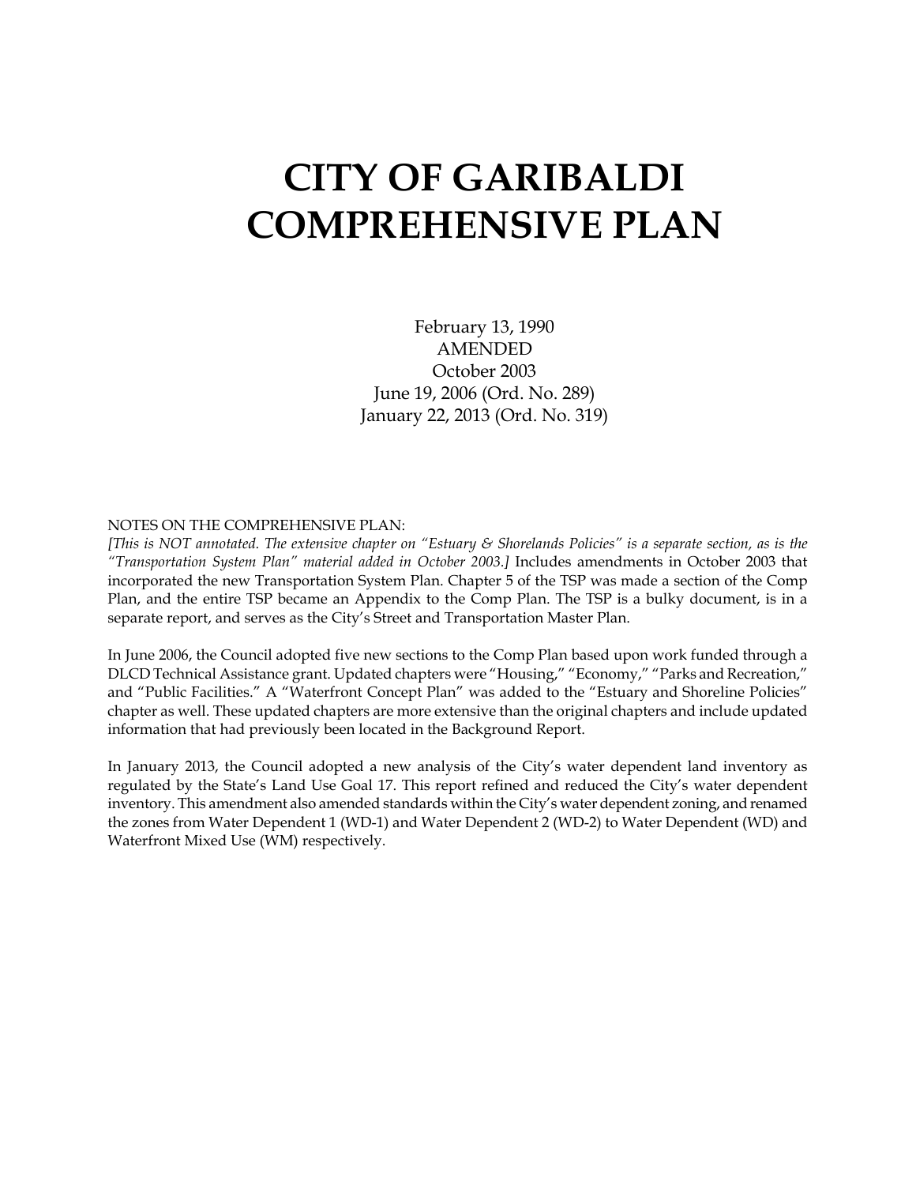# CITY OF GARIBALDI COMPREHENSIVE PLAN

February 13, 1990
AMENDED
October 2003
June 19, 2006 (Ord. No. 289)
January 22, 2013 (Ord. No. 319)

NOTES ON THE COMPREHENSIVE PLAN:

*[This is NOT annotated. The extensive chapter on "Estuary & Shorelands Policies" is a separate section, as is the "Transportation System Plan" material added in October 2003.]* Includes amendments in October 2003 that incorporated the new Transportation System Plan. Chapter 5 of the TSP was made a section of the Comp Plan, and the entire TSP became an Appendix to the Comp Plan. The TSP is a bulky document, is in a separate report, and serves as the City's Street and Transportation Master Plan.

In June 2006, the Council adopted five new sections to the Comp Plan based upon work funded through a DLCD Technical Assistance grant. Updated chapters were "Housing," "Economy," "Parks and Recreation," and "Public Facilities." A "Waterfront Concept Plan" was added to the "Estuary and Shoreline Policies" chapter as well. These updated chapters are more extensive than the original chapters and include updated information that had previously been located in the Background Report.

In January 2013, the Council adopted a new analysis of the City's water dependent land inventory as regulated by the State's Land Use Goal 17. This report refined and reduced the City's water dependent inventory. This amendment also amended standards within the City's water dependent zoning, and renamed the zones from Water Dependent 1 (WD-1) and Water Dependent 2 (WD-2) to Water Dependent (WD) and Waterfront Mixed Use (WM) respectively.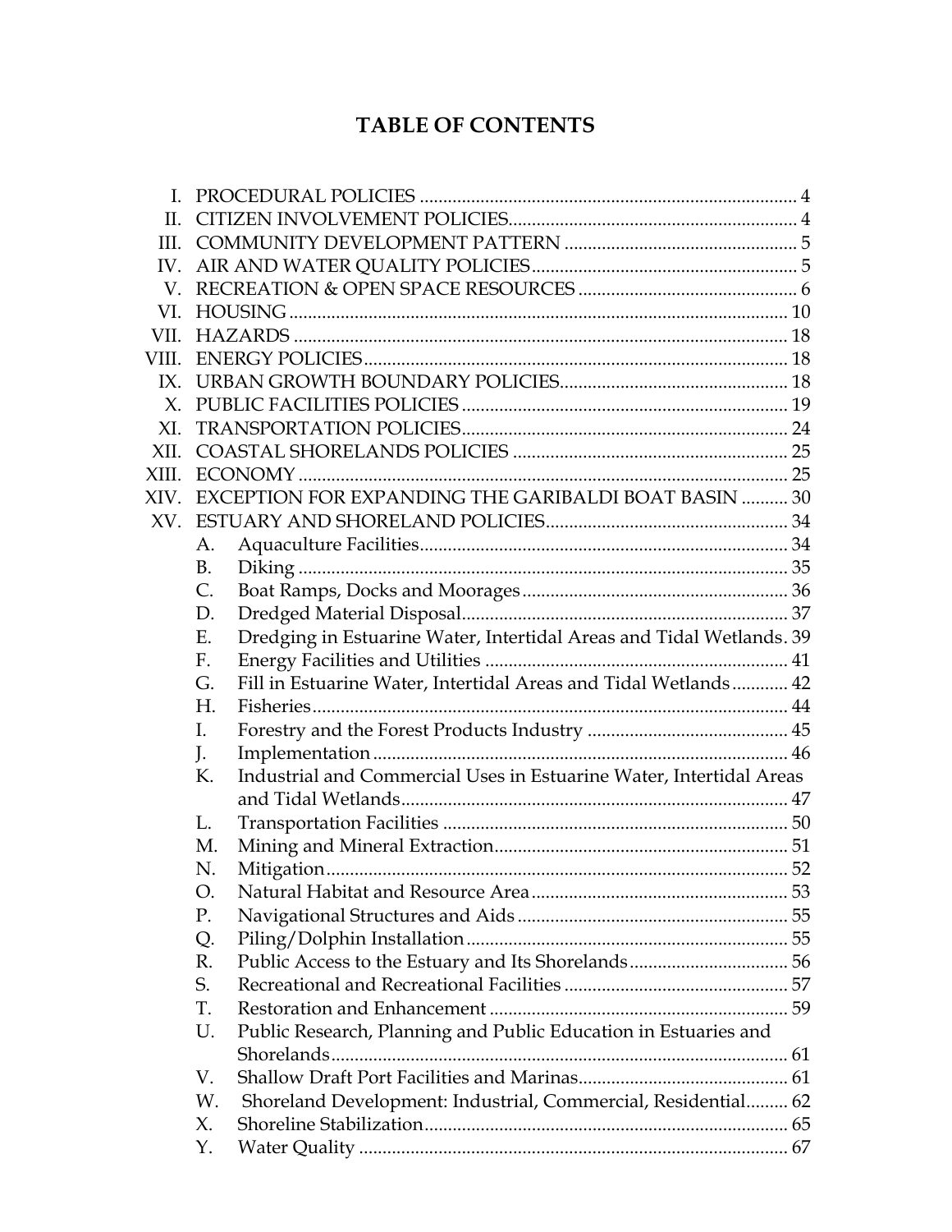# TABLE OF CONTENTS

| | | |
|---|---|---|
| I. | PROCEDURAL POLICIES | 4 |
| II. | CITIZEN INVOLVEMENT POLICIES | 4 |
| III. | COMMUNITY DEVELOPMENT PATTERN | 5 |
| IV. | AIR AND WATER QUALITY POLICIES | 5 |
| V. | RECREATION & OPEN SPACE RESOURCES | 6 |
| VI. | HOUSING | 10 |
| VII. | HAZARDS | 18 |
| VIII. | ENERGY POLICIES | 18 |
| IX. | URBAN GROWTH BOUNDARY POLICIES | 18 |
| X. | PUBLIC FACILITIES POLICIES | 19 |
| XI. | TRANSPORTATION POLICIES | 24 |
| XII. | COASTAL SHORELANDS POLICIES | 25 |
| XIII. | ECONOMY | 25 |
| XIV. | EXCEPTION FOR EXPANDING THE GARIBALDI BOAT BASIN | 30 |
| XV. | ESTUARY AND SHORELAND POLICIES | 34 |
| | A. Aquaculture Facilities | 34 |
| | B. Diking | 35 |
| | C. Boat Ramps, Docks and Moorages | 36 |
| | D. Dredged Material Disposal | 37 |
| | E. Dredging in Estuarine Water, Intertidal Areas and Tidal Wetlands | 39 |
| | F. Energy Facilities and Utilities | 41 |
| | G. Fill in Estuarine Water, Intertidal Areas and Tidal Wetlands | 42 |
| | H. Fisheries | 44 |
| | I. Forestry and the Forest Products Industry | 45 |
| | J. Implementation | 46 |
| | K. Industrial and Commercial Uses in Estuarine Water, Intertidal Areas and Tidal Wetlands | 47 |
| | L. Transportation Facilities | 50 |
| | M. Mining and Mineral Extraction | 51 |
| | N. Mitigation | 52 |
| | O. Natural Habitat and Resource Area | 53 |
| | P. Navigational Structures and Aids | 55 |
| | Q. Piling/Dolphin Installation | 55 |
| | R. Public Access to the Estuary and Its Shorelands | 56 |
| | S. Recreational and Recreational Facilities | 57 |
| | T. Restoration and Enhancement | 59 |
| | U. Public Research, Planning and Public Education in Estuaries and Shorelands | 61 |
| | V. Shallow Draft Port Facilities and Marinas | 61 |
| | W. Shoreland Development: Industrial, Commercial, Residential | 62 |
| | X. Shoreline Stabilization | 65 |
| | Y. Water Quality | 67 |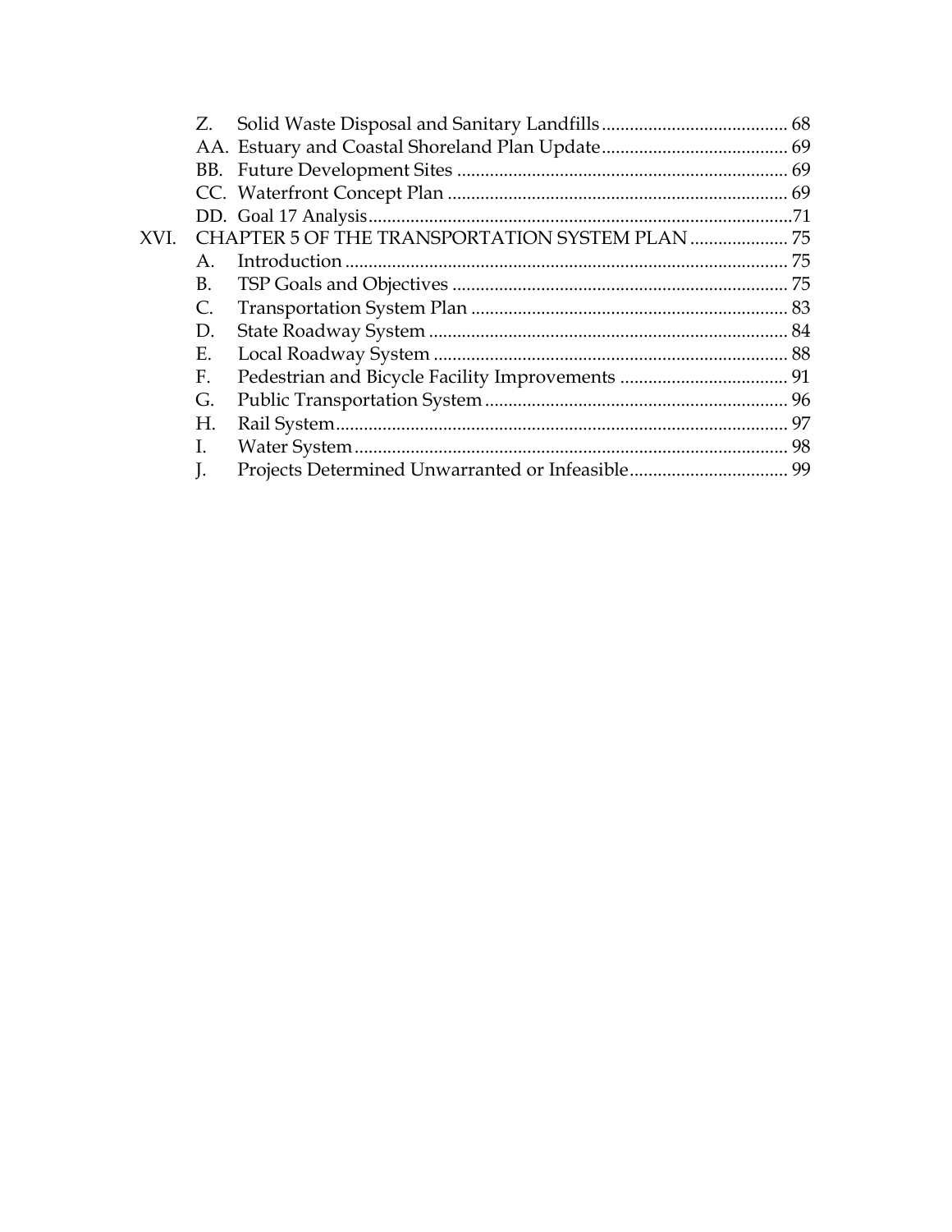Z. Solid Waste Disposal and Sanitary Landfills ........................................ 68
AA. Estuary and Coastal Shoreland Plan Update........................................ 69
BB. Future Development Sites ...................................................................... 69
CC. Waterfront Concept Plan ........................................................................ 69
DD. Goal 17 Analysis..........................................................................................71

XVI. CHAPTER 5 OF THE TRANSPORTATION SYSTEM PLAN ..................... 75
A. Introduction .............................................................................................. 75
B. TSP Goals and Objectives ....................................................................... 75
C. Transportation System Plan ................................................................... 83
D. State Roadway System ............................................................................ 84
E. Local Roadway System ........................................................................... 88
F. Pedestrian and Bicycle Facility Improvements .................................... 91
G. Public Transportation System ................................................................ 96
H. Rail System................................................................................................ 97
I. Water System............................................................................................ 98
J. Projects Determined Unwarranted or Infeasible.................................. 99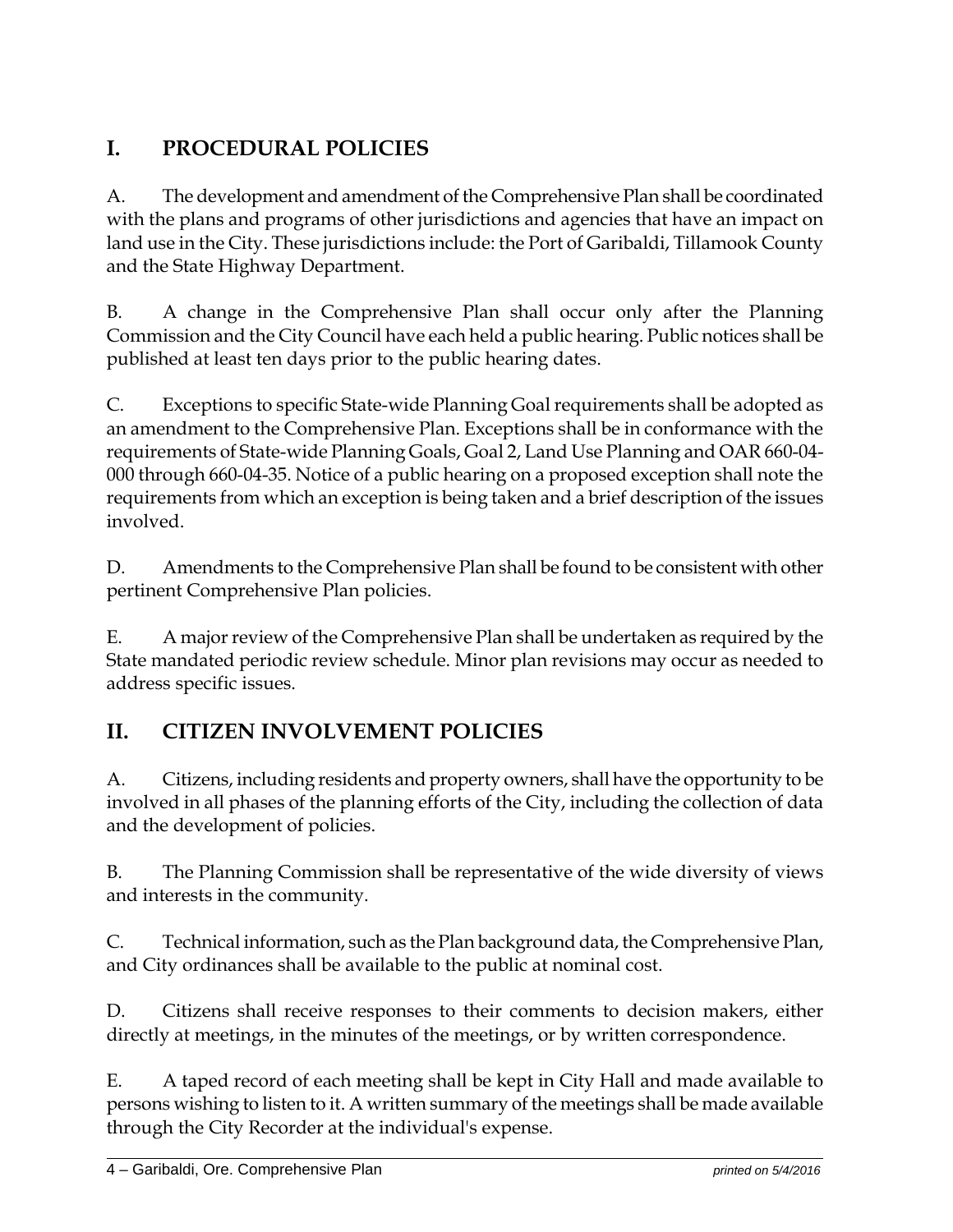## I. PROCEDURAL POLICIES

A. The development and amendment of the Comprehensive Plan shall be coordinated with the plans and programs of other jurisdictions and agencies that have an impact on land use in the City. These jurisdictions include: the Port of Garibaldi, Tillamook County and the State Highway Department.

B. A change in the Comprehensive Plan shall occur only after the Planning Commission and the City Council have each held a public hearing. Public notices shall be published at least ten days prior to the public hearing dates.

C. Exceptions to specific State-wide Planning Goal requirements shall be adopted as an amendment to the Comprehensive Plan. Exceptions shall be in conformance with the requirements of State-wide Planning Goals, Goal 2, Land Use Planning and OAR 660-04-000 through 660-04-35. Notice of a public hearing on a proposed exception shall note the requirements from which an exception is being taken and a brief description of the issues involved.

D. Amendments to the Comprehensive Plan shall be found to be consistent with other pertinent Comprehensive Plan policies.

E. A major review of the Comprehensive Plan shall be undertaken as required by the State mandated periodic review schedule. Minor plan revisions may occur as needed to address specific issues.

## II. CITIZEN INVOLVEMENT POLICIES

A. Citizens, including residents and property owners, shall have the opportunity to be involved in all phases of the planning efforts of the City, including the collection of data and the development of policies.

B. The Planning Commission shall be representative of the wide diversity of views and interests in the community.

C. Technical information, such as the Plan background data, the Comprehensive Plan, and City ordinances shall be available to the public at nominal cost.

D. Citizens shall receive responses to their comments to decision makers, either directly at meetings, in the minutes of the meetings, or by written correspondence.

E. A taped record of each meeting shall be kept in City Hall and made available to persons wishing to listen to it. A written summary of the meetings shall be made available through the City Recorder at the individual's expense.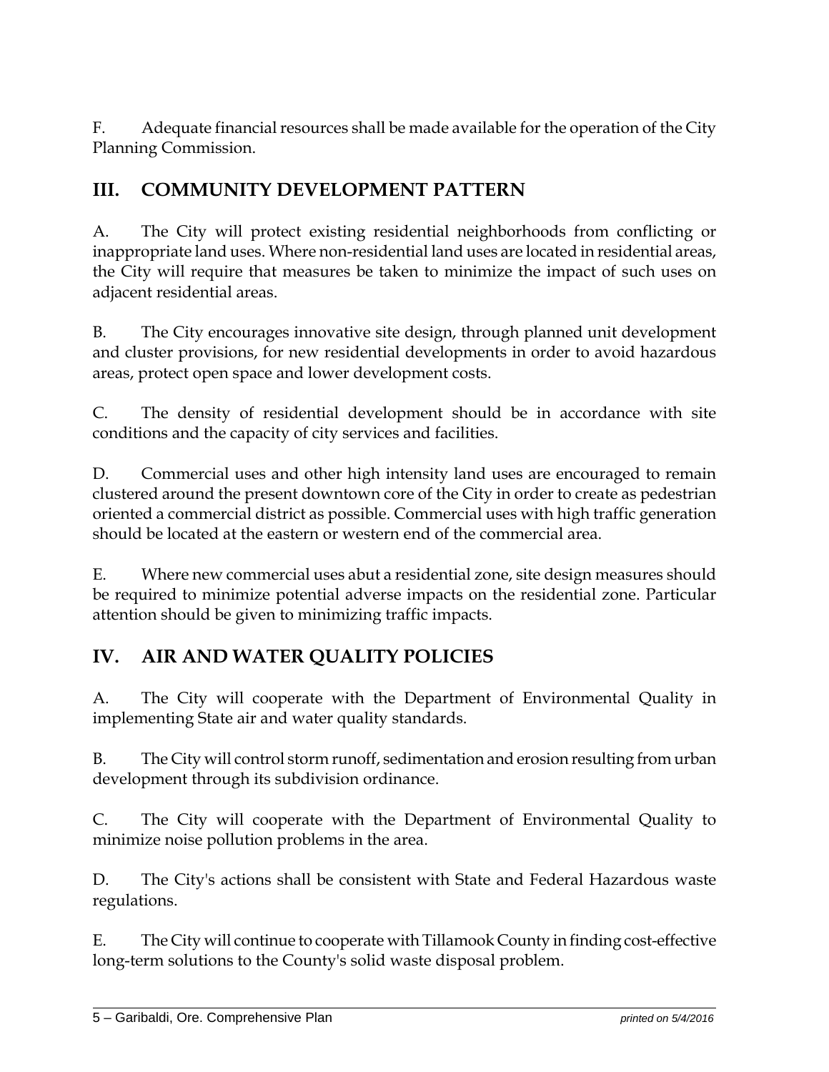F. Adequate financial resources shall be made available for the operation of the City Planning Commission.

## III. COMMUNITY DEVELOPMENT PATTERN

A. The City will protect existing residential neighborhoods from conflicting or inappropriate land uses. Where non-residential land uses are located in residential areas, the City will require that measures be taken to minimize the impact of such uses on adjacent residential areas.

B. The City encourages innovative site design, through planned unit development and cluster provisions, for new residential developments in order to avoid hazardous areas, protect open space and lower development costs.

C. The density of residential development should be in accordance with site conditions and the capacity of city services and facilities.

D. Commercial uses and other high intensity land uses are encouraged to remain clustered around the present downtown core of the City in order to create as pedestrian oriented a commercial district as possible. Commercial uses with high traffic generation should be located at the eastern or western end of the commercial area.

E. Where new commercial uses abut a residential zone, site design measures should be required to minimize potential adverse impacts on the residential zone. Particular attention should be given to minimizing traffic impacts.

## IV. AIR AND WATER QUALITY POLICIES

A. The City will cooperate with the Department of Environmental Quality in implementing State air and water quality standards.

B. The City will control storm runoff, sedimentation and erosion resulting from urban development through its subdivision ordinance.

C. The City will cooperate with the Department of Environmental Quality to minimize noise pollution problems in the area.

D. The City's actions shall be consistent with State and Federal Hazardous waste regulations.

E. The City will continue to cooperate with Tillamook County in finding cost-effective long-term solutions to the County's solid waste disposal problem.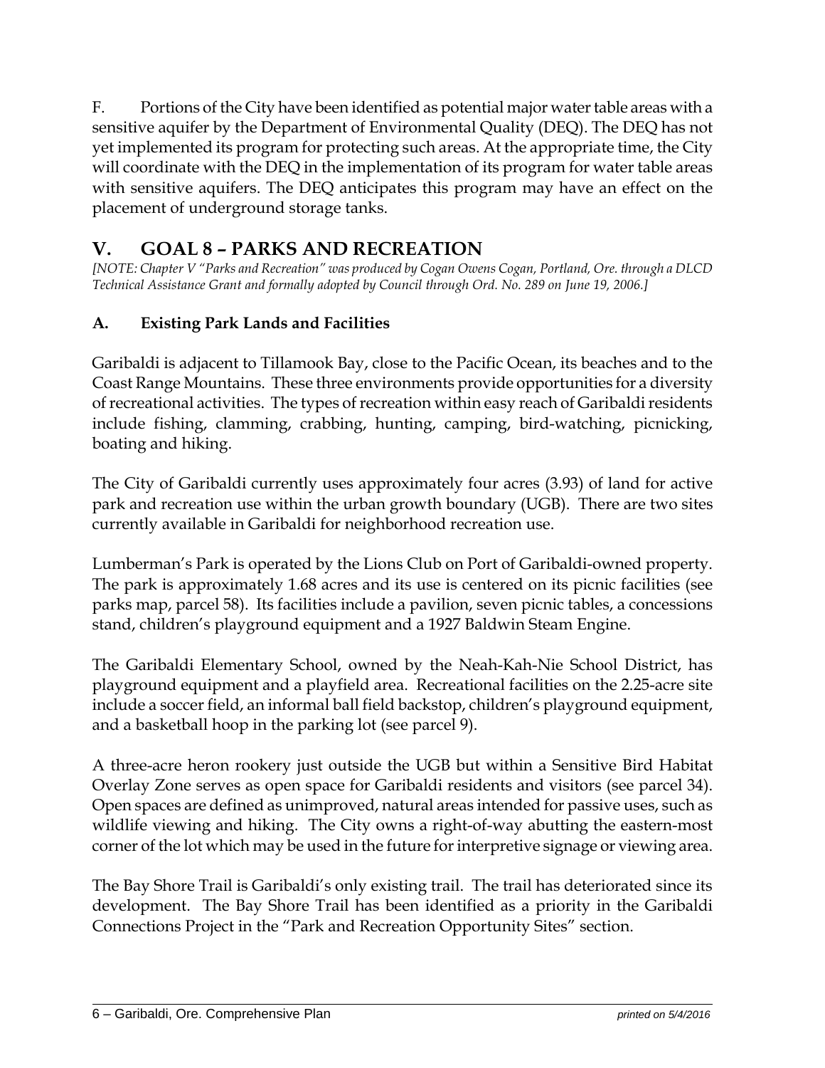F. Portions of the City have been identified as potential major water table areas with a sensitive aquifer by the Department of Environmental Quality (DEQ). The DEQ has not yet implemented its program for protecting such areas. At the appropriate time, the City will coordinate with the DEQ in the implementation of its program for water table areas with sensitive aquifers. The DEQ anticipates this program may have an effect on the placement of underground storage tanks.

## V. GOAL 8 – PARKS AND RECREATION

*[NOTE: Chapter V "Parks and Recreation" was produced by Cogan Owens Cogan, Portland, Ore. through a DLCD Technical Assistance Grant and formally adopted by Council through Ord. No. 289 on June 19, 2006.]*

### A. Existing Park Lands and Facilities

Garibaldi is adjacent to Tillamook Bay, close to the Pacific Ocean, its beaches and to the Coast Range Mountains. These three environments provide opportunities for a diversity of recreational activities. The types of recreation within easy reach of Garibaldi residents include fishing, clamming, crabbing, hunting, camping, bird-watching, picnicking, boating and hiking.

The City of Garibaldi currently uses approximately four acres (3.93) of land for active park and recreation use within the urban growth boundary (UGB). There are two sites currently available in Garibaldi for neighborhood recreation use.

Lumberman's Park is operated by the Lions Club on Port of Garibaldi-owned property. The park is approximately 1.68 acres and its use is centered on its picnic facilities (see parks map, parcel 58). Its facilities include a pavilion, seven picnic tables, a concessions stand, children's playground equipment and a 1927 Baldwin Steam Engine.

The Garibaldi Elementary School, owned by the Neah-Kah-Nie School District, has playground equipment and a playfield area. Recreational facilities on the 2.25-acre site include a soccer field, an informal ball field backstop, children's playground equipment, and a basketball hoop in the parking lot (see parcel 9).

A three-acre heron rookery just outside the UGB but within a Sensitive Bird Habitat Overlay Zone serves as open space for Garibaldi residents and visitors (see parcel 34). Open spaces are defined as unimproved, natural areas intended for passive uses, such as wildlife viewing and hiking. The City owns a right-of-way abutting the eastern-most corner of the lot which may be used in the future for interpretive signage or viewing area.

The Bay Shore Trail is Garibaldi's only existing trail. The trail has deteriorated since its development. The Bay Shore Trail has been identified as a priority in the Garibaldi Connections Project in the "Park and Recreation Opportunity Sites" section.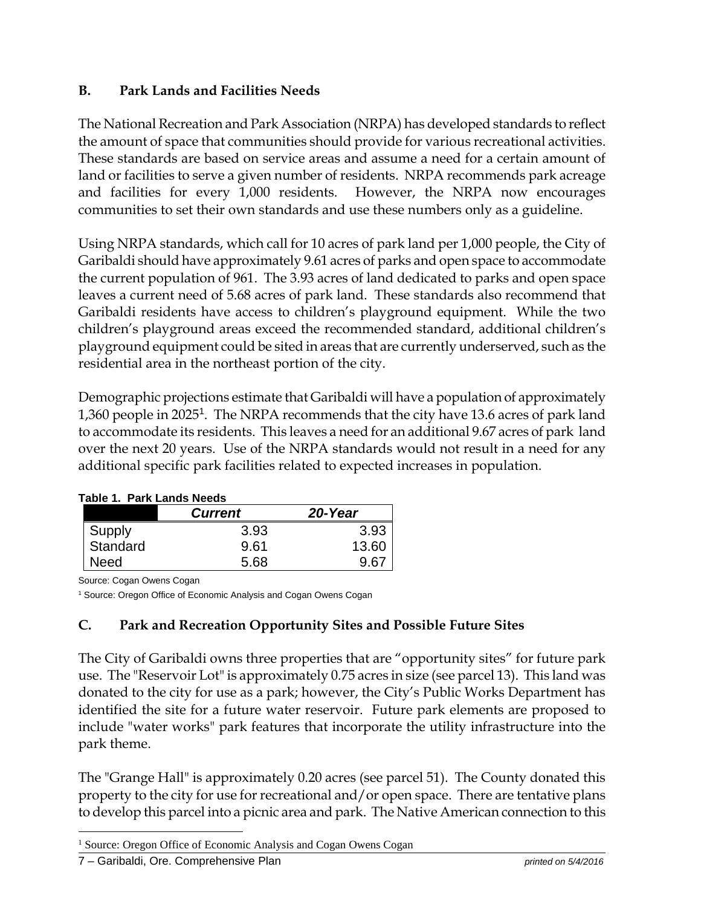## B. Park Lands and Facilities Needs

The National Recreation and Park Association (NRPA) has developed standards to reflect the amount of space that communities should provide for various recreational activities. These standards are based on service areas and assume a need for a certain amount of land or facilities to serve a given number of residents. NRPA recommends park acreage and facilities for every 1,000 residents. However, the NRPA now encourages communities to set their own standards and use these numbers only as a guideline.

Using NRPA standards, which call for 10 acres of park land per 1,000 people, the City of Garibaldi should have approximately 9.61 acres of parks and open space to accommodate the current population of 961. The 3.93 acres of land dedicated to parks and open space leaves a current need of 5.68 acres of park land. These standards also recommend that Garibaldi residents have access to children's playground equipment. While the two children's playground areas exceed the recommended standard, additional children's playground equipment could be sited in areas that are currently underserved, such as the residential area in the northeast portion of the city.

Demographic projections estimate that Garibaldi will have a population of approximately 1,360 people in 2025[1]. The NRPA recommends that the city have 13.6 acres of park land to accommodate its residents. This leaves a need for an additional 9.67 acres of park land over the next 20 years. Use of the NRPA standards would not result in a need for any additional specific park facilities related to expected increases in population.

**Table 1. Park Lands Needs**

| | *Current* | *20-Year* |
|---|---|---|
| Supply | 3.93 | 3.93 |
| Standard | 9.61 | 13.60 |
| Need | 5.68 | 9.67 |

Source: Cogan Owens Cogan

[1] Source: Oregon Office of Economic Analysis and Cogan Owens Cogan

## C. Park and Recreation Opportunity Sites and Possible Future Sites

The City of Garibaldi owns three properties that are "opportunity sites" for future park use. The "Reservoir Lot" is approximately 0.75 acres in size (see parcel 13). This land was donated to the city for use as a park; however, the City's Public Works Department has identified the site for a future water reservoir. Future park elements are proposed to include "water works" park features that incorporate the utility infrastructure into the park theme.

The "Grange Hall" is approximately 0.20 acres (see parcel 51). The County donated this property to the city for use for recreational and/or open space. There are tentative plans to develop this parcel into a picnic area and park. The Native American connection to this

[1] Source: Oregon Office of Economic Analysis and Cogan Owens Cogan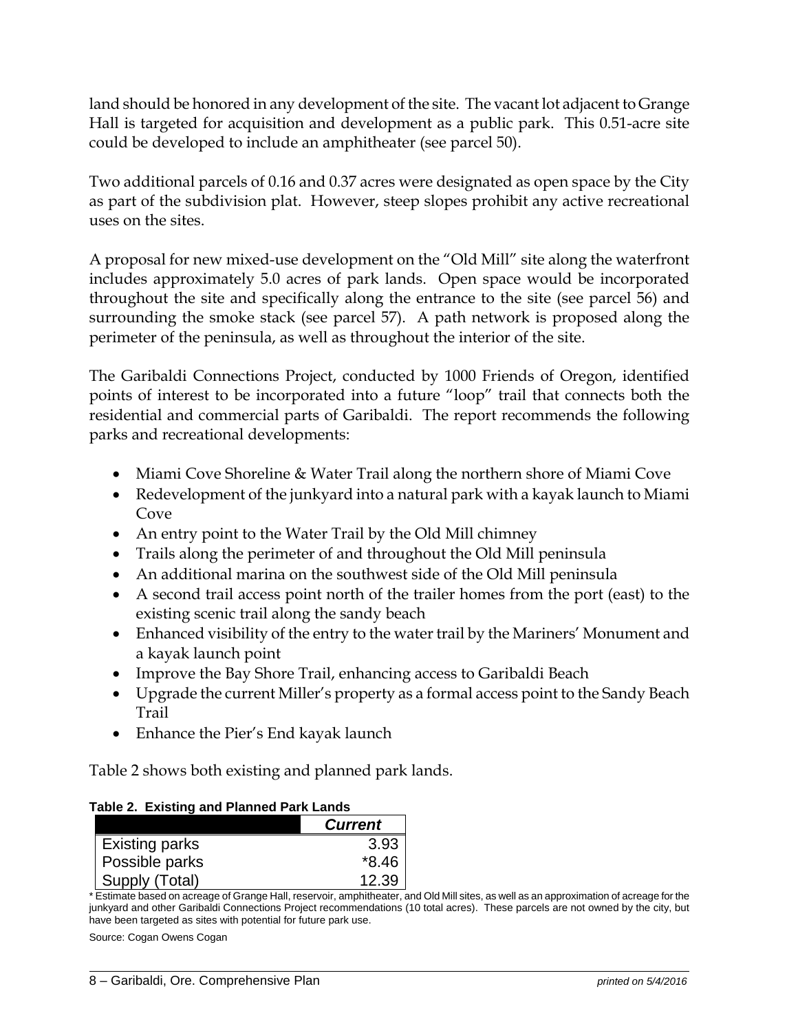land should be honored in any development of the site. The vacant lot adjacent to Grange Hall is targeted for acquisition and development as a public park. This 0.51-acre site could be developed to include an amphitheater (see parcel 50).

Two additional parcels of 0.16 and 0.37 acres were designated as open space by the City as part of the subdivision plat. However, steep slopes prohibit any active recreational uses on the sites.

A proposal for new mixed-use development on the "Old Mill" site along the waterfront includes approximately 5.0 acres of park lands. Open space would be incorporated throughout the site and specifically along the entrance to the site (see parcel 56) and surrounding the smoke stack (see parcel 57). A path network is proposed along the perimeter of the peninsula, as well as throughout the interior of the site.

The Garibaldi Connections Project, conducted by 1000 Friends of Oregon, identified points of interest to be incorporated into a future "loop" trail that connects both the residential and commercial parts of Garibaldi. The report recommends the following parks and recreational developments:

- Miami Cove Shoreline & Water Trail along the northern shore of Miami Cove
- Redevelopment of the junkyard into a natural park with a kayak launch to Miami Cove
- An entry point to the Water Trail by the Old Mill chimney
- Trails along the perimeter of and throughout the Old Mill peninsula
- An additional marina on the southwest side of the Old Mill peninsula
- A second trail access point north of the trailer homes from the port (east) to the existing scenic trail along the sandy beach
- Enhanced visibility of the entry to the water trail by the Mariners' Monument and a kayak launch point
- Improve the Bay Shore Trail, enhancing access to Garibaldi Beach
- Upgrade the current Miller's property as a formal access point to the Sandy Beach Trail
- Enhance the Pier's End kayak launch

Table 2 shows both existing and planned park lands.

**Table 2. Existing and Planned Park Lands**

| | *Current* |
|---|---|
| Existing parks | 3.93 |
| Possible parks | *8.46 |
| Supply (Total) | 12.39 |

* Estimate based on acreage of Grange Hall, reservoir, amphitheater, and Old Mill sites, as well as an approximation of acreage for the junkyard and other Garibaldi Connections Project recommendations (10 total acres). These parcels are not owned by the city, but have been targeted as sites with potential for future park use.

Source: Cogan Owens Cogan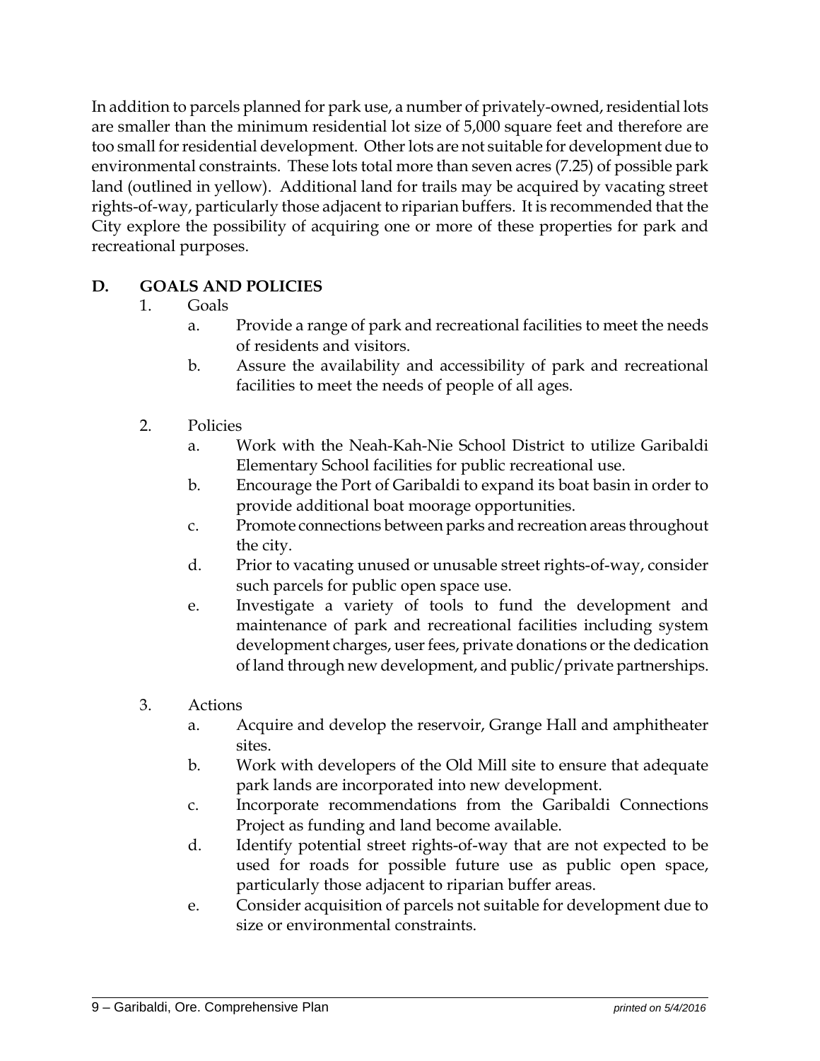In addition to parcels planned for park use, a number of privately-owned, residential lots are smaller than the minimum residential lot size of 5,000 square feet and therefore are too small for residential development. Other lots are not suitable for development due to environmental constraints. These lots total more than seven acres (7.25) of possible park land (outlined in yellow). Additional land for trails may be acquired by vacating street rights-of-way, particularly those adjacent to riparian buffers. It is recommended that the City explore the possibility of acquiring one or more of these properties for park and recreational purposes.

## D. GOALS AND POLICIES

1. Goals
   a. Provide a range of park and recreational facilities to meet the needs of residents and visitors.
   b. Assure the availability and accessibility of park and recreational facilities to meet the needs of people of all ages.

2. Policies
   a. Work with the Neah-Kah-Nie School District to utilize Garibaldi Elementary School facilities for public recreational use.
   b. Encourage the Port of Garibaldi to expand its boat basin in order to provide additional boat moorage opportunities.
   c. Promote connections between parks and recreation areas throughout the city.
   d. Prior to vacating unused or unusable street rights-of-way, consider such parcels for public open space use.
   e. Investigate a variety of tools to fund the development and maintenance of park and recreational facilities including system development charges, user fees, private donations or the dedication of land through new development, and public/private partnerships.

3. Actions
   a. Acquire and develop the reservoir, Grange Hall and amphitheater sites.
   b. Work with developers of the Old Mill site to ensure that adequate park lands are incorporated into new development.
   c. Incorporate recommendations from the Garibaldi Connections Project as funding and land become available.
   d. Identify potential street rights-of-way that are not expected to be used for roads for possible future use as public open space, particularly those adjacent to riparian buffer areas.
   e. Consider acquisition of parcels not suitable for development due to size or environmental constraints.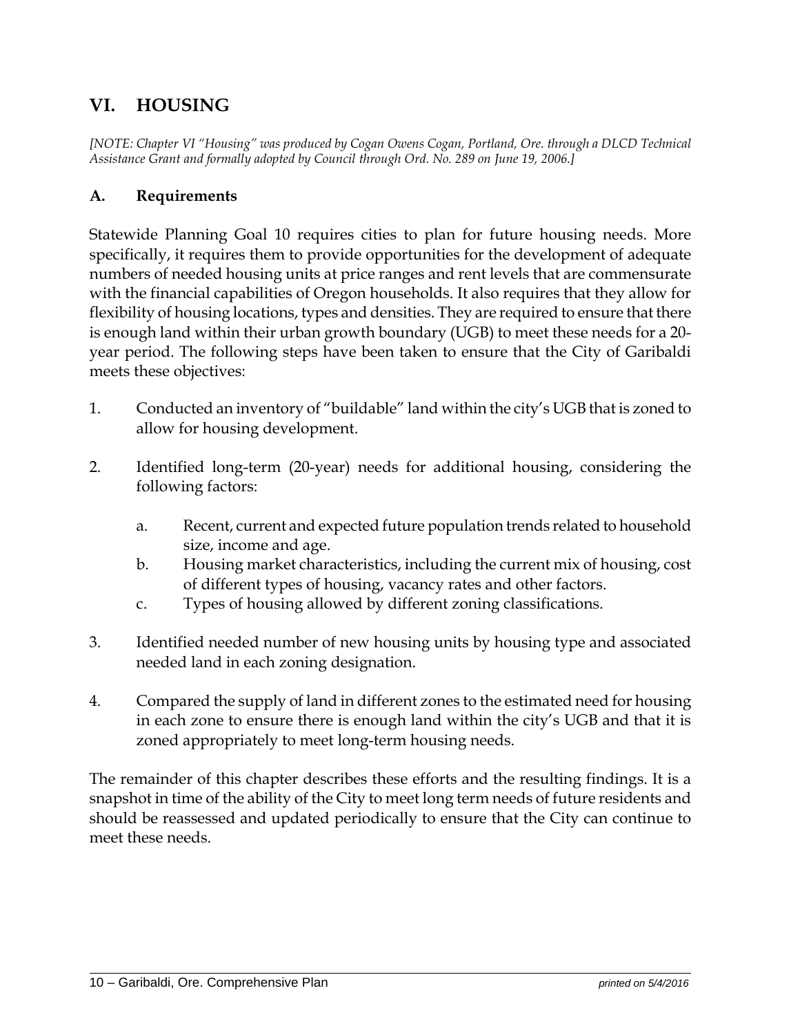## VI. HOUSING

*[NOTE: Chapter VI "Housing" was produced by Cogan Owens Cogan, Portland, Ore. through a DLCD Technical Assistance Grant and formally adopted by Council through Ord. No. 289 on June 19, 2006.]*

### A. Requirements

Statewide Planning Goal 10 requires cities to plan for future housing needs. More specifically, it requires them to provide opportunities for the development of adequate numbers of needed housing units at price ranges and rent levels that are commensurate with the financial capabilities of Oregon households. It also requires that they allow for flexibility of housing locations, types and densities. They are required to ensure that there is enough land within their urban growth boundary (UGB) to meet these needs for a 20-year period. The following steps have been taken to ensure that the City of Garibaldi meets these objectives:

1. Conducted an inventory of "buildable" land within the city's UGB that is zoned to allow for housing development.

2. Identified long-term (20-year) needs for additional housing, considering the following factors:

   a. Recent, current and expected future population trends related to household size, income and age.
   b. Housing market characteristics, including the current mix of housing, cost of different types of housing, vacancy rates and other factors.
   c. Types of housing allowed by different zoning classifications.

3. Identified needed number of new housing units by housing type and associated needed land in each zoning designation.

4. Compared the supply of land in different zones to the estimated need for housing in each zone to ensure there is enough land within the city's UGB and that it is zoned appropriately to meet long-term housing needs.

The remainder of this chapter describes these efforts and the resulting findings. It is a snapshot in time of the ability of the City to meet long term needs of future residents and should be reassessed and updated periodically to ensure that the City can continue to meet these needs.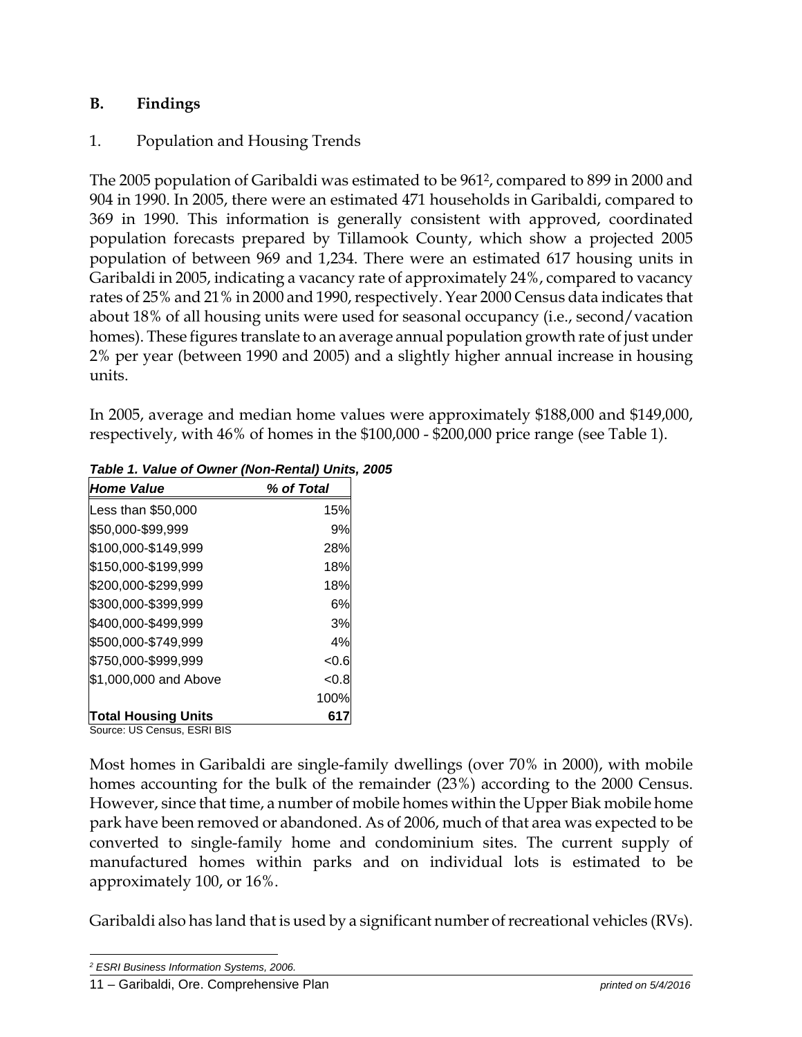## B. Findings

### 1. Population and Housing Trends

The 2005 population of Garibaldi was estimated to be 961[2], compared to 899 in 2000 and 904 in 1990. In 2005, there were an estimated 471 households in Garibaldi, compared to 369 in 1990. This information is generally consistent with approved, coordinated population forecasts prepared by Tillamook County, which show a projected 2005 population of between 969 and 1,234. There were an estimated 617 housing units in Garibaldi in 2005, indicating a vacancy rate of approximately 24%, compared to vacancy rates of 25% and 21% in 2000 and 1990, respectively. Year 2000 Census data indicates that about 18% of all housing units were used for seasonal occupancy (i.e., second/vacation homes). These figures translate to an average annual population growth rate of just under 2% per year (between 1990 and 2005) and a slightly higher annual increase in housing units.

In 2005, average and median home values were approximately $188,000 and $149,000, respectively, with 46% of homes in the $100,000 - $200,000 price range (see Table 1).

***Table 1. Value of Owner (Non-Rental) Units, 2005***

| *Home Value* | *% of Total* |
|---|---|
| Less than $50,000 | 15% |
| $50,000-$99,999 | 9% |
| $100,000-$149,999 | 28% |
| $150,000-$199,999 | 18% |
| $200,000-$299,999 | 18% |
| $300,000-$399,999 | 6% |
| $400,000-$499,999 | 3% |
| $500,000-$749,999 | 4% |
| $750,000-$999,999 | <0.6 |
| $1,000,000 and Above | <0.8 |
| | 100% |
| **Total Housing Units** | **617** |

Source: US Census, ESRI BIS

Most homes in Garibaldi are single-family dwellings (over 70% in 2000), with mobile homes accounting for the bulk of the remainder (23%) according to the 2000 Census. However, since that time, a number of mobile homes within the Upper Biak mobile home park have been removed or abandoned. As of 2006, much of that area was expected to be converted to single-family home and condominium sites. The current supply of manufactured homes within parks and on individual lots is estimated to be approximately 100, or 16%.

Garibaldi also has land that is used by a significant number of recreational vehicles (RVs).

[2] *ESRI Business Information Systems, 2006.*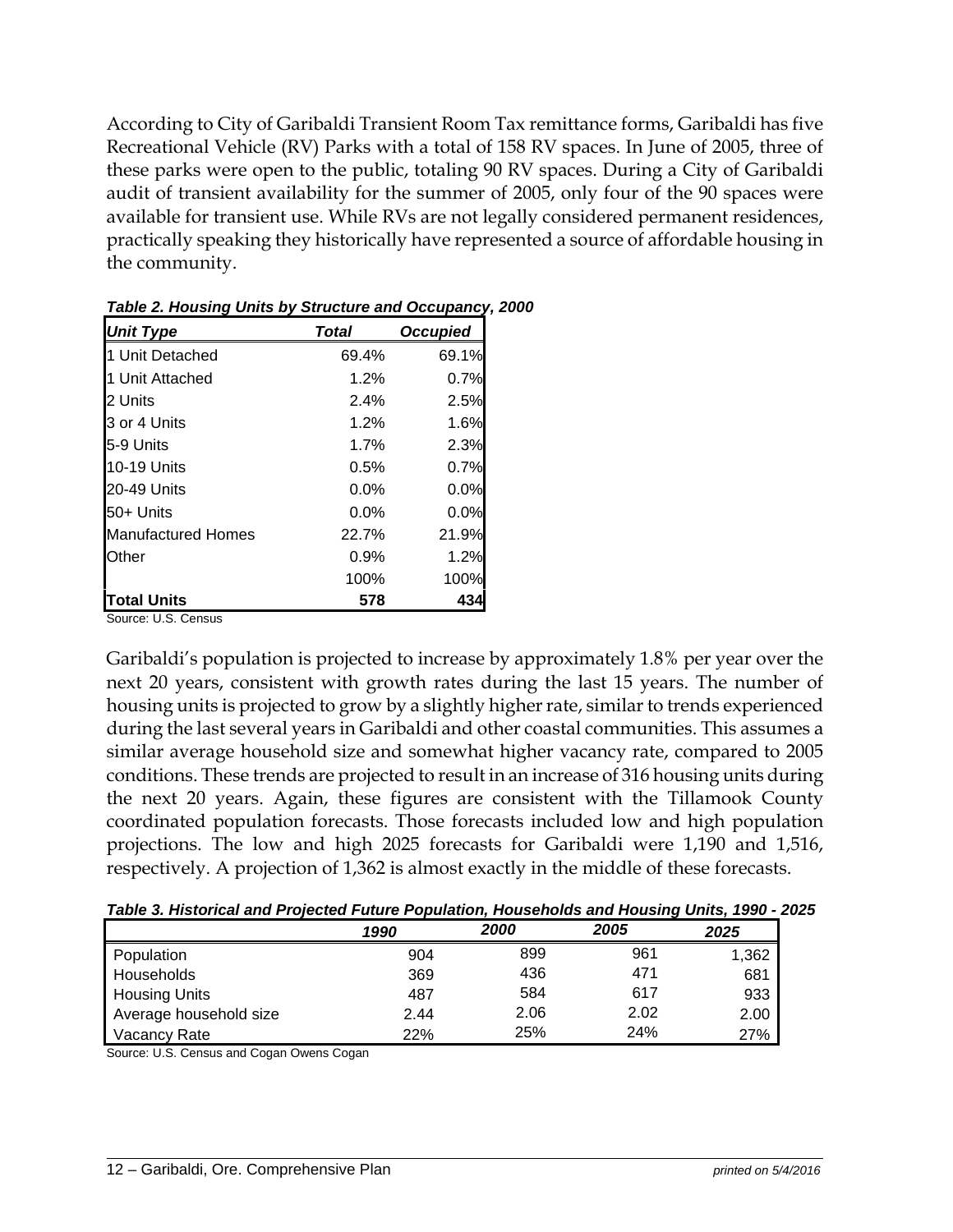According to City of Garibaldi Transient Room Tax remittance forms, Garibaldi has five Recreational Vehicle (RV) Parks with a total of 158 RV spaces. In June of 2005, three of these parks were open to the public, totaling 90 RV spaces. During a City of Garibaldi audit of transient availability for the summer of 2005, only four of the 90 spaces were available for transient use. While RVs are not legally considered permanent residences, practically speaking they historically have represented a source of affordable housing in the community.

***Table 2. Housing Units by Structure and Occupancy, 2000***

| Unit Type | Total | Occupied |
|---|---|---|
| 1 Unit Detached | 69.4% | 69.1% |
| 1 Unit Attached | 1.2% | 0.7% |
| 2 Units | 2.4% | 2.5% |
| 3 or 4 Units | 1.2% | 1.6% |
| 5-9 Units | 1.7% | 2.3% |
| 10-19 Units | 0.5% | 0.7% |
| 20-49 Units | 0.0% | 0.0% |
| 50+ Units | 0.0% | 0.0% |
| Manufactured Homes | 22.7% | 21.9% |
| Other | 0.9% | 1.2% |
| | 100% | 100% |
| **Total Units** | **578** | **434** |

Source: U.S. Census

Garibaldi's population is projected to increase by approximately 1.8% per year over the next 20 years, consistent with growth rates during the last 15 years. The number of housing units is projected to grow by a slightly higher rate, similar to trends experienced during the last several years in Garibaldi and other coastal communities. This assumes a similar average household size and somewhat higher vacancy rate, compared to 2005 conditions. These trends are projected to result in an increase of 316 housing units during the next 20 years. Again, these figures are consistent with the Tillamook County coordinated population forecasts. Those forecasts included low and high population projections. The low and high 2025 forecasts for Garibaldi were 1,190 and 1,516, respectively. A projection of 1,362 is almost exactly in the middle of these forecasts.

***Table 3. Historical and Projected Future Population, Households and Housing Units, 1990 - 2025***

| | 1990 | 2000 | 2005 | 2025 |
|---|---|---|---|---|
| Population | 904 | 899 | 961 | 1,362 |
| Households | 369 | 436 | 471 | 681 |
| Housing Units | 487 | 584 | 617 | 933 |
| Average household size | 2.44 | 2.06 | 2.02 | 2.00 |
| Vacancy Rate | 22% | 25% | 24% | 27% |

Source: U.S. Census and Cogan Owens Cogan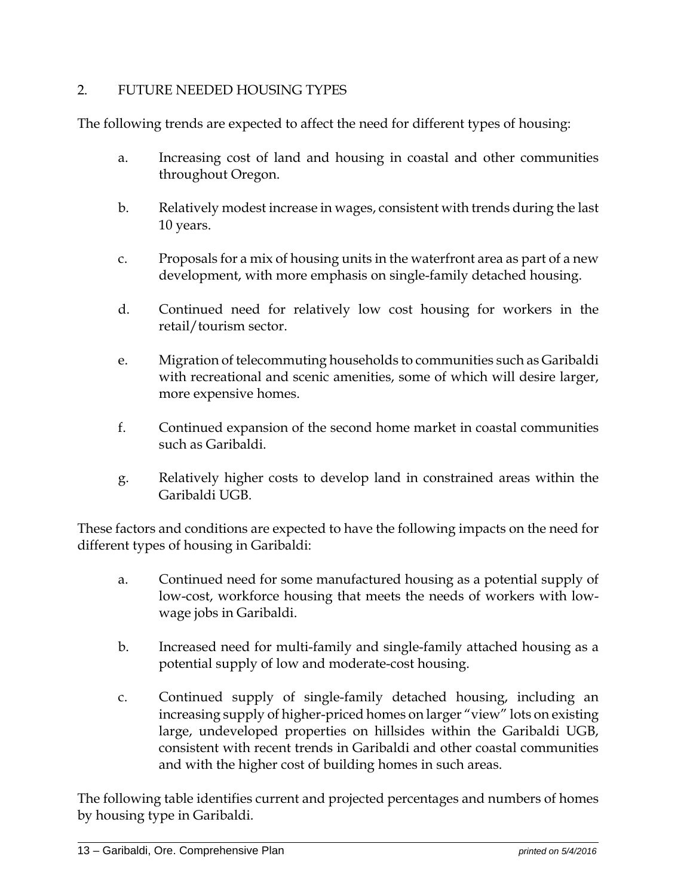## 2. FUTURE NEEDED HOUSING TYPES

The following trends are expected to affect the need for different types of housing:

a. Increasing cost of land and housing in coastal and other communities throughout Oregon.

b. Relatively modest increase in wages, consistent with trends during the last 10 years.

c. Proposals for a mix of housing units in the waterfront area as part of a new development, with more emphasis on single-family detached housing.

d. Continued need for relatively low cost housing for workers in the retail/tourism sector.

e. Migration of telecommuting households to communities such as Garibaldi with recreational and scenic amenities, some of which will desire larger, more expensive homes.

f. Continued expansion of the second home market in coastal communities such as Garibaldi.

g. Relatively higher costs to develop land in constrained areas within the Garibaldi UGB.

These factors and conditions are expected to have the following impacts on the need for different types of housing in Garibaldi:

a. Continued need for some manufactured housing as a potential supply of low-cost, workforce housing that meets the needs of workers with low-wage jobs in Garibaldi.

b. Increased need for multi-family and single-family attached housing as a potential supply of low and moderate-cost housing.

c. Continued supply of single-family detached housing, including an increasing supply of higher-priced homes on larger "view" lots on existing large, undeveloped properties on hillsides within the Garibaldi UGB, consistent with recent trends in Garibaldi and other coastal communities and with the higher cost of building homes in such areas.

The following table identifies current and projected percentages and numbers of homes by housing type in Garibaldi.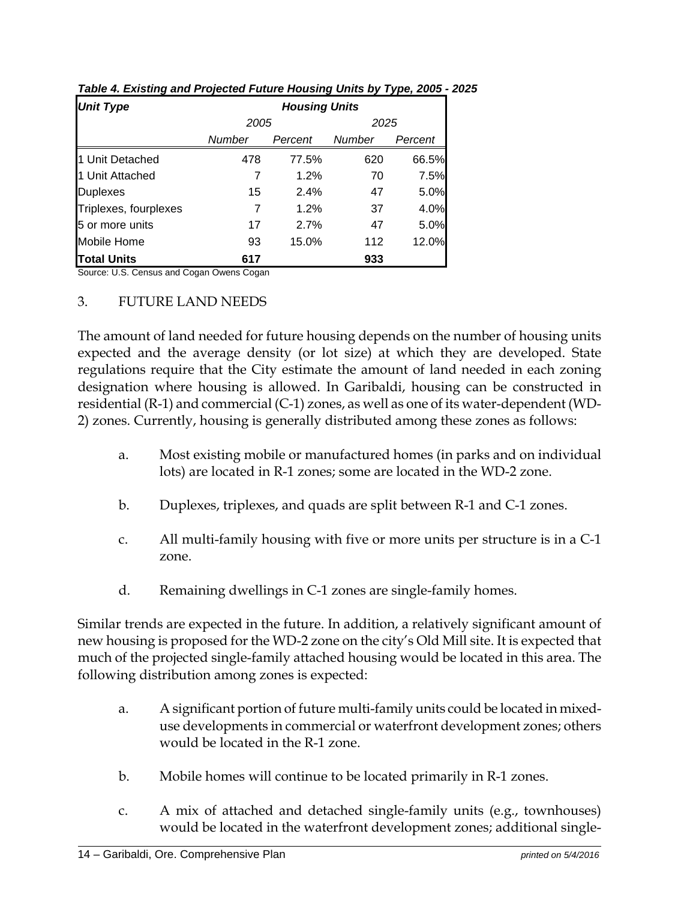*Table 4. Existing and Projected Future Housing Units by Type, 2005 - 2025*

| Unit Type | Housing Units | | | |
|---|---|---|---|---|
| | 2005 | | 2025 | |
| | Number | Percent | Number | Percent |
| 1 Unit Detached | 478 | 77.5% | 620 | 66.5% |
| 1 Unit Attached | 7 | 1.2% | 70 | 7.5% |
| Duplexes | 15 | 2.4% | 47 | 5.0% |
| Triplexes, fourplexes | 7 | 1.2% | 37 | 4.0% |
| 5 or more units | 17 | 2.7% | 47 | 5.0% |
| Mobile Home | 93 | 15.0% | 112 | 12.0% |
| **Total Units** | **617** | | **933** | |

Source: U.S. Census and Cogan Owens Cogan

## 3. FUTURE LAND NEEDS

The amount of land needed for future housing depends on the number of housing units expected and the average density (or lot size) at which they are developed. State regulations require that the City estimate the amount of land needed in each zoning designation where housing is allowed. In Garibaldi, housing can be constructed in residential (R-1) and commercial (C-1) zones, as well as one of its water-dependent (WD-2) zones. Currently, housing is generally distributed among these zones as follows:

a. Most existing mobile or manufactured homes (in parks and on individual lots) are located in R-1 zones; some are located in the WD-2 zone.

b. Duplexes, triplexes, and quads are split between R-1 and C-1 zones.

c. All multi-family housing with five or more units per structure is in a C-1 zone.

d. Remaining dwellings in C-1 zones are single-family homes.

Similar trends are expected in the future. In addition, a relatively significant amount of new housing is proposed for the WD-2 zone on the city's Old Mill site. It is expected that much of the projected single-family attached housing would be located in this area. The following distribution among zones is expected:

a. A significant portion of future multi-family units could be located in mixed-use developments in commercial or waterfront development zones; others would be located in the R-1 zone.

b. Mobile homes will continue to be located primarily in R-1 zones.

c. A mix of attached and detached single-family units (e.g., townhouses) would be located in the waterfront development zones; additional single-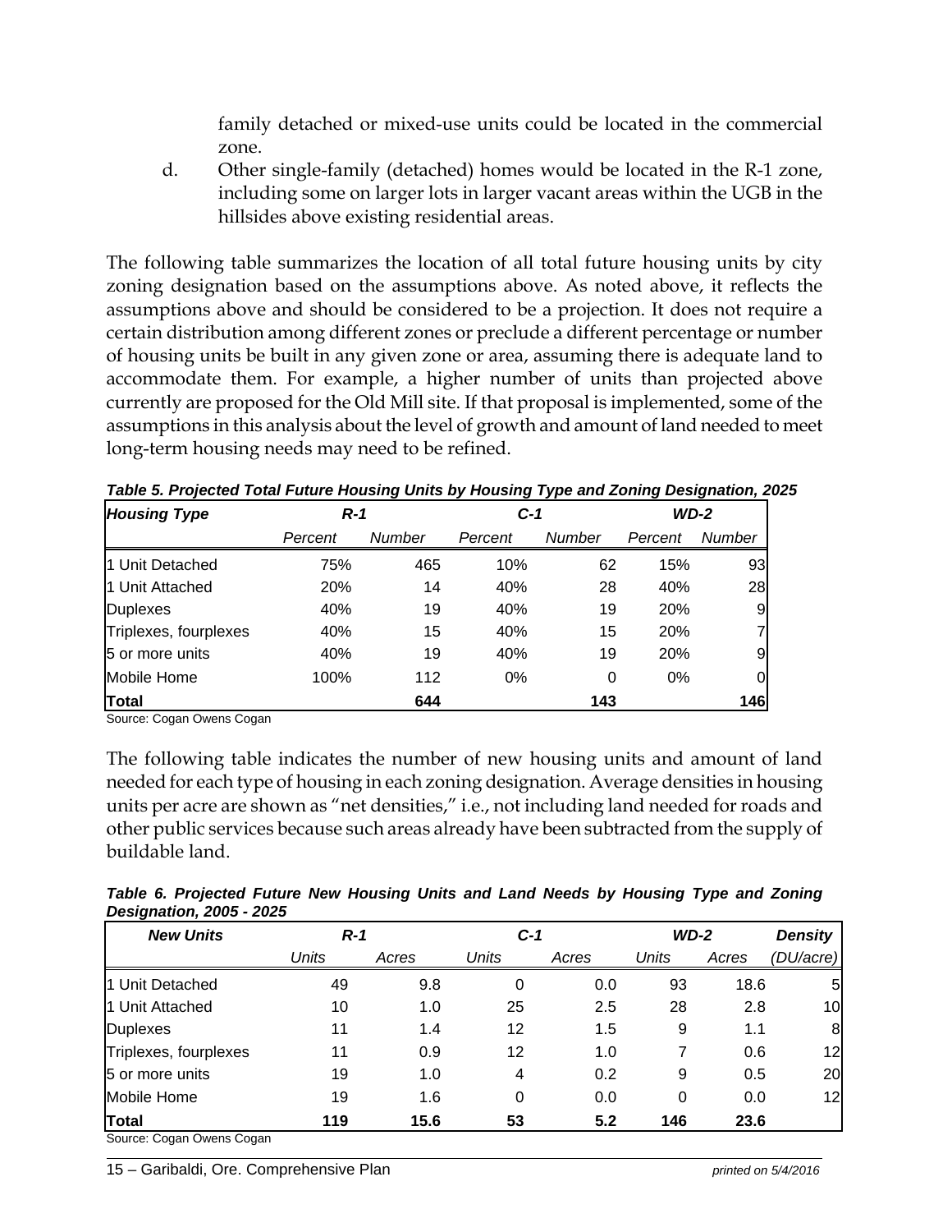family detached or mixed-use units could be located in the commercial zone.

d. Other single-family (detached) homes would be located in the R-1 zone, including some on larger lots in larger vacant areas within the UGB in the hillsides above existing residential areas.

The following table summarizes the location of all total future housing units by city zoning designation based on the assumptions above. As noted above, it reflects the assumptions above and should be considered to be a projection. It does not require a certain distribution among different zones or preclude a different percentage or number of housing units be built in any given zone or area, assuming there is adequate land to accommodate them. For example, a higher number of units than projected above currently are proposed for the Old Mill site. If that proposal is implemented, some of the assumptions in this analysis about the level of growth and amount of land needed to meet long-term housing needs may need to be refined.

***Table 5. Projected Total Future Housing Units by Housing Type and Zoning Designation, 2025***

| ***Housing Type*** | ***R-1*** | | ***C-1*** | | ***WD-2*** | |
|---|---|---|---|---|---|---|
| | *Percent* | *Number* | *Percent* | *Number* | *Percent* | *Number* |
| 1 Unit Detached | 75% | 465 | 10% | 62 | 15% | 93 |
| 1 Unit Attached | 20% | 14 | 40% | 28 | 40% | 28 |
| Duplexes | 40% | 19 | 40% | 19 | 20% | 9 |
| Triplexes, fourplexes | 40% | 15 | 40% | 15 | 20% | 7 |
| 5 or more units | 40% | 19 | 40% | 19 | 20% | 9 |
| Mobile Home | 100% | 112 | 0% | 0 | 0% | 0 |
| **Total** | | **644** | | **143** | | **146** |

Source: Cogan Owens Cogan

The following table indicates the number of new housing units and amount of land needed for each type of housing in each zoning designation. Average densities in housing units per acre are shown as "net densities," i.e., not including land needed for roads and other public services because such areas already have been subtracted from the supply of buildable land.

***Table 6. Projected Future New Housing Units and Land Needs by Housing Type and Zoning Designation, 2005 - 2025***

| ***New Units*** | ***R-1*** | | ***C-1*** | | ***WD-2*** | | ***Density*** |
|---|---|---|---|---|---|---|---|
| | *Units* | *Acres* | *Units* | *Acres* | *Units* | *Acres* | *(DU/acre)* |
| 1 Unit Detached | 49 | 9.8 | 0 | 0.0 | 93 | 18.6 | 5 |
| 1 Unit Attached | 10 | 1.0 | 25 | 2.5 | 28 | 2.8 | 10 |
| Duplexes | 11 | 1.4 | 12 | 1.5 | 9 | 1.1 | 8 |
| Triplexes, fourplexes | 11 | 0.9 | 12 | 1.0 | 7 | 0.6 | 12 |
| 5 or more units | 19 | 1.0 | 4 | 0.2 | 9 | 0.5 | 20 |
| Mobile Home | 19 | 1.6 | 0 | 0.0 | 0 | 0.0 | 12 |
| **Total** | **119** | **15.6** | **53** | **5.2** | **146** | **23.6** | |

Source: Cogan Owens Cogan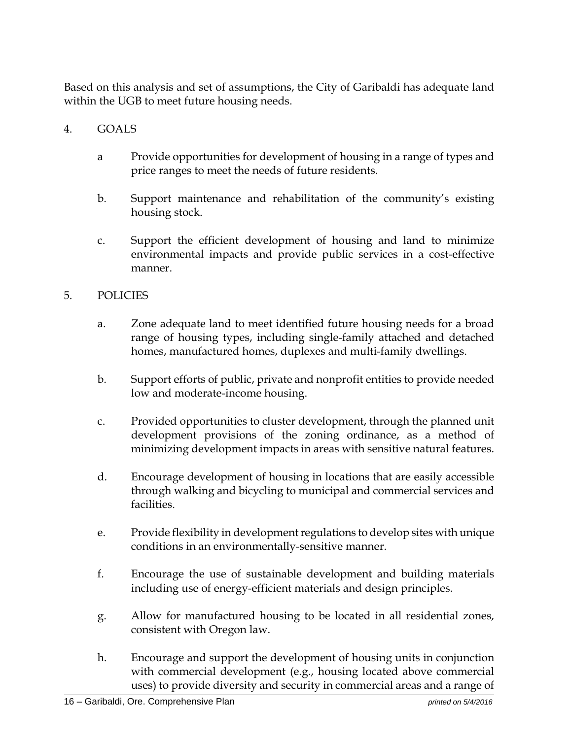Based on this analysis and set of assumptions, the City of Garibaldi has adequate land within the UGB to meet future housing needs.

4. GOALS

   a Provide opportunities for development of housing in a range of types and price ranges to meet the needs of future residents.

   b. Support maintenance and rehabilitation of the community's existing housing stock.

   c. Support the efficient development of housing and land to minimize environmental impacts and provide public services in a cost-effective manner.

5. POLICIES

   a. Zone adequate land to meet identified future housing needs for a broad range of housing types, including single-family attached and detached homes, manufactured homes, duplexes and multi-family dwellings.

   b. Support efforts of public, private and nonprofit entities to provide needed low and moderate-income housing.

   c. Provided opportunities to cluster development, through the planned unit development provisions of the zoning ordinance, as a method of minimizing development impacts in areas with sensitive natural features.

   d. Encourage development of housing in locations that are easily accessible through walking and bicycling to municipal and commercial services and facilities.

   e. Provide flexibility in development regulations to develop sites with unique conditions in an environmentally-sensitive manner.

   f. Encourage the use of sustainable development and building materials including use of energy-efficient materials and design principles.

   g. Allow for manufactured housing to be located in all residential zones, consistent with Oregon law.

   h. Encourage and support the development of housing units in conjunction with commercial development (e.g., housing located above commercial uses) to provide diversity and security in commercial areas and a range of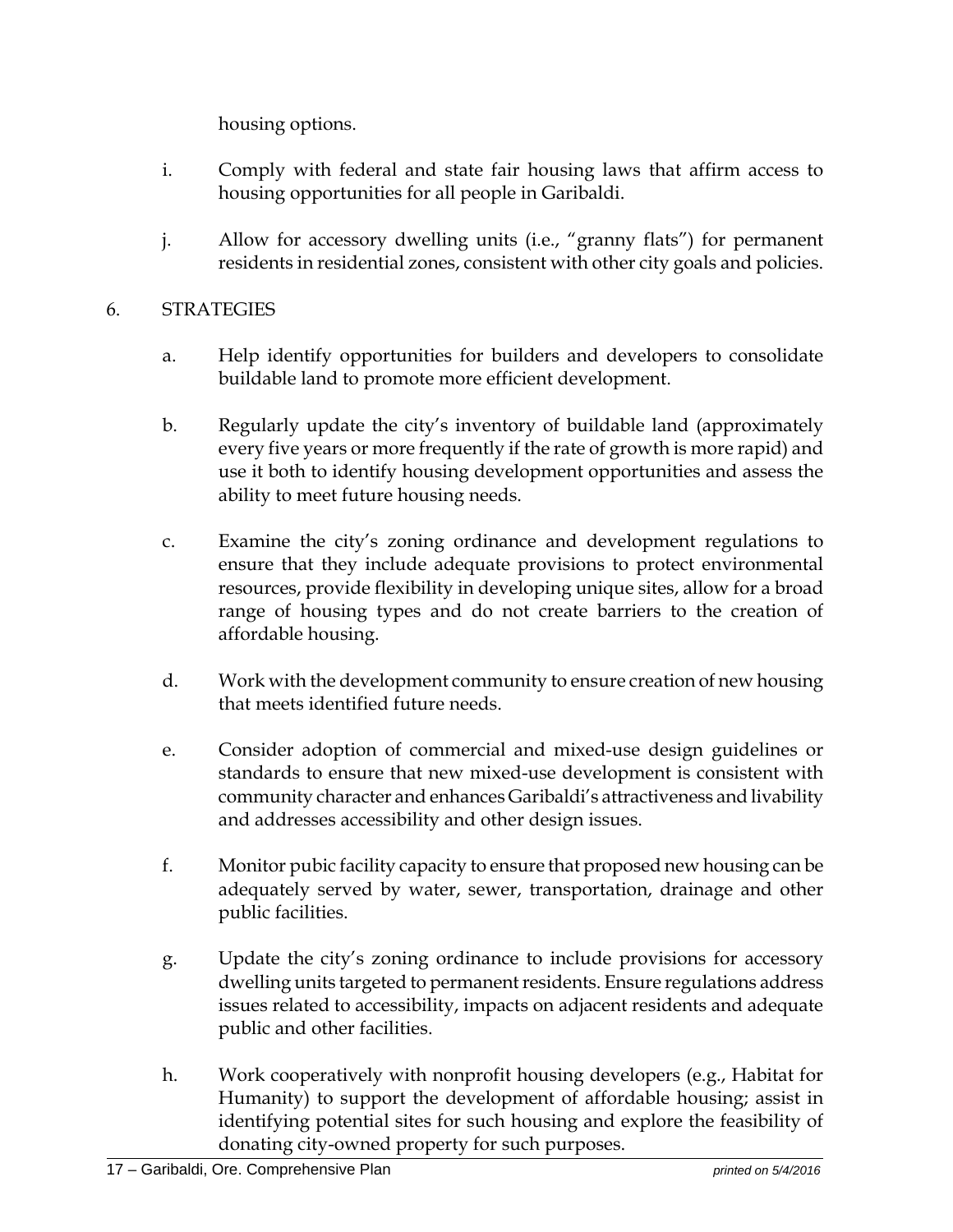housing options.

i. Comply with federal and state fair housing laws that affirm access to housing opportunities for all people in Garibaldi.

j. Allow for accessory dwelling units (i.e., "granny flats") for permanent residents in residential zones, consistent with other city goals and policies.

6. STRATEGIES

a. Help identify opportunities for builders and developers to consolidate buildable land to promote more efficient development.

b. Regularly update the city's inventory of buildable land (approximately every five years or more frequently if the rate of growth is more rapid) and use it both to identify housing development opportunities and assess the ability to meet future housing needs.

c. Examine the city's zoning ordinance and development regulations to ensure that they include adequate provisions to protect environmental resources, provide flexibility in developing unique sites, allow for a broad range of housing types and do not create barriers to the creation of affordable housing.

d. Work with the development community to ensure creation of new housing that meets identified future needs.

e. Consider adoption of commercial and mixed-use design guidelines or standards to ensure that new mixed-use development is consistent with community character and enhances Garibaldi's attractiveness and livability and addresses accessibility and other design issues.

f. Monitor pubic facility capacity to ensure that proposed new housing can be adequately served by water, sewer, transportation, drainage and other public facilities.

g. Update the city's zoning ordinance to include provisions for accessory dwelling units targeted to permanent residents. Ensure regulations address issues related to accessibility, impacts on adjacent residents and adequate public and other facilities.

h. Work cooperatively with nonprofit housing developers (e.g., Habitat for Humanity) to support the development of affordable housing; assist in identifying potential sites for such housing and explore the feasibility of donating city-owned property for such purposes.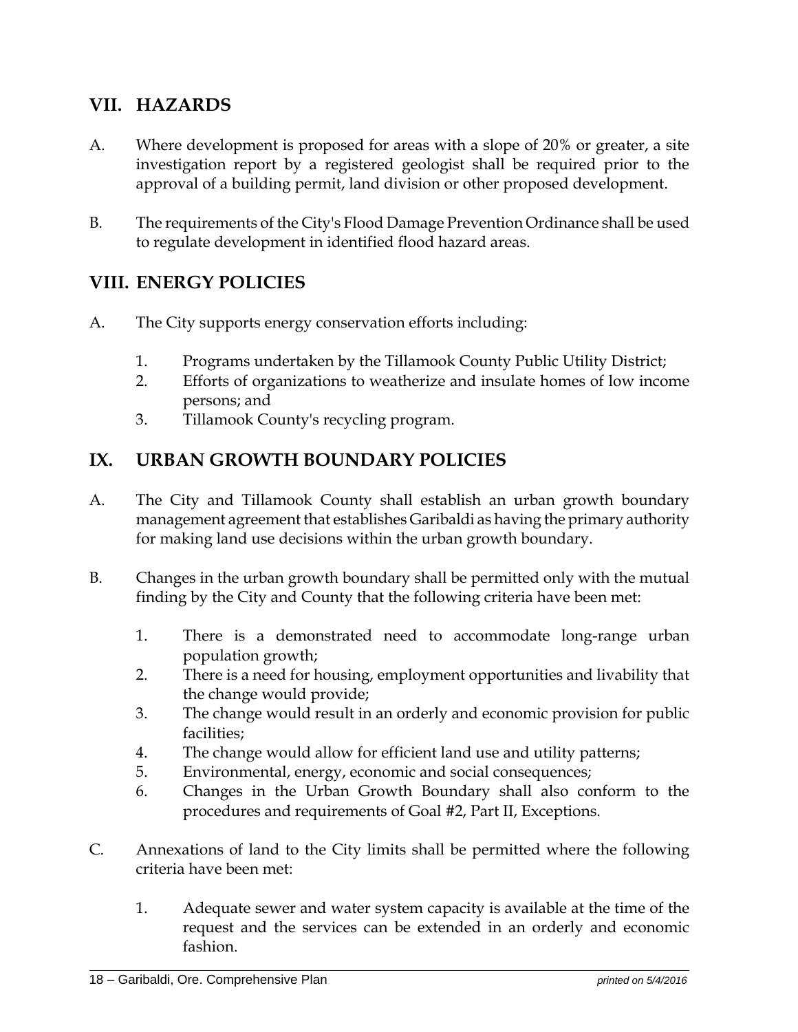## VII. HAZARDS

A. Where development is proposed for areas with a slope of 20% or greater, a site investigation report by a registered geologist shall be required prior to the approval of a building permit, land division or other proposed development.

B. The requirements of the City's Flood Damage Prevention Ordinance shall be used to regulate development in identified flood hazard areas.

## VIII. ENERGY POLICIES

A. The City supports energy conservation efforts including:

   1. Programs undertaken by the Tillamook County Public Utility District;
   2. Efforts of organizations to weatherize and insulate homes of low income persons; and
   3. Tillamook County's recycling program.

## IX. URBAN GROWTH BOUNDARY POLICIES

A. The City and Tillamook County shall establish an urban growth boundary management agreement that establishes Garibaldi as having the primary authority for making land use decisions within the urban growth boundary.

B. Changes in the urban growth boundary shall be permitted only with the mutual finding by the City and County that the following criteria have been met:

   1. There is a demonstrated need to accommodate long-range urban population growth;
   2. There is a need for housing, employment opportunities and livability that the change would provide;
   3. The change would result in an orderly and economic provision for public facilities;
   4. The change would allow for efficient land use and utility patterns;
   5. Environmental, energy, economic and social consequences;
   6. Changes in the Urban Growth Boundary shall also conform to the procedures and requirements of Goal #2, Part II, Exceptions.

C. Annexations of land to the City limits shall be permitted where the following criteria have been met:

   1. Adequate sewer and water system capacity is available at the time of the request and the services can be extended in an orderly and economic fashion.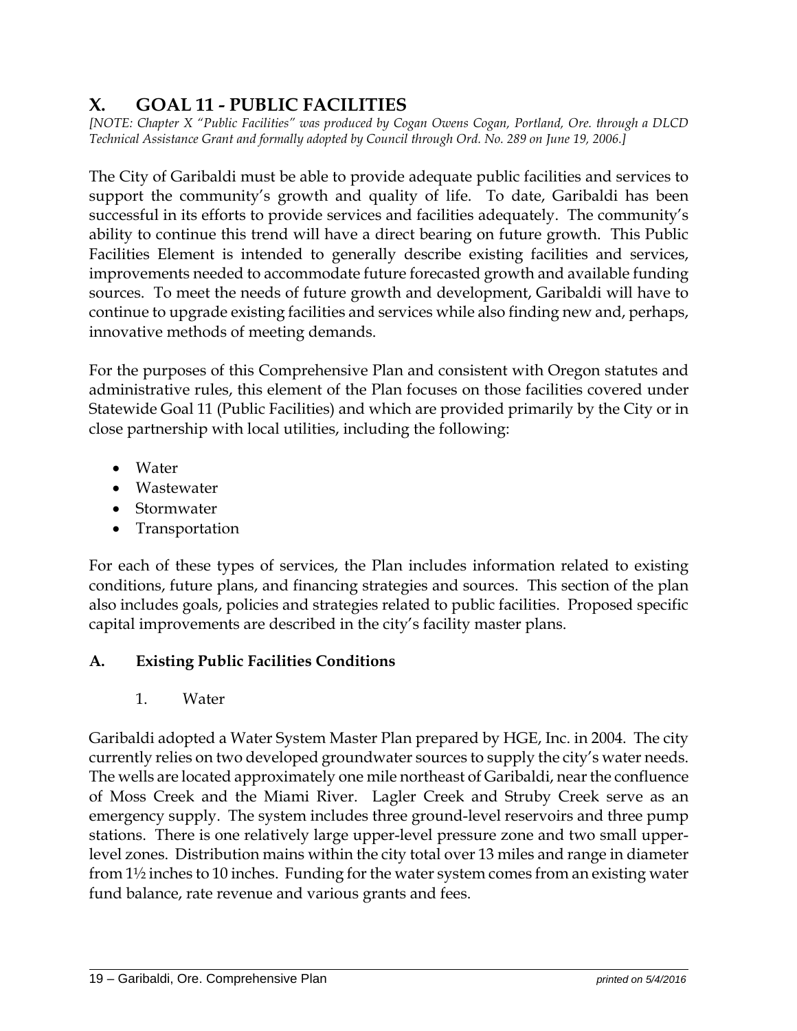# X. GOAL 11 - PUBLIC FACILITIES

*[NOTE: Chapter X "Public Facilities" was produced by Cogan Owens Cogan, Portland, Ore. through a DLCD Technical Assistance Grant and formally adopted by Council through Ord. No. 289 on June 19, 2006.]*

The City of Garibaldi must be able to provide adequate public facilities and services to support the community's growth and quality of life. To date, Garibaldi has been successful in its efforts to provide services and facilities adequately. The community's ability to continue this trend will have a direct bearing on future growth. This Public Facilities Element is intended to generally describe existing facilities and services, improvements needed to accommodate future forecasted growth and available funding sources. To meet the needs of future growth and development, Garibaldi will have to continue to upgrade existing facilities and services while also finding new and, perhaps, innovative methods of meeting demands.

For the purposes of this Comprehensive Plan and consistent with Oregon statutes and administrative rules, this element of the Plan focuses on those facilities covered under Statewide Goal 11 (Public Facilities) and which are provided primarily by the City or in close partnership with local utilities, including the following:

- Water
- Wastewater
- Stormwater
- Transportation

For each of these types of services, the Plan includes information related to existing conditions, future plans, and financing strategies and sources. This section of the plan also includes goals, policies and strategies related to public facilities. Proposed specific capital improvements are described in the city's facility master plans.

## A. Existing Public Facilities Conditions

### 1. Water

Garibaldi adopted a Water System Master Plan prepared by HGE, Inc. in 2004. The city currently relies on two developed groundwater sources to supply the city's water needs. The wells are located approximately one mile northeast of Garibaldi, near the confluence of Moss Creek and the Miami River. Lagler Creek and Struby Creek serve as an emergency supply. The system includes three ground-level reservoirs and three pump stations. There is one relatively large upper-level pressure zone and two small upper-level zones. Distribution mains within the city total over 13 miles and range in diameter from 1½ inches to 10 inches. Funding for the water system comes from an existing water fund balance, rate revenue and various grants and fees.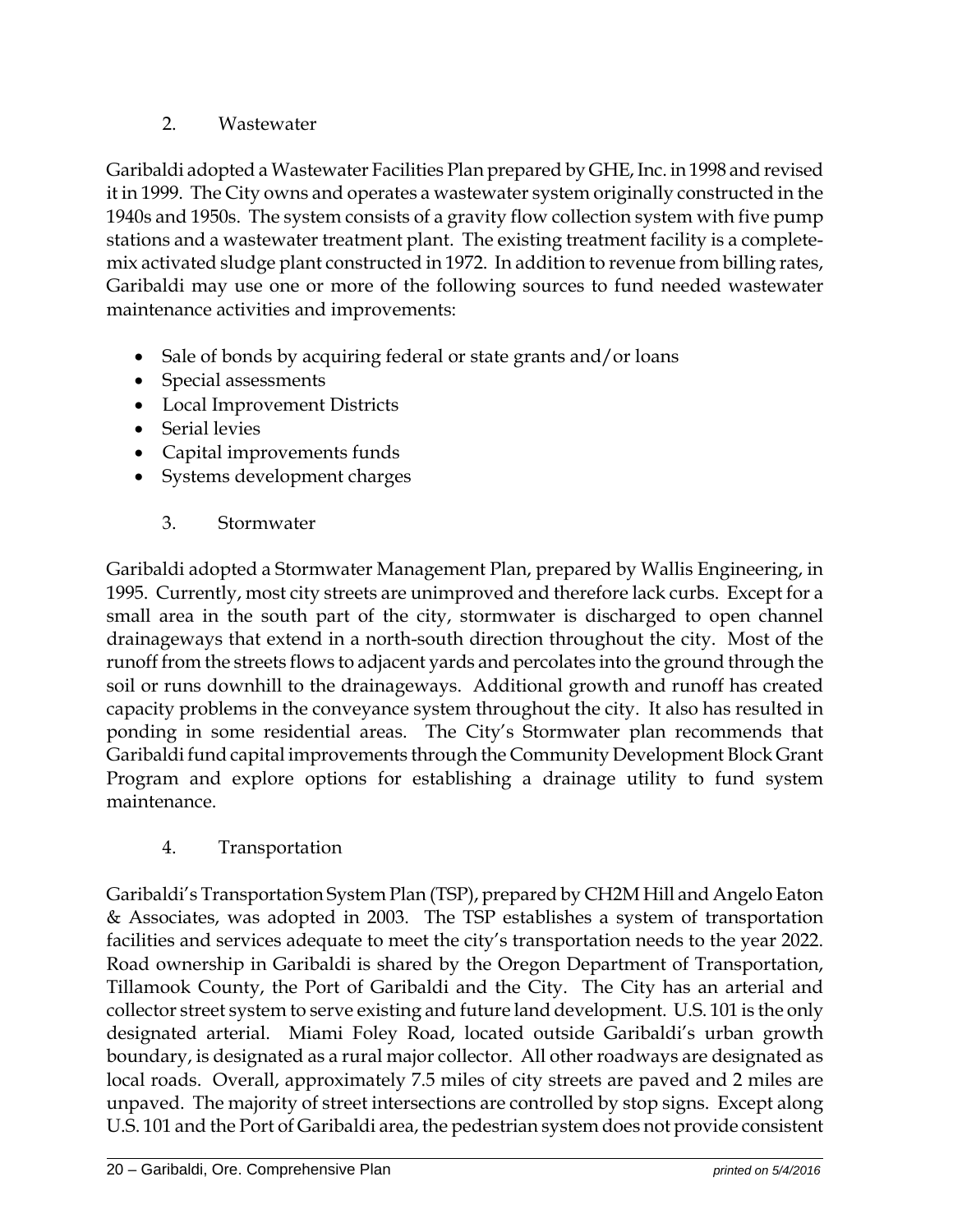### 2. Wastewater

Garibaldi adopted a Wastewater Facilities Plan prepared by GHE, Inc. in 1998 and revised it in 1999. The City owns and operates a wastewater system originally constructed in the 1940s and 1950s. The system consists of a gravity flow collection system with five pump stations and a wastewater treatment plant. The existing treatment facility is a complete-mix activated sludge plant constructed in 1972. In addition to revenue from billing rates, Garibaldi may use one or more of the following sources to fund needed wastewater maintenance activities and improvements:

- Sale of bonds by acquiring federal or state grants and/or loans
- Special assessments
- Local Improvement Districts
- Serial levies
- Capital improvements funds
- Systems development charges

### 3. Stormwater

Garibaldi adopted a Stormwater Management Plan, prepared by Wallis Engineering, in 1995. Currently, most city streets are unimproved and therefore lack curbs. Except for a small area in the south part of the city, stormwater is discharged to open channel drainageways that extend in a north-south direction throughout the city. Most of the runoff from the streets flows to adjacent yards and percolates into the ground through the soil or runs downhill to the drainageways. Additional growth and runoff has created capacity problems in the conveyance system throughout the city. It also has resulted in ponding in some residential areas. The City's Stormwater plan recommends that Garibaldi fund capital improvements through the Community Development Block Grant Program and explore options for establishing a drainage utility to fund system maintenance.

### 4. Transportation

Garibaldi's Transportation System Plan (TSP), prepared by CH2M Hill and Angelo Eaton & Associates, was adopted in 2003. The TSP establishes a system of transportation facilities and services adequate to meet the city's transportation needs to the year 2022. Road ownership in Garibaldi is shared by the Oregon Department of Transportation, Tillamook County, the Port of Garibaldi and the City. The City has an arterial and collector street system to serve existing and future land development. U.S. 101 is the only designated arterial. Miami Foley Road, located outside Garibaldi's urban growth boundary, is designated as a rural major collector. All other roadways are designated as local roads. Overall, approximately 7.5 miles of city streets are paved and 2 miles are unpaved. The majority of street intersections are controlled by stop signs. Except along U.S. 101 and the Port of Garibaldi area, the pedestrian system does not provide consistent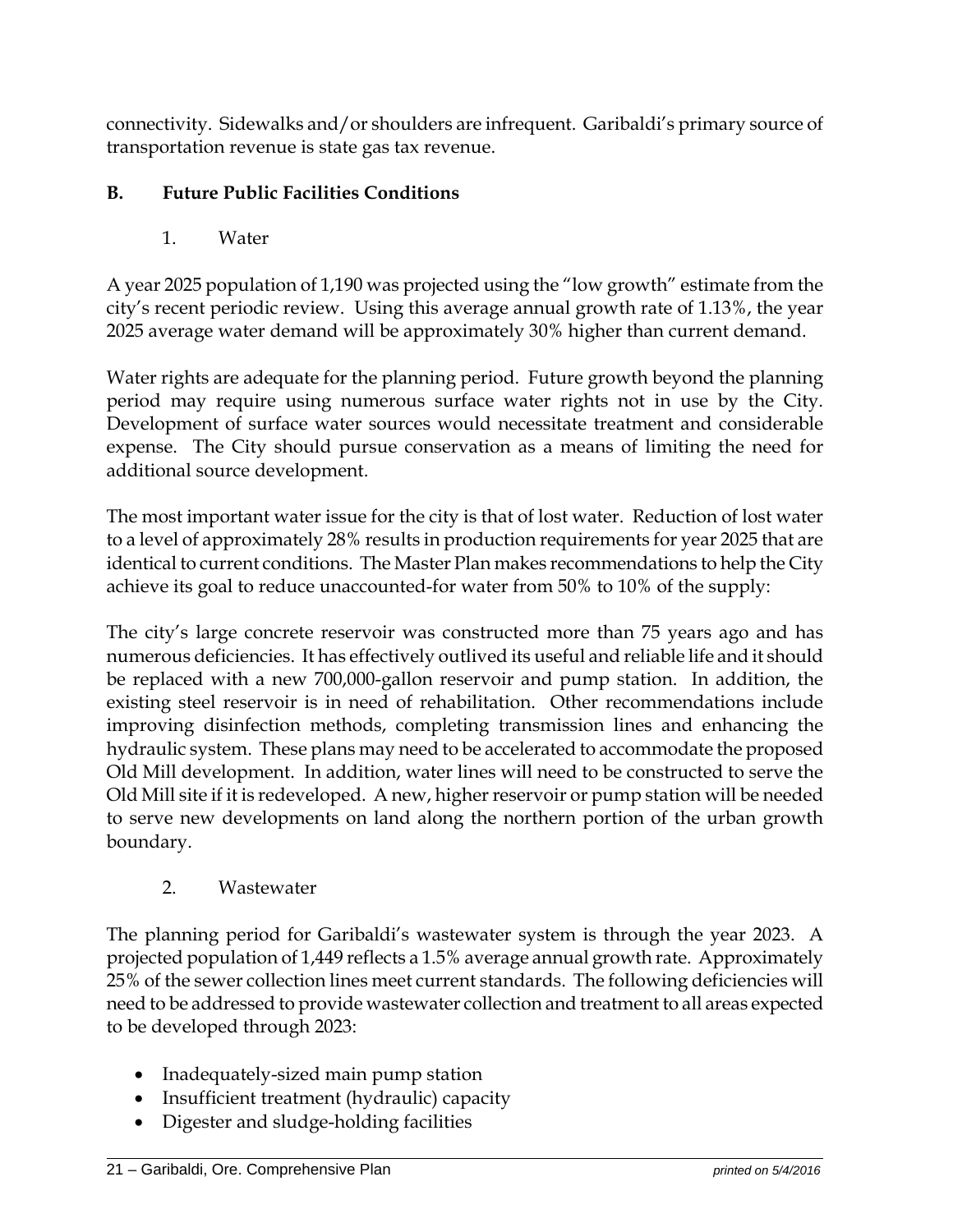connectivity. Sidewalks and/or shoulders are infrequent. Garibaldi's primary source of transportation revenue is state gas tax revenue.

## B. Future Public Facilities Conditions

### 1. Water

A year 2025 population of 1,190 was projected using the "low growth" estimate from the city's recent periodic review. Using this average annual growth rate of 1.13%, the year 2025 average water demand will be approximately 30% higher than current demand.

Water rights are adequate for the planning period. Future growth beyond the planning period may require using numerous surface water rights not in use by the City. Development of surface water sources would necessitate treatment and considerable expense. The City should pursue conservation as a means of limiting the need for additional source development.

The most important water issue for the city is that of lost water. Reduction of lost water to a level of approximately 28% results in production requirements for year 2025 that are identical to current conditions. The Master Plan makes recommendations to help the City achieve its goal to reduce unaccounted-for water from 50% to 10% of the supply:

The city's large concrete reservoir was constructed more than 75 years ago and has numerous deficiencies. It has effectively outlived its useful and reliable life and it should be replaced with a new 700,000-gallon reservoir and pump station. In addition, the existing steel reservoir is in need of rehabilitation. Other recommendations include improving disinfection methods, completing transmission lines and enhancing the hydraulic system. These plans may need to be accelerated to accommodate the proposed Old Mill development. In addition, water lines will need to be constructed to serve the Old Mill site if it is redeveloped. A new, higher reservoir or pump station will be needed to serve new developments on land along the northern portion of the urban growth boundary.

### 2. Wastewater

The planning period for Garibaldi's wastewater system is through the year 2023. A projected population of 1,449 reflects a 1.5% average annual growth rate. Approximately 25% of the sewer collection lines meet current standards. The following deficiencies will need to be addressed to provide wastewater collection and treatment to all areas expected to be developed through 2023:

- Inadequately-sized main pump station
- Insufficient treatment (hydraulic) capacity
- Digester and sludge-holding facilities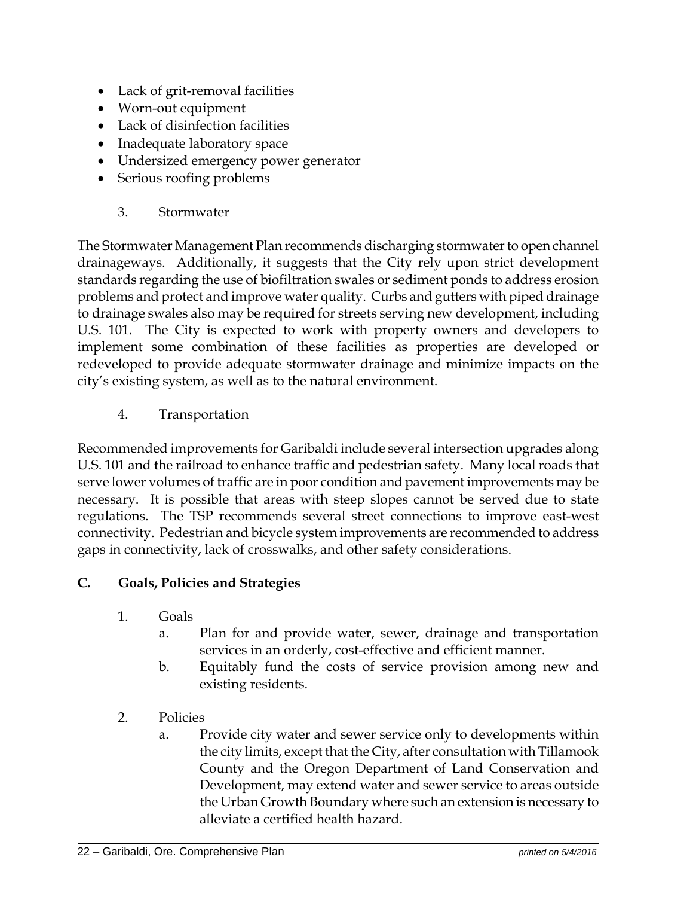- Lack of grit-removal facilities
- Worn-out equipment
- Lack of disinfection facilities
- Inadequate laboratory space
- Undersized emergency power generator
- Serious roofing problems

### 3. Stormwater

The Stormwater Management Plan recommends discharging stormwater to open channel drainageways. Additionally, it suggests that the City rely upon strict development standards regarding the use of biofiltration swales or sediment ponds to address erosion problems and protect and improve water quality. Curbs and gutters with piped drainage to drainage swales also may be required for streets serving new development, including U.S. 101. The City is expected to work with property owners and developers to implement some combination of these facilities as properties are developed or redeveloped to provide adequate stormwater drainage and minimize impacts on the city's existing system, as well as to the natural environment.

### 4. Transportation

Recommended improvements for Garibaldi include several intersection upgrades along U.S. 101 and the railroad to enhance traffic and pedestrian safety. Many local roads that serve lower volumes of traffic are in poor condition and pavement improvements may be necessary. It is possible that areas with steep slopes cannot be served due to state regulations. The TSP recommends several street connections to improve east-west connectivity. Pedestrian and bicycle system improvements are recommended to address gaps in connectivity, lack of crosswalks, and other safety considerations.

## C. Goals, Policies and Strategies

1. Goals
   a. Plan for and provide water, sewer, drainage and transportation services in an orderly, cost-effective and efficient manner.
   b. Equitably fund the costs of service provision among new and existing residents.

2. Policies
   a. Provide city water and sewer service only to developments within the city limits, except that the City, after consultation with Tillamook County and the Oregon Department of Land Conservation and Development, may extend water and sewer service to areas outside the Urban Growth Boundary where such an extension is necessary to alleviate a certified health hazard.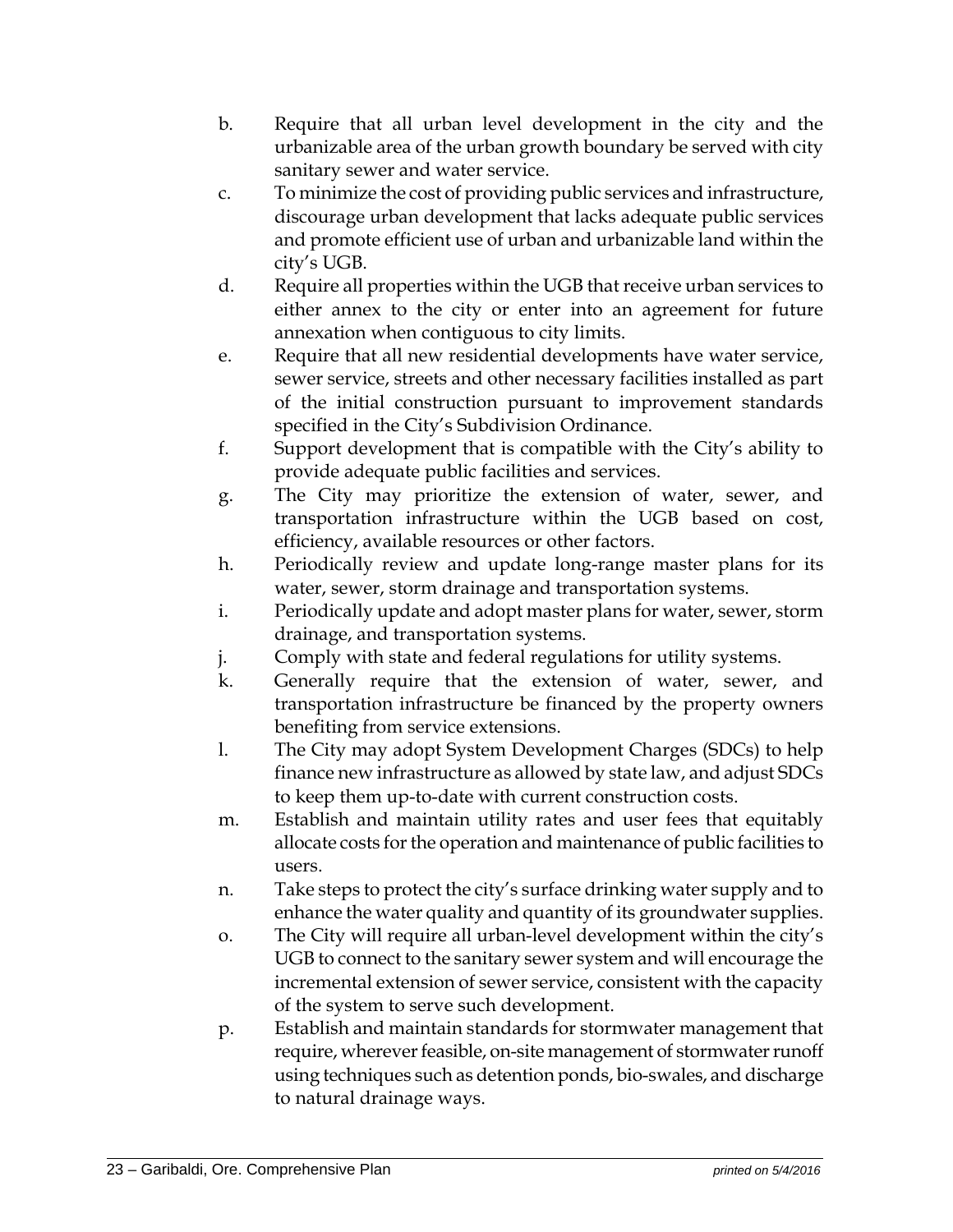b. Require that all urban level development in the city and the urbanizable area of the urban growth boundary be served with city sanitary sewer and water service.

c. To minimize the cost of providing public services and infrastructure, discourage urban development that lacks adequate public services and promote efficient use of urban and urbanizable land within the city's UGB.

d. Require all properties within the UGB that receive urban services to either annex to the city or enter into an agreement for future annexation when contiguous to city limits.

e. Require that all new residential developments have water service, sewer service, streets and other necessary facilities installed as part of the initial construction pursuant to improvement standards specified in the City's Subdivision Ordinance.

f. Support development that is compatible with the City's ability to provide adequate public facilities and services.

g. The City may prioritize the extension of water, sewer, and transportation infrastructure within the UGB based on cost, efficiency, available resources or other factors.

h. Periodically review and update long-range master plans for its water, sewer, storm drainage and transportation systems.

i. Periodically update and adopt master plans for water, sewer, storm drainage, and transportation systems.

j. Comply with state and federal regulations for utility systems.

k. Generally require that the extension of water, sewer, and transportation infrastructure be financed by the property owners benefiting from service extensions.

l. The City may adopt System Development Charges (SDCs) to help finance new infrastructure as allowed by state law, and adjust SDCs to keep them up-to-date with current construction costs.

m. Establish and maintain utility rates and user fees that equitably allocate costs for the operation and maintenance of public facilities to users.

n. Take steps to protect the city's surface drinking water supply and to enhance the water quality and quantity of its groundwater supplies.

o. The City will require all urban-level development within the city's UGB to connect to the sanitary sewer system and will encourage the incremental extension of sewer service, consistent with the capacity of the system to serve such development.

p. Establish and maintain standards for stormwater management that require, wherever feasible, on-site management of stormwater runoff using techniques such as detention ponds, bio-swales, and discharge to natural drainage ways.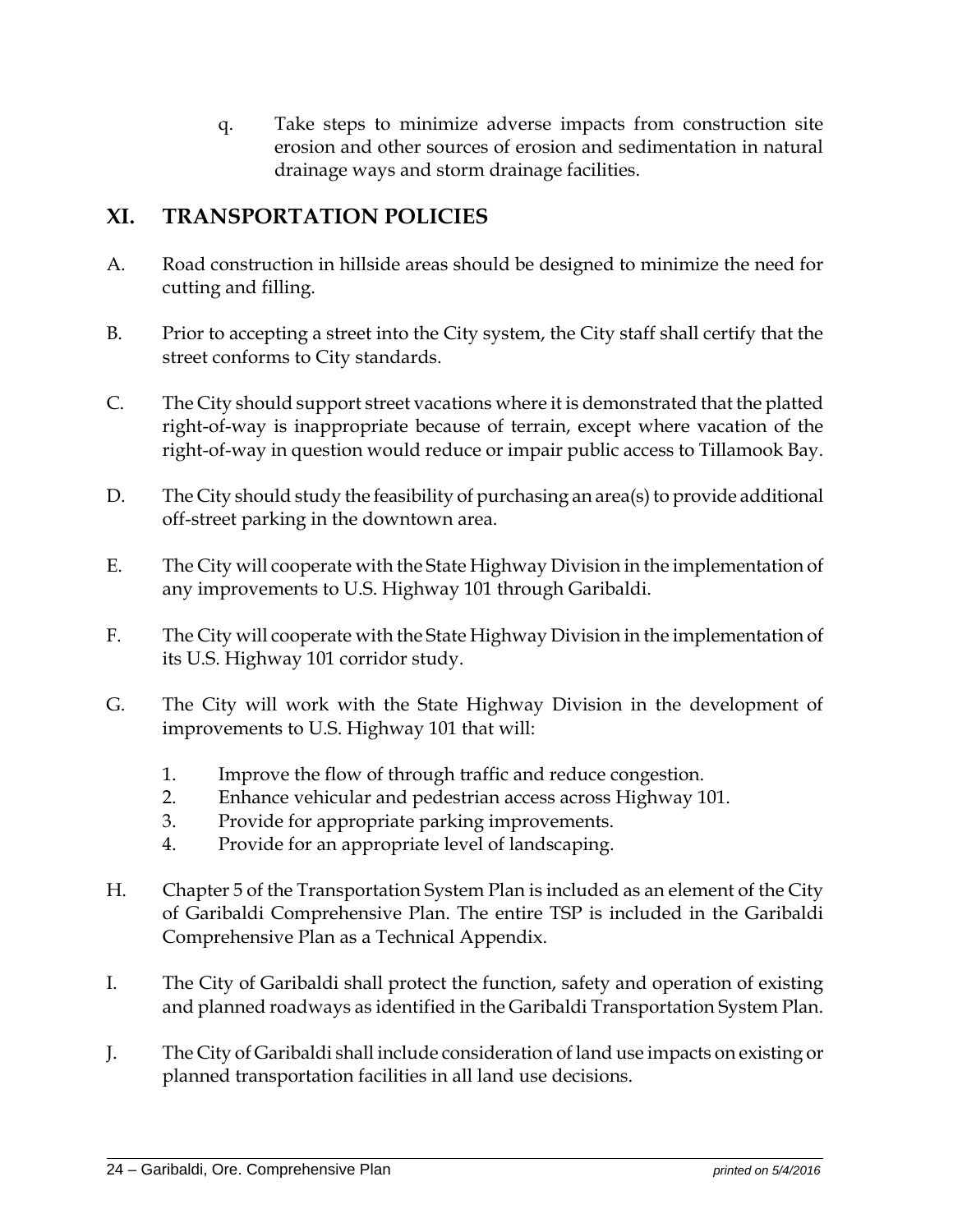q. Take steps to minimize adverse impacts from construction site erosion and other sources of erosion and sedimentation in natural drainage ways and storm drainage facilities.

## XI. TRANSPORTATION POLICIES

A. Road construction in hillside areas should be designed to minimize the need for cutting and filling.

B. Prior to accepting a street into the City system, the City staff shall certify that the street conforms to City standards.

C. The City should support street vacations where it is demonstrated that the platted right-of-way is inappropriate because of terrain, except where vacation of the right-of-way in question would reduce or impair public access to Tillamook Bay.

D. The City should study the feasibility of purchasing an area(s) to provide additional off-street parking in the downtown area.

E. The City will cooperate with the State Highway Division in the implementation of any improvements to U.S. Highway 101 through Garibaldi.

F. The City will cooperate with the State Highway Division in the implementation of its U.S. Highway 101 corridor study.

G. The City will work with the State Highway Division in the development of improvements to U.S. Highway 101 that will:

1. Improve the flow of through traffic and reduce congestion.
2. Enhance vehicular and pedestrian access across Highway 101.
3. Provide for appropriate parking improvements.
4. Provide for an appropriate level of landscaping.

H. Chapter 5 of the Transportation System Plan is included as an element of the City of Garibaldi Comprehensive Plan. The entire TSP is included in the Garibaldi Comprehensive Plan as a Technical Appendix.

I. The City of Garibaldi shall protect the function, safety and operation of existing and planned roadways as identified in the Garibaldi Transportation System Plan.

J. The City of Garibaldi shall include consideration of land use impacts on existing or planned transportation facilities in all land use decisions.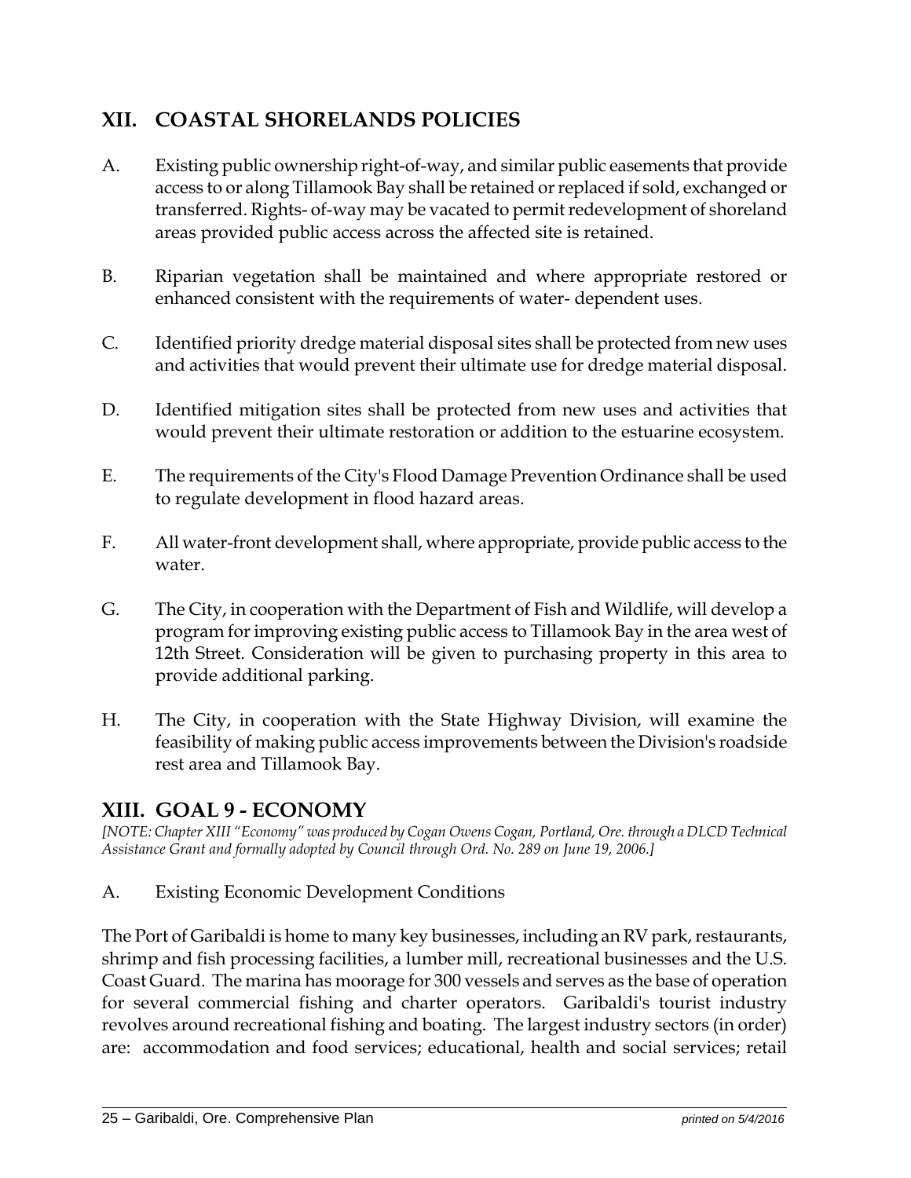## XII. COASTAL SHORELANDS POLICIES

A. Existing public ownership right-of-way, and similar public easements that provide access to or along Tillamook Bay shall be retained or replaced if sold, exchanged or transferred. Rights- of-way may be vacated to permit redevelopment of shoreland areas provided public access across the affected site is retained.

B. Riparian vegetation shall be maintained and where appropriate restored or enhanced consistent with the requirements of water- dependent uses.

C. Identified priority dredge material disposal sites shall be protected from new uses and activities that would prevent their ultimate use for dredge material disposal.

D. Identified mitigation sites shall be protected from new uses and activities that would prevent their ultimate restoration or addition to the estuarine ecosystem.

E. The requirements of the City's Flood Damage Prevention Ordinance shall be used to regulate development in flood hazard areas.

F. All water-front development shall, where appropriate, provide public access to the water.

G. The City, in cooperation with the Department of Fish and Wildlife, will develop a program for improving existing public access to Tillamook Bay in the area west of 12th Street. Consideration will be given to purchasing property in this area to provide additional parking.

H. The City, in cooperation with the State Highway Division, will examine the feasibility of making public access improvements between the Division's roadside rest area and Tillamook Bay.

## XIII. GOAL 9 - ECONOMY

*[NOTE: Chapter XIII "Economy" was produced by Cogan Owens Cogan, Portland, Ore. through a DLCD Technical Assistance Grant and formally adopted by Council through Ord. No. 289 on June 19, 2006.]*

A. Existing Economic Development Conditions

The Port of Garibaldi is home to many key businesses, including an RV park, restaurants, shrimp and fish processing facilities, a lumber mill, recreational businesses and the U.S. Coast Guard. The marina has moorage for 300 vessels and serves as the base of operation for several commercial fishing and charter operators. Garibaldi's tourist industry revolves around recreational fishing and boating. The largest industry sectors (in order) are: accommodation and food services; educational, health and social services; retail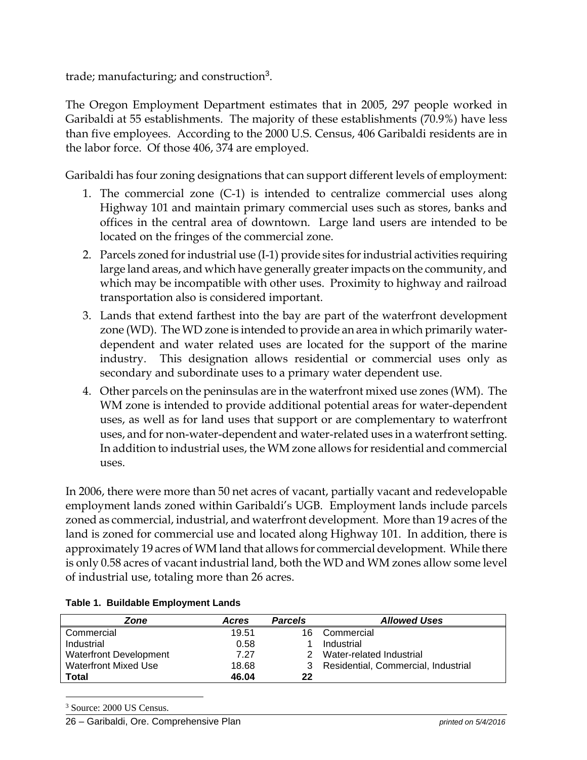trade; manufacturing; and construction[3].

The Oregon Employment Department estimates that in 2005, 297 people worked in Garibaldi at 55 establishments. The majority of these establishments (70.9%) have less than five employees. According to the 2000 U.S. Census, 406 Garibaldi residents are in the labor force. Of those 406, 374 are employed.

Garibaldi has four zoning designations that can support different levels of employment:

1. The commercial zone (C-1) is intended to centralize commercial uses along Highway 101 and maintain primary commercial uses such as stores, banks and offices in the central area of downtown. Large land users are intended to be located on the fringes of the commercial zone.
2. Parcels zoned for industrial use (I-1) provide sites for industrial activities requiring large land areas, and which have generally greater impacts on the community, and which may be incompatible with other uses. Proximity to highway and railroad transportation also is considered important.
3. Lands that extend farthest into the bay are part of the waterfront development zone (WD). The WD zone is intended to provide an area in which primarily water-dependent and water related uses are located for the support of the marine industry. This designation allows residential or commercial uses only as secondary and subordinate uses to a primary water dependent use.
4. Other parcels on the peninsulas are in the waterfront mixed use zones (WM). The WM zone is intended to provide additional potential areas for water-dependent uses, as well as for land uses that support or are complementary to waterfront uses, and for non-water-dependent and water-related uses in a waterfront setting. In addition to industrial uses, the WM zone allows for residential and commercial uses.

In 2006, there were more than 50 net acres of vacant, partially vacant and redevelopable employment lands zoned within Garibaldi's UGB. Employment lands include parcels zoned as commercial, industrial, and waterfront development. More than 19 acres of the land is zoned for commercial use and located along Highway 101. In addition, there is approximately 19 acres of WM land that allows for commercial development. While there is only 0.58 acres of vacant industrial land, both the WD and WM zones allow some level of industrial use, totaling more than 26 acres.

**Table 1. Buildable Employment Lands**

| *Zone* | *Acres* | *Parcels* | *Allowed Uses* |
|---|---|---|---|
| Commercial | 19.51 | 16 | Commercial |
| Industrial | 0.58 | 1 | Industrial |
| Waterfront Development | 7.27 | 2 | Water-related Industrial |
| Waterfront Mixed Use | 18.68 | 3 | Residential, Commercial, Industrial |
| **Total** | **46.04** | **22** | |

[3] Source: 2000 US Census.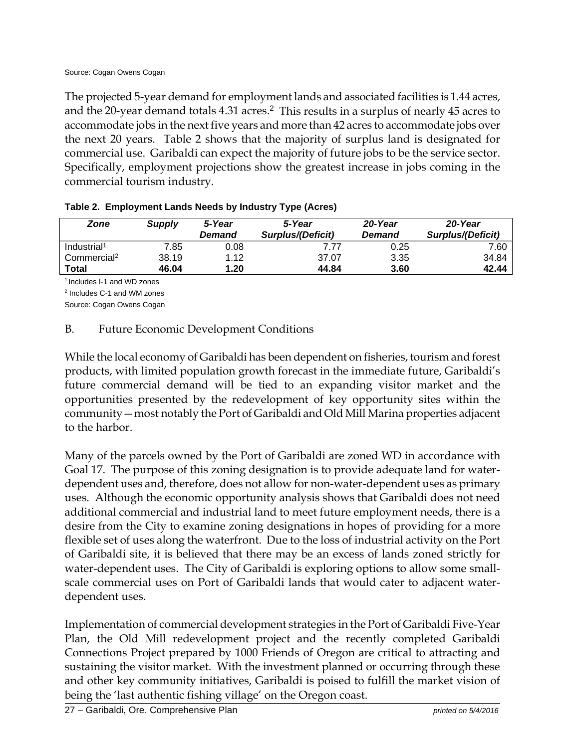Source: Cogan Owens Cogan

The projected 5-year demand for employment lands and associated facilities is 1.44 acres, and the 20-year demand totals 4.31 acres.[2] This results in a surplus of nearly 45 acres to accommodate jobs in the next five years and more than 42 acres to accommodate jobs over the next 20 years. Table 2 shows that the majority of surplus land is designated for commercial use. Garibaldi can expect the majority of future jobs to be the service sector. Specifically, employment projections show the greatest increase in jobs coming in the commercial tourism industry.

**Table 2. Employment Lands Needs by Industry Type (Acres)**

| *Zone* | *Supply* | *5-Year Demand* | *5-Year Surplus/(Deficit)* | *20-Year Demand* | *20-Year Surplus/(Deficit)* |
|---|---|---|---|---|---|
| Industrial[1] | 7.85 | 0.08 | 7.77 | 0.25 | 7.60 |
| Commercial[2] | 38.19 | 1.12 | 37.07 | 3.35 | 34.84 |
| **Total** | **46.04** | **1.20** | **44.84** | **3.60** | **42.44** |

[1] Includes I-1 and WD zones

[2] Includes C-1 and WM zones

Source: Cogan Owens Cogan

## B. Future Economic Development Conditions

While the local economy of Garibaldi has been dependent on fisheries, tourism and forest products, with limited population growth forecast in the immediate future, Garibaldi's future commercial demand will be tied to an expanding visitor market and the opportunities presented by the redevelopment of key opportunity sites within the community—most notably the Port of Garibaldi and Old Mill Marina properties adjacent to the harbor.

Many of the parcels owned by the Port of Garibaldi are zoned WD in accordance with Goal 17. The purpose of this zoning designation is to provide adequate land for water-dependent uses and, therefore, does not allow for non-water-dependent uses as primary uses. Although the economic opportunity analysis shows that Garibaldi does not need additional commercial and industrial land to meet future employment needs, there is a desire from the City to examine zoning designations in hopes of providing for a more flexible set of uses along the waterfront. Due to the loss of industrial activity on the Port of Garibaldi site, it is believed that there may be an excess of lands zoned strictly for water-dependent uses. The City of Garibaldi is exploring options to allow some small-scale commercial uses on Port of Garibaldi lands that would cater to adjacent water-dependent uses.

Implementation of commercial development strategies in the Port of Garibaldi Five-Year Plan, the Old Mill redevelopment project and the recently completed Garibaldi Connections Project prepared by 1000 Friends of Oregon are critical to attracting and sustaining the visitor market. With the investment planned or occurring through these and other key community initiatives, Garibaldi is poised to fulfill the market vision of being the 'last authentic fishing village' on the Oregon coast.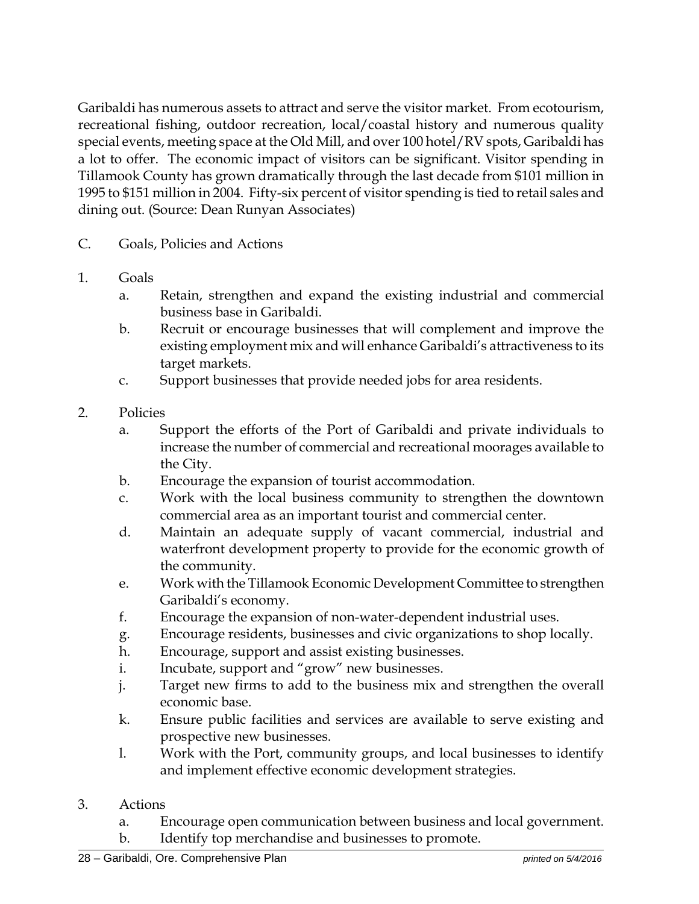Garibaldi has numerous assets to attract and serve the visitor market. From ecotourism, recreational fishing, outdoor recreation, local/coastal history and numerous quality special events, meeting space at the Old Mill, and over 100 hotel/RV spots, Garibaldi has a lot to offer. The economic impact of visitors can be significant. Visitor spending in Tillamook County has grown dramatically through the last decade from $101 million in 1995 to $151 million in 2004. Fifty-six percent of visitor spending is tied to retail sales and dining out. (Source: Dean Runyan Associates)

C. Goals, Policies and Actions

1. Goals
   a. Retain, strengthen and expand the existing industrial and commercial business base in Garibaldi.
   b. Recruit or encourage businesses that will complement and improve the existing employment mix and will enhance Garibaldi's attractiveness to its target markets.
   c. Support businesses that provide needed jobs for area residents.

2. Policies
   a. Support the efforts of the Port of Garibaldi and private individuals to increase the number of commercial and recreational moorages available to the City.
   b. Encourage the expansion of tourist accommodation.
   c. Work with the local business community to strengthen the downtown commercial area as an important tourist and commercial center.
   d. Maintain an adequate supply of vacant commercial, industrial and waterfront development property to provide for the economic growth of the community.
   e. Work with the Tillamook Economic Development Committee to strengthen Garibaldi's economy.
   f. Encourage the expansion of non-water-dependent industrial uses.
   g. Encourage residents, businesses and civic organizations to shop locally.
   h. Encourage, support and assist existing businesses.
   i. Incubate, support and "grow" new businesses.
   j. Target new firms to add to the business mix and strengthen the overall economic base.
   k. Ensure public facilities and services are available to serve existing and prospective new businesses.
   l. Work with the Port, community groups, and local businesses to identify and implement effective economic development strategies.

3. Actions
   a. Encourage open communication between business and local government.
   b. Identify top merchandise and businesses to promote.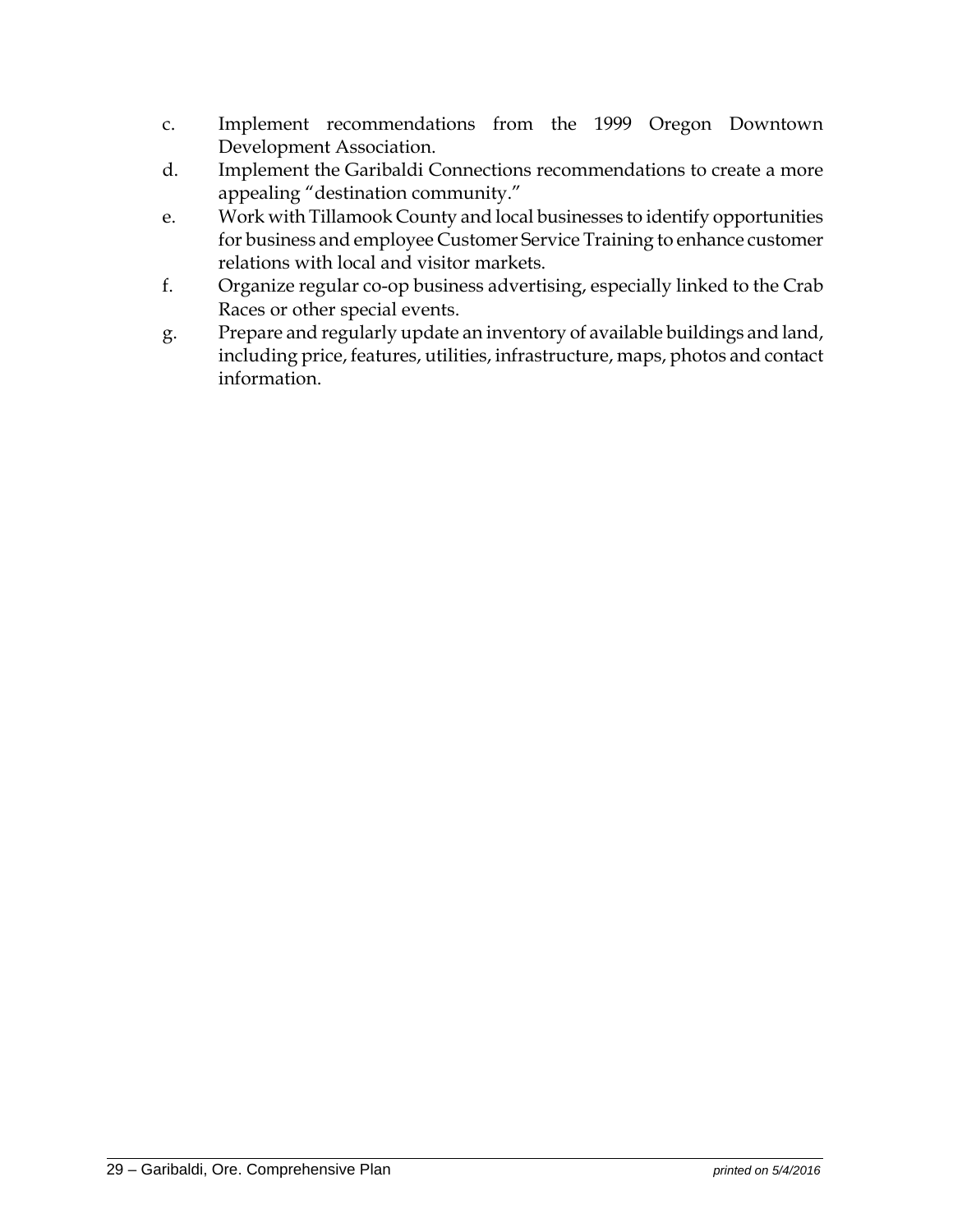c. Implement recommendations from the 1999 Oregon Downtown Development Association.

d. Implement the Garibaldi Connections recommendations to create a more appealing "destination community."

e. Work with Tillamook County and local businesses to identify opportunities for business and employee Customer Service Training to enhance customer relations with local and visitor markets.

f. Organize regular co-op business advertising, especially linked to the Crab Races or other special events.

g. Prepare and regularly update an inventory of available buildings and land, including price, features, utilities, infrastructure, maps, photos and contact information.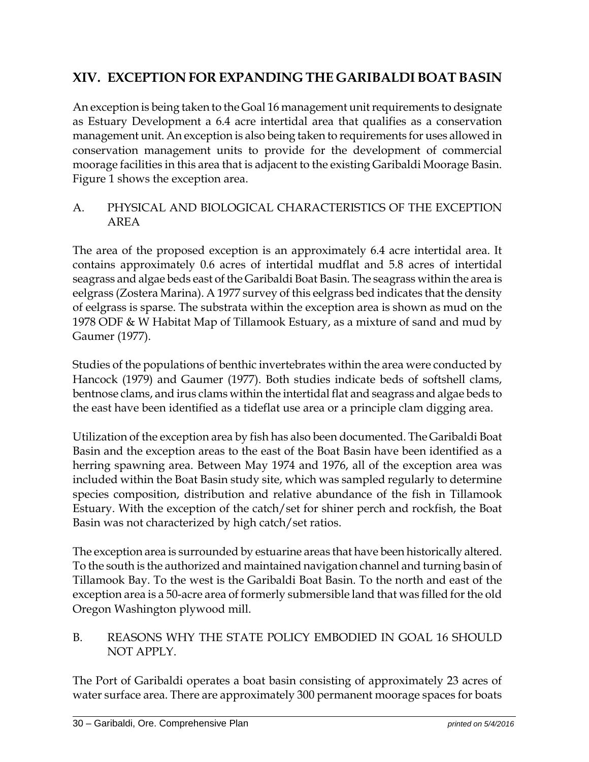## XIV. EXCEPTION FOR EXPANDING THE GARIBALDI BOAT BASIN

An exception is being taken to the Goal 16 management unit requirements to designate as Estuary Development a 6.4 acre intertidal area that qualifies as a conservation management unit. An exception is also being taken to requirements for uses allowed in conservation management units to provide for the development of commercial moorage facilities in this area that is adjacent to the existing Garibaldi Moorage Basin. Figure 1 shows the exception area.

### A. PHYSICAL AND BIOLOGICAL CHARACTERISTICS OF THE EXCEPTION AREA

The area of the proposed exception is an approximately 6.4 acre intertidal area. It contains approximately 0.6 acres of intertidal mudflat and 5.8 acres of intertidal seagrass and algae beds east of the Garibaldi Boat Basin. The seagrass within the area is eelgrass (Zostera Marina). A 1977 survey of this eelgrass bed indicates that the density of eelgrass is sparse. The substrata within the exception area is shown as mud on the 1978 ODF & W Habitat Map of Tillamook Estuary, as a mixture of sand and mud by Gaumer (1977).

Studies of the populations of benthic invertebrates within the area were conducted by Hancock (1979) and Gaumer (1977). Both studies indicate beds of softshell clams, bentnose clams, and irus clams within the intertidal flat and seagrass and algae beds to the east have been identified as a tideflat use area or a principle clam digging area.

Utilization of the exception area by fish has also been documented. The Garibaldi Boat Basin and the exception areas to the east of the Boat Basin have been identified as a herring spawning area. Between May 1974 and 1976, all of the exception area was included within the Boat Basin study site, which was sampled regularly to determine species composition, distribution and relative abundance of the fish in Tillamook Estuary. With the exception of the catch/set for shiner perch and rockfish, the Boat Basin was not characterized by high catch/set ratios.

The exception area is surrounded by estuarine areas that have been historically altered. To the south is the authorized and maintained navigation channel and turning basin of Tillamook Bay. To the west is the Garibaldi Boat Basin. To the north and east of the exception area is a 50-acre area of formerly submersible land that was filled for the old Oregon Washington plywood mill.

### B. REASONS WHY THE STATE POLICY EMBODIED IN GOAL 16 SHOULD NOT APPLY.

The Port of Garibaldi operates a boat basin consisting of approximately 23 acres of water surface area. There are approximately 300 permanent moorage spaces for boats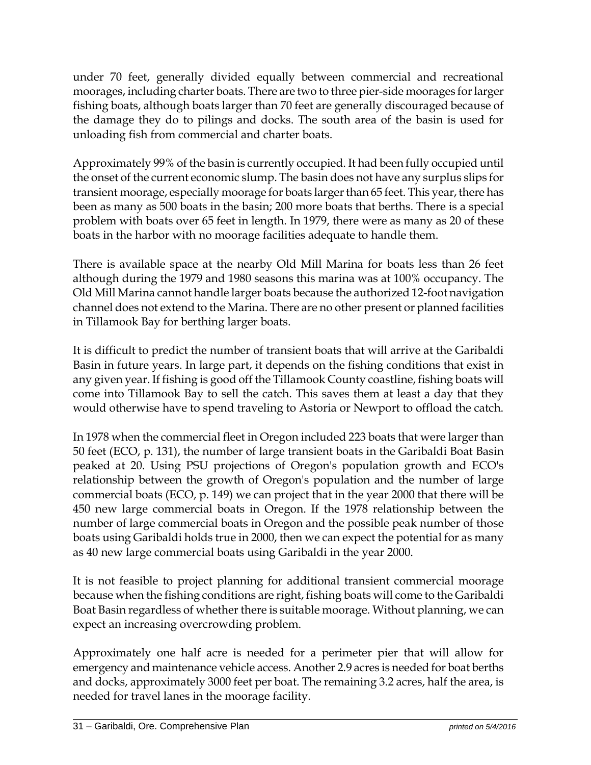under 70 feet, generally divided equally between commercial and recreational moorages, including charter boats. There are two to three pier-side moorages for larger fishing boats, although boats larger than 70 feet are generally discouraged because of the damage they do to pilings and docks. The south area of the basin is used for unloading fish from commercial and charter boats.

Approximately 99% of the basin is currently occupied. It had been fully occupied until the onset of the current economic slump. The basin does not have any surplus slips for transient moorage, especially moorage for boats larger than 65 feet. This year, there has been as many as 500 boats in the basin; 200 more boats that berths. There is a special problem with boats over 65 feet in length. In 1979, there were as many as 20 of these boats in the harbor with no moorage facilities adequate to handle them.

There is available space at the nearby Old Mill Marina for boats less than 26 feet although during the 1979 and 1980 seasons this marina was at 100% occupancy. The Old Mill Marina cannot handle larger boats because the authorized 12-foot navigation channel does not extend to the Marina. There are no other present or planned facilities in Tillamook Bay for berthing larger boats.

It is difficult to predict the number of transient boats that will arrive at the Garibaldi Basin in future years. In large part, it depends on the fishing conditions that exist in any given year. If fishing is good off the Tillamook County coastline, fishing boats will come into Tillamook Bay to sell the catch. This saves them at least a day that they would otherwise have to spend traveling to Astoria or Newport to offload the catch.

In 1978 when the commercial fleet in Oregon included 223 boats that were larger than 50 feet (ECO, p. 131), the number of large transient boats in the Garibaldi Boat Basin peaked at 20. Using PSU projections of Oregon's population growth and ECO's relationship between the growth of Oregon's population and the number of large commercial boats (ECO, p. 149) we can project that in the year 2000 that there will be 450 new large commercial boats in Oregon. If the 1978 relationship between the number of large commercial boats in Oregon and the possible peak number of those boats using Garibaldi holds true in 2000, then we can expect the potential for as many as 40 new large commercial boats using Garibaldi in the year 2000.

It is not feasible to project planning for additional transient commercial moorage because when the fishing conditions are right, fishing boats will come to the Garibaldi Boat Basin regardless of whether there is suitable moorage. Without planning, we can expect an increasing overcrowding problem.

Approximately one half acre is needed for a perimeter pier that will allow for emergency and maintenance vehicle access. Another 2.9 acres is needed for boat berths and docks, approximately 3000 feet per boat. The remaining 3.2 acres, half the area, is needed for travel lanes in the moorage facility.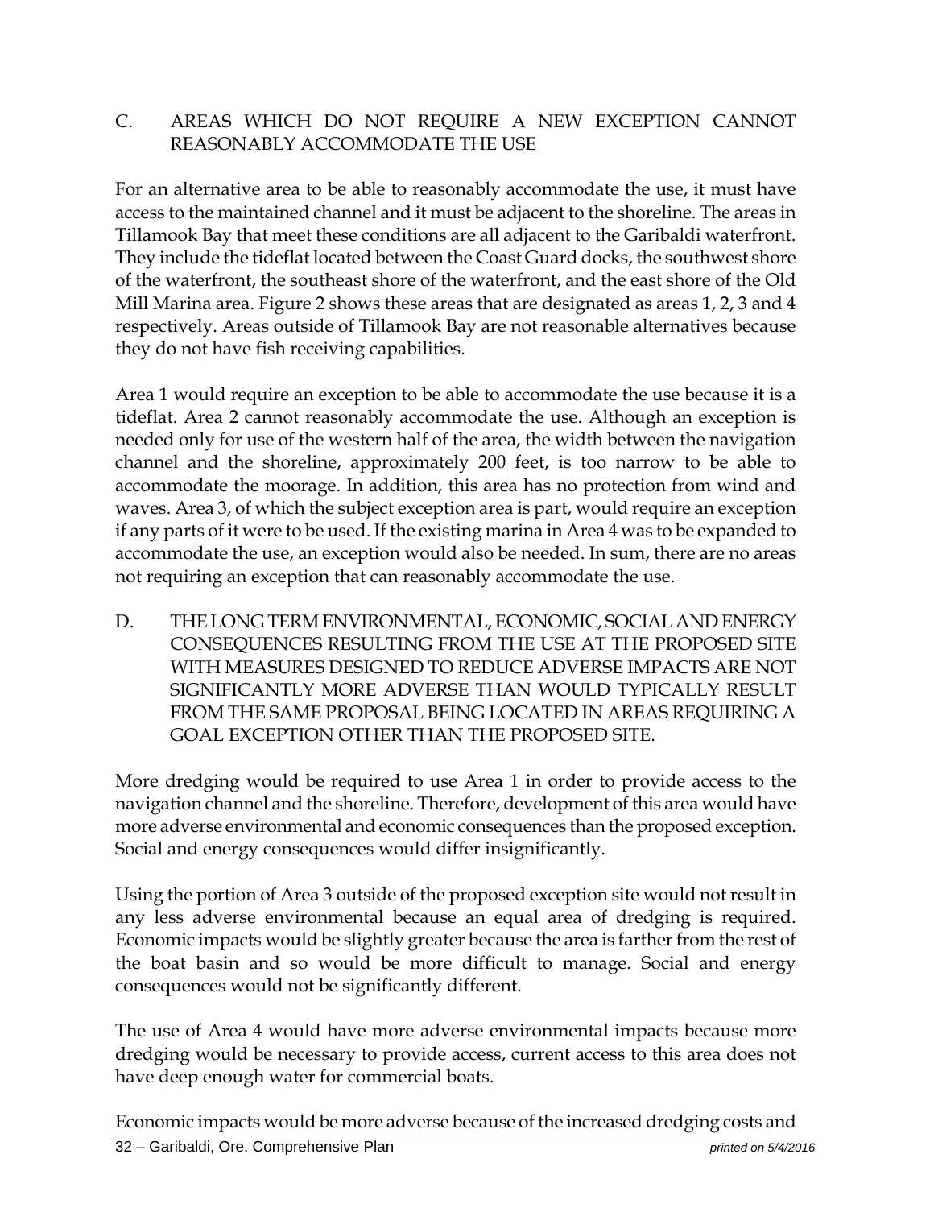## C. AREAS WHICH DO NOT REQUIRE A NEW EXCEPTION CANNOT REASONABLY ACCOMMODATE THE USE

For an alternative area to be able to reasonably accommodate the use, it must have access to the maintained channel and it must be adjacent to the shoreline. The areas in Tillamook Bay that meet these conditions are all adjacent to the Garibaldi waterfront. They include the tideflat located between the Coast Guard docks, the southwest shore of the waterfront, the southeast shore of the waterfront, and the east shore of the Old Mill Marina area. Figure 2 shows these areas that are designated as areas 1, 2, 3 and 4 respectively. Areas outside of Tillamook Bay are not reasonable alternatives because they do not have fish receiving capabilities.

Area 1 would require an exception to be able to accommodate the use because it is a tideflat. Area 2 cannot reasonably accommodate the use. Although an exception is needed only for use of the western half of the area, the width between the navigation channel and the shoreline, approximately 200 feet, is too narrow to be able to accommodate the moorage. In addition, this area has no protection from wind and waves. Area 3, of which the subject exception area is part, would require an exception if any parts of it were to be used. If the existing marina in Area 4 was to be expanded to accommodate the use, an exception would also be needed. In sum, there are no areas not requiring an exception that can reasonably accommodate the use.

## D. THE LONG TERM ENVIRONMENTAL, ECONOMIC, SOCIAL AND ENERGY CONSEQUENCES RESULTING FROM THE USE AT THE PROPOSED SITE WITH MEASURES DESIGNED TO REDUCE ADVERSE IMPACTS ARE NOT SIGNIFICANTLY MORE ADVERSE THAN WOULD TYPICALLY RESULT FROM THE SAME PROPOSAL BEING LOCATED IN AREAS REQUIRING A GOAL EXCEPTION OTHER THAN THE PROPOSED SITE.

More dredging would be required to use Area 1 in order to provide access to the navigation channel and the shoreline. Therefore, development of this area would have more adverse environmental and economic consequences than the proposed exception. Social and energy consequences would differ insignificantly.

Using the portion of Area 3 outside of the proposed exception site would not result in any less adverse environmental because an equal area of dredging is required. Economic impacts would be slightly greater because the area is farther from the rest of the boat basin and so would be more difficult to manage. Social and energy consequences would not be significantly different.

The use of Area 4 would have more adverse environmental impacts because more dredging would be necessary to provide access, current access to this area does not have deep enough water for commercial boats.

Economic impacts would be more adverse because of the increased dredging costs and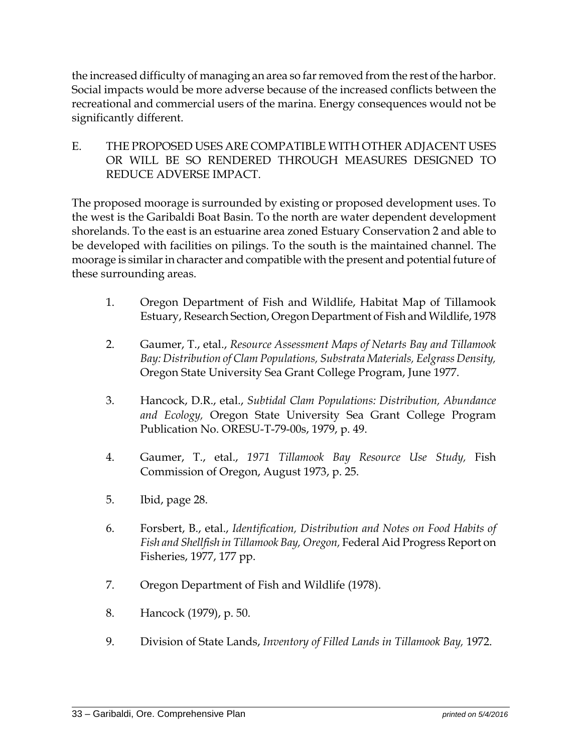the increased difficulty of managing an area so far removed from the rest of the harbor. Social impacts would be more adverse because of the increased conflicts between the recreational and commercial users of the marina. Energy consequences would not be significantly different.

E. THE PROPOSED USES ARE COMPATIBLE WITH OTHER ADJACENT USES OR WILL BE SO RENDERED THROUGH MEASURES DESIGNED TO REDUCE ADVERSE IMPACT.

The proposed moorage is surrounded by existing or proposed development uses. To the west is the Garibaldi Boat Basin. To the north are water dependent development shorelands. To the east is an estuarine area zoned Estuary Conservation 2 and able to be developed with facilities on pilings. To the south is the maintained channel. The moorage is similar in character and compatible with the present and potential future of these surrounding areas.

1. Oregon Department of Fish and Wildlife, Habitat Map of Tillamook Estuary, Research Section, Oregon Department of Fish and Wildlife, 1978

2. Gaumer, T., etal., *Resource Assessment Maps of Netarts Bay and Tillamook Bay: Distribution of Clam Populations, Substrata Materials, Eelgrass Density,* Oregon State University Sea Grant College Program, June 1977.

3. Hancock, D.R., etal., *Subtidal Clam Populations: Distribution, Abundance and Ecology,* Oregon State University Sea Grant College Program Publication No. ORESU-T-79-00s, 1979, p. 49.

4. Gaumer, T., etal., *1971 Tillamook Bay Resource Use Study,* Fish Commission of Oregon, August 1973, p. 25.

5. Ibid, page 28.

6. Forsbert, B., etal., *Identification, Distribution and Notes on Food Habits of Fish and Shellfish in Tillamook Bay, Oregon,* Federal Aid Progress Report on Fisheries, 1977, 177 pp.

7. Oregon Department of Fish and Wildlife (1978).

8. Hancock (1979), p. 50.

9. Division of State Lands, *Inventory of Filled Lands in Tillamook Bay,* 1972.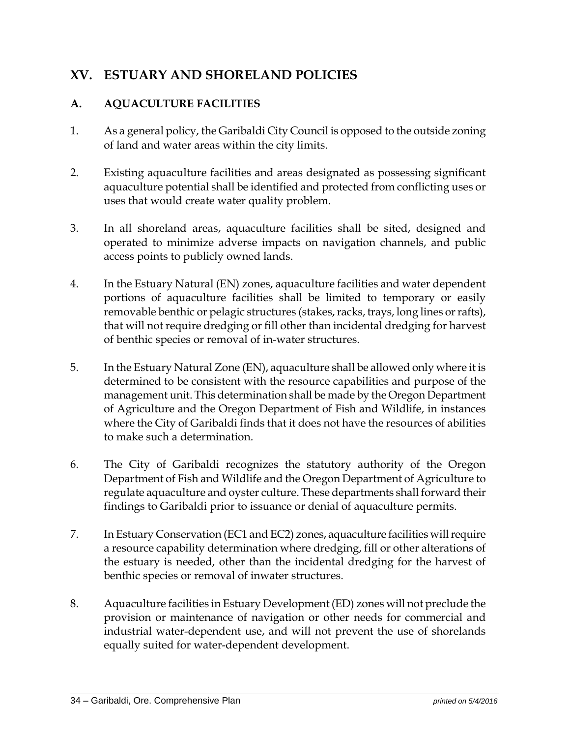# XV. ESTUARY AND SHORELAND POLICIES

## A. AQUACULTURE FACILITIES

1. As a general policy, the Garibaldi City Council is opposed to the outside zoning of land and water areas within the city limits.

2. Existing aquaculture facilities and areas designated as possessing significant aquaculture potential shall be identified and protected from conflicting uses or uses that would create water quality problem.

3. In all shoreland areas, aquaculture facilities shall be sited, designed and operated to minimize adverse impacts on navigation channels, and public access points to publicly owned lands.

4. In the Estuary Natural (EN) zones, aquaculture facilities and water dependent portions of aquaculture facilities shall be limited to temporary or easily removable benthic or pelagic structures (stakes, racks, trays, long lines or rafts), that will not require dredging or fill other than incidental dredging for harvest of benthic species or removal of in-water structures.

5. In the Estuary Natural Zone (EN), aquaculture shall be allowed only where it is determined to be consistent with the resource capabilities and purpose of the management unit. This determination shall be made by the Oregon Department of Agriculture and the Oregon Department of Fish and Wildlife, in instances where the City of Garibaldi finds that it does not have the resources of abilities to make such a determination.

6. The City of Garibaldi recognizes the statutory authority of the Oregon Department of Fish and Wildlife and the Oregon Department of Agriculture to regulate aquaculture and oyster culture. These departments shall forward their findings to Garibaldi prior to issuance or denial of aquaculture permits.

7. In Estuary Conservation (EC1 and EC2) zones, aquaculture facilities will require a resource capability determination where dredging, fill or other alterations of the estuary is needed, other than the incidental dredging for the harvest of benthic species or removal of inwater structures.

8. Aquaculture facilities in Estuary Development (ED) zones will not preclude the provision or maintenance of navigation or other needs for commercial and industrial water-dependent use, and will not prevent the use of shorelands equally suited for water-dependent development.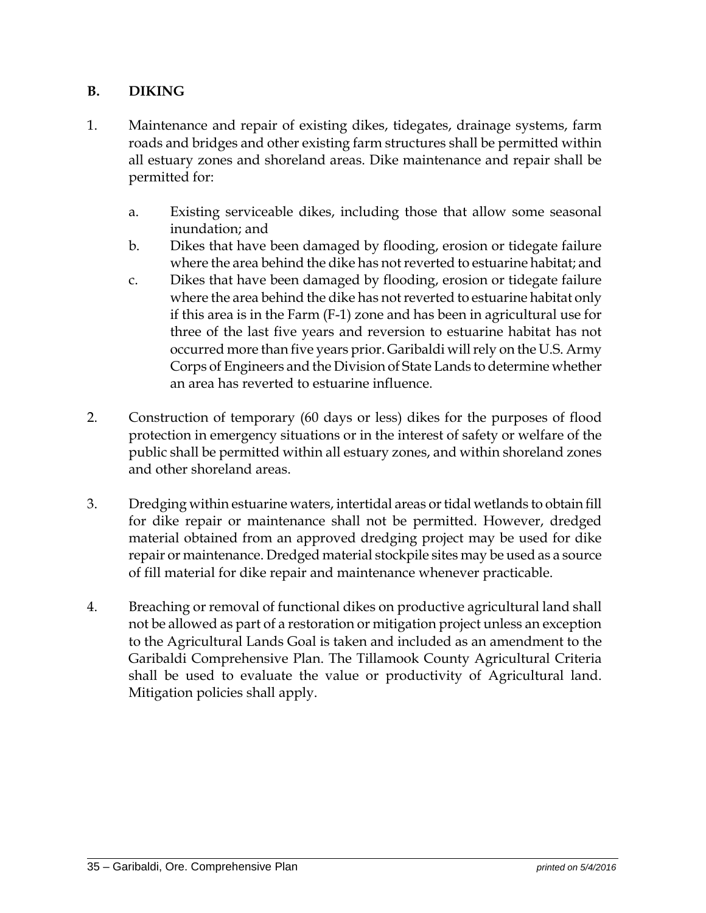## B. DIKING

1. Maintenance and repair of existing dikes, tidegates, drainage systems, farm roads and bridges and other existing farm structures shall be permitted within all estuary zones and shoreland areas. Dike maintenance and repair shall be permitted for:

   a. Existing serviceable dikes, including those that allow some seasonal inundation; and
   
   b. Dikes that have been damaged by flooding, erosion or tidegate failure where the area behind the dike has not reverted to estuarine habitat; and
   
   c. Dikes that have been damaged by flooding, erosion or tidegate failure where the area behind the dike has not reverted to estuarine habitat only if this area is in the Farm (F-1) zone and has been in agricultural use for three of the last five years and reversion to estuarine habitat has not occurred more than five years prior. Garibaldi will rely on the U.S. Army Corps of Engineers and the Division of State Lands to determine whether an area has reverted to estuarine influence.

2. Construction of temporary (60 days or less) dikes for the purposes of flood protection in emergency situations or in the interest of safety or welfare of the public shall be permitted within all estuary zones, and within shoreland zones and other shoreland areas.

3. Dredging within estuarine waters, intertidal areas or tidal wetlands to obtain fill for dike repair or maintenance shall not be permitted. However, dredged material obtained from an approved dredging project may be used for dike repair or maintenance. Dredged material stockpile sites may be used as a source of fill material for dike repair and maintenance whenever practicable.

4. Breaching or removal of functional dikes on productive agricultural land shall not be allowed as part of a restoration or mitigation project unless an exception to the Agricultural Lands Goal is taken and included as an amendment to the Garibaldi Comprehensive Plan. The Tillamook County Agricultural Criteria shall be used to evaluate the value or productivity of Agricultural land. Mitigation policies shall apply.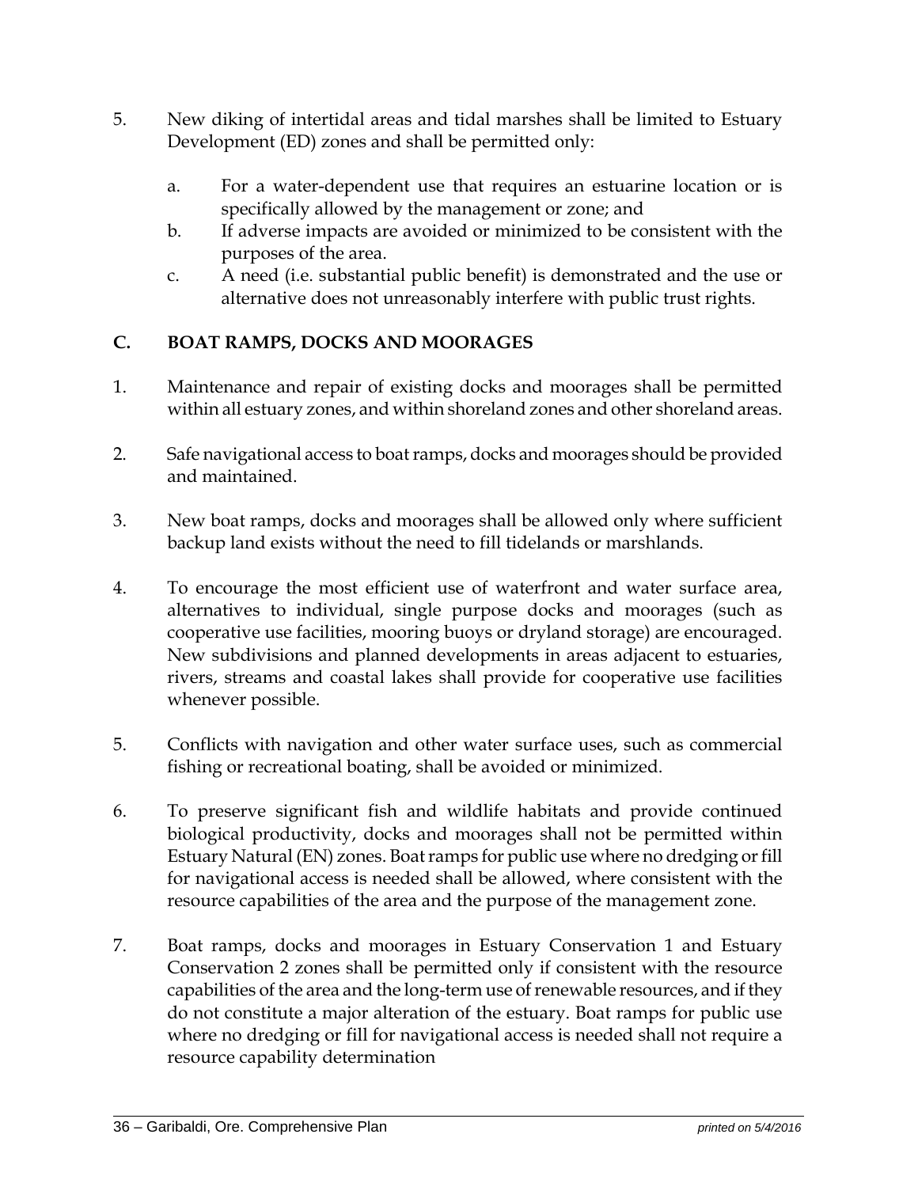5. New diking of intertidal areas and tidal marshes shall be limited to Estuary Development (ED) zones and shall be permitted only:

    a. For a water-dependent use that requires an estuarine location or is specifically allowed by the management or zone; and
    b. If adverse impacts are avoided or minimized to be consistent with the purposes of the area.
    c. A need (i.e. substantial public benefit) is demonstrated and the use or alternative does not unreasonably interfere with public trust rights.

## C. BOAT RAMPS, DOCKS AND MOORAGES

1. Maintenance and repair of existing docks and moorages shall be permitted within all estuary zones, and within shoreland zones and other shoreland areas.

2. Safe navigational access to boat ramps, docks and moorages should be provided and maintained.

3. New boat ramps, docks and moorages shall be allowed only where sufficient backup land exists without the need to fill tidelands or marshlands.

4. To encourage the most efficient use of waterfront and water surface area, alternatives to individual, single purpose docks and moorages (such as cooperative use facilities, mooring buoys or dryland storage) are encouraged. New subdivisions and planned developments in areas adjacent to estuaries, rivers, streams and coastal lakes shall provide for cooperative use facilities whenever possible.

5. Conflicts with navigation and other water surface uses, such as commercial fishing or recreational boating, shall be avoided or minimized.

6. To preserve significant fish and wildlife habitats and provide continued biological productivity, docks and moorages shall not be permitted within Estuary Natural (EN) zones. Boat ramps for public use where no dredging or fill for navigational access is needed shall be allowed, where consistent with the resource capabilities of the area and the purpose of the management zone.

7. Boat ramps, docks and moorages in Estuary Conservation 1 and Estuary Conservation 2 zones shall be permitted only if consistent with the resource capabilities of the area and the long-term use of renewable resources, and if they do not constitute a major alteration of the estuary. Boat ramps for public use where no dredging or fill for navigational access is needed shall not require a resource capability determination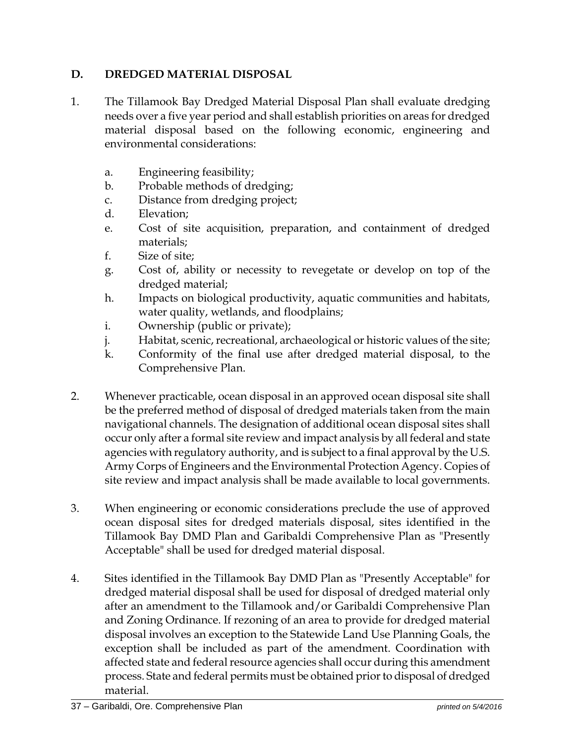## D. DREDGED MATERIAL DISPOSAL

1. The Tillamook Bay Dredged Material Disposal Plan shall evaluate dredging needs over a five year period and shall establish priorities on areas for dredged material disposal based on the following economic, engineering and environmental considerations:

   a. Engineering feasibility;
   b. Probable methods of dredging;
   c. Distance from dredging project;
   d. Elevation;
   e. Cost of site acquisition, preparation, and containment of dredged materials;
   f. Size of site;
   g. Cost of, ability or necessity to revegetate or develop on top of the dredged material;
   h. Impacts on biological productivity, aquatic communities and habitats, water quality, wetlands, and floodplains;
   i. Ownership (public or private);
   j. Habitat, scenic, recreational, archaeological or historic values of the site;
   k. Conformity of the final use after dredged material disposal, to the Comprehensive Plan.

2. Whenever practicable, ocean disposal in an approved ocean disposal site shall be the preferred method of disposal of dredged materials taken from the main navigational channels. The designation of additional ocean disposal sites shall occur only after a formal site review and impact analysis by all federal and state agencies with regulatory authority, and is subject to a final approval by the U.S. Army Corps of Engineers and the Environmental Protection Agency. Copies of site review and impact analysis shall be made available to local governments.

3. When engineering or economic considerations preclude the use of approved ocean disposal sites for dredged materials disposal, sites identified in the Tillamook Bay DMD Plan and Garibaldi Comprehensive Plan as "Presently Acceptable" shall be used for dredged material disposal.

4. Sites identified in the Tillamook Bay DMD Plan as "Presently Acceptable" for dredged material disposal shall be used for disposal of dredged material only after an amendment to the Tillamook and/or Garibaldi Comprehensive Plan and Zoning Ordinance. If rezoning of an area to provide for dredged material disposal involves an exception to the Statewide Land Use Planning Goals, the exception shall be included as part of the amendment. Coordination with affected state and federal resource agencies shall occur during this amendment process. State and federal permits must be obtained prior to disposal of dredged material.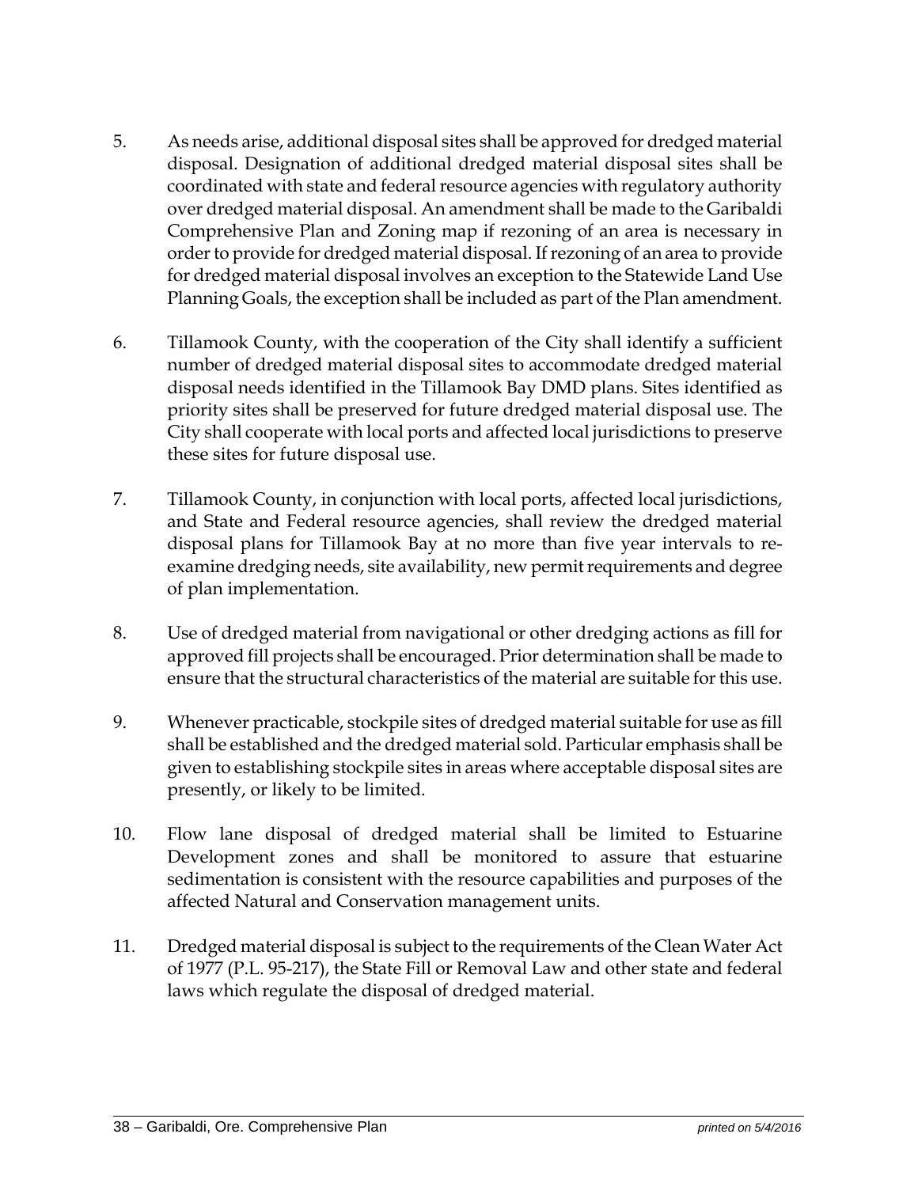5. As needs arise, additional disposal sites shall be approved for dredged material disposal. Designation of additional dredged material disposal sites shall be coordinated with state and federal resource agencies with regulatory authority over dredged material disposal. An amendment shall be made to the Garibaldi Comprehensive Plan and Zoning map if rezoning of an area is necessary in order to provide for dredged material disposal. If rezoning of an area to provide for dredged material disposal involves an exception to the Statewide Land Use Planning Goals, the exception shall be included as part of the Plan amendment.

6. Tillamook County, with the cooperation of the City shall identify a sufficient number of dredged material disposal sites to accommodate dredged material disposal needs identified in the Tillamook Bay DMD plans. Sites identified as priority sites shall be preserved for future dredged material disposal use. The City shall cooperate with local ports and affected local jurisdictions to preserve these sites for future disposal use.

7. Tillamook County, in conjunction with local ports, affected local jurisdictions, and State and Federal resource agencies, shall review the dredged material disposal plans for Tillamook Bay at no more than five year intervals to re-examine dredging needs, site availability, new permit requirements and degree of plan implementation.

8. Use of dredged material from navigational or other dredging actions as fill for approved fill projects shall be encouraged. Prior determination shall be made to ensure that the structural characteristics of the material are suitable for this use.

9. Whenever practicable, stockpile sites of dredged material suitable for use as fill shall be established and the dredged material sold. Particular emphasis shall be given to establishing stockpile sites in areas where acceptable disposal sites are presently, or likely to be limited.

10. Flow lane disposal of dredged material shall be limited to Estuarine Development zones and shall be monitored to assure that estuarine sedimentation is consistent with the resource capabilities and purposes of the affected Natural and Conservation management units.

11. Dredged material disposal is subject to the requirements of the Clean Water Act of 1977 (P.L. 95-217), the State Fill or Removal Law and other state and federal laws which regulate the disposal of dredged material.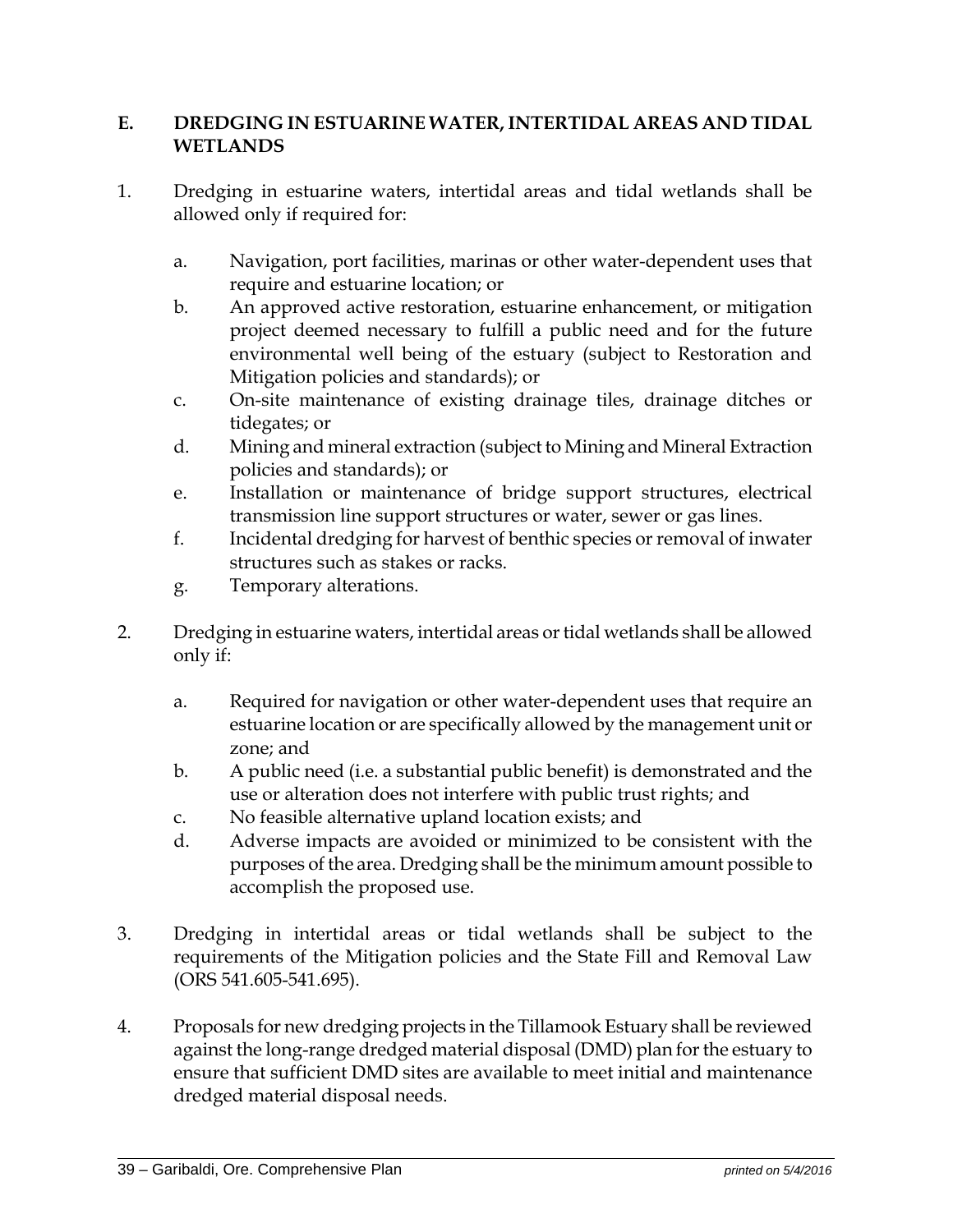### E. DREDGING IN ESTUARINE WATER, INTERTIDAL AREAS AND TIDAL WETLANDS

1. Dredging in estuarine waters, intertidal areas and tidal wetlands shall be allowed only if required for:

   a. Navigation, port facilities, marinas or other water-dependent uses that require and estuarine location; or
   b. An approved active restoration, estuarine enhancement, or mitigation project deemed necessary to fulfill a public need and for the future environmental well being of the estuary (subject to Restoration and Mitigation policies and standards); or
   c. On-site maintenance of existing drainage tiles, drainage ditches or tidegates; or
   d. Mining and mineral extraction (subject to Mining and Mineral Extraction policies and standards); or
   e. Installation or maintenance of bridge support structures, electrical transmission line support structures or water, sewer or gas lines.
   f. Incidental dredging for harvest of benthic species or removal of inwater structures such as stakes or racks.
   g. Temporary alterations.

2. Dredging in estuarine waters, intertidal areas or tidal wetlands shall be allowed only if:

   a. Required for navigation or other water-dependent uses that require an estuarine location or are specifically allowed by the management unit or zone; and
   b. A public need (i.e. a substantial public benefit) is demonstrated and the use or alteration does not interfere with public trust rights; and
   c. No feasible alternative upland location exists; and
   d. Adverse impacts are avoided or minimized to be consistent with the purposes of the area. Dredging shall be the minimum amount possible to accomplish the proposed use.

3. Dredging in intertidal areas or tidal wetlands shall be subject to the requirements of the Mitigation policies and the State Fill and Removal Law (ORS 541.605-541.695).

4. Proposals for new dredging projects in the Tillamook Estuary shall be reviewed against the long-range dredged material disposal (DMD) plan for the estuary to ensure that sufficient DMD sites are available to meet initial and maintenance dredged material disposal needs.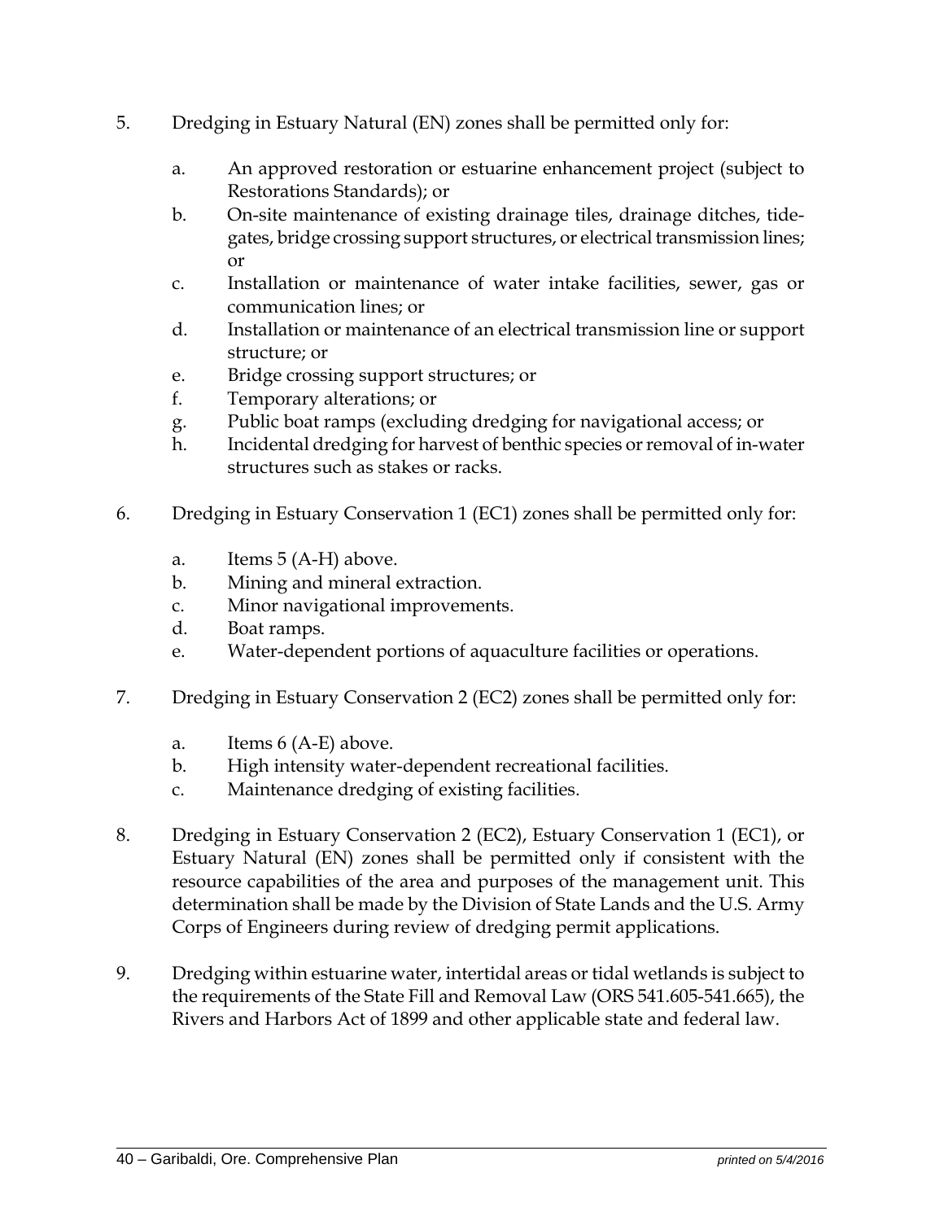5. Dredging in Estuary Natural (EN) zones shall be permitted only for:

   a. An approved restoration or estuarine enhancement project (subject to Restorations Standards); or
   b. On-site maintenance of existing drainage tiles, drainage ditches, tide-gates, bridge crossing support structures, or electrical transmission lines; or
   c. Installation or maintenance of water intake facilities, sewer, gas or communication lines; or
   d. Installation or maintenance of an electrical transmission line or support structure; or
   e. Bridge crossing support structures; or
   f. Temporary alterations; or
   g. Public boat ramps (excluding dredging for navigational access; or
   h. Incidental dredging for harvest of benthic species or removal of in-water structures such as stakes or racks.

6. Dredging in Estuary Conservation 1 (EC1) zones shall be permitted only for:

   a. Items 5 (A-H) above.
   b. Mining and mineral extraction.
   c. Minor navigational improvements.
   d. Boat ramps.
   e. Water-dependent portions of aquaculture facilities or operations.

7. Dredging in Estuary Conservation 2 (EC2) zones shall be permitted only for:

   a. Items 6 (A-E) above.
   b. High intensity water-dependent recreational facilities.
   c. Maintenance dredging of existing facilities.

8. Dredging in Estuary Conservation 2 (EC2), Estuary Conservation 1 (EC1), or Estuary Natural (EN) zones shall be permitted only if consistent with the resource capabilities of the area and purposes of the management unit. This determination shall be made by the Division of State Lands and the U.S. Army Corps of Engineers during review of dredging permit applications.

9. Dredging within estuarine water, intertidal areas or tidal wetlands is subject to the requirements of the State Fill and Removal Law (ORS 541.605-541.665), the Rivers and Harbors Act of 1899 and other applicable state and federal law.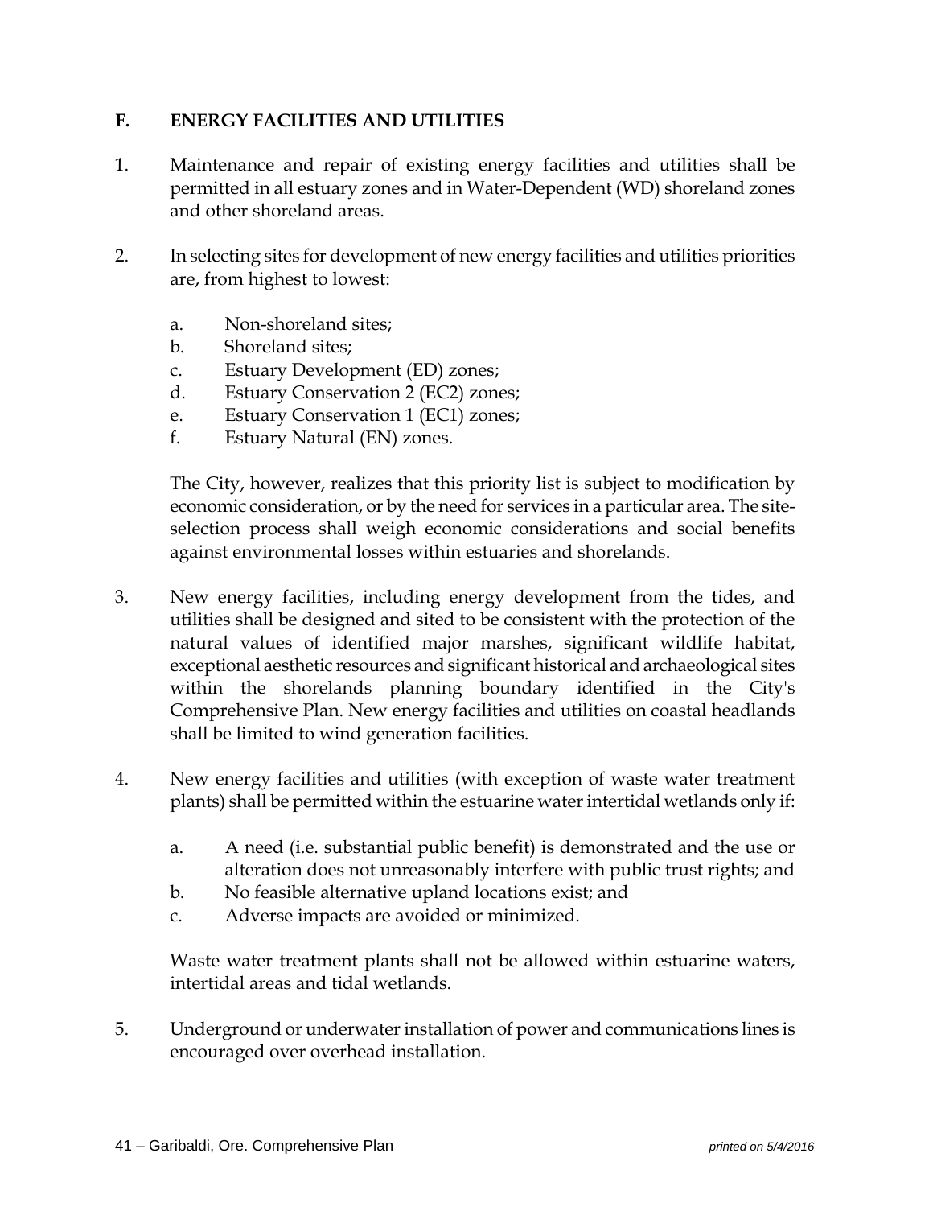## F. ENERGY FACILITIES AND UTILITIES

1. Maintenance and repair of existing energy facilities and utilities shall be permitted in all estuary zones and in Water-Dependent (WD) shoreland zones and other shoreland areas.

2. In selecting sites for development of new energy facilities and utilities priorities are, from highest to lowest:

   a. Non-shoreland sites;
   b. Shoreland sites;
   c. Estuary Development (ED) zones;
   d. Estuary Conservation 2 (EC2) zones;
   e. Estuary Conservation 1 (EC1) zones;
   f. Estuary Natural (EN) zones.

   The City, however, realizes that this priority list is subject to modification by economic consideration, or by the need for services in a particular area. The site-selection process shall weigh economic considerations and social benefits against environmental losses within estuaries and shorelands.

3. New energy facilities, including energy development from the tides, and utilities shall be designed and sited to be consistent with the protection of the natural values of identified major marshes, significant wildlife habitat, exceptional aesthetic resources and significant historical and archaeological sites within the shorelands planning boundary identified in the City's Comprehensive Plan. New energy facilities and utilities on coastal headlands shall be limited to wind generation facilities.

4. New energy facilities and utilities (with exception of waste water treatment plants) shall be permitted within the estuarine water intertidal wetlands only if:

   a. A need (i.e. substantial public benefit) is demonstrated and the use or alteration does not unreasonably interfere with public trust rights; and
   b. No feasible alternative upland locations exist; and
   c. Adverse impacts are avoided or minimized.

   Waste water treatment plants shall not be allowed within estuarine waters, intertidal areas and tidal wetlands.

5. Underground or underwater installation of power and communications lines is encouraged over overhead installation.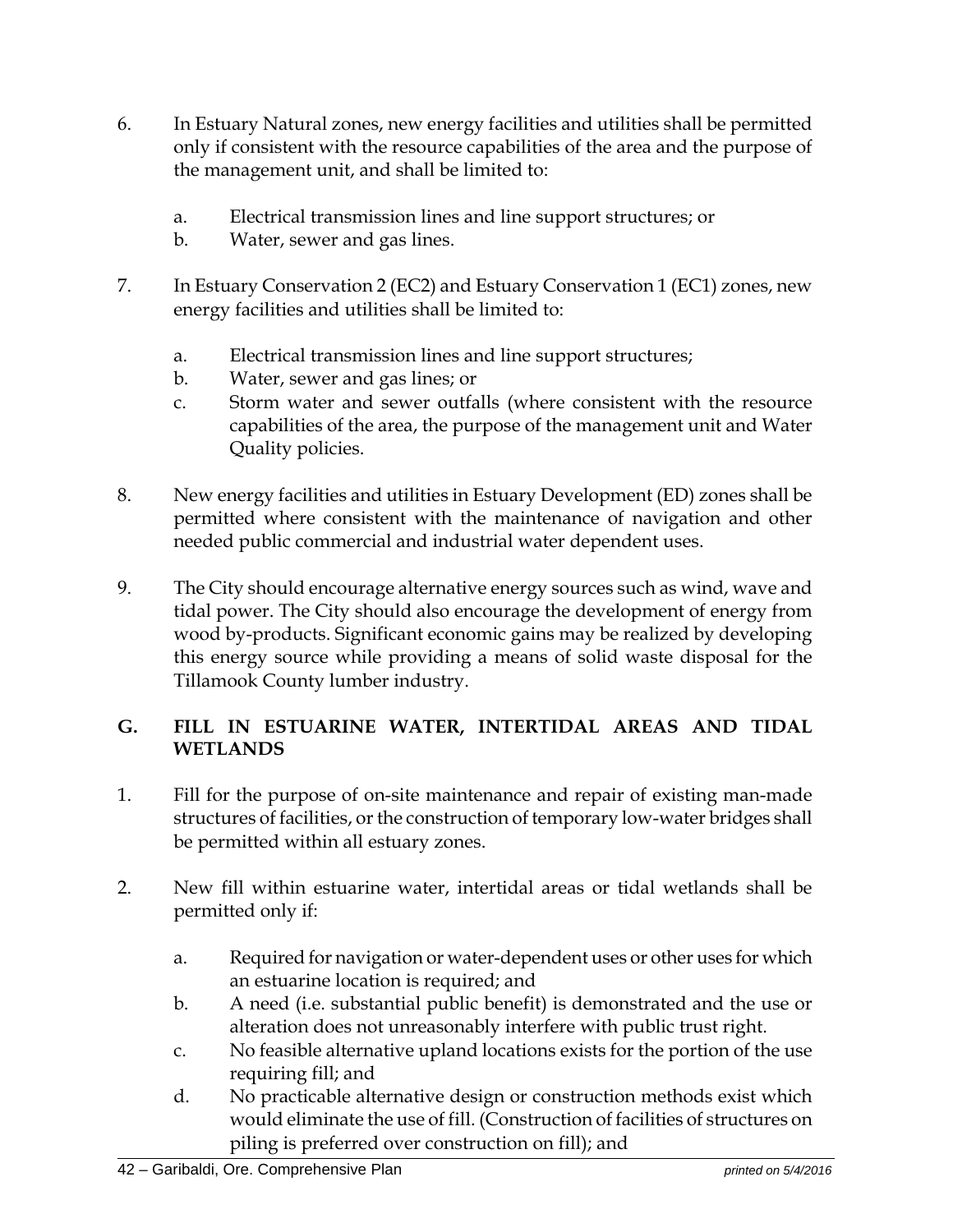6. In Estuary Natural zones, new energy facilities and utilities shall be permitted only if consistent with the resource capabilities of the area and the purpose of the management unit, and shall be limited to:

   a. Electrical transmission lines and line support structures; or
   b. Water, sewer and gas lines.

7. In Estuary Conservation 2 (EC2) and Estuary Conservation 1 (EC1) zones, new energy facilities and utilities shall be limited to:

   a. Electrical transmission lines and line support structures;
   b. Water, sewer and gas lines; or
   c. Storm water and sewer outfalls (where consistent with the resource capabilities of the area, the purpose of the management unit and Water Quality policies.

8. New energy facilities and utilities in Estuary Development (ED) zones shall be permitted where consistent with the maintenance of navigation and other needed public commercial and industrial water dependent uses.

9. The City should encourage alternative energy sources such as wind, wave and tidal power. The City should also encourage the development of energy from wood by-products. Significant economic gains may be realized by developing this energy source while providing a means of solid waste disposal for the Tillamook County lumber industry.

## G. FILL IN ESTUARINE WATER, INTERTIDAL AREAS AND TIDAL WETLANDS

1. Fill for the purpose of on-site maintenance and repair of existing man-made structures of facilities, or the construction of temporary low-water bridges shall be permitted within all estuary zones.

2. New fill within estuarine water, intertidal areas or tidal wetlands shall be permitted only if:

   a. Required for navigation or water-dependent uses or other uses for which an estuarine location is required; and
   b. A need (i.e. substantial public benefit) is demonstrated and the use or alteration does not unreasonably interfere with public trust right.
   c. No feasible alternative upland locations exists for the portion of the use requiring fill; and
   d. No practicable alternative design or construction methods exist which would eliminate the use of fill. (Construction of facilities of structures on piling is preferred over construction on fill); and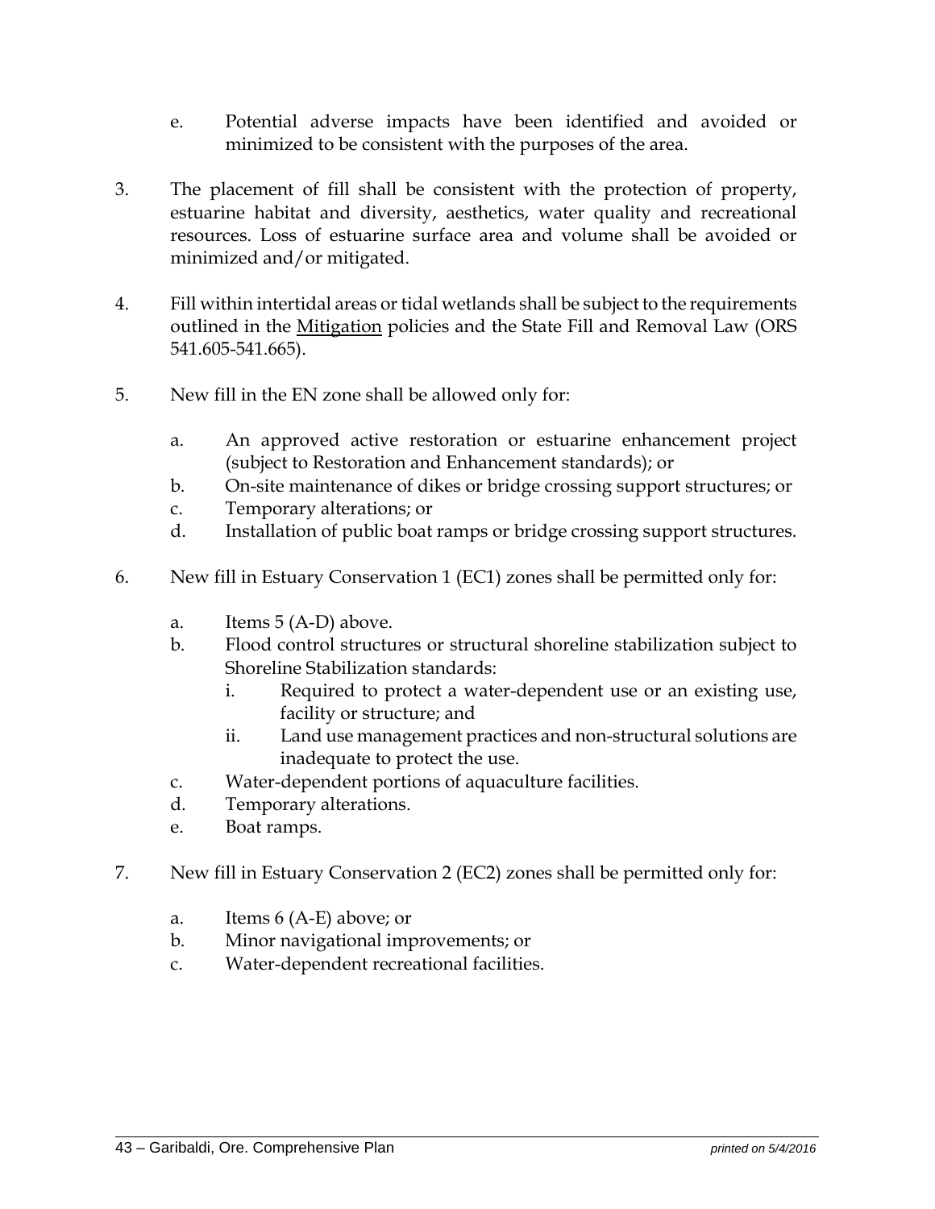e. Potential adverse impacts have been identified and avoided or minimized to be consistent with the purposes of the area.

3. The placement of fill shall be consistent with the protection of property, estuarine habitat and diversity, aesthetics, water quality and recreational resources. Loss of estuarine surface area and volume shall be avoided or minimized and/or mitigated.

4. Fill within intertidal areas or tidal wetlands shall be subject to the requirements outlined in the Mitigation policies and the State Fill and Removal Law (ORS 541.605-541.665).

5. New fill in the EN zone shall be allowed only for:

   a. An approved active restoration or estuarine enhancement project (subject to Restoration and Enhancement standards); or
   b. On-site maintenance of dikes or bridge crossing support structures; or
   c. Temporary alterations; or
   d. Installation of public boat ramps or bridge crossing support structures.

6. New fill in Estuary Conservation 1 (EC1) zones shall be permitted only for:

   a. Items 5 (A-D) above.
   b. Flood control structures or structural shoreline stabilization subject to Shoreline Stabilization standards:
      i. Required to protect a water-dependent use or an existing use, facility or structure; and
      ii. Land use management practices and non-structural solutions are inadequate to protect the use.
   c. Water-dependent portions of aquaculture facilities.
   d. Temporary alterations.
   e. Boat ramps.

7. New fill in Estuary Conservation 2 (EC2) zones shall be permitted only for:

   a. Items 6 (A-E) above; or
   b. Minor navigational improvements; or
   c. Water-dependent recreational facilities.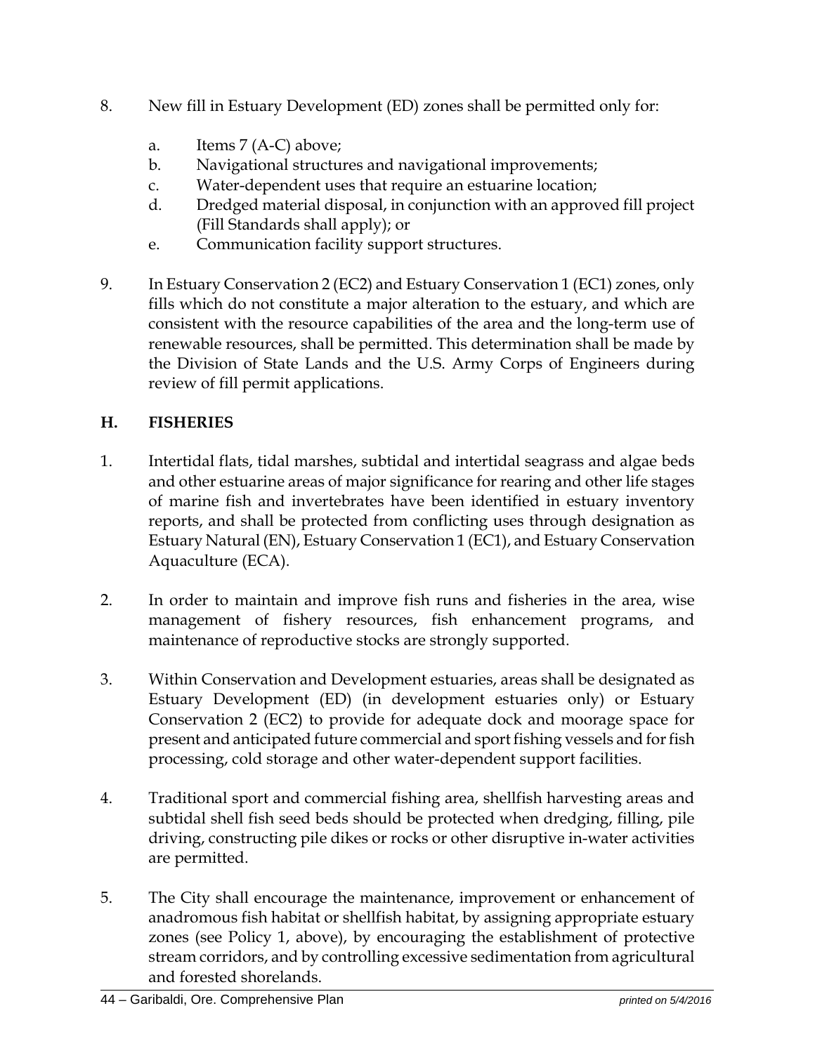8. New fill in Estuary Development (ED) zones shall be permitted only for:

   a. Items 7 (A-C) above;
   b. Navigational structures and navigational improvements;
   c. Water-dependent uses that require an estuarine location;
   d. Dredged material disposal, in conjunction with an approved fill project (Fill Standards shall apply); or
   e. Communication facility support structures.

9. In Estuary Conservation 2 (EC2) and Estuary Conservation 1 (EC1) zones, only fills which do not constitute a major alteration to the estuary, and which are consistent with the resource capabilities of the area and the long-term use of renewable resources, shall be permitted. This determination shall be made by the Division of State Lands and the U.S. Army Corps of Engineers during review of fill permit applications.

## H. FISHERIES

1. Intertidal flats, tidal marshes, subtidal and intertidal seagrass and algae beds and other estuarine areas of major significance for rearing and other life stages of marine fish and invertebrates have been identified in estuary inventory reports, and shall be protected from conflicting uses through designation as Estuary Natural (EN), Estuary Conservation 1 (EC1), and Estuary Conservation Aquaculture (ECA).

2. In order to maintain and improve fish runs and fisheries in the area, wise management of fishery resources, fish enhancement programs, and maintenance of reproductive stocks are strongly supported.

3. Within Conservation and Development estuaries, areas shall be designated as Estuary Development (ED) (in development estuaries only) or Estuary Conservation 2 (EC2) to provide for adequate dock and moorage space for present and anticipated future commercial and sport fishing vessels and for fish processing, cold storage and other water-dependent support facilities.

4. Traditional sport and commercial fishing area, shellfish harvesting areas and subtidal shell fish seed beds should be protected when dredging, filling, pile driving, constructing pile dikes or rocks or other disruptive in-water activities are permitted.

5. The City shall encourage the maintenance, improvement or enhancement of anadromous fish habitat or shellfish habitat, by assigning appropriate estuary zones (see Policy 1, above), by encouraging the establishment of protective stream corridors, and by controlling excessive sedimentation from agricultural and forested shorelands.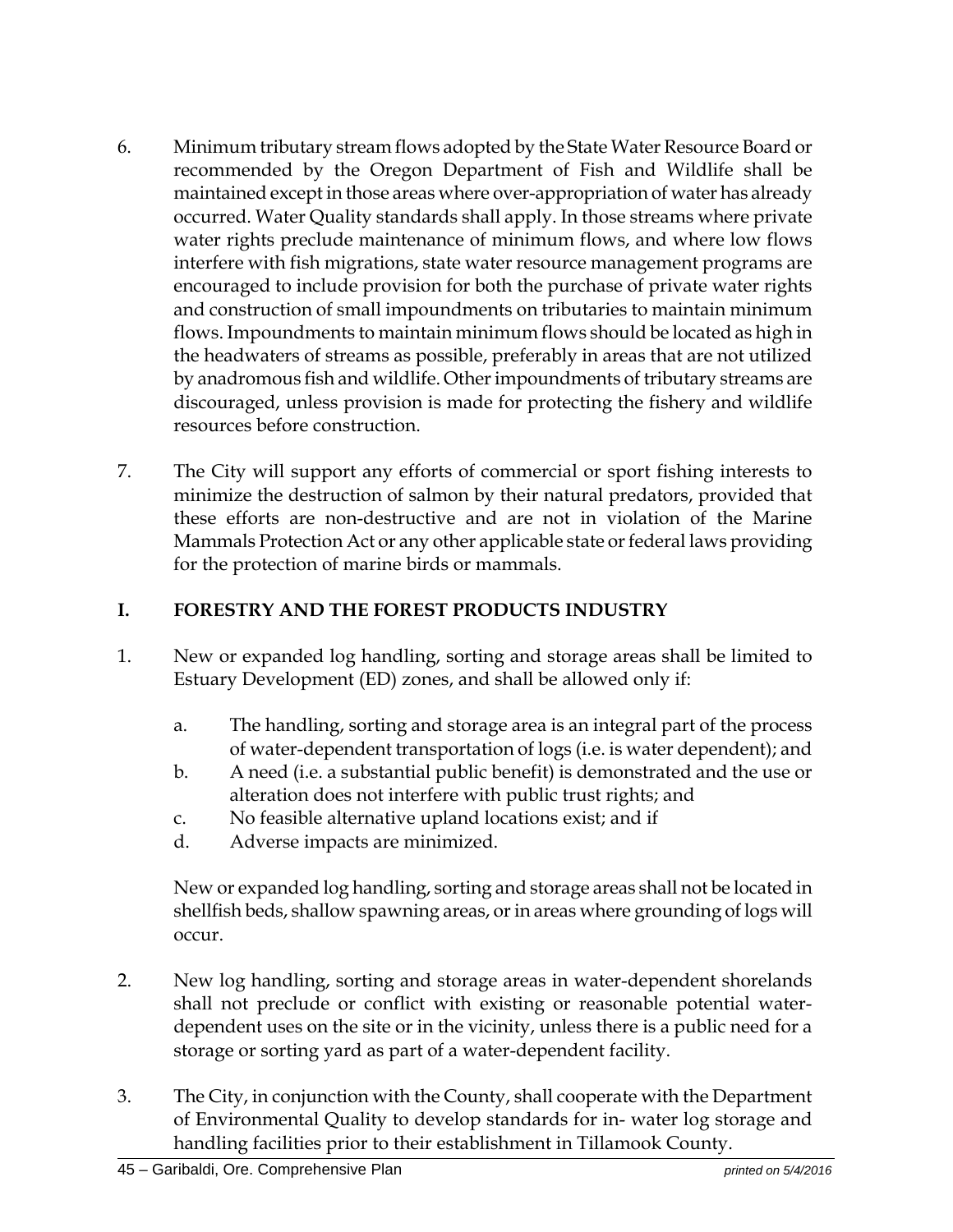6. Minimum tributary stream flows adopted by the State Water Resource Board or recommended by the Oregon Department of Fish and Wildlife shall be maintained except in those areas where over-appropriation of water has already occurred. Water Quality standards shall apply. In those streams where private water rights preclude maintenance of minimum flows, and where low flows interfere with fish migrations, state water resource management programs are encouraged to include provision for both the purchase of private water rights and construction of small impoundments on tributaries to maintain minimum flows. Impoundments to maintain minimum flows should be located as high in the headwaters of streams as possible, preferably in areas that are not utilized by anadromous fish and wildlife. Other impoundments of tributary streams are discouraged, unless provision is made for protecting the fishery and wildlife resources before construction.

7. The City will support any efforts of commercial or sport fishing interests to minimize the destruction of salmon by their natural predators, provided that these efforts are non-destructive and are not in violation of the Marine Mammals Protection Act or any other applicable state or federal laws providing for the protection of marine birds or mammals.

## I. FORESTRY AND THE FOREST PRODUCTS INDUSTRY

1. New or expanded log handling, sorting and storage areas shall be limited to Estuary Development (ED) zones, and shall be allowed only if:

   a. The handling, sorting and storage area is an integral part of the process of water-dependent transportation of logs (i.e. is water dependent); and
   b. A need (i.e. a substantial public benefit) is demonstrated and the use or alteration does not interfere with public trust rights; and
   c. No feasible alternative upland locations exist; and if
   d. Adverse impacts are minimized.

   New or expanded log handling, sorting and storage areas shall not be located in shellfish beds, shallow spawning areas, or in areas where grounding of logs will occur.

2. New log handling, sorting and storage areas in water-dependent shorelands shall not preclude or conflict with existing or reasonable potential water-dependent uses on the site or in the vicinity, unless there is a public need for a storage or sorting yard as part of a water-dependent facility.

3. The City, in conjunction with the County, shall cooperate with the Department of Environmental Quality to develop standards for in- water log storage and handling facilities prior to their establishment in Tillamook County.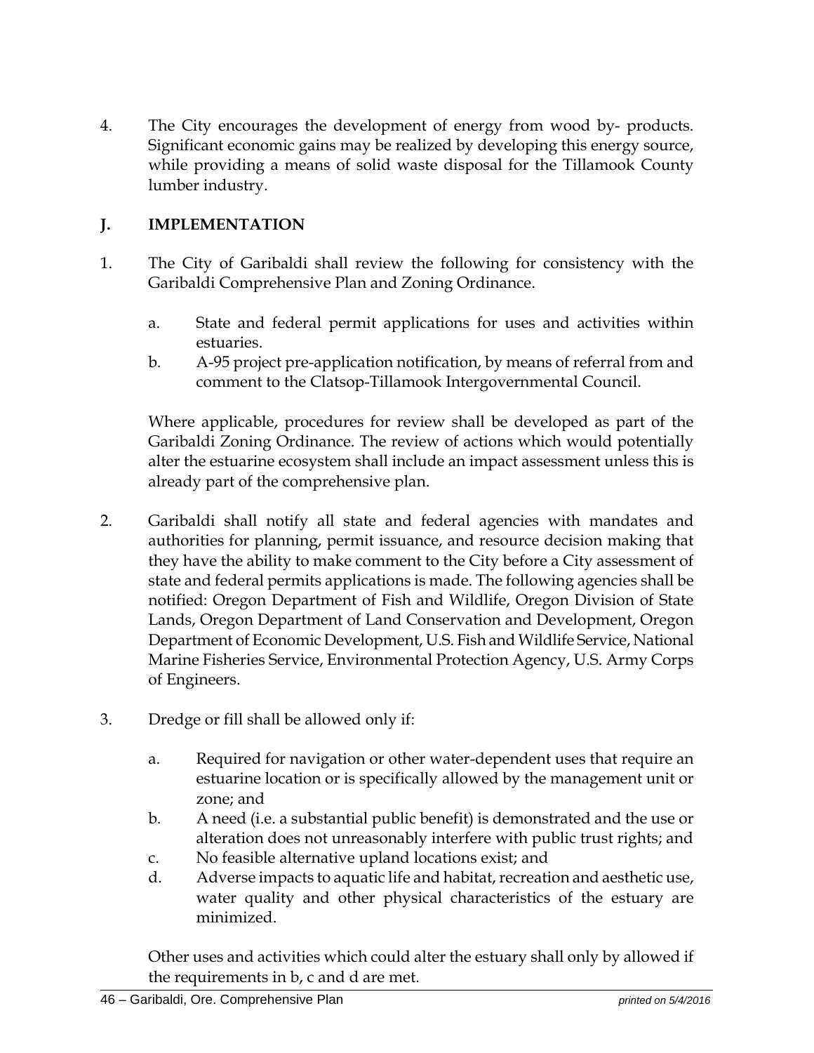4. The City encourages the development of energy from wood by- products. Significant economic gains may be realized by developing this energy source, while providing a means of solid waste disposal for the Tillamook County lumber industry.

## J. IMPLEMENTATION

1. The City of Garibaldi shall review the following for consistency with the Garibaldi Comprehensive Plan and Zoning Ordinance.

    a. State and federal permit applications for uses and activities within estuaries.

    b. A-95 project pre-application notification, by means of referral from and comment to the Clatsop-Tillamook Intergovernmental Council.

    Where applicable, procedures for review shall be developed as part of the Garibaldi Zoning Ordinance. The review of actions which would potentially alter the estuarine ecosystem shall include an impact assessment unless this is already part of the comprehensive plan.

2. Garibaldi shall notify all state and federal agencies with mandates and authorities for planning, permit issuance, and resource decision making that they have the ability to make comment to the City before a City assessment of state and federal permits applications is made. The following agencies shall be notified: Oregon Department of Fish and Wildlife, Oregon Division of State Lands, Oregon Department of Land Conservation and Development, Oregon Department of Economic Development, U.S. Fish and Wildlife Service, National Marine Fisheries Service, Environmental Protection Agency, U.S. Army Corps of Engineers.

3. Dredge or fill shall be allowed only if:

    a. Required for navigation or other water-dependent uses that require an estuarine location or is specifically allowed by the management unit or zone; and

    b. A need (i.e. a substantial public benefit) is demonstrated and the use or alteration does not unreasonably interfere with public trust rights; and

    c. No feasible alternative upland locations exist; and

    d. Adverse impacts to aquatic life and habitat, recreation and aesthetic use, water quality and other physical characteristics of the estuary are minimized.

    Other uses and activities which could alter the estuary shall only by allowed if the requirements in b, c and d are met.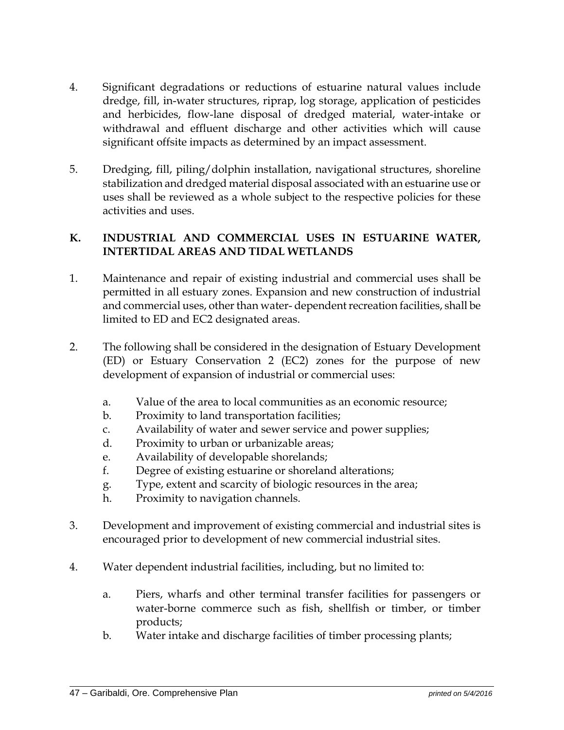4. Significant degradations or reductions of estuarine natural values include dredge, fill, in-water structures, riprap, log storage, application of pesticides and herbicides, flow-lane disposal of dredged material, water-intake or withdrawal and effluent discharge and other activities which will cause significant offsite impacts as determined by an impact assessment.

5. Dredging, fill, piling/dolphin installation, navigational structures, shoreline stabilization and dredged material disposal associated with an estuarine use or uses shall be reviewed as a whole subject to the respective policies for these activities and uses.

## K. INDUSTRIAL AND COMMERCIAL USES IN ESTUARINE WATER, INTERTIDAL AREAS AND TIDAL WETLANDS

1. Maintenance and repair of existing industrial and commercial uses shall be permitted in all estuary zones. Expansion and new construction of industrial and commercial uses, other than water- dependent recreation facilities, shall be limited to ED and EC2 designated areas.

2. The following shall be considered in the designation of Estuary Development (ED) or Estuary Conservation 2 (EC2) zones for the purpose of new development of expansion of industrial or commercial uses:

   a. Value of the area to local communities as an economic resource;
   b. Proximity to land transportation facilities;
   c. Availability of water and sewer service and power supplies;
   d. Proximity to urban or urbanizable areas;
   e. Availability of developable shorelands;
   f. Degree of existing estuarine or shoreland alterations;
   g. Type, extent and scarcity of biologic resources in the area;
   h. Proximity to navigation channels.

3. Development and improvement of existing commercial and industrial sites is encouraged prior to development of new commercial industrial sites.

4. Water dependent industrial facilities, including, but no limited to:

   a. Piers, wharfs and other terminal transfer facilities for passengers or water-borne commerce such as fish, shellfish or timber, or timber products;
   b. Water intake and discharge facilities of timber processing plants;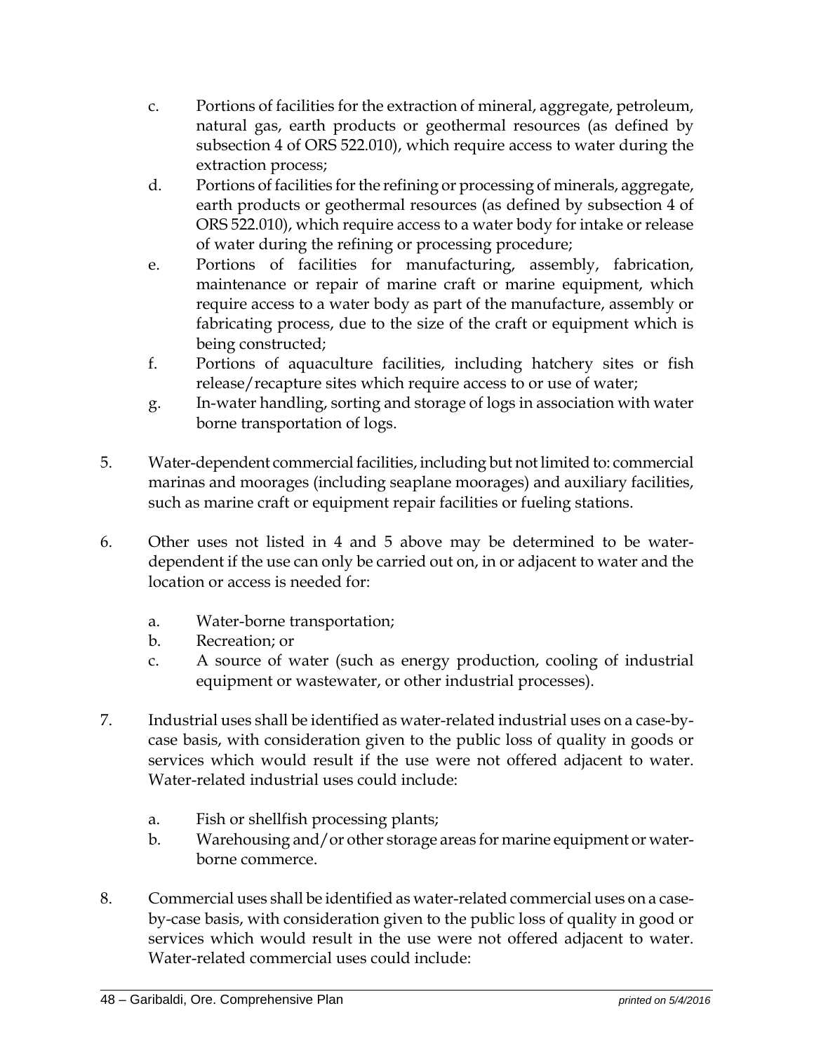c. Portions of facilities for the extraction of mineral, aggregate, petroleum, natural gas, earth products or geothermal resources (as defined by subsection 4 of ORS 522.010), which require access to water during the extraction process;

d. Portions of facilities for the refining or processing of minerals, aggregate, earth products or geothermal resources (as defined by subsection 4 of ORS 522.010), which require access to a water body for intake or release of water during the refining or processing procedure;

e. Portions of facilities for manufacturing, assembly, fabrication, maintenance or repair of marine craft or marine equipment, which require access to a water body as part of the manufacture, assembly or fabricating process, due to the size of the craft or equipment which is being constructed;

f. Portions of aquaculture facilities, including hatchery sites or fish release/recapture sites which require access to or use of water;

g. In-water handling, sorting and storage of logs in association with water borne transportation of logs.

5. Water-dependent commercial facilities, including but not limited to: commercial marinas and moorages (including seaplane moorages) and auxiliary facilities, such as marine craft or equipment repair facilities or fueling stations.

6. Other uses not listed in 4 and 5 above may be determined to be water-dependent if the use can only be carried out on, in or adjacent to water and the location or access is needed for:

   a. Water-borne transportation;
   b. Recreation; or
   c. A source of water (such as energy production, cooling of industrial equipment or wastewater, or other industrial processes).

7. Industrial uses shall be identified as water-related industrial uses on a case-by-case basis, with consideration given to the public loss of quality in goods or services which would result if the use were not offered adjacent to water. Water-related industrial uses could include:

   a. Fish or shellfish processing plants;
   b. Warehousing and/or other storage areas for marine equipment or water-borne commerce.

8. Commercial uses shall be identified as water-related commercial uses on a case-by-case basis, with consideration given to the public loss of quality in good or services which would result in the use were not offered adjacent to water. Water-related commercial uses could include: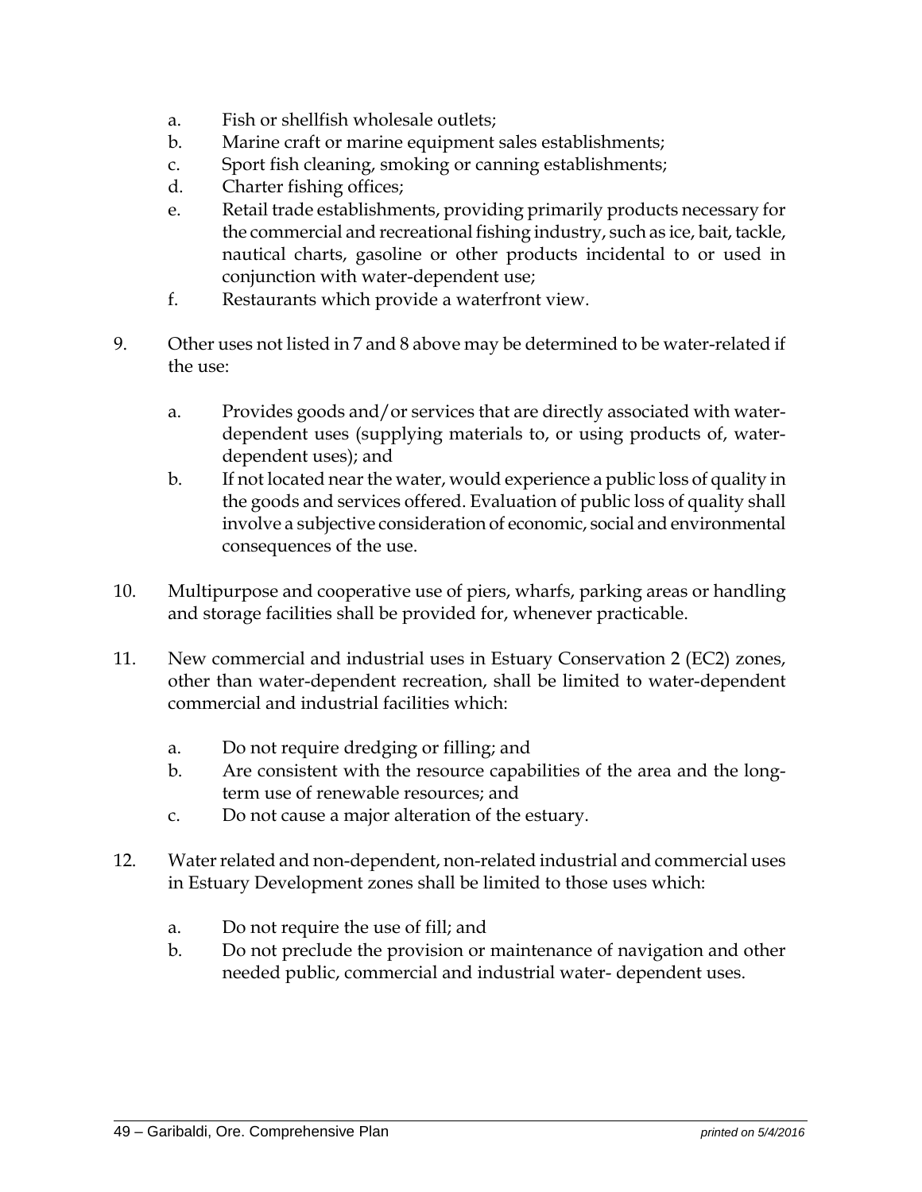a. Fish or shellfish wholesale outlets;
   b. Marine craft or marine equipment sales establishments;
   c. Sport fish cleaning, smoking or canning establishments;
   d. Charter fishing offices;
   e. Retail trade establishments, providing primarily products necessary for the commercial and recreational fishing industry, such as ice, bait, tackle, nautical charts, gasoline or other products incidental to or used in conjunction with water-dependent use;
   f. Restaurants which provide a waterfront view.

9. Other uses not listed in 7 and 8 above may be determined to be water-related if the use:

   a. Provides goods and/or services that are directly associated with water-dependent uses (supplying materials to, or using products of, water-dependent uses); and
   b. If not located near the water, would experience a public loss of quality in the goods and services offered. Evaluation of public loss of quality shall involve a subjective consideration of economic, social and environmental consequences of the use.

10. Multipurpose and cooperative use of piers, wharfs, parking areas or handling and storage facilities shall be provided for, whenever practicable.

11. New commercial and industrial uses in Estuary Conservation 2 (EC2) zones, other than water-dependent recreation, shall be limited to water-dependent commercial and industrial facilities which:

   a. Do not require dredging or filling; and
   b. Are consistent with the resource capabilities of the area and the long-term use of renewable resources; and
   c. Do not cause a major alteration of the estuary.

12. Water related and non-dependent, non-related industrial and commercial uses in Estuary Development zones shall be limited to those uses which:

   a. Do not require the use of fill; and
   b. Do not preclude the provision or maintenance of navigation and other needed public, commercial and industrial water- dependent uses.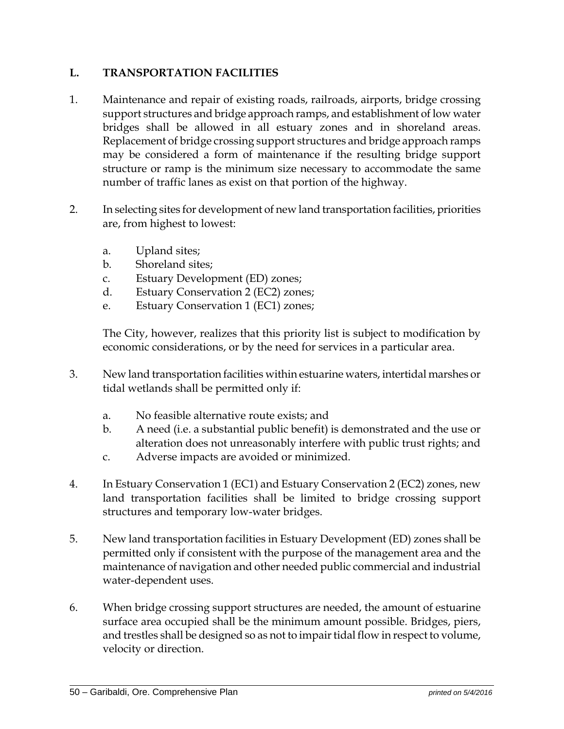## L. TRANSPORTATION FACILITIES

1. Maintenance and repair of existing roads, railroads, airports, bridge crossing support structures and bridge approach ramps, and establishment of low water bridges shall be allowed in all estuary zones and in shoreland areas. Replacement of bridge crossing support structures and bridge approach ramps may be considered a form of maintenance if the resulting bridge support structure or ramp is the minimum size necessary to accommodate the same number of traffic lanes as exist on that portion of the highway.

2. In selecting sites for development of new land transportation facilities, priorities are, from highest to lowest:

   a. Upland sites;
   b. Shoreland sites;
   c. Estuary Development (ED) zones;
   d. Estuary Conservation 2 (EC2) zones;
   e. Estuary Conservation 1 (EC1) zones;

   The City, however, realizes that this priority list is subject to modification by economic considerations, or by the need for services in a particular area.

3. New land transportation facilities within estuarine waters, intertidal marshes or tidal wetlands shall be permitted only if:

   a. No feasible alternative route exists; and
   b. A need (i.e. a substantial public benefit) is demonstrated and the use or alteration does not unreasonably interfere with public trust rights; and
   c. Adverse impacts are avoided or minimized.

4. In Estuary Conservation 1 (EC1) and Estuary Conservation 2 (EC2) zones, new land transportation facilities shall be limited to bridge crossing support structures and temporary low-water bridges.

5. New land transportation facilities in Estuary Development (ED) zones shall be permitted only if consistent with the purpose of the management area and the maintenance of navigation and other needed public commercial and industrial water-dependent uses.

6. When bridge crossing support structures are needed, the amount of estuarine surface area occupied shall be the minimum amount possible. Bridges, piers, and trestles shall be designed so as not to impair tidal flow in respect to volume, velocity or direction.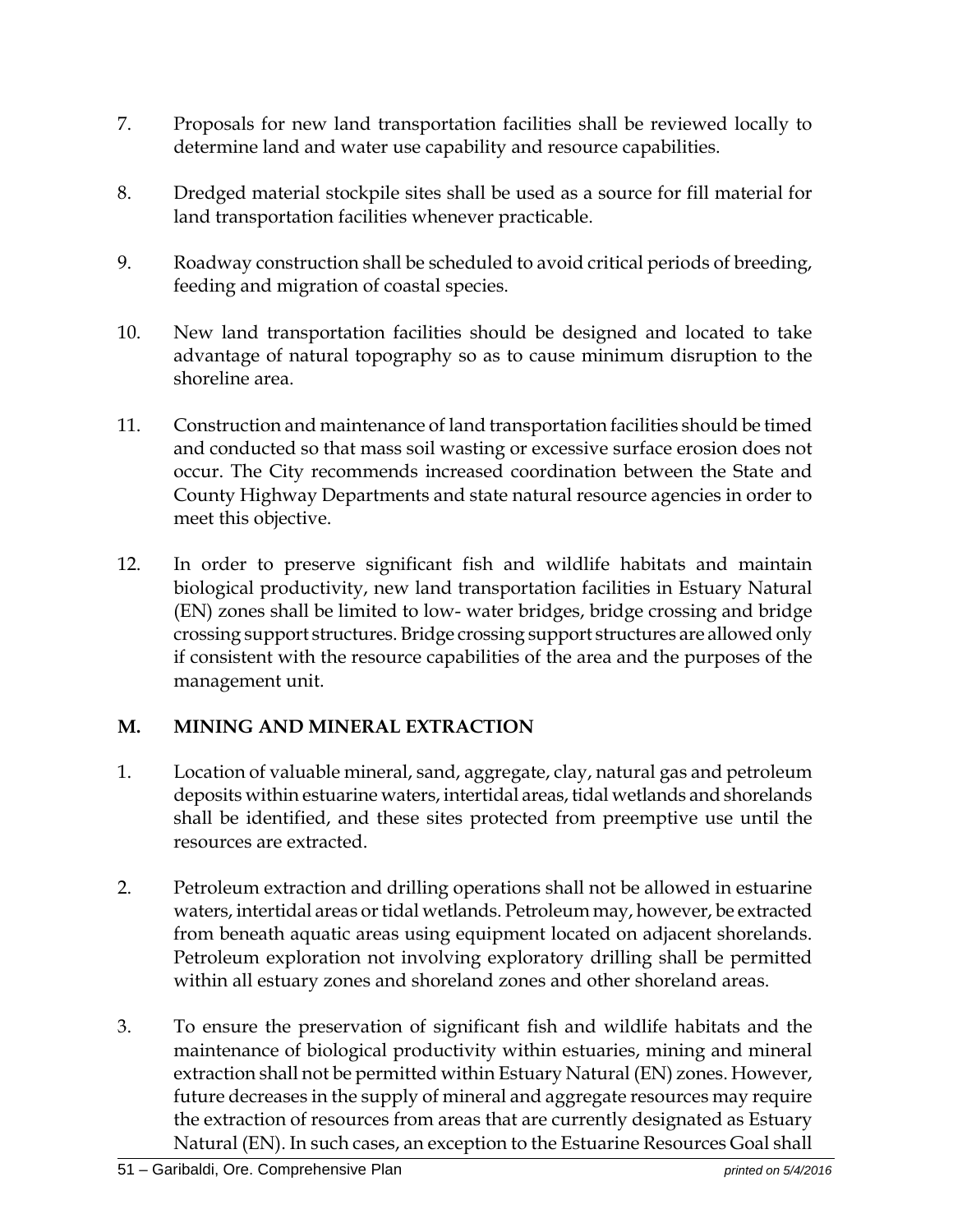7. Proposals for new land transportation facilities shall be reviewed locally to determine land and water use capability and resource capabilities.

8. Dredged material stockpile sites shall be used as a source for fill material for land transportation facilities whenever practicable.

9. Roadway construction shall be scheduled to avoid critical periods of breeding, feeding and migration of coastal species.

10. New land transportation facilities should be designed and located to take advantage of natural topography so as to cause minimum disruption to the shoreline area.

11. Construction and maintenance of land transportation facilities should be timed and conducted so that mass soil wasting or excessive surface erosion does not occur. The City recommends increased coordination between the State and County Highway Departments and state natural resource agencies in order to meet this objective.

12. In order to preserve significant fish and wildlife habitats and maintain biological productivity, new land transportation facilities in Estuary Natural (EN) zones shall be limited to low- water bridges, bridge crossing and bridge crossing support structures. Bridge crossing support structures are allowed only if consistent with the resource capabilities of the area and the purposes of the management unit.

## M. MINING AND MINERAL EXTRACTION

1. Location of valuable mineral, sand, aggregate, clay, natural gas and petroleum deposits within estuarine waters, intertidal areas, tidal wetlands and shorelands shall be identified, and these sites protected from preemptive use until the resources are extracted.

2. Petroleum extraction and drilling operations shall not be allowed in estuarine waters, intertidal areas or tidal wetlands. Petroleum may, however, be extracted from beneath aquatic areas using equipment located on adjacent shorelands. Petroleum exploration not involving exploratory drilling shall be permitted within all estuary zones and shoreland zones and other shoreland areas.

3. To ensure the preservation of significant fish and wildlife habitats and the maintenance of biological productivity within estuaries, mining and mineral extraction shall not be permitted within Estuary Natural (EN) zones. However, future decreases in the supply of mineral and aggregate resources may require the extraction of resources from areas that are currently designated as Estuary Natural (EN). In such cases, an exception to the Estuarine Resources Goal shall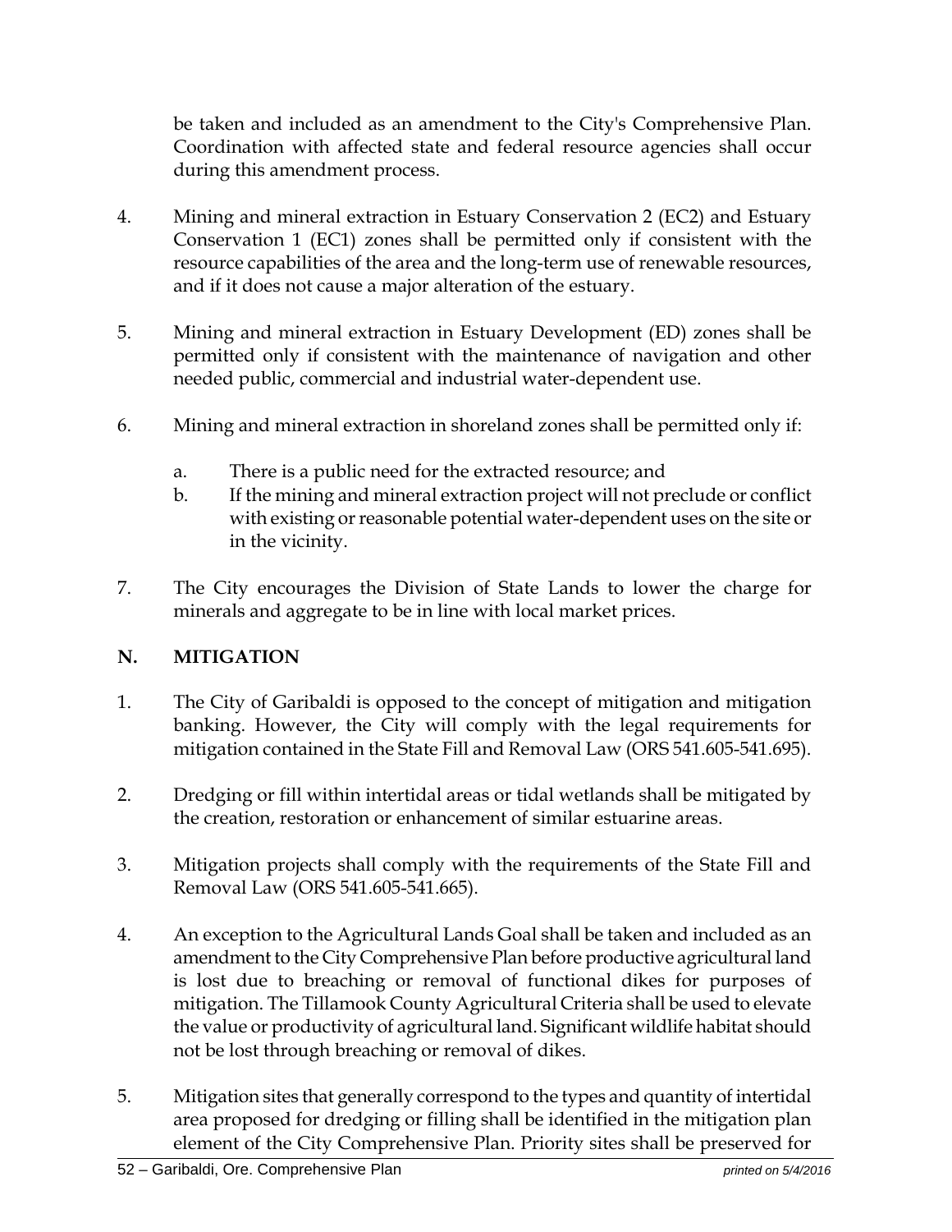be taken and included as an amendment to the City's Comprehensive Plan. Coordination with affected state and federal resource agencies shall occur during this amendment process.

4. Mining and mineral extraction in Estuary Conservation 2 (EC2) and Estuary Conservation 1 (EC1) zones shall be permitted only if consistent with the resource capabilities of the area and the long-term use of renewable resources, and if it does not cause a major alteration of the estuary.

5. Mining and mineral extraction in Estuary Development (ED) zones shall be permitted only if consistent with the maintenance of navigation and other needed public, commercial and industrial water-dependent use.

6. Mining and mineral extraction in shoreland zones shall be permitted only if:

   a. There is a public need for the extracted resource; and
   b. If the mining and mineral extraction project will not preclude or conflict with existing or reasonable potential water-dependent uses on the site or in the vicinity.

7. The City encourages the Division of State Lands to lower the charge for minerals and aggregate to be in line with local market prices.

## N. MITIGATION

1. The City of Garibaldi is opposed to the concept of mitigation and mitigation banking. However, the City will comply with the legal requirements for mitigation contained in the State Fill and Removal Law (ORS 541.605-541.695).

2. Dredging or fill within intertidal areas or tidal wetlands shall be mitigated by the creation, restoration or enhancement of similar estuarine areas.

3. Mitigation projects shall comply with the requirements of the State Fill and Removal Law (ORS 541.605-541.665).

4. An exception to the Agricultural Lands Goal shall be taken and included as an amendment to the City Comprehensive Plan before productive agricultural land is lost due to breaching or removal of functional dikes for purposes of mitigation. The Tillamook County Agricultural Criteria shall be used to elevate the value or productivity of agricultural land. Significant wildlife habitat should not be lost through breaching or removal of dikes.

5. Mitigation sites that generally correspond to the types and quantity of intertidal area proposed for dredging or filling shall be identified in the mitigation plan element of the City Comprehensive Plan. Priority sites shall be preserved for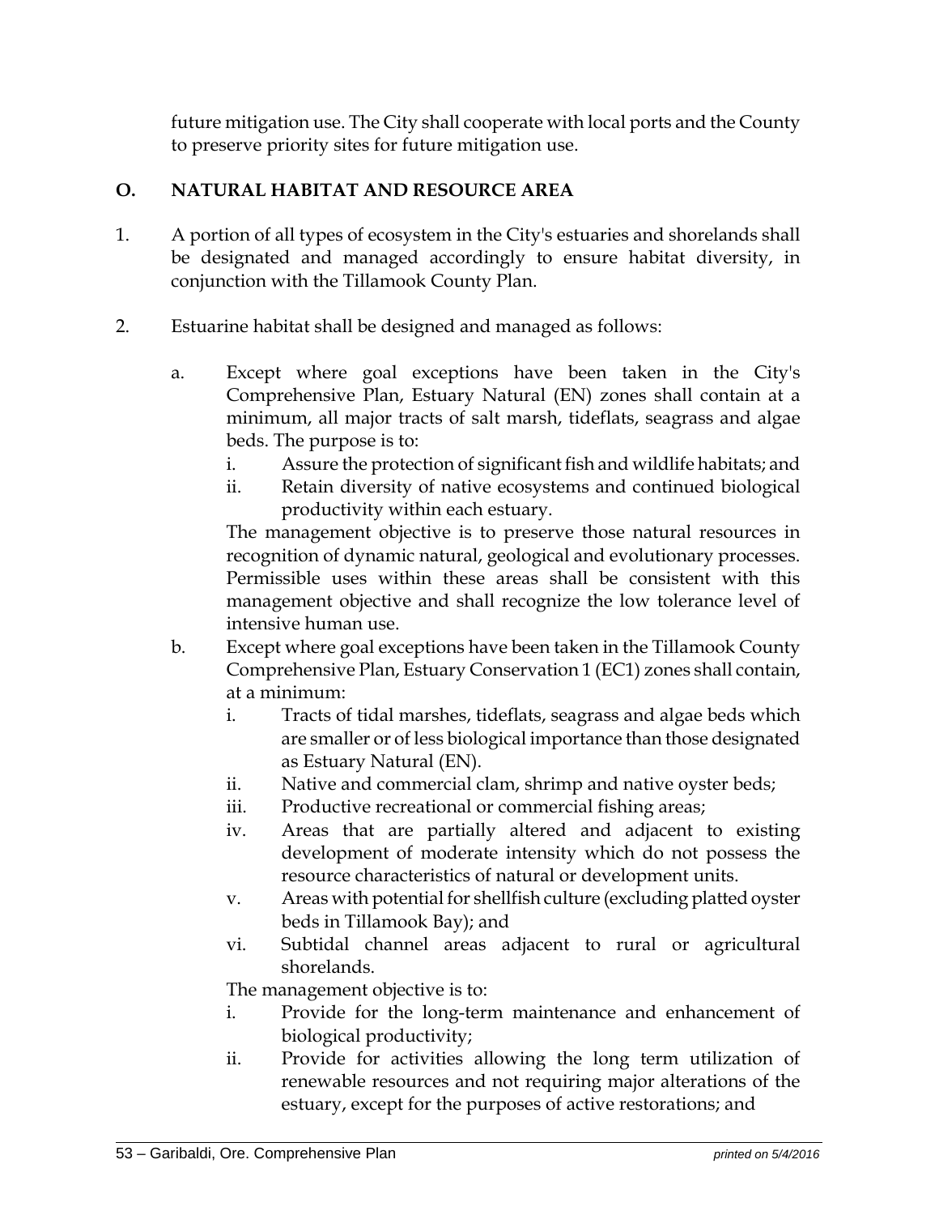future mitigation use. The City shall cooperate with local ports and the County to preserve priority sites for future mitigation use.

## O. NATURAL HABITAT AND RESOURCE AREA

1. A portion of all types of ecosystem in the City's estuaries and shorelands shall be designated and managed accordingly to ensure habitat diversity, in conjunction with the Tillamook County Plan.

2. Estuarine habitat shall be designed and managed as follows:

   a. Except where goal exceptions have been taken in the City's Comprehensive Plan, Estuary Natural (EN) zones shall contain at a minimum, all major tracts of salt marsh, tideflats, seagrass and algae beds. The purpose is to:

      i. Assure the protection of significant fish and wildlife habitats; and
      ii. Retain diversity of native ecosystems and continued biological productivity within each estuary.

      The management objective is to preserve those natural resources in recognition of dynamic natural, geological and evolutionary processes. Permissible uses within these areas shall be consistent with this management objective and shall recognize the low tolerance level of intensive human use.

   b. Except where goal exceptions have been taken in the Tillamook County Comprehensive Plan, Estuary Conservation 1 (EC1) zones shall contain, at a minimum:

      i. Tracts of tidal marshes, tideflats, seagrass and algae beds which are smaller or of less biological importance than those designated as Estuary Natural (EN).
      ii. Native and commercial clam, shrimp and native oyster beds;
      iii. Productive recreational or commercial fishing areas;
      iv. Areas that are partially altered and adjacent to existing development of moderate intensity which do not possess the resource characteristics of natural or development units.
      v. Areas with potential for shellfish culture (excluding platted oyster beds in Tillamook Bay); and
      vi. Subtidal channel areas adjacent to rural or agricultural shorelands.

      The management objective is to:

      i. Provide for the long-term maintenance and enhancement of biological productivity;
      ii. Provide for activities allowing the long term utilization of renewable resources and not requiring major alterations of the estuary, except for the purposes of active restorations; and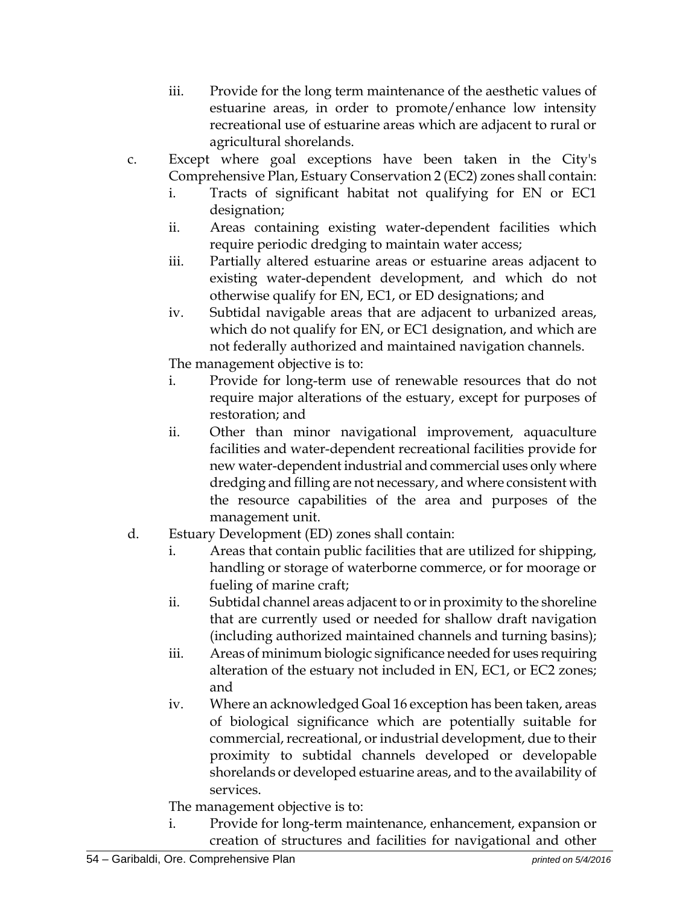iii. Provide for the long term maintenance of the aesthetic values of estuarine areas, in order to promote/enhance low intensity recreational use of estuarine areas which are adjacent to rural or agricultural shorelands.

c. Except where goal exceptions have been taken in the City's Comprehensive Plan, Estuary Conservation 2 (EC2) zones shall contain:
   i. Tracts of significant habitat not qualifying for EN or EC1 designation;
   ii. Areas containing existing water-dependent facilities which require periodic dredging to maintain water access;
   iii. Partially altered estuarine areas or estuarine areas adjacent to existing water-dependent development, and which do not otherwise qualify for EN, EC1, or ED designations; and
   iv. Subtidal navigable areas that are adjacent to urbanized areas, which do not qualify for EN, or EC1 designation, and which are not federally authorized and maintained navigation channels.

   The management objective is to:
   i. Provide for long-term use of renewable resources that do not require major alterations of the estuary, except for purposes of restoration; and
   ii. Other than minor navigational improvement, aquaculture facilities and water-dependent recreational facilities provide for new water-dependent industrial and commercial uses only where dredging and filling are not necessary, and where consistent with the resource capabilities of the area and purposes of the management unit.

d. Estuary Development (ED) zones shall contain:
   i. Areas that contain public facilities that are utilized for shipping, handling or storage of waterborne commerce, or for moorage or fueling of marine craft;
   ii. Subtidal channel areas adjacent to or in proximity to the shoreline that are currently used or needed for shallow draft navigation (including authorized maintained channels and turning basins);
   iii. Areas of minimum biologic significance needed for uses requiring alteration of the estuary not included in EN, EC1, or EC2 zones; and
   iv. Where an acknowledged Goal 16 exception has been taken, areas of biological significance which are potentially suitable for commercial, recreational, or industrial development, due to their proximity to subtidal channels developed or developable shorelands or developed estuarine areas, and to the availability of services.

   The management objective is to:
   i. Provide for long-term maintenance, enhancement, expansion or creation of structures and facilities for navigational and other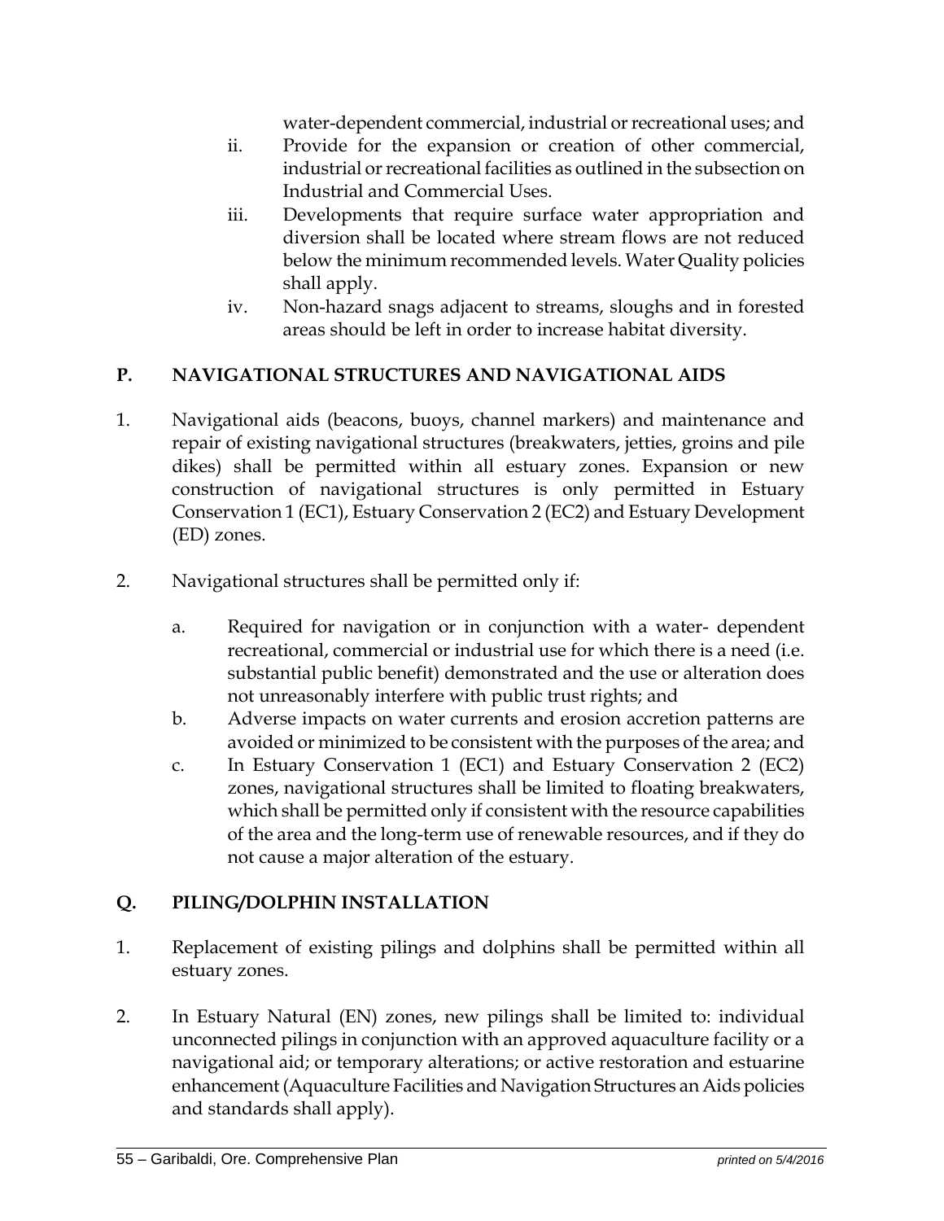water-dependent commercial, industrial or recreational uses; and

ii. Provide for the expansion or creation of other commercial, industrial or recreational facilities as outlined in the subsection on Industrial and Commercial Uses.

iii. Developments that require surface water appropriation and diversion shall be located where stream flows are not reduced below the minimum recommended levels. Water Quality policies shall apply.

iv. Non-hazard snags adjacent to streams, sloughs and in forested areas should be left in order to increase habitat diversity.

## P. NAVIGATIONAL STRUCTURES AND NAVIGATIONAL AIDS

1. Navigational aids (beacons, buoys, channel markers) and maintenance and repair of existing navigational structures (breakwaters, jetties, groins and pile dikes) shall be permitted within all estuary zones. Expansion or new construction of navigational structures is only permitted in Estuary Conservation 1 (EC1), Estuary Conservation 2 (EC2) and Estuary Development (ED) zones.

2. Navigational structures shall be permitted only if:

   a. Required for navigation or in conjunction with a water- dependent recreational, commercial or industrial use for which there is a need (i.e. substantial public benefit) demonstrated and the use or alteration does not unreasonably interfere with public trust rights; and

   b. Adverse impacts on water currents and erosion accretion patterns are avoided or minimized to be consistent with the purposes of the area; and

   c. In Estuary Conservation 1 (EC1) and Estuary Conservation 2 (EC2) zones, navigational structures shall be limited to floating breakwaters, which shall be permitted only if consistent with the resource capabilities of the area and the long-term use of renewable resources, and if they do not cause a major alteration of the estuary.

## Q. PILING/DOLPHIN INSTALLATION

1. Replacement of existing pilings and dolphins shall be permitted within all estuary zones.

2. In Estuary Natural (EN) zones, new pilings shall be limited to: individual unconnected pilings in conjunction with an approved aquaculture facility or a navigational aid; or temporary alterations; or active restoration and estuarine enhancement (Aquaculture Facilities and Navigation Structures an Aids policies and standards shall apply).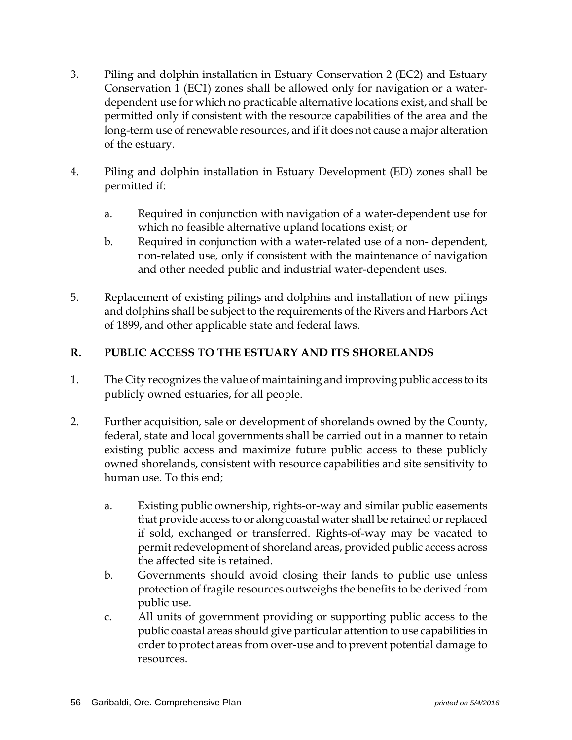3. Piling and dolphin installation in Estuary Conservation 2 (EC2) and Estuary Conservation 1 (EC1) zones shall be allowed only for navigation or a water-dependent use for which no practicable alternative locations exist, and shall be permitted only if consistent with the resource capabilities of the area and the long-term use of renewable resources, and if it does not cause a major alteration of the estuary.

4. Piling and dolphin installation in Estuary Development (ED) zones shall be permitted if:

   a. Required in conjunction with navigation of a water-dependent use for which no feasible alternative upland locations exist; or
   b. Required in conjunction with a water-related use of a non- dependent, non-related use, only if consistent with the maintenance of navigation and other needed public and industrial water-dependent uses.

5. Replacement of existing pilings and dolphins and installation of new pilings and dolphins shall be subject to the requirements of the Rivers and Harbors Act of 1899, and other applicable state and federal laws.

## R. PUBLIC ACCESS TO THE ESTUARY AND ITS SHORELANDS

1. The City recognizes the value of maintaining and improving public access to its publicly owned estuaries, for all people.

2. Further acquisition, sale or development of shorelands owned by the County, federal, state and local governments shall be carried out in a manner to retain existing public access and maximize future public access to these publicly owned shorelands, consistent with resource capabilities and site sensitivity to human use. To this end;

   a. Existing public ownership, rights-or-way and similar public easements that provide access to or along coastal water shall be retained or replaced if sold, exchanged or transferred. Rights-of-way may be vacated to permit redevelopment of shoreland areas, provided public access across the affected site is retained.
   b. Governments should avoid closing their lands to public use unless protection of fragile resources outweighs the benefits to be derived from public use.
   c. All units of government providing or supporting public access to the public coastal areas should give particular attention to use capabilities in order to protect areas from over-use and to prevent potential damage to resources.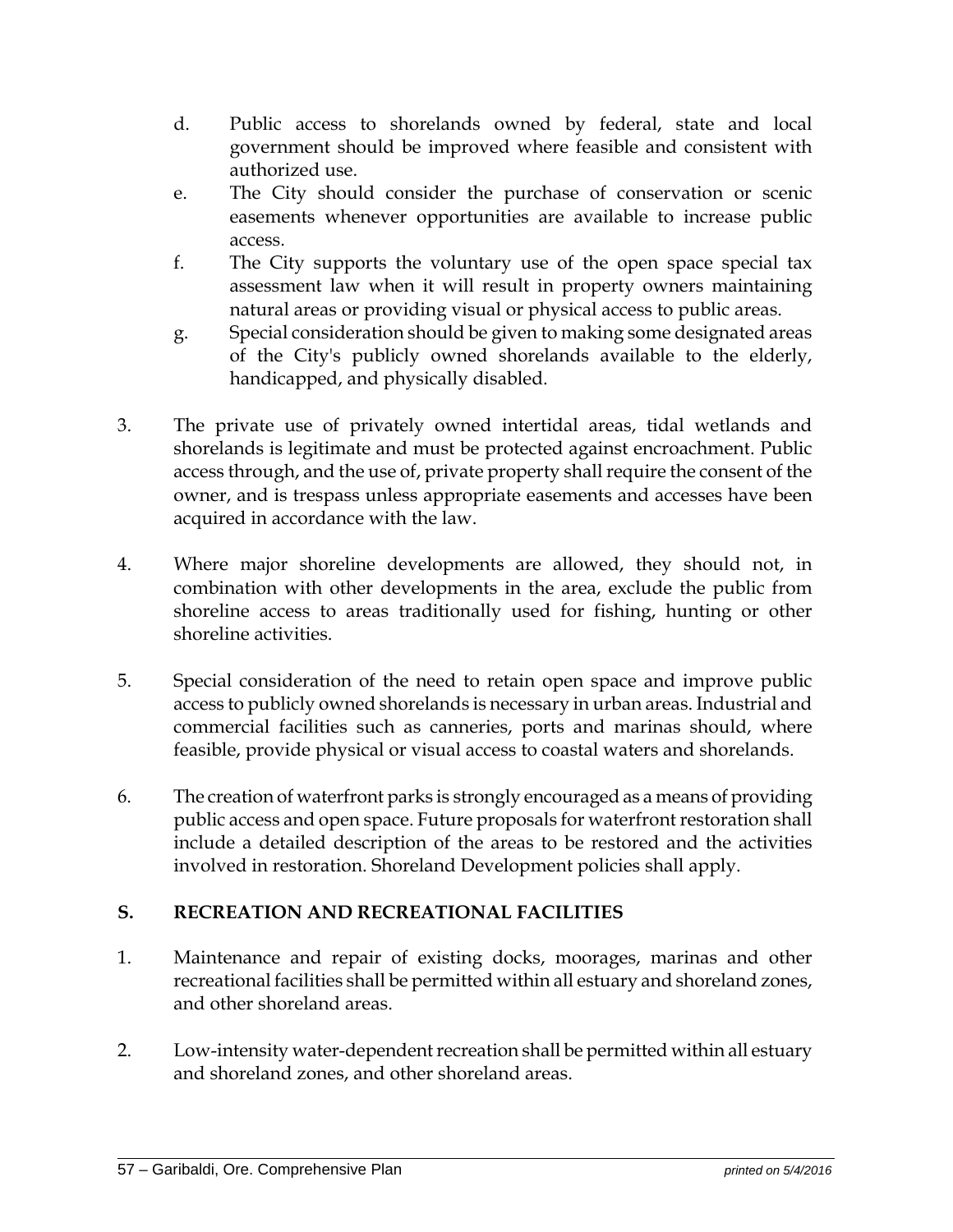d. Public access to shorelands owned by federal, state and local government should be improved where feasible and consistent with authorized use.

e. The City should consider the purchase of conservation or scenic easements whenever opportunities are available to increase public access.

f. The City supports the voluntary use of the open space special tax assessment law when it will result in property owners maintaining natural areas or providing visual or physical access to public areas.

g. Special consideration should be given to making some designated areas of the City's publicly owned shorelands available to the elderly, handicapped, and physically disabled.

3. The private use of privately owned intertidal areas, tidal wetlands and shorelands is legitimate and must be protected against encroachment. Public access through, and the use of, private property shall require the consent of the owner, and is trespass unless appropriate easements and accesses have been acquired in accordance with the law.

4. Where major shoreline developments are allowed, they should not, in combination with other developments in the area, exclude the public from shoreline access to areas traditionally used for fishing, hunting or other shoreline activities.

5. Special consideration of the need to retain open space and improve public access to publicly owned shorelands is necessary in urban areas. Industrial and commercial facilities such as canneries, ports and marinas should, where feasible, provide physical or visual access to coastal waters and shorelands.

6. The creation of waterfront parks is strongly encouraged as a means of providing public access and open space. Future proposals for waterfront restoration shall include a detailed description of the areas to be restored and the activities involved in restoration. Shoreland Development policies shall apply.

## S. RECREATION AND RECREATIONAL FACILITIES

1. Maintenance and repair of existing docks, moorages, marinas and other recreational facilities shall be permitted within all estuary and shoreland zones, and other shoreland areas.

2. Low-intensity water-dependent recreation shall be permitted within all estuary and shoreland zones, and other shoreland areas.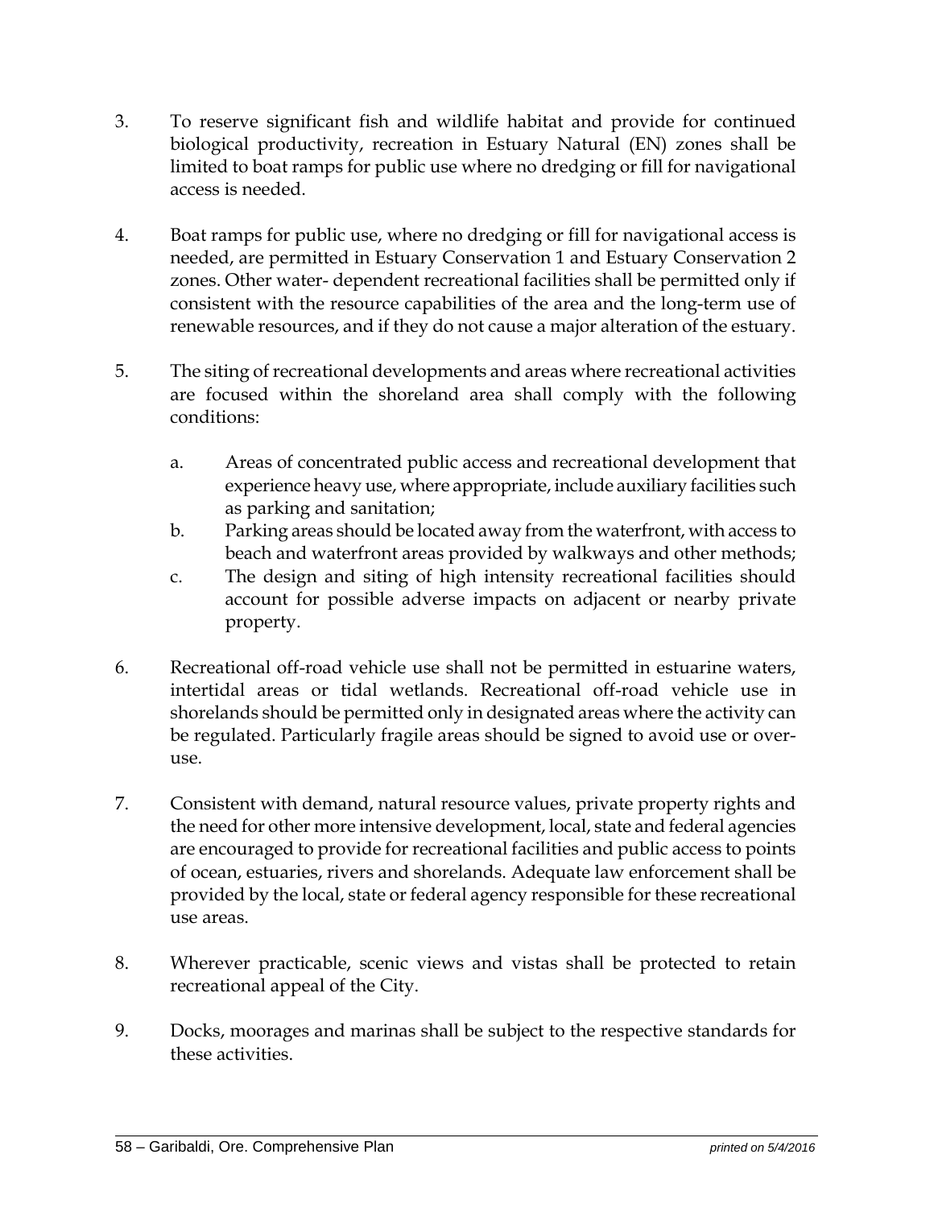3. To reserve significant fish and wildlife habitat and provide for continued biological productivity, recreation in Estuary Natural (EN) zones shall be limited to boat ramps for public use where no dredging or fill for navigational access is needed.

4. Boat ramps for public use, where no dredging or fill for navigational access is needed, are permitted in Estuary Conservation 1 and Estuary Conservation 2 zones. Other water- dependent recreational facilities shall be permitted only if consistent with the resource capabilities of the area and the long-term use of renewable resources, and if they do not cause a major alteration of the estuary.

5. The siting of recreational developments and areas where recreational activities are focused within the shoreland area shall comply with the following conditions:

   a. Areas of concentrated public access and recreational development that experience heavy use, where appropriate, include auxiliary facilities such as parking and sanitation;
   b. Parking areas should be located away from the waterfront, with access to beach and waterfront areas provided by walkways and other methods;
   c. The design and siting of high intensity recreational facilities should account for possible adverse impacts on adjacent or nearby private property.

6. Recreational off-road vehicle use shall not be permitted in estuarine waters, intertidal areas or tidal wetlands. Recreational off-road vehicle use in shorelands should be permitted only in designated areas where the activity can be regulated. Particularly fragile areas should be signed to avoid use or over-use.

7. Consistent with demand, natural resource values, private property rights and the need for other more intensive development, local, state and federal agencies are encouraged to provide for recreational facilities and public access to points of ocean, estuaries, rivers and shorelands. Adequate law enforcement shall be provided by the local, state or federal agency responsible for these recreational use areas.

8. Wherever practicable, scenic views and vistas shall be protected to retain recreational appeal of the City.

9. Docks, moorages and marinas shall be subject to the respective standards for these activities.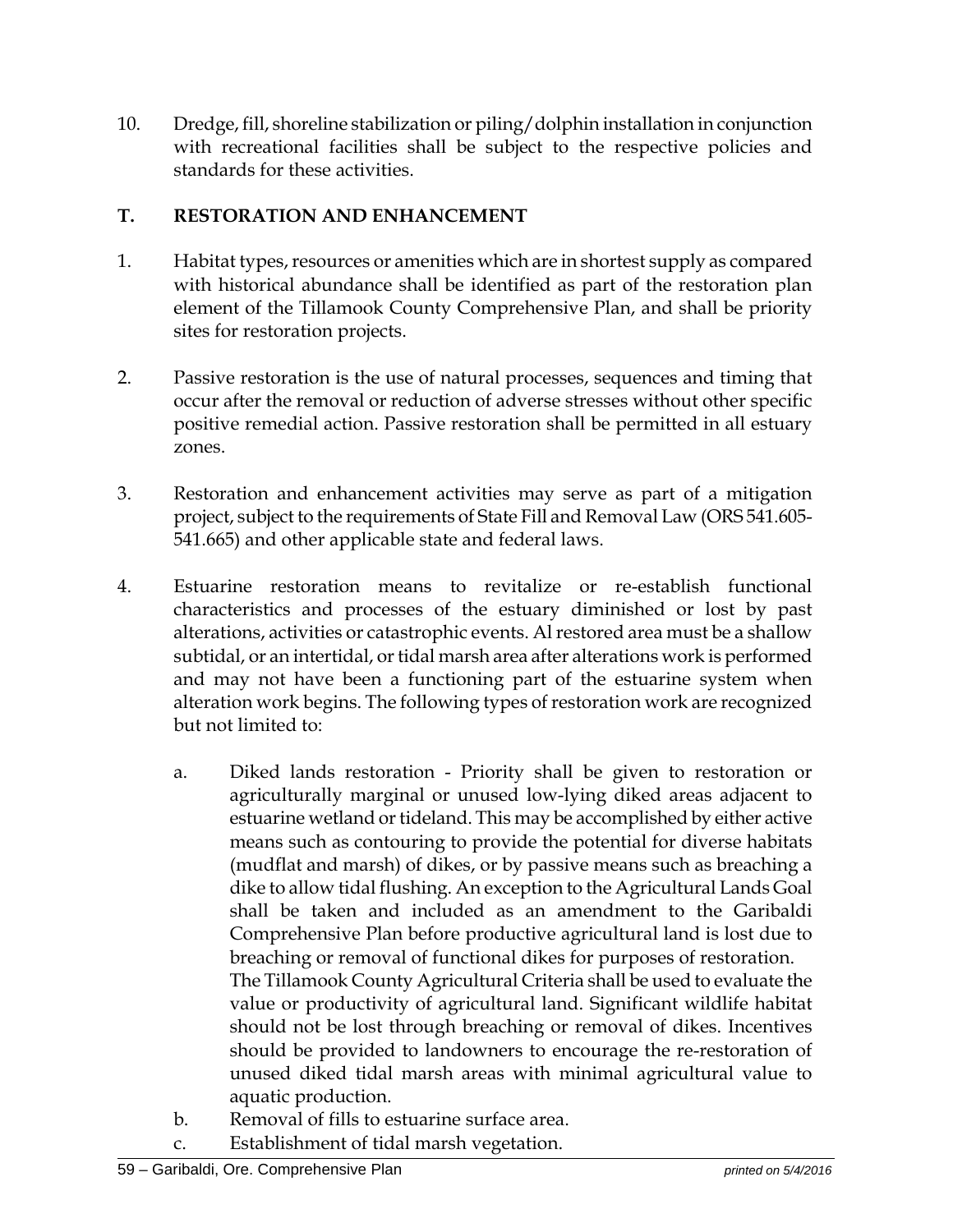10. Dredge, fill, shoreline stabilization or piling/dolphin installation in conjunction with recreational facilities shall be subject to the respective policies and standards for these activities.

## T. RESTORATION AND ENHANCEMENT

1. Habitat types, resources or amenities which are in shortest supply as compared with historical abundance shall be identified as part of the restoration plan element of the Tillamook County Comprehensive Plan, and shall be priority sites for restoration projects.

2. Passive restoration is the use of natural processes, sequences and timing that occur after the removal or reduction of adverse stresses without other specific positive remedial action. Passive restoration shall be permitted in all estuary zones.

3. Restoration and enhancement activities may serve as part of a mitigation project, subject to the requirements of State Fill and Removal Law (ORS 541.605-541.665) and other applicable state and federal laws.

4. Estuarine restoration means to revitalize or re-establish functional characteristics and processes of the estuary diminished or lost by past alterations, activities or catastrophic events. Al restored area must be a shallow subtidal, or an intertidal, or tidal marsh area after alterations work is performed and may not have been a functioning part of the estuarine system when alteration work begins. The following types of restoration work are recognized but not limited to:

   a. Diked lands restoration - Priority shall be given to restoration or agriculturally marginal or unused low-lying diked areas adjacent to estuarine wetland or tideland. This may be accomplished by either active means such as contouring to provide the potential for diverse habitats (mudflat and marsh) of dikes, or by passive means such as breaching a dike to allow tidal flushing. An exception to the Agricultural Lands Goal shall be taken and included as an amendment to the Garibaldi Comprehensive Plan before productive agricultural land is lost due to breaching or removal of functional dikes for purposes of restoration. The Tillamook County Agricultural Criteria shall be used to evaluate the value or productivity of agricultural land. Significant wildlife habitat should not be lost through breaching or removal of dikes. Incentives should be provided to landowners to encourage the re-restoration of unused diked tidal marsh areas with minimal agricultural value to aquatic production.
   b. Removal of fills to estuarine surface area.
   c. Establishment of tidal marsh vegetation.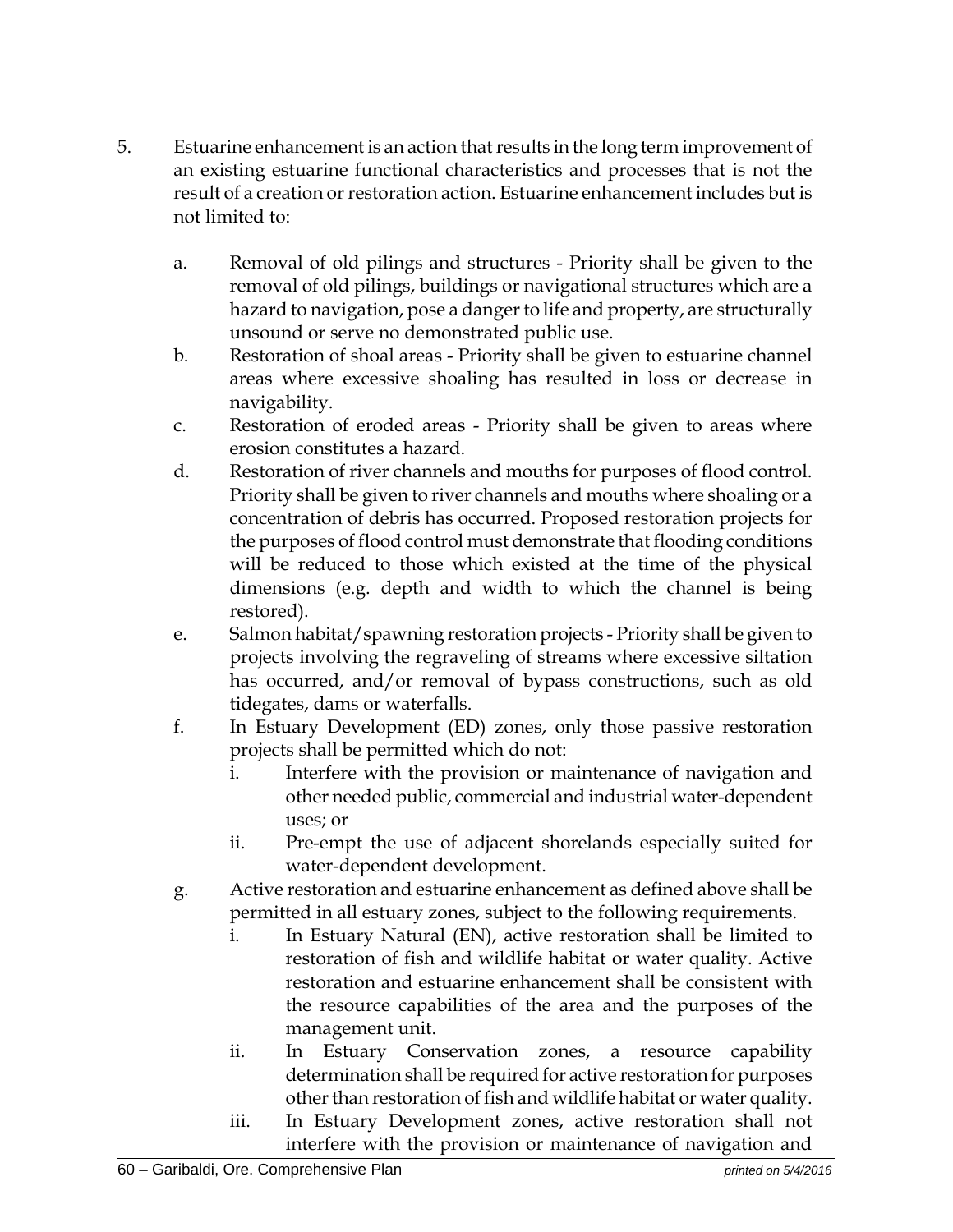5. Estuarine enhancement is an action that results in the long term improvement of an existing estuarine functional characteristics and processes that is not the result of a creation or restoration action. Estuarine enhancement includes but is not limited to:

    a. Removal of old pilings and structures - Priority shall be given to the removal of old pilings, buildings or navigational structures which are a hazard to navigation, pose a danger to life and property, are structurally unsound or serve no demonstrated public use.
    b. Restoration of shoal areas - Priority shall be given to estuarine channel areas where excessive shoaling has resulted in loss or decrease in navigability.
    c. Restoration of eroded areas - Priority shall be given to areas where erosion constitutes a hazard.
    d. Restoration of river channels and mouths for purposes of flood control. Priority shall be given to river channels and mouths where shoaling or a concentration of debris has occurred. Proposed restoration projects for the purposes of flood control must demonstrate that flooding conditions will be reduced to those which existed at the time of the physical dimensions (e.g. depth and width to which the channel is being restored).
    e. Salmon habitat/spawning restoration projects - Priority shall be given to projects involving the regraveling of streams where excessive siltation has occurred, and/or removal of bypass constructions, such as old tidegates, dams or waterfalls.
    f. In Estuary Development (ED) zones, only those passive restoration projects shall be permitted which do not:
        i. Interfere with the provision or maintenance of navigation and other needed public, commercial and industrial water-dependent uses; or
        ii. Pre-empt the use of adjacent shorelands especially suited for water-dependent development.
    g. Active restoration and estuarine enhancement as defined above shall be permitted in all estuary zones, subject to the following requirements.
        i. In Estuary Natural (EN), active restoration shall be limited to restoration of fish and wildlife habitat or water quality. Active restoration and estuarine enhancement shall be consistent with the resource capabilities of the area and the purposes of the management unit.
        ii. In Estuary Conservation zones, a resource capability determination shall be required for active restoration for purposes other than restoration of fish and wildlife habitat or water quality.
        iii. In Estuary Development zones, active restoration shall not interfere with the provision or maintenance of navigation and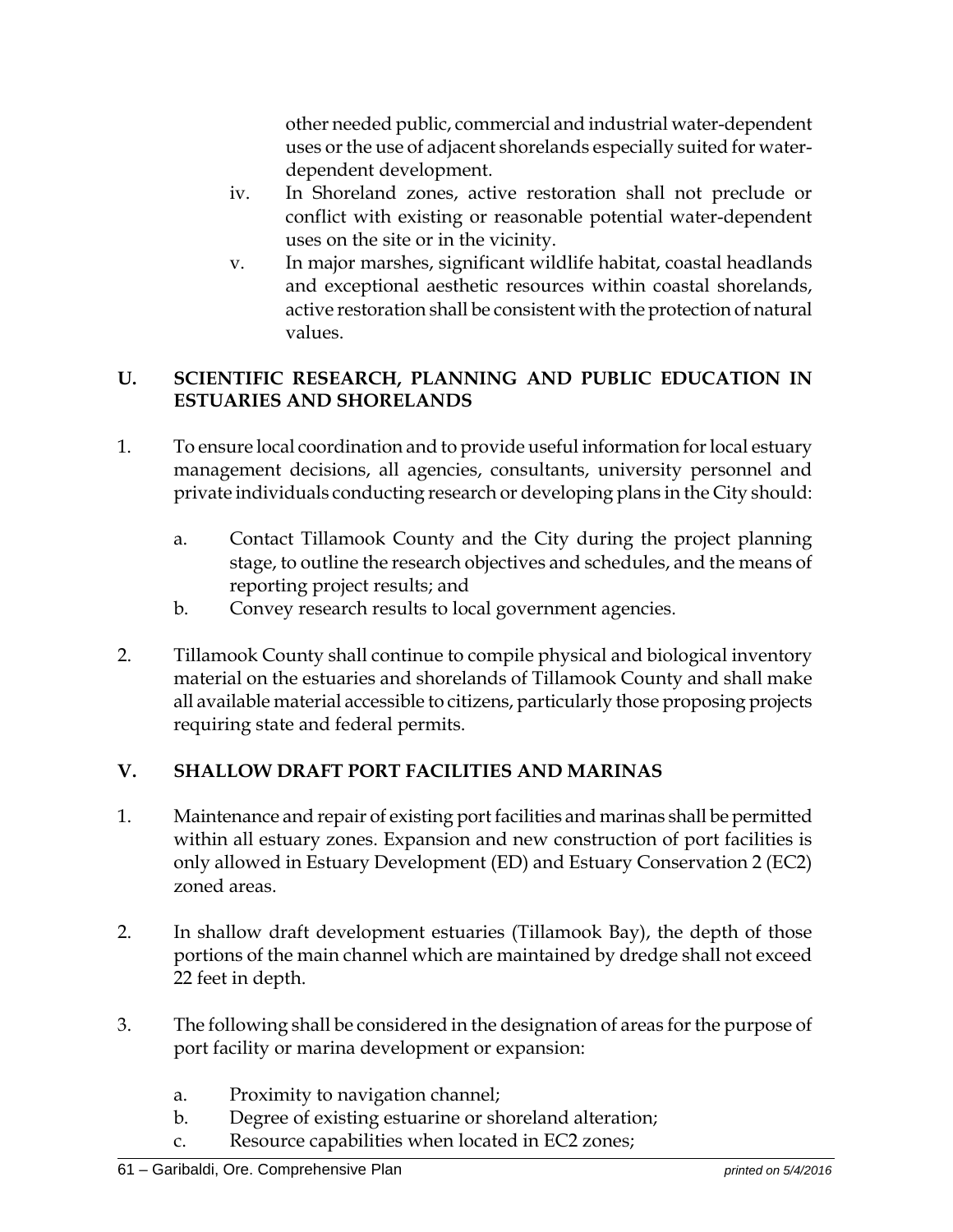other needed public, commercial and industrial water-dependent uses or the use of adjacent shorelands especially suited for water-dependent development.

iv. In Shoreland zones, active restoration shall not preclude or conflict with existing or reasonable potential water-dependent uses on the site or in the vicinity.

v. In major marshes, significant wildlife habitat, coastal headlands and exceptional aesthetic resources within coastal shorelands, active restoration shall be consistent with the protection of natural values.

## U. SCIENTIFIC RESEARCH, PLANNING AND PUBLIC EDUCATION IN ESTUARIES AND SHORELANDS

1. To ensure local coordination and to provide useful information for local estuary management decisions, all agencies, consultants, university personnel and private individuals conducting research or developing plans in the City should:

   a. Contact Tillamook County and the City during the project planning stage, to outline the research objectives and schedules, and the means of reporting project results; and
   b. Convey research results to local government agencies.

2. Tillamook County shall continue to compile physical and biological inventory material on the estuaries and shorelands of Tillamook County and shall make all available material accessible to citizens, particularly those proposing projects requiring state and federal permits.

## V. SHALLOW DRAFT PORT FACILITIES AND MARINAS

1. Maintenance and repair of existing port facilities and marinas shall be permitted within all estuary zones. Expansion and new construction of port facilities is only allowed in Estuary Development (ED) and Estuary Conservation 2 (EC2) zoned areas.

2. In shallow draft development estuaries (Tillamook Bay), the depth of those portions of the main channel which are maintained by dredge shall not exceed 22 feet in depth.

3. The following shall be considered in the designation of areas for the purpose of port facility or marina development or expansion:

   a. Proximity to navigation channel;
   b. Degree of existing estuarine or shoreland alteration;
   c. Resource capabilities when located in EC2 zones;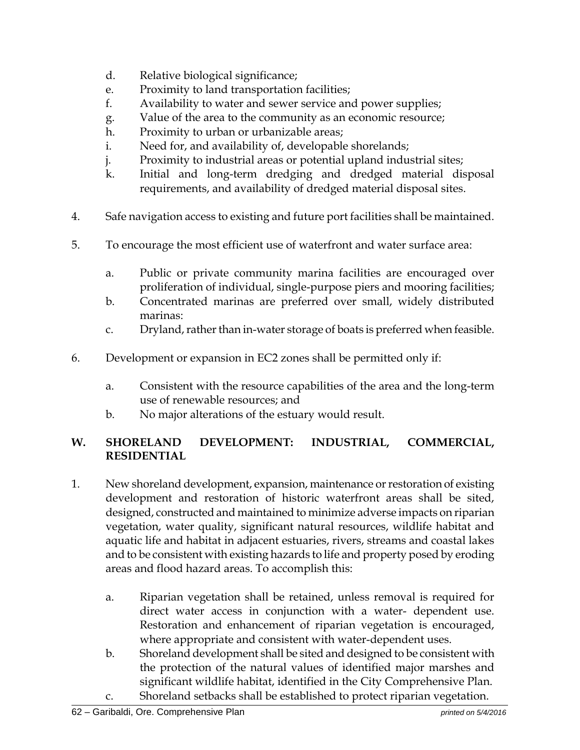d. Relative biological significance;
e. Proximity to land transportation facilities;
f. Availability to water and sewer service and power supplies;
g. Value of the area to the community as an economic resource;
h. Proximity to urban or urbanizable areas;
i. Need for, and availability of, developable shorelands;
j. Proximity to industrial areas or potential upland industrial sites;
k. Initial and long-term dredging and dredged material disposal requirements, and availability of dredged material disposal sites.

4. Safe navigation access to existing and future port facilities shall be maintained.

5. To encourage the most efficient use of waterfront and water surface area:

   a. Public or private community marina facilities are encouraged over proliferation of individual, single-purpose piers and mooring facilities;
   b. Concentrated marinas are preferred over small, widely distributed marinas:
   c. Dryland, rather than in-water storage of boats is preferred when feasible.

6. Development or expansion in EC2 zones shall be permitted only if:

   a. Consistent with the resource capabilities of the area and the long-term use of renewable resources; and
   b. No major alterations of the estuary would result.

**W. SHORELAND DEVELOPMENT: INDUSTRIAL, COMMERCIAL, RESIDENTIAL**

1. New shoreland development, expansion, maintenance or restoration of existing development and restoration of historic waterfront areas shall be sited, designed, constructed and maintained to minimize adverse impacts on riparian vegetation, water quality, significant natural resources, wildlife habitat and aquatic life and habitat in adjacent estuaries, rivers, streams and coastal lakes and to be consistent with existing hazards to life and property posed by eroding areas and flood hazard areas. To accomplish this:

   a. Riparian vegetation shall be retained, unless removal is required for direct water access in conjunction with a water- dependent use. Restoration and enhancement of riparian vegetation is encouraged, where appropriate and consistent with water-dependent uses.
   b. Shoreland development shall be sited and designed to be consistent with the protection of the natural values of identified major marshes and significant wildlife habitat, identified in the City Comprehensive Plan.
   c. Shoreland setbacks shall be established to protect riparian vegetation.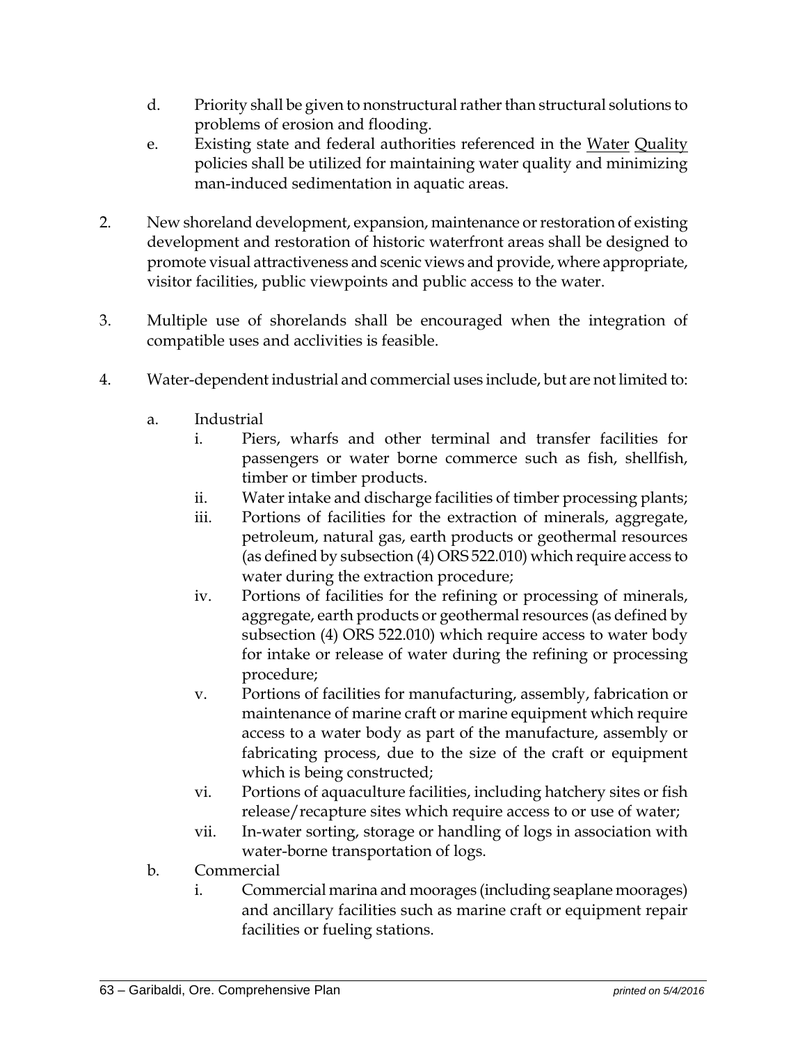d. Priority shall be given to nonstructural rather than structural solutions to problems of erosion and flooding.
   e. Existing state and federal authorities referenced in the <u>Water Quality</u> policies shall be utilized for maintaining water quality and minimizing man-induced sedimentation in aquatic areas.

2. New shoreland development, expansion, maintenance or restoration of existing development and restoration of historic waterfront areas shall be designed to promote visual attractiveness and scenic views and provide, where appropriate, visitor facilities, public viewpoints and public access to the water.

3. Multiple use of shorelands shall be encouraged when the integration of compatible uses and acclivities is feasible.

4. Water-dependent industrial and commercial uses include, but are not limited to:

   a. Industrial
      i. Piers, wharfs and other terminal and transfer facilities for passengers or water borne commerce such as fish, shellfish, timber or timber products.
      ii. Water intake and discharge facilities of timber processing plants;
      iii. Portions of facilities for the extraction of minerals, aggregate, petroleum, natural gas, earth products or geothermal resources (as defined by subsection (4) ORS 522.010) which require access to water during the extraction procedure;
      iv. Portions of facilities for the refining or processing of minerals, aggregate, earth products or geothermal resources (as defined by subsection (4) ORS 522.010) which require access to water body for intake or release of water during the refining or processing procedure;
      v. Portions of facilities for manufacturing, assembly, fabrication or maintenance of marine craft or marine equipment which require access to a water body as part of the manufacture, assembly or fabricating process, due to the size of the craft or equipment which is being constructed;
      vi. Portions of aquaculture facilities, including hatchery sites or fish release/recapture sites which require access to or use of water;
      vii. In-water sorting, storage or handling of logs in association with water-borne transportation of logs.
   b. Commercial
      i. Commercial marina and moorages (including seaplane moorages) and ancillary facilities such as marine craft or equipment repair facilities or fueling stations.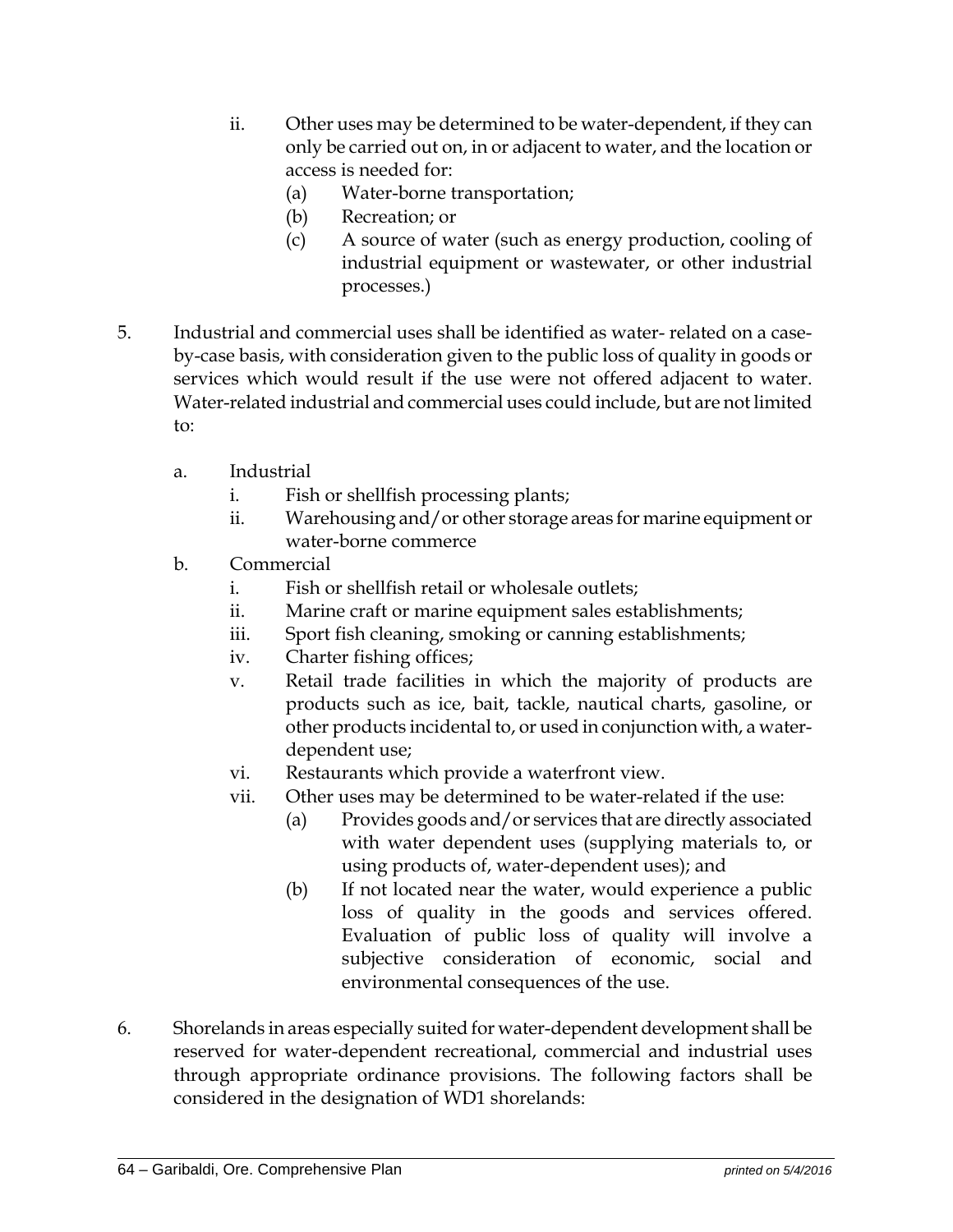ii. Other uses may be determined to be water-dependent, if they can only be carried out on, in or adjacent to water, and the location or access is needed for:
      (a) Water-borne transportation;
      (b) Recreation; or
      (c) A source of water (such as energy production, cooling of industrial equipment or wastewater, or other industrial processes.)

5. Industrial and commercial uses shall be identified as water- related on a case-by-case basis, with consideration given to the public loss of quality in goods or services which would result if the use were not offered adjacent to water. Water-related industrial and commercial uses could include, but are not limited to:

   a. Industrial
      i. Fish or shellfish processing plants;
      ii. Warehousing and/or other storage areas for marine equipment or water-borne commerce
   b. Commercial
      i. Fish or shellfish retail or wholesale outlets;
      ii. Marine craft or marine equipment sales establishments;
      iii. Sport fish cleaning, smoking or canning establishments;
      iv. Charter fishing offices;
      v. Retail trade facilities in which the majority of products are products such as ice, bait, tackle, nautical charts, gasoline, or other products incidental to, or used in conjunction with, a water-dependent use;
      vi. Restaurants which provide a waterfront view.
      vii. Other uses may be determined to be water-related if the use:
         (a) Provides goods and/or services that are directly associated with water dependent uses (supplying materials to, or using products of, water-dependent uses); and
         (b) If not located near the water, would experience a public loss of quality in the goods and services offered. Evaluation of public loss of quality will involve a subjective consideration of economic, social and environmental consequences of the use.

6. Shorelands in areas especially suited for water-dependent development shall be reserved for water-dependent recreational, commercial and industrial uses through appropriate ordinance provisions. The following factors shall be considered in the designation of WD1 shorelands: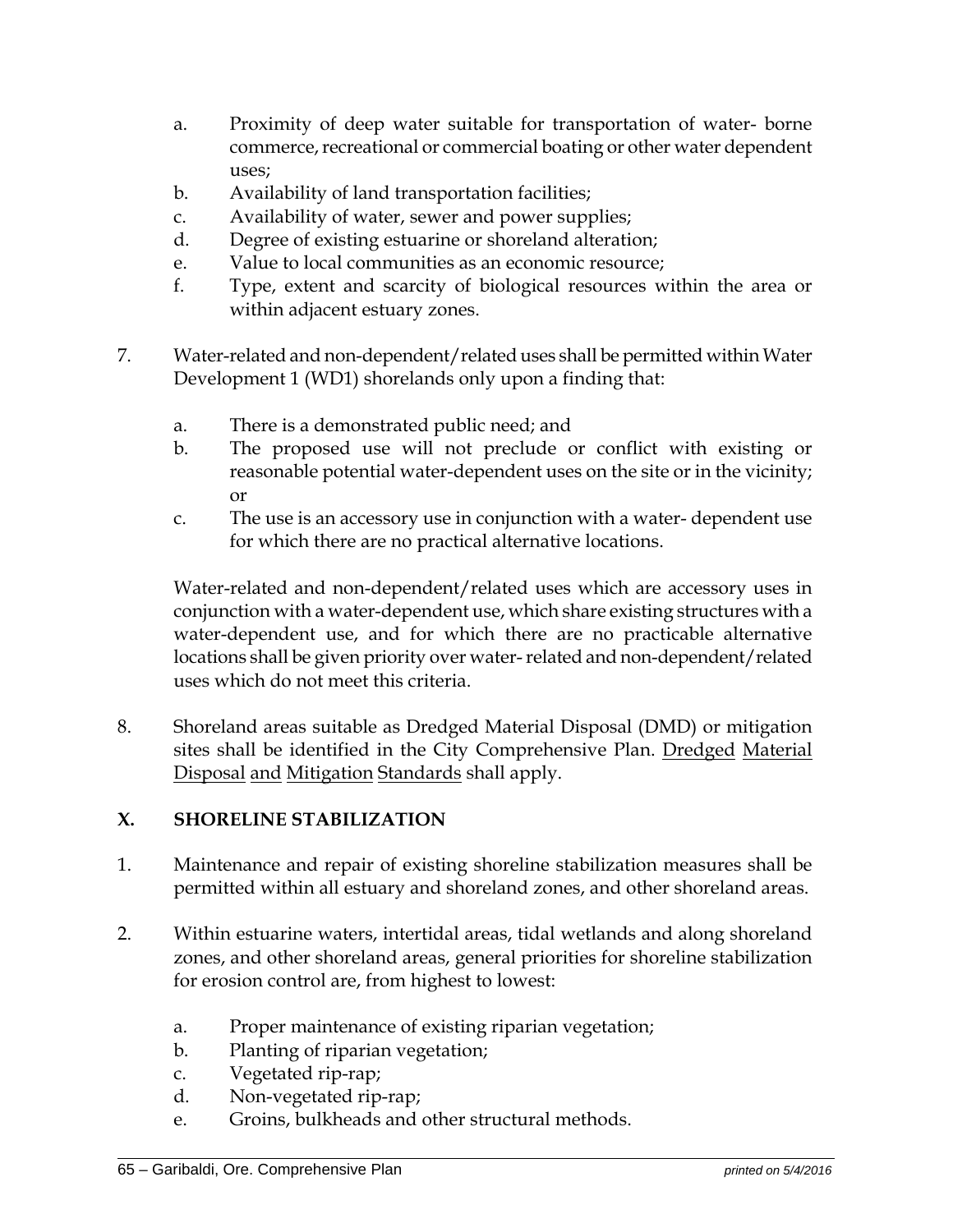a. Proximity of deep water suitable for transportation of water- borne commerce, recreational or commercial boating or other water dependent uses;
b. Availability of land transportation facilities;
c. Availability of water, sewer and power supplies;
d. Degree of existing estuarine or shoreland alteration;
e. Value to local communities as an economic resource;
f. Type, extent and scarcity of biological resources within the area or within adjacent estuary zones.

7. Water-related and non-dependent/related uses shall be permitted within Water Development 1 (WD1) shorelands only upon a finding that:

   a. There is a demonstrated public need; and
   b. The proposed use will not preclude or conflict with existing or reasonable potential water-dependent uses on the site or in the vicinity; or
   c. The use is an accessory use in conjunction with a water- dependent use for which there are no practical alternative locations.

   Water-related and non-dependent/related uses which are accessory uses in conjunction with a water-dependent use, which share existing structures with a water-dependent use, and for which there are no practicable alternative locations shall be given priority over water- related and non-dependent/related uses which do not meet this criteria.

8. Shoreland areas suitable as Dredged Material Disposal (DMD) or mitigation sites shall be identified in the City Comprehensive Plan. Dredged Material Disposal and Mitigation Standards shall apply.

## X. SHORELINE STABILIZATION

1. Maintenance and repair of existing shoreline stabilization measures shall be permitted within all estuary and shoreland zones, and other shoreland areas.

2. Within estuarine waters, intertidal areas, tidal wetlands and along shoreland zones, and other shoreland areas, general priorities for shoreline stabilization for erosion control are, from highest to lowest:

   a. Proper maintenance of existing riparian vegetation;
   b. Planting of riparian vegetation;
   c. Vegetated rip-rap;
   d. Non-vegetated rip-rap;
   e. Groins, bulkheads and other structural methods.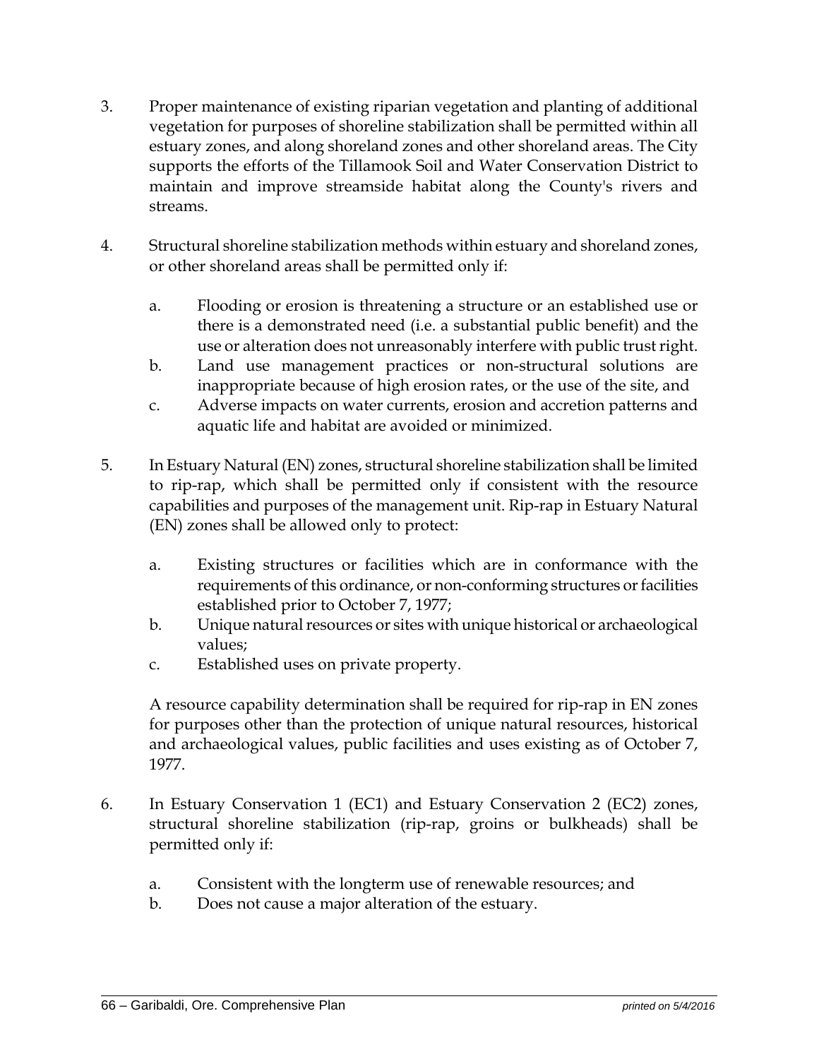3. Proper maintenance of existing riparian vegetation and planting of additional vegetation for purposes of shoreline stabilization shall be permitted within all estuary zones, and along shoreland zones and other shoreland areas. The City supports the efforts of the Tillamook Soil and Water Conservation District to maintain and improve streamside habitat along the County's rivers and streams.

4. Structural shoreline stabilization methods within estuary and shoreland zones, or other shoreland areas shall be permitted only if:

   a. Flooding or erosion is threatening a structure or an established use or there is a demonstrated need (i.e. a substantial public benefit) and the use or alteration does not unreasonably interfere with public trust right.
   b. Land use management practices or non-structural solutions are inappropriate because of high erosion rates, or the use of the site, and
   c. Adverse impacts on water currents, erosion and accretion patterns and aquatic life and habitat are avoided or minimized.

5. In Estuary Natural (EN) zones, structural shoreline stabilization shall be limited to rip-rap, which shall be permitted only if consistent with the resource capabilities and purposes of the management unit. Rip-rap in Estuary Natural (EN) zones shall be allowed only to protect:

   a. Existing structures or facilities which are in conformance with the requirements of this ordinance, or non-conforming structures or facilities established prior to October 7, 1977;
   b. Unique natural resources or sites with unique historical or archaeological values;
   c. Established uses on private property.

   A resource capability determination shall be required for rip-rap in EN zones for purposes other than the protection of unique natural resources, historical and archaeological values, public facilities and uses existing as of October 7, 1977.

6. In Estuary Conservation 1 (EC1) and Estuary Conservation 2 (EC2) zones, structural shoreline stabilization (rip-rap, groins or bulkheads) shall be permitted only if:

   a. Consistent with the longterm use of renewable resources; and
   b. Does not cause a major alteration of the estuary.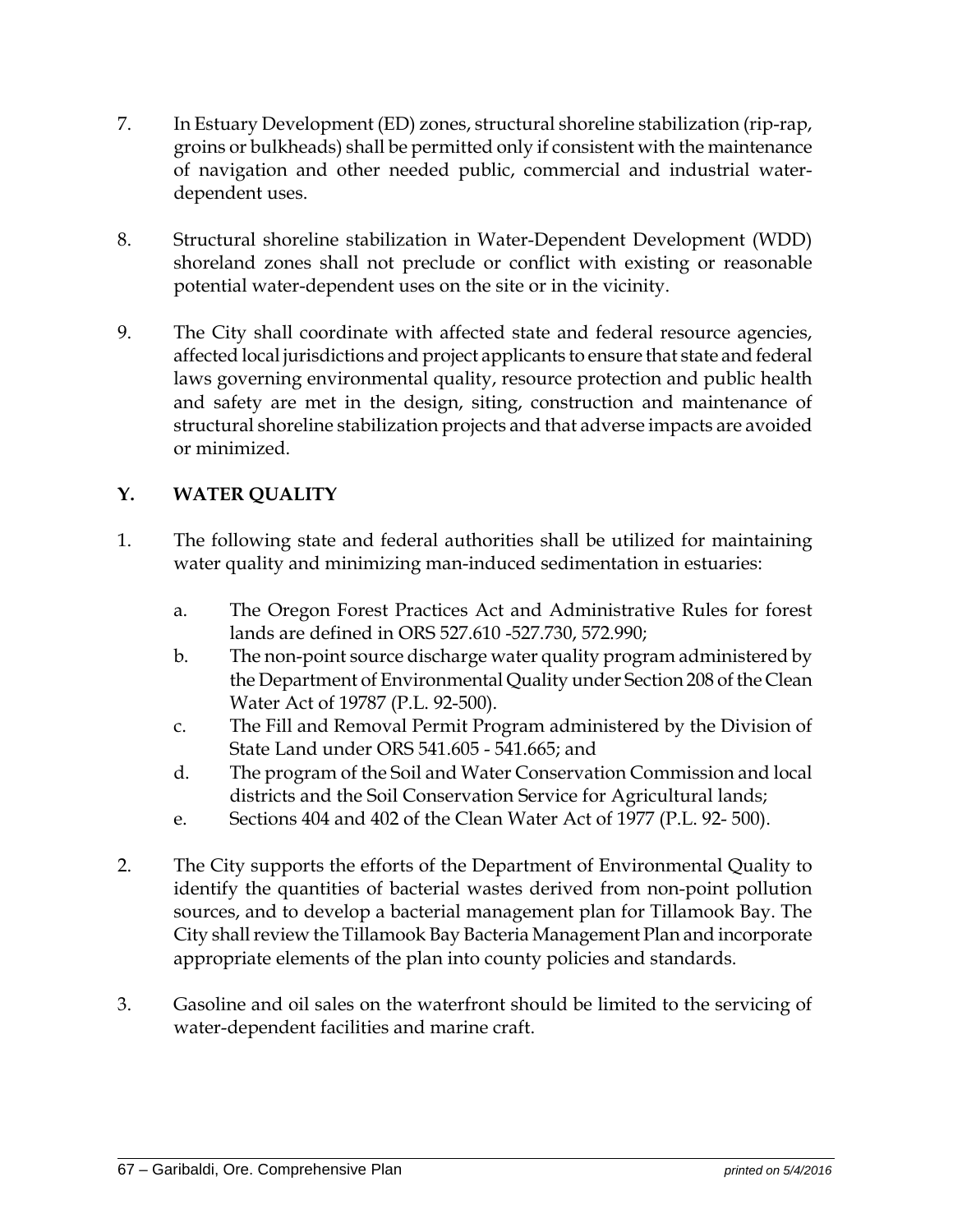7. In Estuary Development (ED) zones, structural shoreline stabilization (rip-rap, groins or bulkheads) shall be permitted only if consistent with the maintenance of navigation and other needed public, commercial and industrial water-dependent uses.

8. Structural shoreline stabilization in Water-Dependent Development (WDD) shoreland zones shall not preclude or conflict with existing or reasonable potential water-dependent uses on the site or in the vicinity.

9. The City shall coordinate with affected state and federal resource agencies, affected local jurisdictions and project applicants to ensure that state and federal laws governing environmental quality, resource protection and public health and safety are met in the design, siting, construction and maintenance of structural shoreline stabilization projects and that adverse impacts are avoided or minimized.

## Y. WATER QUALITY

1. The following state and federal authorities shall be utilized for maintaining water quality and minimizing man-induced sedimentation in estuaries:

   a. The Oregon Forest Practices Act and Administrative Rules for forest lands are defined in ORS 527.610 -527.730, 572.990;
   b. The non-point source discharge water quality program administered by the Department of Environmental Quality under Section 208 of the Clean Water Act of 19787 (P.L. 92-500).
   c. The Fill and Removal Permit Program administered by the Division of State Land under ORS 541.605 - 541.665; and
   d. The program of the Soil and Water Conservation Commission and local districts and the Soil Conservation Service for Agricultural lands;
   e. Sections 404 and 402 of the Clean Water Act of 1977 (P.L. 92- 500).

2. The City supports the efforts of the Department of Environmental Quality to identify the quantities of bacterial wastes derived from non-point pollution sources, and to develop a bacterial management plan for Tillamook Bay. The City shall review the Tillamook Bay Bacteria Management Plan and incorporate appropriate elements of the plan into county policies and standards.

3. Gasoline and oil sales on the waterfront should be limited to the servicing of water-dependent facilities and marine craft.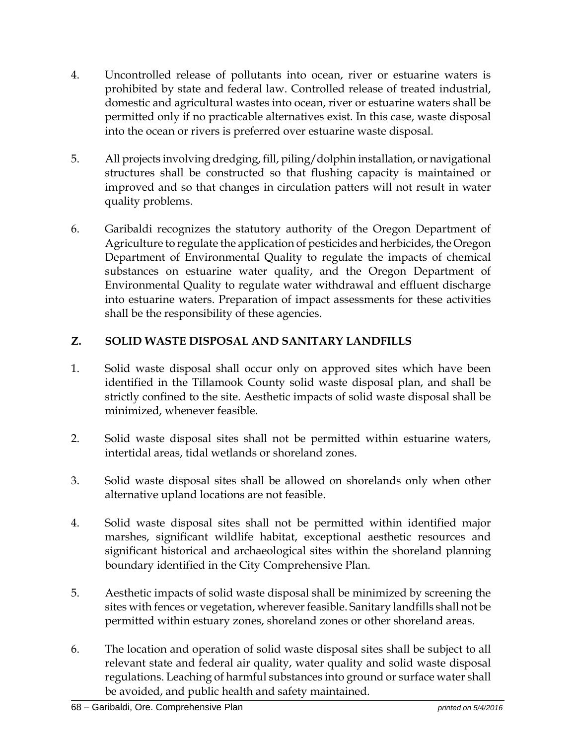4. Uncontrolled release of pollutants into ocean, river or estuarine waters is prohibited by state and federal law. Controlled release of treated industrial, domestic and agricultural wastes into ocean, river or estuarine waters shall be permitted only if no practicable alternatives exist. In this case, waste disposal into the ocean or rivers is preferred over estuarine waste disposal.

5. All projects involving dredging, fill, piling/dolphin installation, or navigational structures shall be constructed so that flushing capacity is maintained or improved and so that changes in circulation patters will not result in water quality problems.

6. Garibaldi recognizes the statutory authority of the Oregon Department of Agriculture to regulate the application of pesticides and herbicides, the Oregon Department of Environmental Quality to regulate the impacts of chemical substances on estuarine water quality, and the Oregon Department of Environmental Quality to regulate water withdrawal and effluent discharge into estuarine waters. Preparation of impact assessments for these activities shall be the responsibility of these agencies.

## Z. SOLID WASTE DISPOSAL AND SANITARY LANDFILLS

1. Solid waste disposal shall occur only on approved sites which have been identified in the Tillamook County solid waste disposal plan, and shall be strictly confined to the site. Aesthetic impacts of solid waste disposal shall be minimized, whenever feasible.

2. Solid waste disposal sites shall not be permitted within estuarine waters, intertidal areas, tidal wetlands or shoreland zones.

3. Solid waste disposal sites shall be allowed on shorelands only when other alternative upland locations are not feasible.

4. Solid waste disposal sites shall not be permitted within identified major marshes, significant wildlife habitat, exceptional aesthetic resources and significant historical and archaeological sites within the shoreland planning boundary identified in the City Comprehensive Plan.

5. Aesthetic impacts of solid waste disposal shall be minimized by screening the sites with fences or vegetation, wherever feasible. Sanitary landfills shall not be permitted within estuary zones, shoreland zones or other shoreland areas.

6. The location and operation of solid waste disposal sites shall be subject to all relevant state and federal air quality, water quality and solid waste disposal regulations. Leaching of harmful substances into ground or surface water shall be avoided, and public health and safety maintained.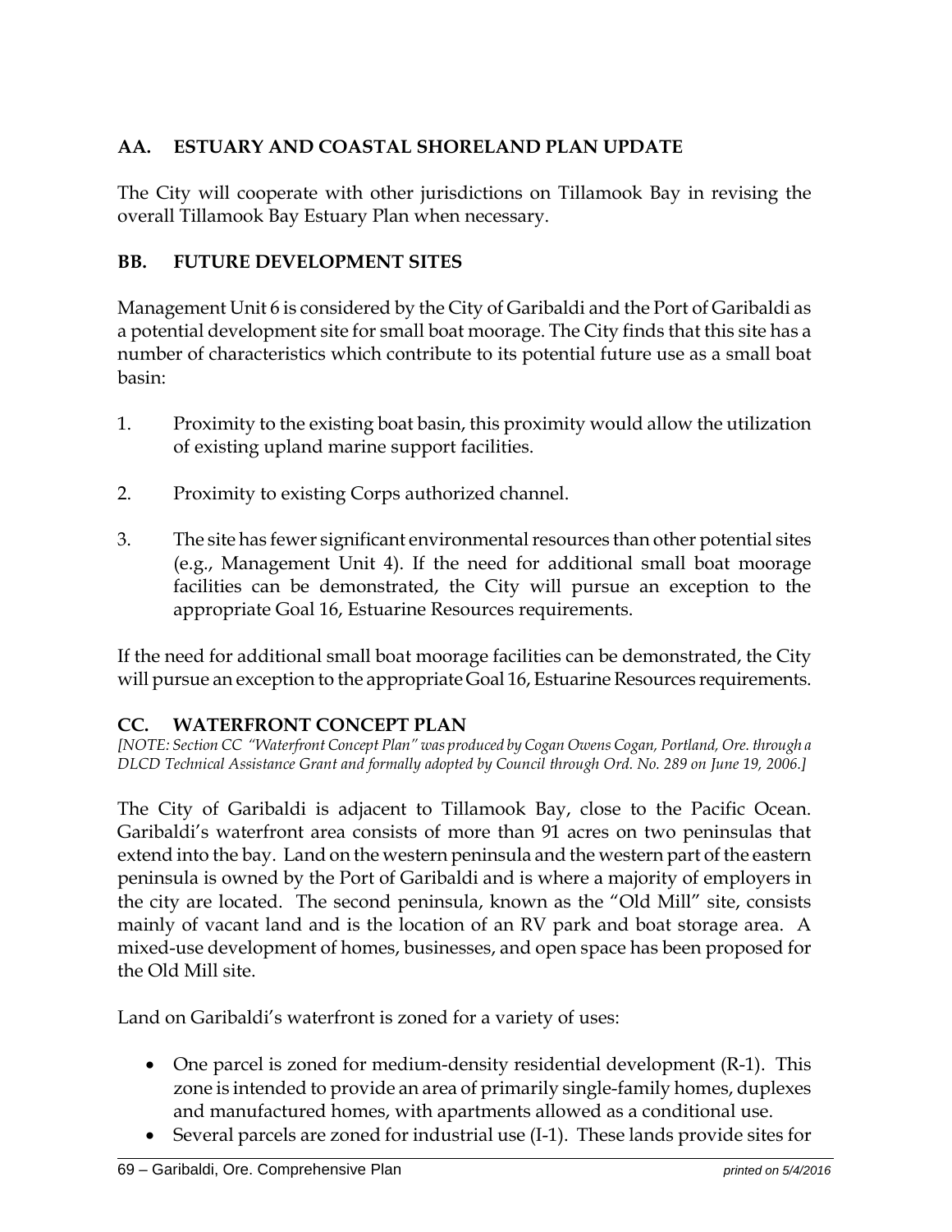## AA. ESTUARY AND COASTAL SHORELAND PLAN UPDATE

The City will cooperate with other jurisdictions on Tillamook Bay in revising the overall Tillamook Bay Estuary Plan when necessary.

## BB. FUTURE DEVELOPMENT SITES

Management Unit 6 is considered by the City of Garibaldi and the Port of Garibaldi as a potential development site for small boat moorage. The City finds that this site has a number of characteristics which contribute to its potential future use as a small boat basin:

1. Proximity to the existing boat basin, this proximity would allow the utilization of existing upland marine support facilities.

2. Proximity to existing Corps authorized channel.

3. The site has fewer significant environmental resources than other potential sites (e.g., Management Unit 4). If the need for additional small boat moorage facilities can be demonstrated, the City will pursue an exception to the appropriate Goal 16, Estuarine Resources requirements.

If the need for additional small boat moorage facilities can be demonstrated, the City will pursue an exception to the appropriate Goal 16, Estuarine Resources requirements.

## CC. WATERFRONT CONCEPT PLAN

*[NOTE: Section CC "Waterfront Concept Plan" was produced by Cogan Owens Cogan, Portland, Ore. through a DLCD Technical Assistance Grant and formally adopted by Council through Ord. No. 289 on June 19, 2006.]*

The City of Garibaldi is adjacent to Tillamook Bay, close to the Pacific Ocean. Garibaldi's waterfront area consists of more than 91 acres on two peninsulas that extend into the bay. Land on the western peninsula and the western part of the eastern peninsula is owned by the Port of Garibaldi and is where a majority of employers in the city are located. The second peninsula, known as the "Old Mill" site, consists mainly of vacant land and is the location of an RV park and boat storage area. A mixed-use development of homes, businesses, and open space has been proposed for the Old Mill site.

Land on Garibaldi's waterfront is zoned for a variety of uses:

- One parcel is zoned for medium-density residential development (R-1). This zone is intended to provide an area of primarily single-family homes, duplexes and manufactured homes, with apartments allowed as a conditional use.
- Several parcels are zoned for industrial use (I-1). These lands provide sites for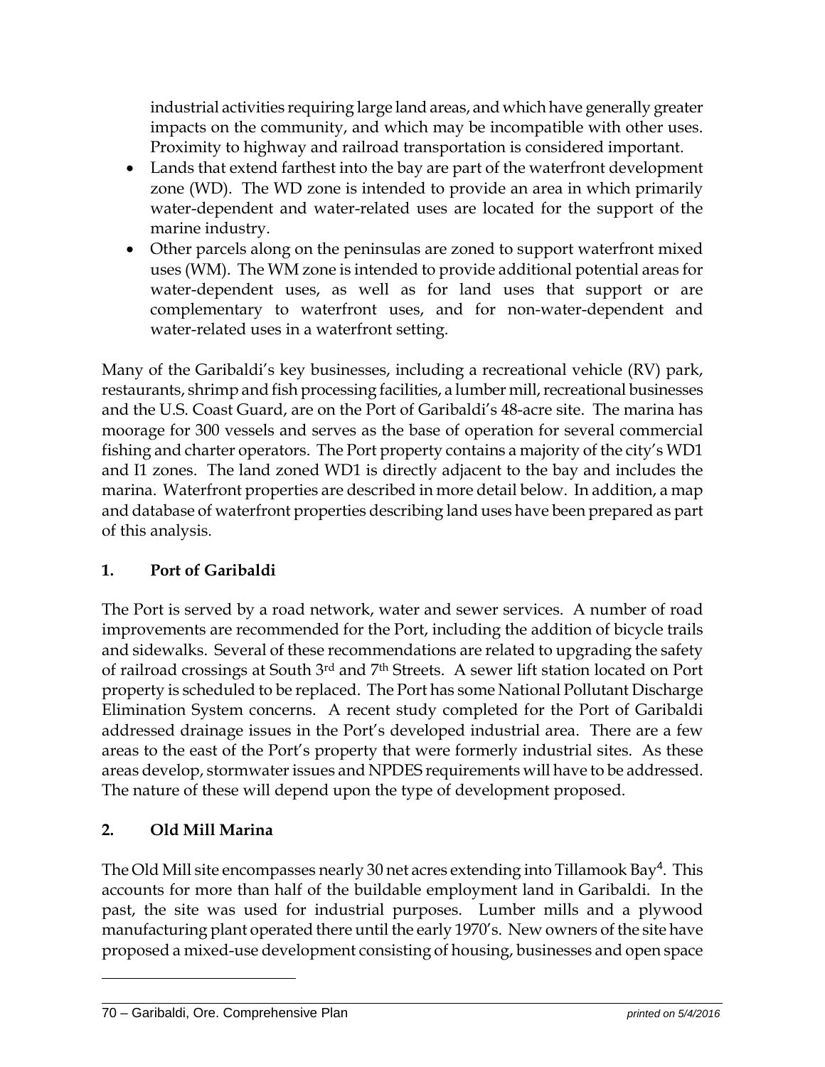industrial activities requiring large land areas, and which have generally greater impacts on the community, and which may be incompatible with other uses. Proximity to highway and railroad transportation is considered important.

- Lands that extend farthest into the bay are part of the waterfront development zone (WD). The WD zone is intended to provide an area in which primarily water-dependent and water-related uses are located for the support of the marine industry.
- Other parcels along on the peninsulas are zoned to support waterfront mixed uses (WM). The WM zone is intended to provide additional potential areas for water-dependent uses, as well as for land uses that support or are complementary to waterfront uses, and for non-water-dependent and water-related uses in a waterfront setting.

Many of the Garibaldi's key businesses, including a recreational vehicle (RV) park, restaurants, shrimp and fish processing facilities, a lumber mill, recreational businesses and the U.S. Coast Guard, are on the Port of Garibaldi's 48-acre site. The marina has moorage for 300 vessels and serves as the base of operation for several commercial fishing and charter operators. The Port property contains a majority of the city's WD1 and I1 zones. The land zoned WD1 is directly adjacent to the bay and includes the marina. Waterfront properties are described in more detail below. In addition, a map and database of waterfront properties describing land uses have been prepared as part of this analysis.

### 1. Port of Garibaldi

The Port is served by a road network, water and sewer services. A number of road improvements are recommended for the Port, including the addition of bicycle trails and sidewalks. Several of these recommendations are related to upgrading the safety of railroad crossings at South 3rd and 7th Streets. A sewer lift station located on Port property is scheduled to be replaced. The Port has some National Pollutant Discharge Elimination System concerns. A recent study completed for the Port of Garibaldi addressed drainage issues in the Port's developed industrial area. There are a few areas to the east of the Port's property that were formerly industrial sites. As these areas develop, stormwater issues and NPDES requirements will have to be addressed. The nature of these will depend upon the type of development proposed.

### 2. Old Mill Marina

The Old Mill site encompasses nearly 30 net acres extending into Tillamook Bay[4]. This accounts for more than half of the buildable employment land in Garibaldi. In the past, the site was used for industrial purposes. Lumber mills and a plywood manufacturing plant operated there until the early 1970's. New owners of the site have proposed a mixed-use development consisting of housing, businesses and open space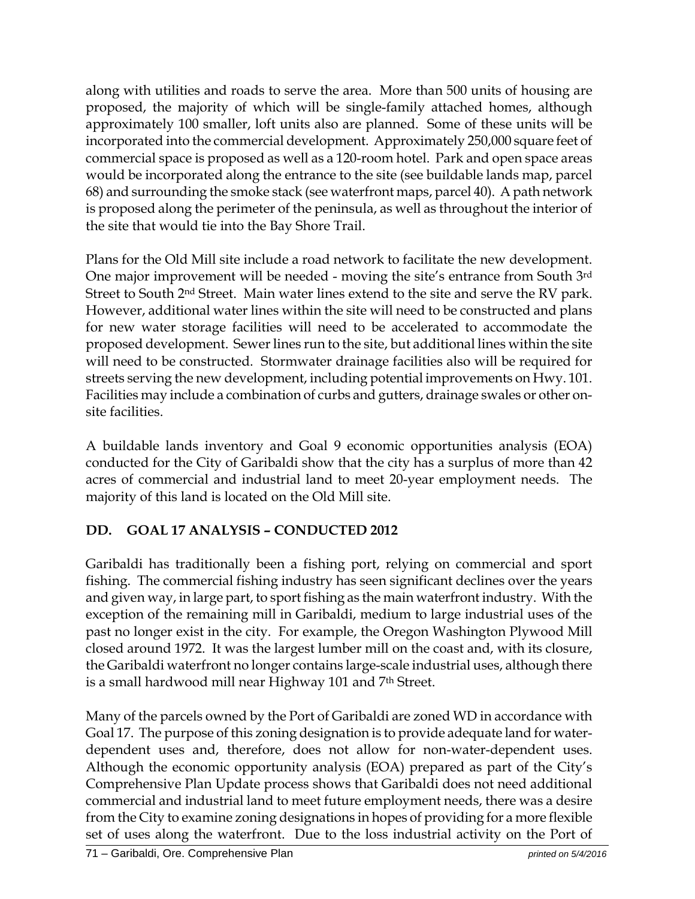along with utilities and roads to serve the area. More than 500 units of housing are proposed, the majority of which will be single-family attached homes, although approximately 100 smaller, loft units also are planned. Some of these units will be incorporated into the commercial development. Approximately 250,000 square feet of commercial space is proposed as well as a 120-room hotel. Park and open space areas would be incorporated along the entrance to the site (see buildable lands map, parcel 68) and surrounding the smoke stack (see waterfront maps, parcel 40). A path network is proposed along the perimeter of the peninsula, as well as throughout the interior of the site that would tie into the Bay Shore Trail.

Plans for the Old Mill site include a road network to facilitate the new development. One major improvement will be needed - moving the site's entrance from South 3rd Street to South 2nd Street. Main water lines extend to the site and serve the RV park. However, additional water lines within the site will need to be constructed and plans for new water storage facilities will need to be accelerated to accommodate the proposed development. Sewer lines run to the site, but additional lines within the site will need to be constructed. Stormwater drainage facilities also will be required for streets serving the new development, including potential improvements on Hwy. 101. Facilities may include a combination of curbs and gutters, drainage swales or other on-site facilities.

A buildable lands inventory and Goal 9 economic opportunities analysis (EOA) conducted for the City of Garibaldi show that the city has a surplus of more than 42 acres of commercial and industrial land to meet 20-year employment needs. The majority of this land is located on the Old Mill site.

## DD. GOAL 17 ANALYSIS – CONDUCTED 2012

Garibaldi has traditionally been a fishing port, relying on commercial and sport fishing. The commercial fishing industry has seen significant declines over the years and given way, in large part, to sport fishing as the main waterfront industry. With the exception of the remaining mill in Garibaldi, medium to large industrial uses of the past no longer exist in the city. For example, the Oregon Washington Plywood Mill closed around 1972. It was the largest lumber mill on the coast and, with its closure, the Garibaldi waterfront no longer contains large-scale industrial uses, although there is a small hardwood mill near Highway 101 and 7th Street.

Many of the parcels owned by the Port of Garibaldi are zoned WD in accordance with Goal 17. The purpose of this zoning designation is to provide adequate land for water-dependent uses and, therefore, does not allow for non-water-dependent uses. Although the economic opportunity analysis (EOA) prepared as part of the City's Comprehensive Plan Update process shows that Garibaldi does not need additional commercial and industrial land to meet future employment needs, there was a desire from the City to examine zoning designations in hopes of providing for a more flexible set of uses along the waterfront. Due to the loss industrial activity on the Port of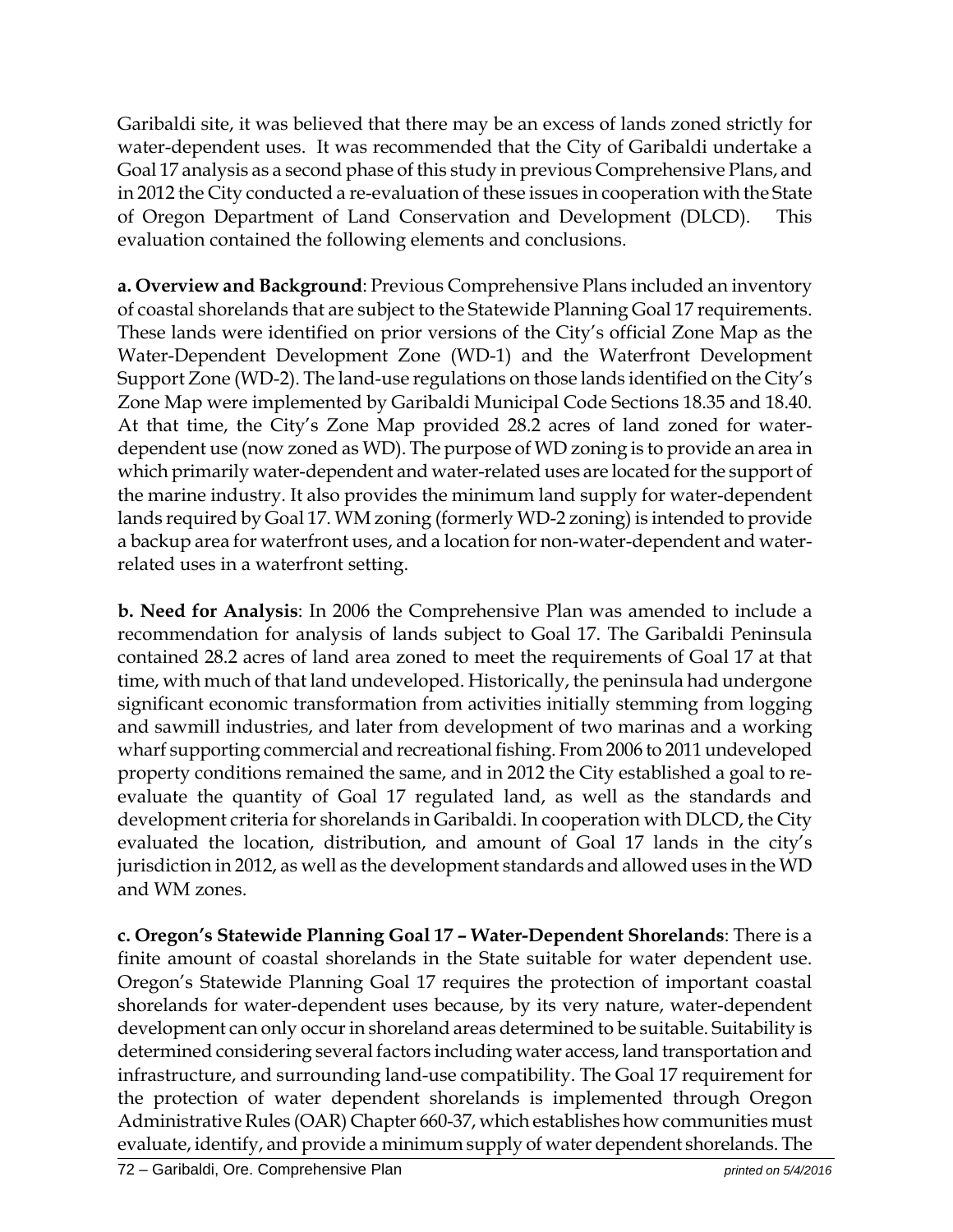Garibaldi site, it was believed that there may be an excess of lands zoned strictly for water-dependent uses. It was recommended that the City of Garibaldi undertake a Goal 17 analysis as a second phase of this study in previous Comprehensive Plans, and in 2012 the City conducted a re-evaluation of these issues in cooperation with the State of Oregon Department of Land Conservation and Development (DLCD). This evaluation contained the following elements and conclusions.

**a. Overview and Background**: Previous Comprehensive Plans included an inventory of coastal shorelands that are subject to the Statewide Planning Goal 17 requirements. These lands were identified on prior versions of the City's official Zone Map as the Water-Dependent Development Zone (WD-1) and the Waterfront Development Support Zone (WD-2). The land-use regulations on those lands identified on the City's Zone Map were implemented by Garibaldi Municipal Code Sections 18.35 and 18.40. At that time, the City's Zone Map provided 28.2 acres of land zoned for water-dependent use (now zoned as WD). The purpose of WD zoning is to provide an area in which primarily water-dependent and water-related uses are located for the support of the marine industry. It also provides the minimum land supply for water-dependent lands required by Goal 17. WM zoning (formerly WD-2 zoning) is intended to provide a backup area for waterfront uses, and a location for non-water-dependent and water-related uses in a waterfront setting.

**b. Need for Analysis**: In 2006 the Comprehensive Plan was amended to include a recommendation for analysis of lands subject to Goal 17. The Garibaldi Peninsula contained 28.2 acres of land area zoned to meet the requirements of Goal 17 at that time, with much of that land undeveloped. Historically, the peninsula had undergone significant economic transformation from activities initially stemming from logging and sawmill industries, and later from development of two marinas and a working wharf supporting commercial and recreational fishing. From 2006 to 2011 undeveloped property conditions remained the same, and in 2012 the City established a goal to re-evaluate the quantity of Goal 17 regulated land, as well as the standards and development criteria for shorelands in Garibaldi. In cooperation with DLCD, the City evaluated the location, distribution, and amount of Goal 17 lands in the city's jurisdiction in 2012, as well as the development standards and allowed uses in the WD and WM zones.

**c. Oregon's Statewide Planning Goal 17 – Water-Dependent Shorelands**: There is a finite amount of coastal shorelands in the State suitable for water dependent use. Oregon's Statewide Planning Goal 17 requires the protection of important coastal shorelands for water-dependent uses because, by its very nature, water-dependent development can only occur in shoreland areas determined to be suitable. Suitability is determined considering several factors including water access, land transportation and infrastructure, and surrounding land-use compatibility. The Goal 17 requirement for the protection of water dependent shorelands is implemented through Oregon Administrative Rules (OAR) Chapter 660-37, which establishes how communities must evaluate, identify, and provide a minimum supply of water dependent shorelands. The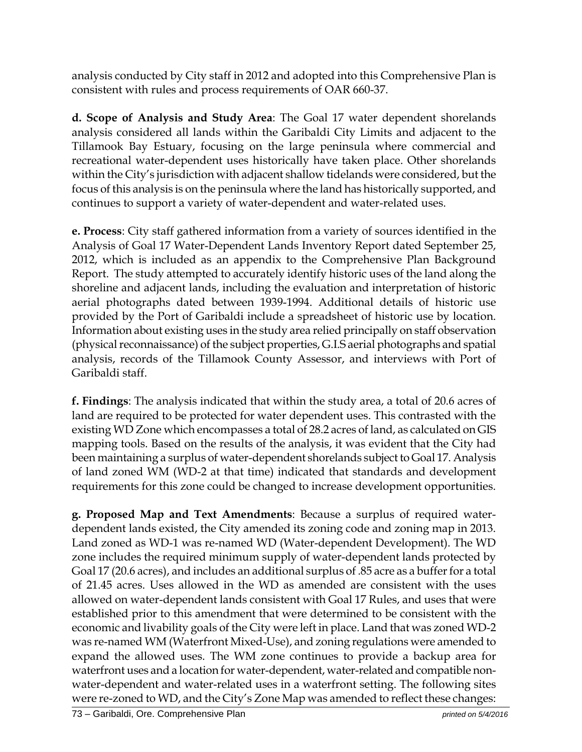analysis conducted by City staff in 2012 and adopted into this Comprehensive Plan is consistent with rules and process requirements of OAR 660-37.

**d. Scope of Analysis and Study Area**: The Goal 17 water dependent shorelands analysis considered all lands within the Garibaldi City Limits and adjacent to the Tillamook Bay Estuary, focusing on the large peninsula where commercial and recreational water-dependent uses historically have taken place. Other shorelands within the City's jurisdiction with adjacent shallow tidelands were considered, but the focus of this analysis is on the peninsula where the land has historically supported, and continues to support a variety of water-dependent and water-related uses.

**e. Process**: City staff gathered information from a variety of sources identified in the Analysis of Goal 17 Water-Dependent Lands Inventory Report dated September 25, 2012, which is included as an appendix to the Comprehensive Plan Background Report. The study attempted to accurately identify historic uses of the land along the shoreline and adjacent lands, including the evaluation and interpretation of historic aerial photographs dated between 1939-1994. Additional details of historic use provided by the Port of Garibaldi include a spreadsheet of historic use by location. Information about existing uses in the study area relied principally on staff observation (physical reconnaissance) of the subject properties, G.I.S aerial photographs and spatial analysis, records of the Tillamook County Assessor, and interviews with Port of Garibaldi staff.

**f. Findings**: The analysis indicated that within the study area, a total of 20.6 acres of land are required to be protected for water dependent uses. This contrasted with the existing WD Zone which encompasses a total of 28.2 acres of land, as calculated on GIS mapping tools. Based on the results of the analysis, it was evident that the City had been maintaining a surplus of water-dependent shorelands subject to Goal 17. Analysis of land zoned WM (WD-2 at that time) indicated that standards and development requirements for this zone could be changed to increase development opportunities.

**g. Proposed Map and Text Amendments**: Because a surplus of required water-dependent lands existed, the City amended its zoning code and zoning map in 2013. Land zoned as WD-1 was re-named WD (Water-dependent Development). The WD zone includes the required minimum supply of water-dependent lands protected by Goal 17 (20.6 acres), and includes an additional surplus of .85 acre as a buffer for a total of 21.45 acres. Uses allowed in the WD as amended are consistent with the uses allowed on water-dependent lands consistent with Goal 17 Rules, and uses that were established prior to this amendment that were determined to be consistent with the economic and livability goals of the City were left in place. Land that was zoned WD-2 was re-named WM (Waterfront Mixed-Use), and zoning regulations were amended to expand the allowed uses. The WM zone continues to provide a backup area for waterfront uses and a location for water-dependent, water-related and compatible non-water-dependent and water-related uses in a waterfront setting. The following sites were re-zoned to WD, and the City's Zone Map was amended to reflect these changes: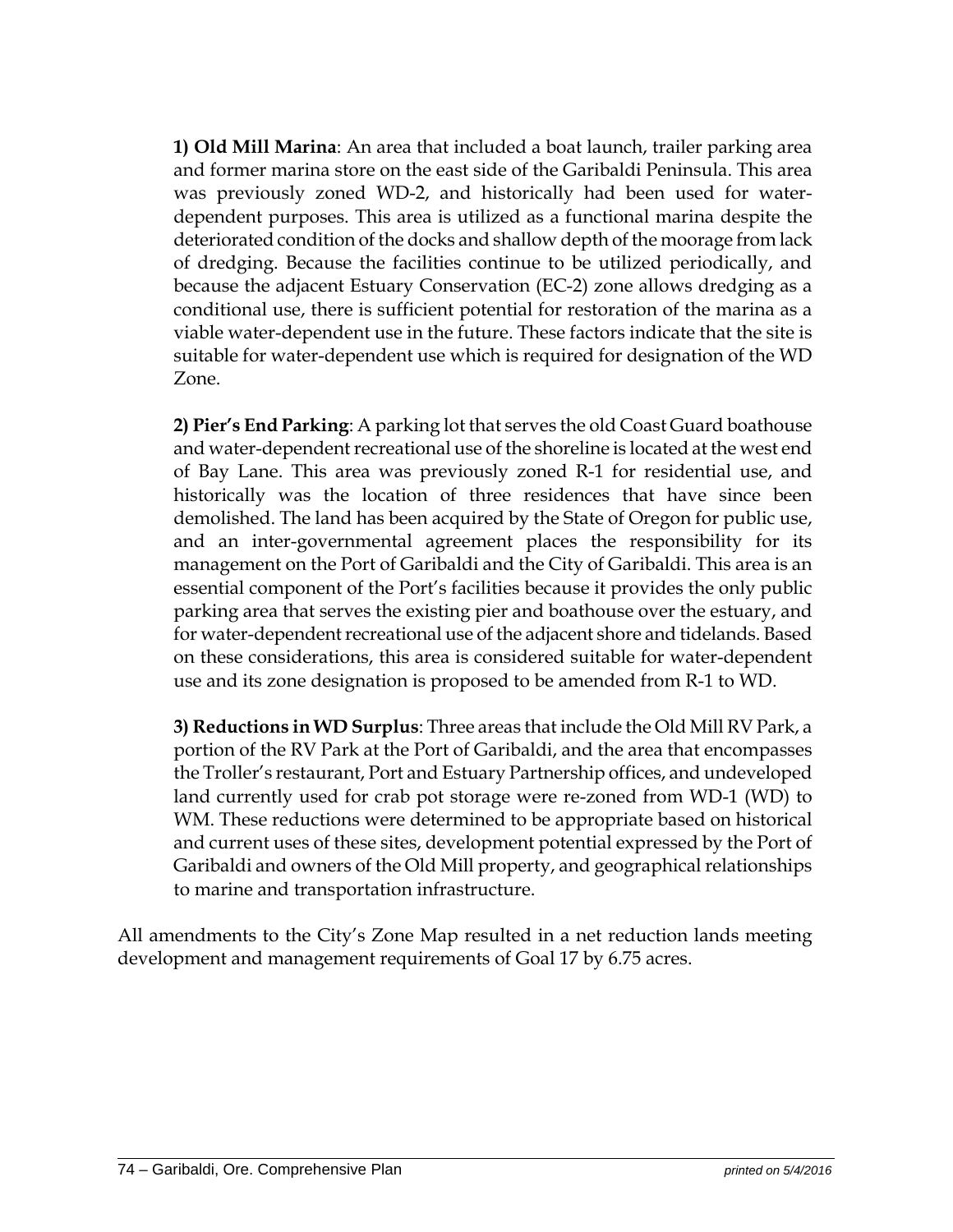**1) Old Mill Marina**: An area that included a boat launch, trailer parking area and former marina store on the east side of the Garibaldi Peninsula. This area was previously zoned WD-2, and historically had been used for water-dependent purposes. This area is utilized as a functional marina despite the deteriorated condition of the docks and shallow depth of the moorage from lack of dredging. Because the facilities continue to be utilized periodically, and because the adjacent Estuary Conservation (EC-2) zone allows dredging as a conditional use, there is sufficient potential for restoration of the marina as a viable water-dependent use in the future. These factors indicate that the site is suitable for water-dependent use which is required for designation of the WD Zone.

**2) Pier's End Parking**: A parking lot that serves the old Coast Guard boathouse and water-dependent recreational use of the shoreline is located at the west end of Bay Lane. This area was previously zoned R-1 for residential use, and historically was the location of three residences that have since been demolished. The land has been acquired by the State of Oregon for public use, and an inter-governmental agreement places the responsibility for its management on the Port of Garibaldi and the City of Garibaldi. This area is an essential component of the Port's facilities because it provides the only public parking area that serves the existing pier and boathouse over the estuary, and for water-dependent recreational use of the adjacent shore and tidelands. Based on these considerations, this area is considered suitable for water-dependent use and its zone designation is proposed to be amended from R-1 to WD.

**3) Reductions in WD Surplus**: Three areas that include the Old Mill RV Park, a portion of the RV Park at the Port of Garibaldi, and the area that encompasses the Troller's restaurant, Port and Estuary Partnership offices, and undeveloped land currently used for crab pot storage were re-zoned from WD-1 (WD) to WM. These reductions were determined to be appropriate based on historical and current uses of these sites, development potential expressed by the Port of Garibaldi and owners of the Old Mill property, and geographical relationships to marine and transportation infrastructure.

All amendments to the City's Zone Map resulted in a net reduction lands meeting development and management requirements of Goal 17 by 6.75 acres.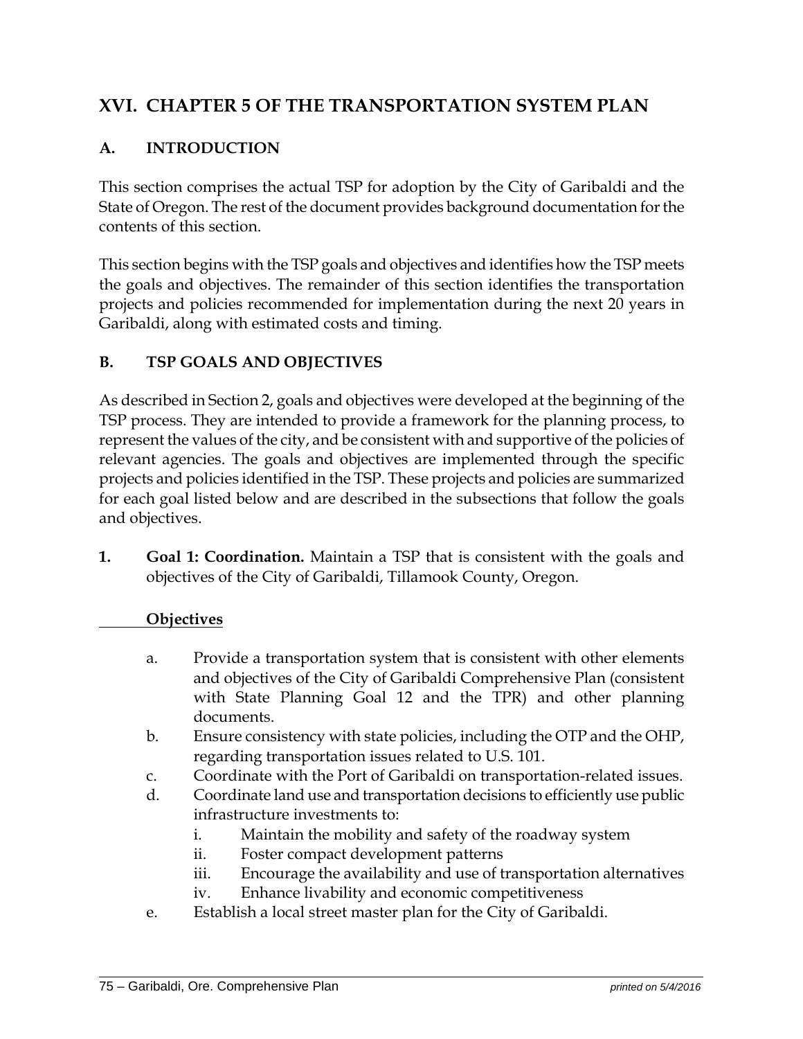# XVI. CHAPTER 5 OF THE TRANSPORTATION SYSTEM PLAN

## A. INTRODUCTION

This section comprises the actual TSP for adoption by the City of Garibaldi and the State of Oregon. The rest of the document provides background documentation for the contents of this section.

This section begins with the TSP goals and objectives and identifies how the TSP meets the goals and objectives. The remainder of this section identifies the transportation projects and policies recommended for implementation during the next 20 years in Garibaldi, along with estimated costs and timing.

## B. TSP GOALS AND OBJECTIVES

As described in Section 2, goals and objectives were developed at the beginning of the TSP process. They are intended to provide a framework for the planning process, to represent the values of the city, and be consistent with and supportive of the policies of relevant agencies. The goals and objectives are implemented through the specific projects and policies identified in the TSP. These projects and policies are summarized for each goal listed below and are described in the subsections that follow the goals and objectives.

**1. Goal 1: Coordination.** Maintain a TSP that is consistent with the goals and objectives of the City of Garibaldi, Tillamook County, Oregon.

**Objectives**

a. Provide a transportation system that is consistent with other elements and objectives of the City of Garibaldi Comprehensive Plan (consistent with State Planning Goal 12 and the TPR) and other planning documents.

b. Ensure consistency with state policies, including the OTP and the OHP, regarding transportation issues related to U.S. 101.

c. Coordinate with the Port of Garibaldi on transportation-related issues.

d. Coordinate land use and transportation decisions to efficiently use public infrastructure investments to:
   - i. Maintain the mobility and safety of the roadway system
   - ii. Foster compact development patterns
   - iii. Encourage the availability and use of transportation alternatives
   - iv. Enhance livability and economic competitiveness

e. Establish a local street master plan for the City of Garibaldi.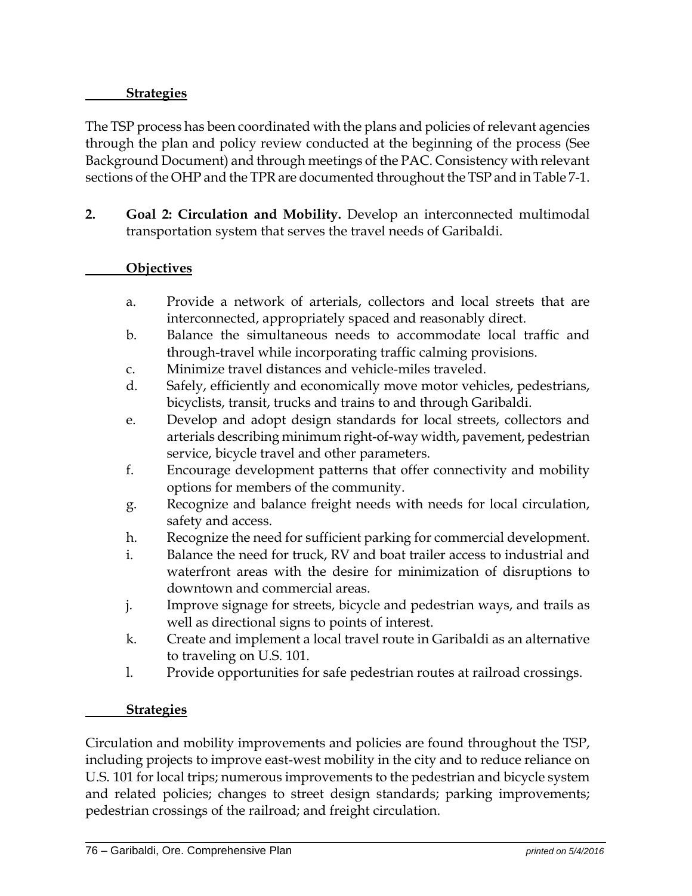**Strategies**

The TSP process has been coordinated with the plans and policies of relevant agencies through the plan and policy review conducted at the beginning of the process (See Background Document) and through meetings of the PAC. Consistency with relevant sections of the OHP and the TPR are documented throughout the TSP and in Table 7-1.

2. **Goal 2: Circulation and Mobility.** Develop an interconnected multimodal transportation system that serves the travel needs of Garibaldi.

**Objectives**

a. Provide a network of arterials, collectors and local streets that are interconnected, appropriately spaced and reasonably direct.
b. Balance the simultaneous needs to accommodate local traffic and through-travel while incorporating traffic calming provisions.
c. Minimize travel distances and vehicle-miles traveled.
d. Safely, efficiently and economically move motor vehicles, pedestrians, bicyclists, transit, trucks and trains to and through Garibaldi.
e. Develop and adopt design standards for local streets, collectors and arterials describing minimum right-of-way width, pavement, pedestrian service, bicycle travel and other parameters.
f. Encourage development patterns that offer connectivity and mobility options for members of the community.
g. Recognize and balance freight needs with needs for local circulation, safety and access.
h. Recognize the need for sufficient parking for commercial development.
i. Balance the need for truck, RV and boat trailer access to industrial and waterfront areas with the desire for minimization of disruptions to downtown and commercial areas.
j. Improve signage for streets, bicycle and pedestrian ways, and trails as well as directional signs to points of interest.
k. Create and implement a local travel route in Garibaldi as an alternative to traveling on U.S. 101.
l. Provide opportunities for safe pedestrian routes at railroad crossings.

**Strategies**

Circulation and mobility improvements and policies are found throughout the TSP, including projects to improve east-west mobility in the city and to reduce reliance on U.S. 101 for local trips; numerous improvements to the pedestrian and bicycle system and related policies; changes to street design standards; parking improvements; pedestrian crossings of the railroad; and freight circulation.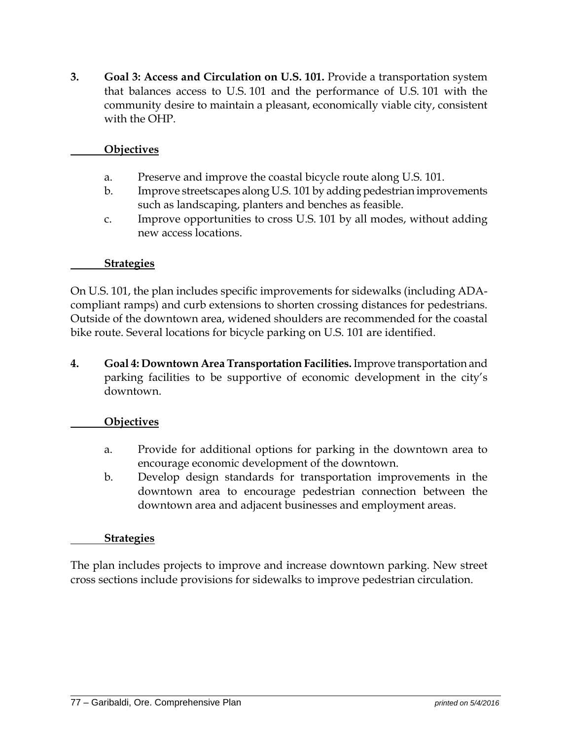3. **Goal 3: Access and Circulation on U.S. 101.** Provide a transportation system that balances access to U.S. 101 and the performance of U.S. 101 with the community desire to maintain a pleasant, economically viable city, consistent with the OHP.

**Objectives**

a. Preserve and improve the coastal bicycle route along U.S. 101.
b. Improve streetscapes along U.S. 101 by adding pedestrian improvements such as landscaping, planters and benches as feasible.
c. Improve opportunities to cross U.S. 101 by all modes, without adding new access locations.

**Strategies**

On U.S. 101, the plan includes specific improvements for sidewalks (including ADA-compliant ramps) and curb extensions to shorten crossing distances for pedestrians. Outside of the downtown area, widened shoulders are recommended for the coastal bike route. Several locations for bicycle parking on U.S. 101 are identified.

4. **Goal 4: Downtown Area Transportation Facilities.** Improve transportation and parking facilities to be supportive of economic development in the city's downtown.

**Objectives**

a. Provide for additional options for parking in the downtown area to encourage economic development of the downtown.
b. Develop design standards for transportation improvements in the downtown area to encourage pedestrian connection between the downtown area and adjacent businesses and employment areas.

**Strategies**

The plan includes projects to improve and increase downtown parking. New street cross sections include provisions for sidewalks to improve pedestrian circulation.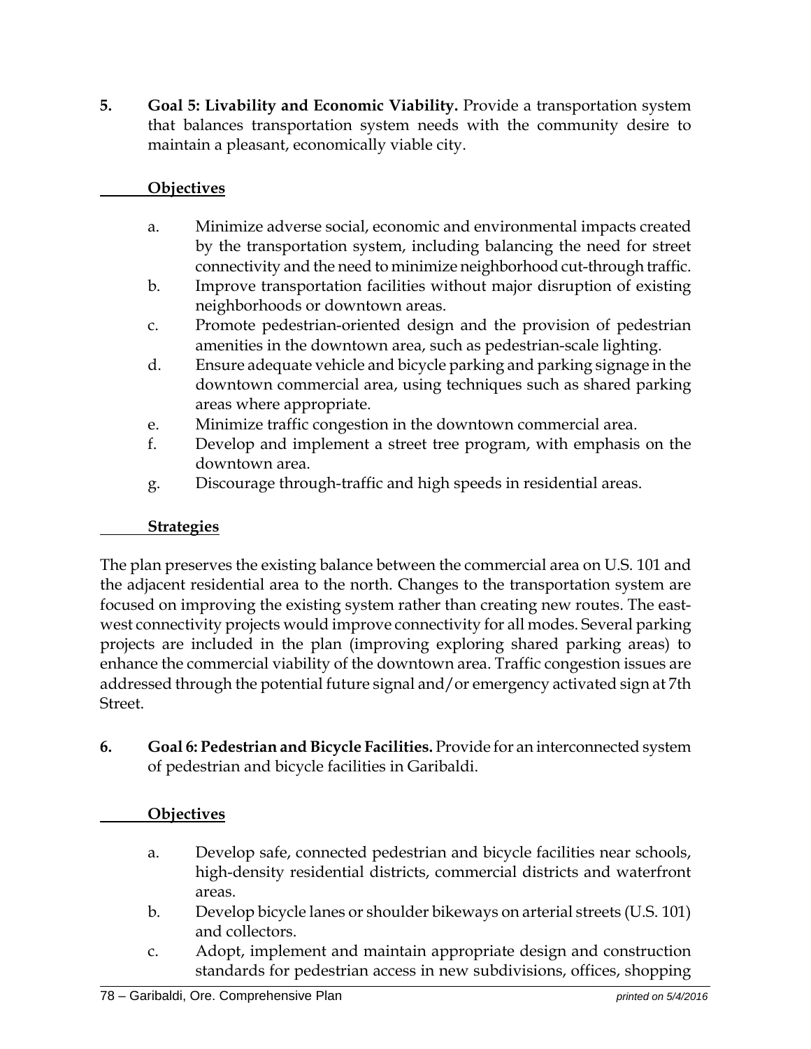**5. Goal 5: Livability and Economic Viability.** Provide a transportation system that balances transportation system needs with the community desire to maintain a pleasant, economically viable city.

**Objectives**

a. Minimize adverse social, economic and environmental impacts created by the transportation system, including balancing the need for street connectivity and the need to minimize neighborhood cut-through traffic.
b. Improve transportation facilities without major disruption of existing neighborhoods or downtown areas.
c. Promote pedestrian-oriented design and the provision of pedestrian amenities in the downtown area, such as pedestrian-scale lighting.
d. Ensure adequate vehicle and bicycle parking and parking signage in the downtown commercial area, using techniques such as shared parking areas where appropriate.
e. Minimize traffic congestion in the downtown commercial area.
f. Develop and implement a street tree program, with emphasis on the downtown area.
g. Discourage through-traffic and high speeds in residential areas.

**Strategies**

The plan preserves the existing balance between the commercial area on U.S. 101 and the adjacent residential area to the north. Changes to the transportation system are focused on improving the existing system rather than creating new routes. The east-west connectivity projects would improve connectivity for all modes. Several parking projects are included in the plan (improving exploring shared parking areas) to enhance the commercial viability of the downtown area. Traffic congestion issues are addressed through the potential future signal and/or emergency activated sign at 7th Street.

**6. Goal 6: Pedestrian and Bicycle Facilities.** Provide for an interconnected system of pedestrian and bicycle facilities in Garibaldi.

**Objectives**

a. Develop safe, connected pedestrian and bicycle facilities near schools, high-density residential districts, commercial districts and waterfront areas.
b. Develop bicycle lanes or shoulder bikeways on arterial streets (U.S. 101) and collectors.
c. Adopt, implement and maintain appropriate design and construction standards for pedestrian access in new subdivisions, offices, shopping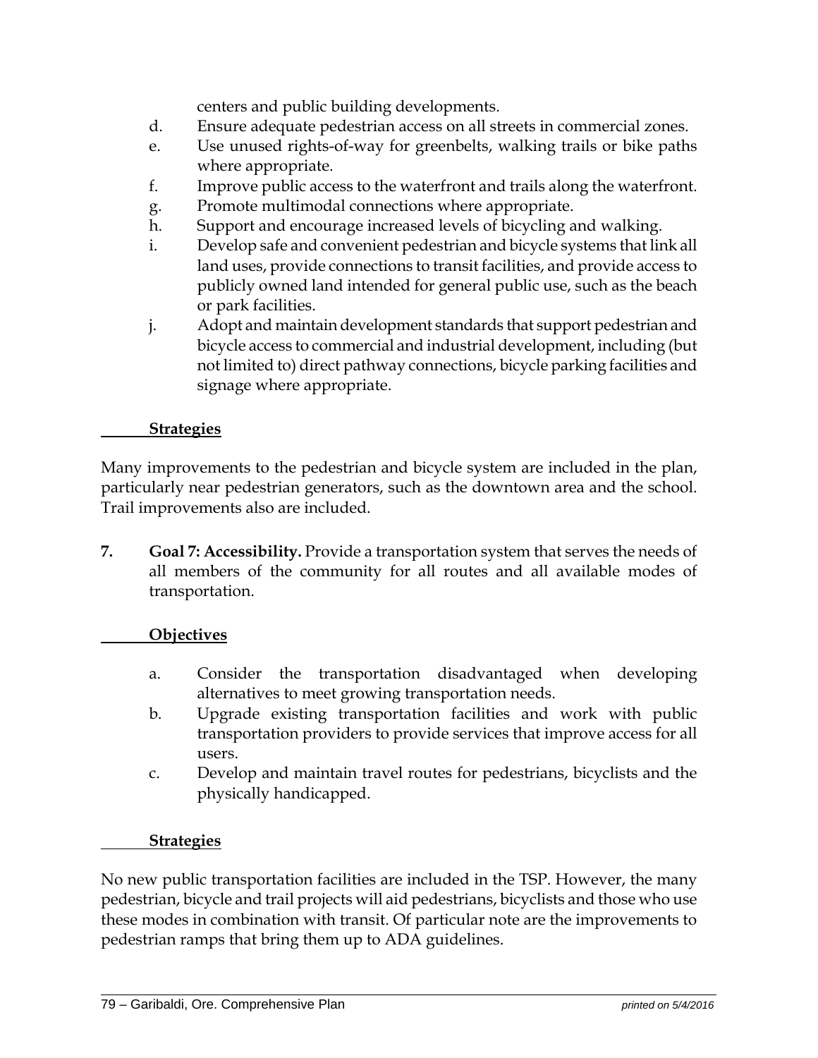centers and public building developments.

d. Ensure adequate pedestrian access on all streets in commercial zones.

e. Use unused rights-of-way for greenbelts, walking trails or bike paths where appropriate.

f. Improve public access to the waterfront and trails along the waterfront.

g. Promote multimodal connections where appropriate.

h. Support and encourage increased levels of bicycling and walking.

i. Develop safe and convenient pedestrian and bicycle systems that link all land uses, provide connections to transit facilities, and provide access to publicly owned land intended for general public use, such as the beach or park facilities.

j. Adopt and maintain development standards that support pedestrian and bicycle access to commercial and industrial development, including (but not limited to) direct pathway connections, bicycle parking facilities and signage where appropriate.

**Strategies**

Many improvements to the pedestrian and bicycle system are included in the plan, particularly near pedestrian generators, such as the downtown area and the school. Trail improvements also are included.

7. **Goal 7: Accessibility.** Provide a transportation system that serves the needs of all members of the community for all routes and all available modes of transportation.

**Objectives**

a. Consider the transportation disadvantaged when developing alternatives to meet growing transportation needs.

b. Upgrade existing transportation facilities and work with public transportation providers to provide services that improve access for all users.

c. Develop and maintain travel routes for pedestrians, bicyclists and the physically handicapped.

**Strategies**

No new public transportation facilities are included in the TSP. However, the many pedestrian, bicycle and trail projects will aid pedestrians, bicyclists and those who use these modes in combination with transit. Of particular note are the improvements to pedestrian ramps that bring them up to ADA guidelines.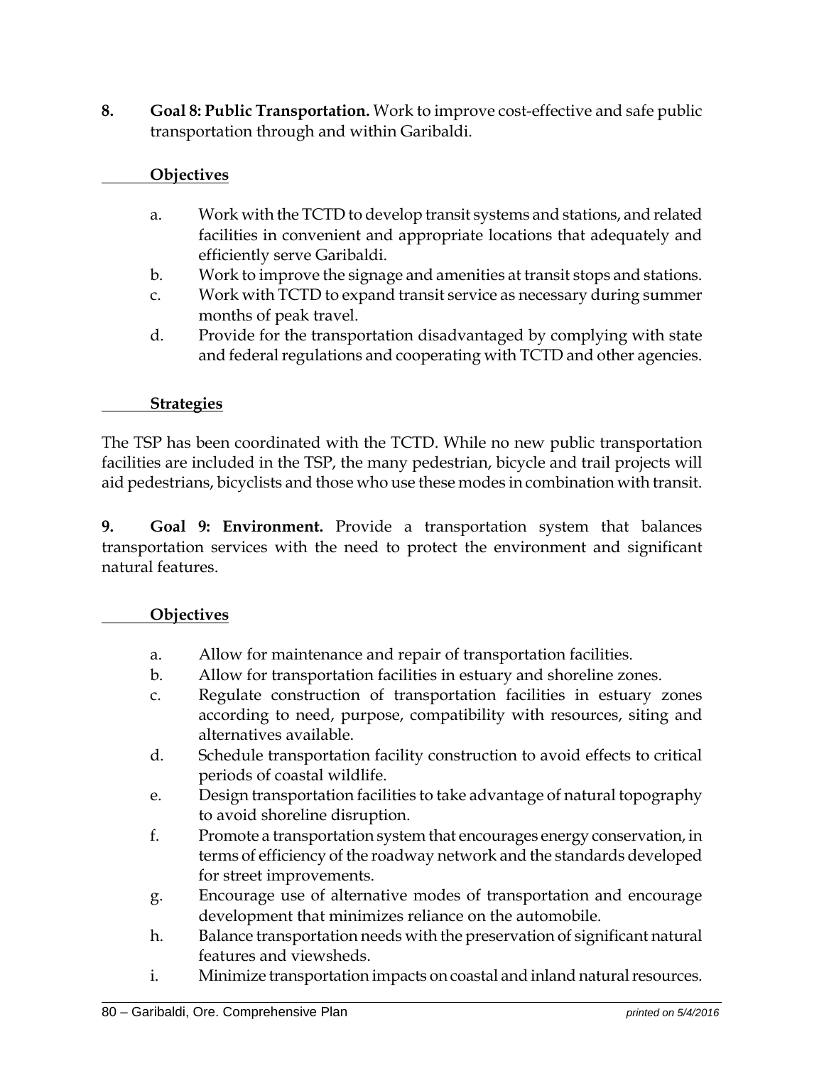**8. Goal 8: Public Transportation.** Work to improve cost-effective and safe public transportation through and within Garibaldi.

**Objectives**

a. Work with the TCTD to develop transit systems and stations, and related facilities in convenient and appropriate locations that adequately and efficiently serve Garibaldi.
b. Work to improve the signage and amenities at transit stops and stations.
c. Work with TCTD to expand transit service as necessary during summer months of peak travel.
d. Provide for the transportation disadvantaged by complying with state and federal regulations and cooperating with TCTD and other agencies.

**Strategies**

The TSP has been coordinated with the TCTD. While no new public transportation facilities are included in the TSP, the many pedestrian, bicycle and trail projects will aid pedestrians, bicyclists and those who use these modes in combination with transit.

**9. Goal 9: Environment.** Provide a transportation system that balances transportation services with the need to protect the environment and significant natural features.

**Objectives**

a. Allow for maintenance and repair of transportation facilities.
b. Allow for transportation facilities in estuary and shoreline zones.
c. Regulate construction of transportation facilities in estuary zones according to need, purpose, compatibility with resources, siting and alternatives available.
d. Schedule transportation facility construction to avoid effects to critical periods of coastal wildlife.
e. Design transportation facilities to take advantage of natural topography to avoid shoreline disruption.
f. Promote a transportation system that encourages energy conservation, in terms of efficiency of the roadway network and the standards developed for street improvements.
g. Encourage use of alternative modes of transportation and encourage development that minimizes reliance on the automobile.
h. Balance transportation needs with the preservation of significant natural features and viewsheds.
i. Minimize transportation impacts on coastal and inland natural resources.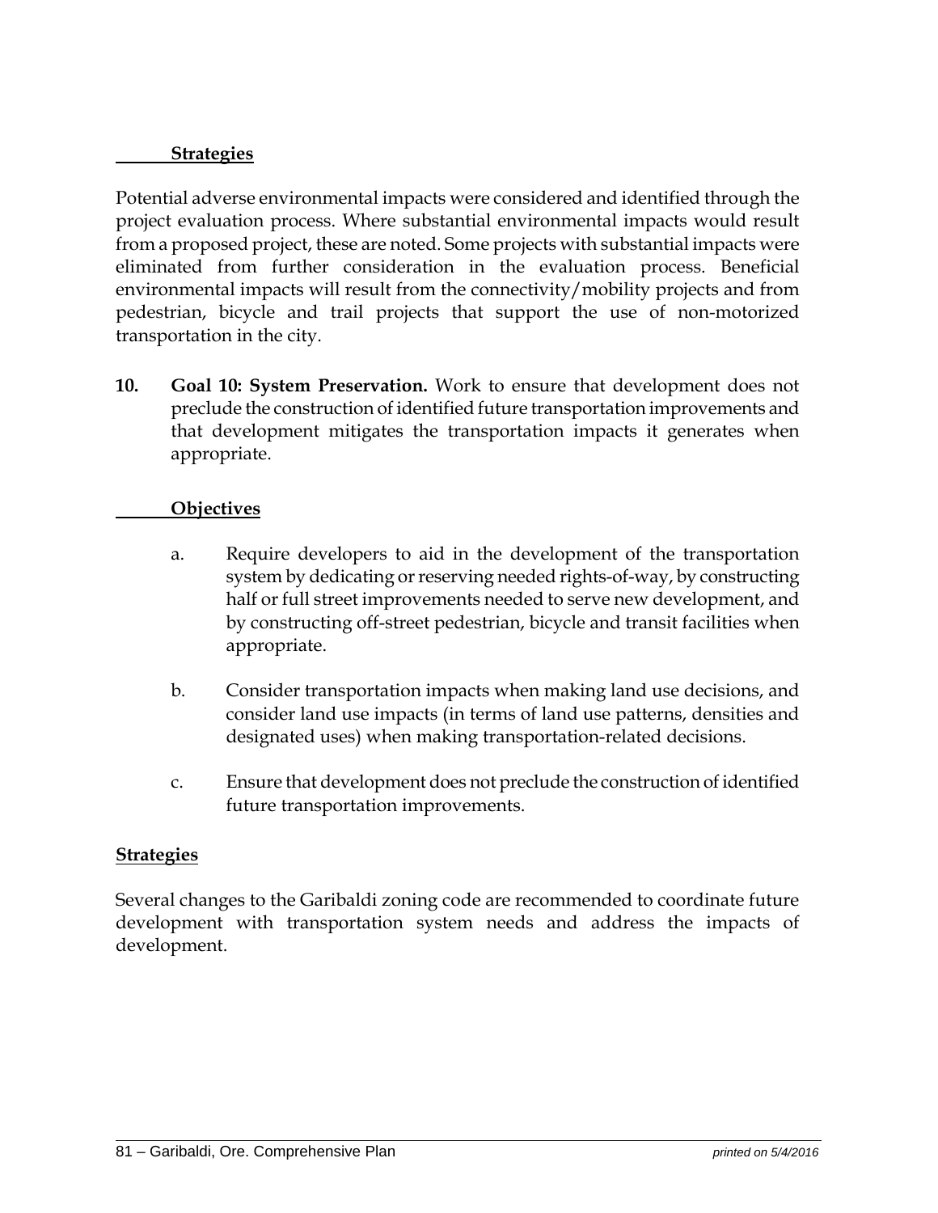**Strategies**

Potential adverse environmental impacts were considered and identified through the project evaluation process. Where substantial environmental impacts would result from a proposed project, these are noted. Some projects with substantial impacts were eliminated from further consideration in the evaluation process. Beneficial environmental impacts will result from the connectivity/mobility projects and from pedestrian, bicycle and trail projects that support the use of non-motorized transportation in the city.

10. **Goal 10: System Preservation.** Work to ensure that development does not preclude the construction of identified future transportation improvements and that development mitigates the transportation impacts it generates when appropriate.

**Objectives**

a. Require developers to aid in the development of the transportation system by dedicating or reserving needed rights-of-way, by constructing half or full street improvements needed to serve new development, and by constructing off-street pedestrian, bicycle and transit facilities when appropriate.

b. Consider transportation impacts when making land use decisions, and consider land use impacts (in terms of land use patterns, densities and designated uses) when making transportation-related decisions.

c. Ensure that development does not preclude the construction of identified future transportation improvements.

**Strategies**

Several changes to the Garibaldi zoning code are recommended to coordinate future development with transportation system needs and address the impacts of development.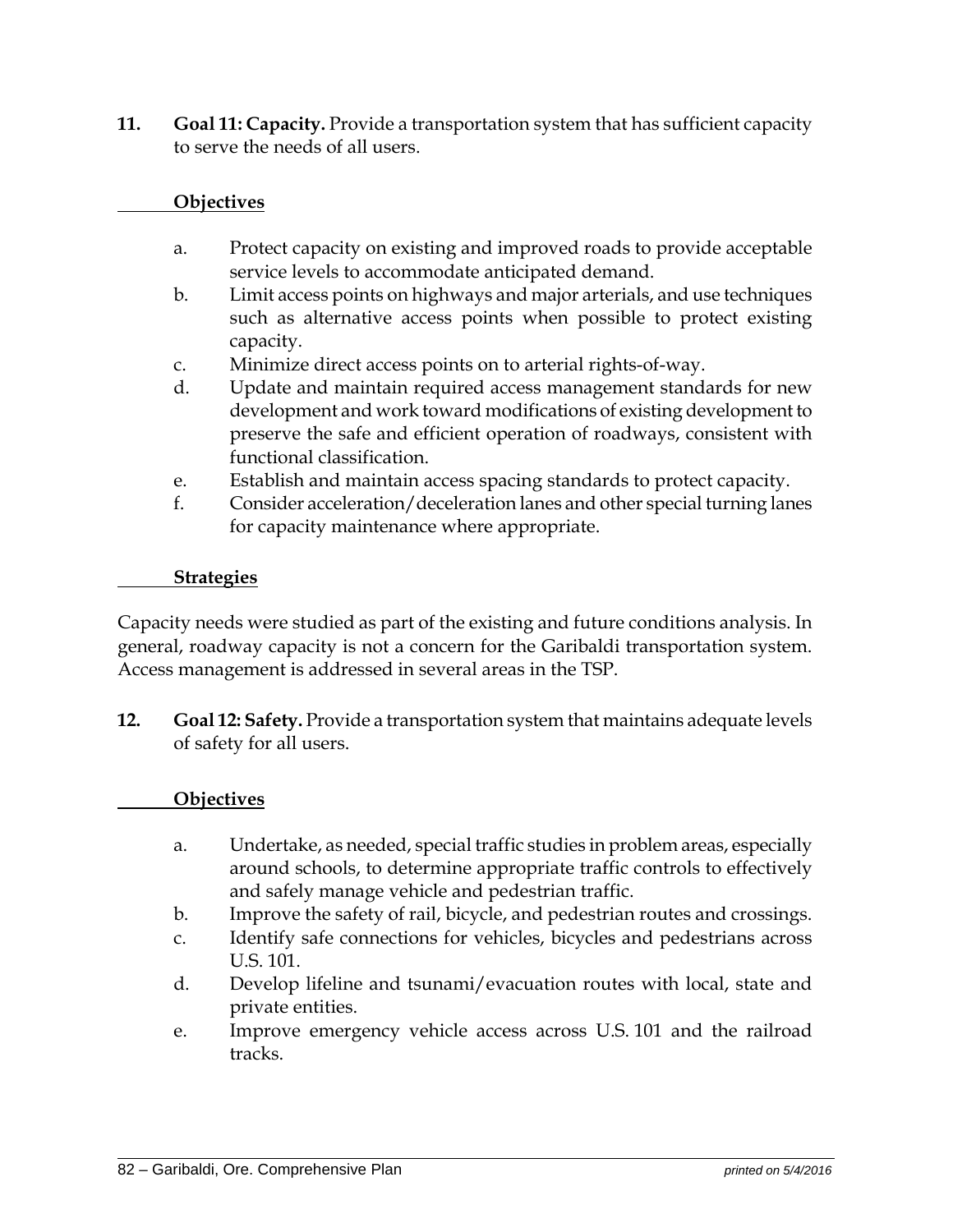**11. Goal 11: Capacity.** Provide a transportation system that has sufficient capacity to serve the needs of all users.

**Objectives**

a. Protect capacity on existing and improved roads to provide acceptable service levels to accommodate anticipated demand.
b. Limit access points on highways and major arterials, and use techniques such as alternative access points when possible to protect existing capacity.
c. Minimize direct access points on to arterial rights-of-way.
d. Update and maintain required access management standards for new development and work toward modifications of existing development to preserve the safe and efficient operation of roadways, consistent with functional classification.
e. Establish and maintain access spacing standards to protect capacity.
f. Consider acceleration/deceleration lanes and other special turning lanes for capacity maintenance where appropriate.

**Strategies**

Capacity needs were studied as part of the existing and future conditions analysis. In general, roadway capacity is not a concern for the Garibaldi transportation system. Access management is addressed in several areas in the TSP.

**12. Goal 12: Safety.** Provide a transportation system that maintains adequate levels of safety for all users.

**Objectives**

a. Undertake, as needed, special traffic studies in problem areas, especially around schools, to determine appropriate traffic controls to effectively and safely manage vehicle and pedestrian traffic.
b. Improve the safety of rail, bicycle, and pedestrian routes and crossings.
c. Identify safe connections for vehicles, bicycles and pedestrians across U.S. 101.
d. Develop lifeline and tsunami/evacuation routes with local, state and private entities.
e. Improve emergency vehicle access across U.S. 101 and the railroad tracks.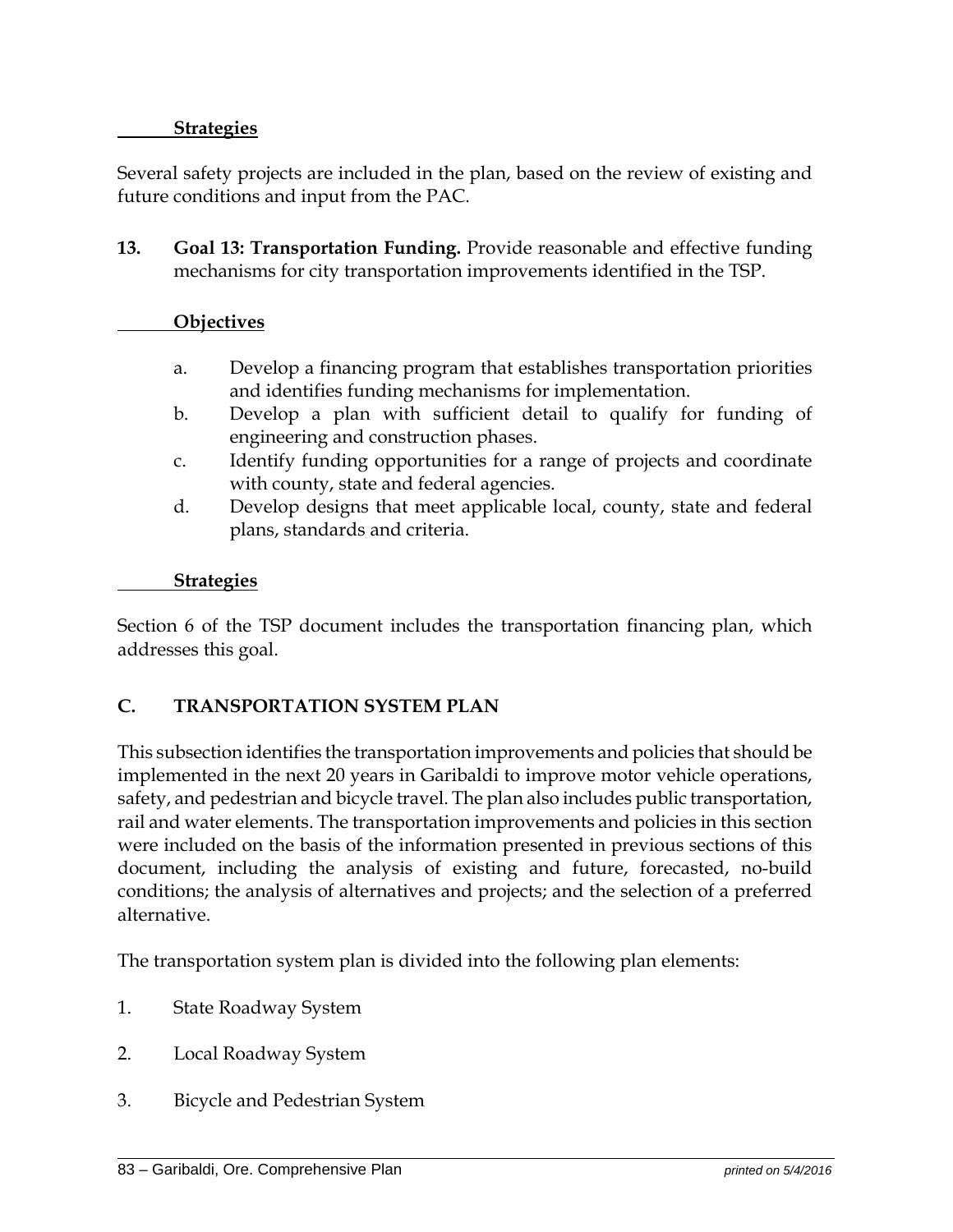**Strategies**

Several safety projects are included in the plan, based on the review of existing and future conditions and input from the PAC.

13. **Goal 13: Transportation Funding.** Provide reasonable and effective funding mechanisms for city transportation improvements identified in the TSP.

**Objectives**

a. Develop a financing program that establishes transportation priorities and identifies funding mechanisms for implementation.
b. Develop a plan with sufficient detail to qualify for funding of engineering and construction phases.
c. Identify funding opportunities for a range of projects and coordinate with county, state and federal agencies.
d. Develop designs that meet applicable local, county, state and federal plans, standards and criteria.

**Strategies**

Section 6 of the TSP document includes the transportation financing plan, which addresses this goal.

## C. TRANSPORTATION SYSTEM PLAN

This subsection identifies the transportation improvements and policies that should be implemented in the next 20 years in Garibaldi to improve motor vehicle operations, safety, and pedestrian and bicycle travel. The plan also includes public transportation, rail and water elements. The transportation improvements and policies in this section were included on the basis of the information presented in previous sections of this document, including the analysis of existing and future, forecasted, no-build conditions; the analysis of alternatives and projects; and the selection of a preferred alternative.

The transportation system plan is divided into the following plan elements:

1. State Roadway System

2. Local Roadway System

3. Bicycle and Pedestrian System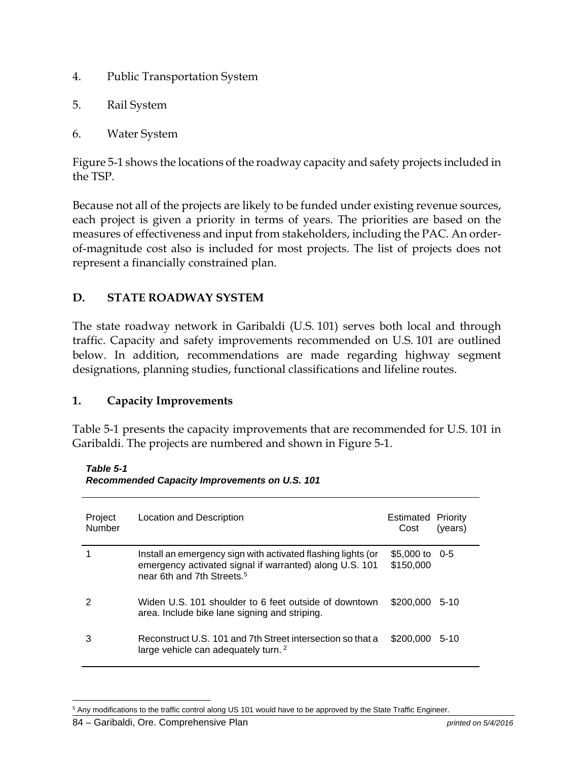4. Public Transportation System

5. Rail System

6. Water System

Figure 5-1 shows the locations of the roadway capacity and safety projects included in the TSP.

Because not all of the projects are likely to be funded under existing revenue sources, each project is given a priority in terms of years. The priorities are based on the measures of effectiveness and input from stakeholders, including the PAC. An order-of-magnitude cost also is included for most projects. The list of projects does not represent a financially constrained plan.

## D. STATE ROADWAY SYSTEM

The state roadway network in Garibaldi (U.S. 101) serves both local and through traffic. Capacity and safety improvements recommended on U.S. 101 are outlined below. In addition, recommendations are made regarding highway segment designations, planning studies, functional classifications and lifeline routes.

### 1. Capacity Improvements

Table 5-1 presents the capacity improvements that are recommended for U.S. 101 in Garibaldi. The projects are numbered and shown in Figure 5-1.

***Table 5-1***
***Recommended Capacity Improvements on U.S. 101***

| Project Number | Location and Description | Estimated Cost | Priority (years) |
|---|---|---|---|
| 1 | Install an emergency sign with activated flashing lights (or emergency activated signal if warranted) along U.S. 101 near 6th and 7th Streets.[5] | $5,000 to $150,000 | 0-5 |
| 2 | Widen U.S. 101 shoulder to 6 feet outside of downtown area. Include bike lane signing and striping. | $200,000 | 5-10 |
| 3 | Reconstruct U.S. 101 and 7th Street intersection so that a large vehicle can adequately turn. [2] | $200,000 | 5-10 |

[5] Any modifications to the traffic control along US 101 would have to be approved by the State Traffic Engineer.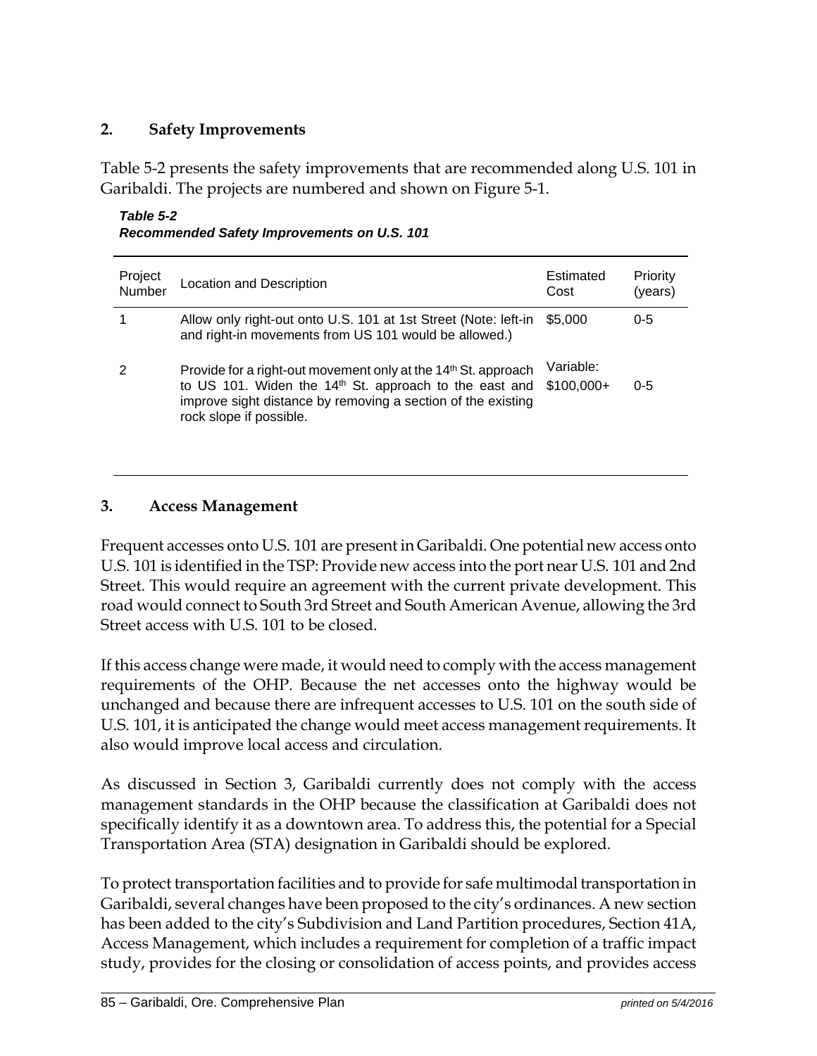## 2. Safety Improvements

Table 5-2 presents the safety improvements that are recommended along U.S. 101 in Garibaldi. The projects are numbered and shown on Figure 5-1.

***Table 5-2***
***Recommended Safety Improvements on U.S. 101***

| Project Number | Location and Description | Estimated Cost | Priority (years) |
|---|---|---|---|
| 1 | Allow only right-out onto U.S. 101 at 1st Street (Note: left-in and right-in movements from US 101 would be allowed.) | \$5,000 | 0-5 |
| 2 | Provide for a right-out movement only at the 14th St. approach to US 101. Widen the 14th St. approach to the east and improve sight distance by removing a section of the existing rock slope if possible. | Variable: \$100,000+ | 0-5 |

## 3. Access Management

Frequent accesses onto U.S. 101 are present in Garibaldi. One potential new access onto U.S. 101 is identified in the TSP: Provide new access into the port near U.S. 101 and 2nd Street. This would require an agreement with the current private development. This road would connect to South 3rd Street and South American Avenue, allowing the 3rd Street access with U.S. 101 to be closed.

If this access change were made, it would need to comply with the access management requirements of the OHP. Because the net accesses onto the highway would be unchanged and because there are infrequent accesses to U.S. 101 on the south side of U.S. 101, it is anticipated the change would meet access management requirements. It also would improve local access and circulation.

As discussed in Section 3, Garibaldi currently does not comply with the access management standards in the OHP because the classification at Garibaldi does not specifically identify it as a downtown area. To address this, the potential for a Special Transportation Area (STA) designation in Garibaldi should be explored.

To protect transportation facilities and to provide for safe multimodal transportation in Garibaldi, several changes have been proposed to the city's ordinances. A new section has been added to the city's Subdivision and Land Partition procedures, Section 41A, Access Management, which includes a requirement for completion of a traffic impact study, provides for the closing or consolidation of access points, and provides access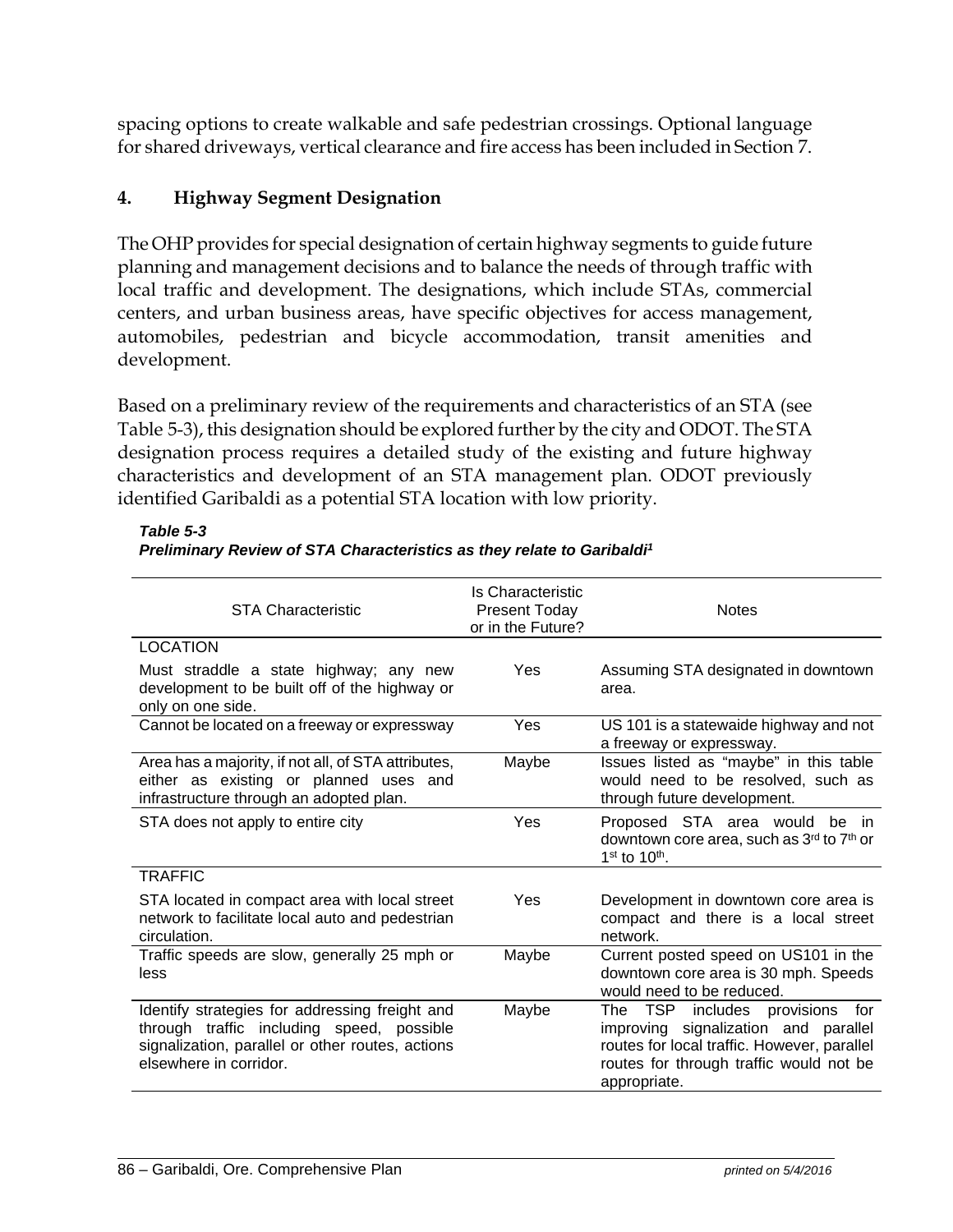spacing options to create walkable and safe pedestrian crossings. Optional language for shared driveways, vertical clearance and fire access has been included in Section 7.

## 4. Highway Segment Designation

The OHP provides for special designation of certain highway segments to guide future planning and management decisions and to balance the needs of through traffic with local traffic and development. The designations, which include STAs, commercial centers, and urban business areas, have specific objectives for access management, automobiles, pedestrian and bicycle accommodation, transit amenities and development.

Based on a preliminary review of the requirements and characteristics of an STA (see Table 5-3), this designation should be explored further by the city and ODOT. The STA designation process requires a detailed study of the existing and future highway characteristics and development of an STA management plan. ODOT previously identified Garibaldi as a potential STA location with low priority.

***Table 5-3***
***Preliminary Review of STA Characteristics as they relate to Garibaldi[1]***

| STA Characteristic | Is Characteristic Present Today or in the Future? | Notes |
|---|---|---|
| LOCATION | | |
| Must straddle a state highway; any new development to be built off of the highway or only on one side. | Yes | Assuming STA designated in downtown area. |
| Cannot be located on a freeway or expressway | Yes | US 101 is a statewaide highway and not a freeway or expressway. |
| Area has a majority, if not all, of STA attributes, either as existing or planned uses and infrastructure through an adopted plan. | Maybe | Issues listed as "maybe" in this table would need to be resolved, such as through future development. |
| STA does not apply to entire city | Yes | Proposed STA area would be in downtown core area, such as 3rd to 7th or 1st to 10th. |
| TRAFFIC | | |
| STA located in compact area with local street network to facilitate local auto and pedestrian circulation. | Yes | Development in downtown core area is compact and there is a local street network. |
| Traffic speeds are slow, generally 25 mph or less | Maybe | Current posted speed on US101 in the downtown core area is 30 mph. Speeds would need to be reduced. |
| Identify strategies for addressing freight and through traffic including speed, possible signalization, parallel or other routes, actions elsewhere in corridor. | Maybe | The TSP includes provisions for improving signalization and parallel routes for local traffic. However, parallel routes for through traffic would not be appropriate. |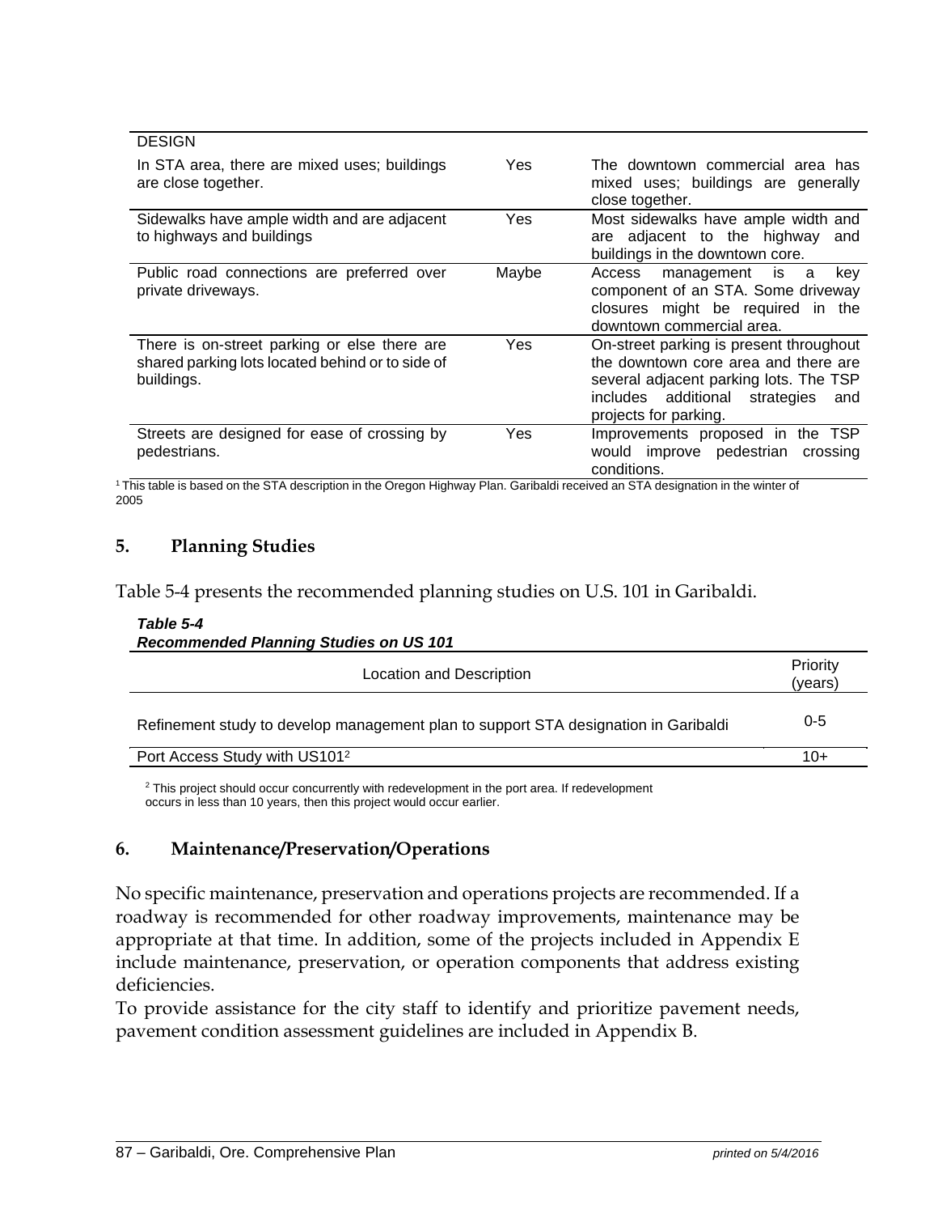| DESIGN | | |
| --- | --- | --- |
| In STA area, there are mixed uses; buildings are close together. | Yes | The downtown commercial area has mixed uses; buildings are generally close together. |
| Sidewalks have ample width and are adjacent to highways and buildings | Yes | Most sidewalks have ample width and are adjacent to the highway and buildings in the downtown core. |
| Public road connections are preferred over private driveways. | Maybe | Access management is a key component of an STA. Some driveway closures might be required in the downtown commercial area. |
| There is on-street parking or else there are shared parking lots located behind or to side of buildings. | Yes | On-street parking is present throughout the downtown core area and there are several adjacent parking lots. The TSP includes additional strategies and projects for parking. |
| Streets are designed for ease of crossing by pedestrians. | Yes | Improvements proposed in the TSP would improve pedestrian crossing conditions. |

[1] This table is based on the STA description in the Oregon Highway Plan. Garibaldi received an STA designation in the winter of 2005

## 5. Planning Studies

Table 5-4 presents the recommended planning studies on U.S. 101 in Garibaldi.

***Table 5-4***
***Recommended Planning Studies on US 101***

| Location and Description | Priority (years) |
| --- | --- |
| Refinement study to develop management plan to support STA designation in Garibaldi | 0-5 |
| Port Access Study with US101[2] | 10+ |

[2] This project should occur concurrently with redevelopment in the port area. If redevelopment occurs in less than 10 years, then this project would occur earlier.

## 6. Maintenance/Preservation/Operations

No specific maintenance, preservation and operations projects are recommended. If a roadway is recommended for other roadway improvements, maintenance may be appropriate at that time. In addition, some of the projects included in Appendix E include maintenance, preservation, or operation components that address existing deficiencies.

To provide assistance for the city staff to identify and prioritize pavement needs, pavement condition assessment guidelines are included in Appendix B.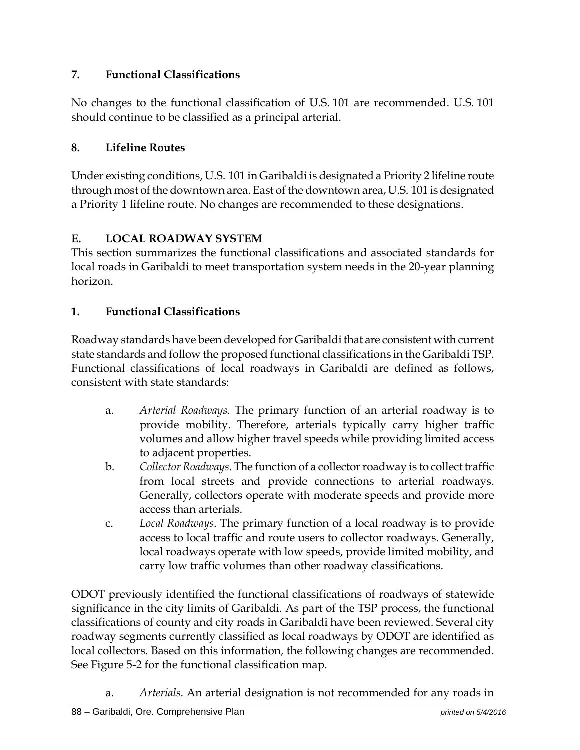### 7. Functional Classifications

No changes to the functional classification of U.S. 101 are recommended. U.S. 101 should continue to be classified as a principal arterial.

### 8. Lifeline Routes

Under existing conditions, U.S. 101 in Garibaldi is designated a Priority 2 lifeline route through most of the downtown area. East of the downtown area, U.S. 101 is designated a Priority 1 lifeline route. No changes are recommended to these designations.

## E. LOCAL ROADWAY SYSTEM

This section summarizes the functional classifications and associated standards for local roads in Garibaldi to meet transportation system needs in the 20-year planning horizon.

### 1. Functional Classifications

Roadway standards have been developed for Garibaldi that are consistent with current state standards and follow the proposed functional classifications in the Garibaldi TSP. Functional classifications of local roadways in Garibaldi are defined as follows, consistent with state standards:

a. *Arterial Roadways*. The primary function of an arterial roadway is to provide mobility. Therefore, arterials typically carry higher traffic volumes and allow higher travel speeds while providing limited access to adjacent properties.

b. *Collector Roadways*. The function of a collector roadway is to collect traffic from local streets and provide connections to arterial roadways. Generally, collectors operate with moderate speeds and provide more access than arterials.

c. *Local Roadways*. The primary function of a local roadway is to provide access to local traffic and route users to collector roadways. Generally, local roadways operate with low speeds, provide limited mobility, and carry low traffic volumes than other roadway classifications.

ODOT previously identified the functional classifications of roadways of statewide significance in the city limits of Garibaldi. As part of the TSP process, the functional classifications of county and city roads in Garibaldi have been reviewed. Several city roadway segments currently classified as local roadways by ODOT are identified as local collectors. Based on this information, the following changes are recommended. See Figure 5-2 for the functional classification map.

a. *Arterials*. An arterial designation is not recommended for any roads in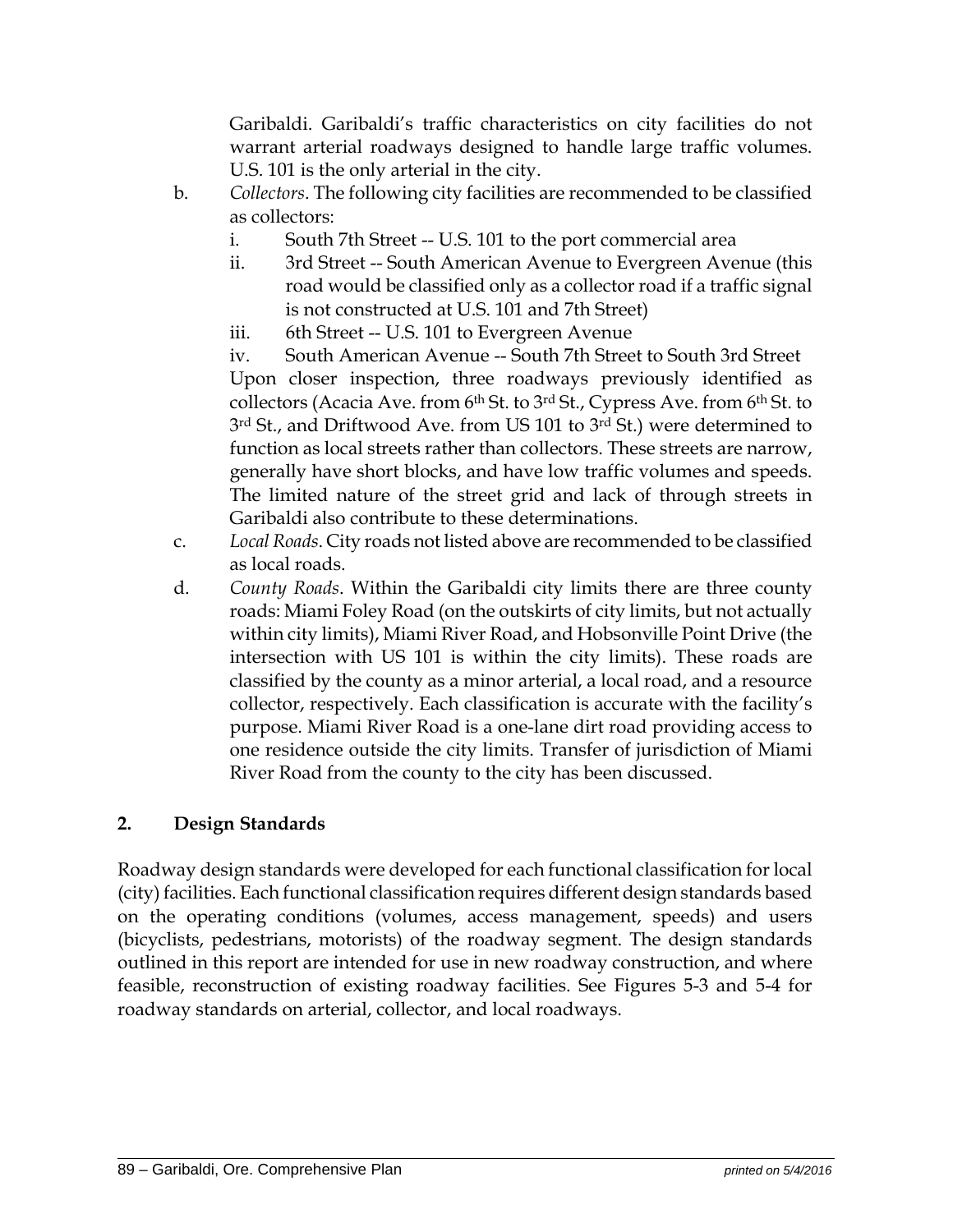Garibaldi. Garibaldi's traffic characteristics on city facilities do not warrant arterial roadways designed to handle large traffic volumes. U.S. 101 is the only arterial in the city.

b. *Collectors*. The following city facilities are recommended to be classified as collectors:
   i. South 7th Street -- U.S. 101 to the port commercial area
   ii. 3rd Street -- South American Avenue to Evergreen Avenue (this road would be classified only as a collector road if a traffic signal is not constructed at U.S. 101 and 7th Street)
   iii. 6th Street -- U.S. 101 to Evergreen Avenue
   iv. South American Avenue -- South 7th Street to South 3rd Street

   Upon closer inspection, three roadways previously identified as collectors (Acacia Ave. from 6th St. to 3rd St., Cypress Ave. from 6th St. to 3rd St., and Driftwood Ave. from US 101 to 3rd St.) were determined to function as local streets rather than collectors. These streets are narrow, generally have short blocks, and have low traffic volumes and speeds. The limited nature of the street grid and lack of through streets in Garibaldi also contribute to these determinations.

c. *Local Roads*. City roads not listed above are recommended to be classified as local roads.

d. *County Roads*. Within the Garibaldi city limits there are three county roads: Miami Foley Road (on the outskirts of city limits, but not actually within city limits), Miami River Road, and Hobsonville Point Drive (the intersection with US 101 is within the city limits). These roads are classified by the county as a minor arterial, a local road, and a resource collector, respectively. Each classification is accurate with the facility's purpose. Miami River Road is a one-lane dirt road providing access to one residence outside the city limits. Transfer of jurisdiction of Miami River Road from the county to the city has been discussed.

## 2. Design Standards

Roadway design standards were developed for each functional classification for local (city) facilities. Each functional classification requires different design standards based on the operating conditions (volumes, access management, speeds) and users (bicyclists, pedestrians, motorists) of the roadway segment. The design standards outlined in this report are intended for use in new roadway construction, and where feasible, reconstruction of existing roadway facilities. See Figures 5-3 and 5-4 for roadway standards on arterial, collector, and local roadways.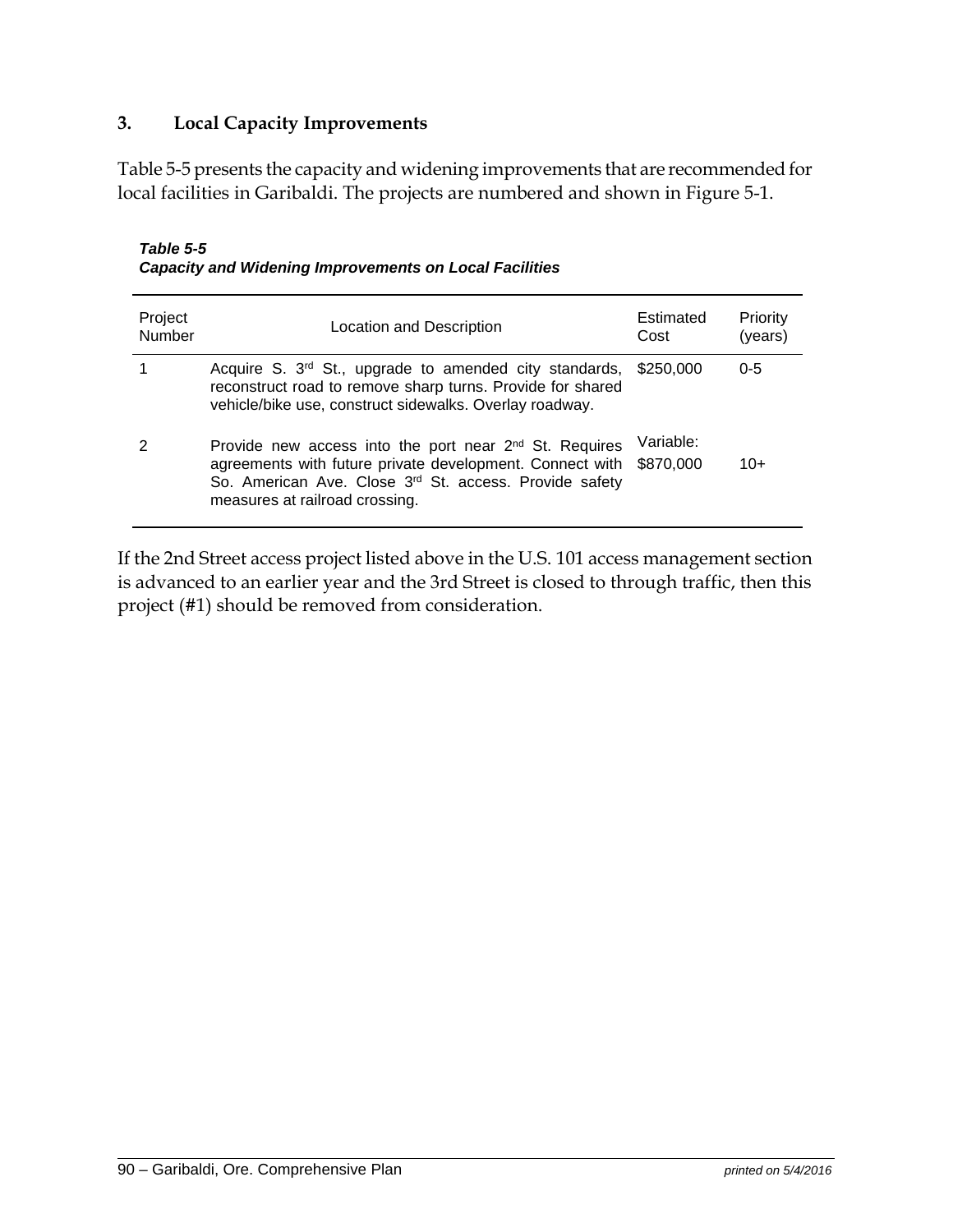### 3. Local Capacity Improvements

Table 5-5 presents the capacity and widening improvements that are recommended for local facilities in Garibaldi. The projects are numbered and shown in Figure 5-1.

***Table 5-5***
***Capacity and Widening Improvements on Local Facilities***

| Project Number | Location and Description | Estimated Cost | Priority (years) |
|---|---|---|---|
| 1 | Acquire S. 3rd St., upgrade to amended city standards, reconstruct road to remove sharp turns. Provide for shared vehicle/bike use, construct sidewalks. Overlay roadway. | $250,000 | 0-5 |
| 2 | Provide new access into the port near 2nd St. Requires agreements with future private development. Connect with So. American Ave. Close 3rd St. access. Provide safety measures at railroad crossing. | Variable: $870,000 | 10+ |

If the 2nd Street access project listed above in the U.S. 101 access management section is advanced to an earlier year and the 3rd Street is closed to through traffic, then this project (#1) should be removed from consideration.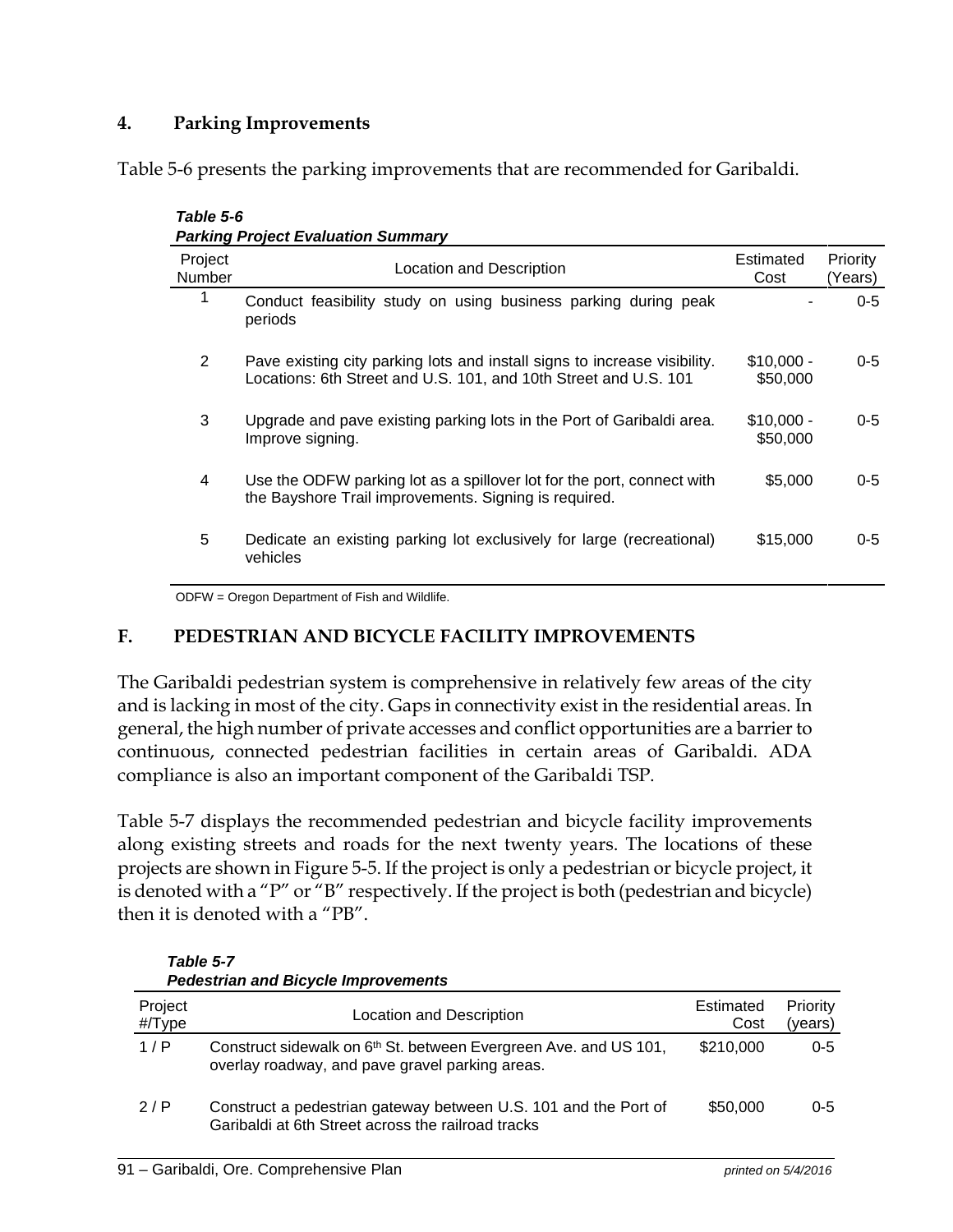### 4. Parking Improvements

Table 5-6 presents the parking improvements that are recommended for Garibaldi.

***Table 5-6***
***Parking Project Evaluation Summary***

| Project Number | Location and Description | Estimated Cost | Priority (Years) |
|---|---|---|---|
| 1 | Conduct feasibility study on using business parking during peak periods | - | 0-5 |
| 2 | Pave existing city parking lots and install signs to increase visibility. Locations: 6th Street and U.S. 101, and 10th Street and U.S. 101 | $10,000 - $50,000 | 0-5 |
| 3 | Upgrade and pave existing parking lots in the Port of Garibaldi area. Improve signing. | $10,000 - $50,000 | 0-5 |
| 4 | Use the ODFW parking lot as a spillover lot for the port, connect with the Bayshore Trail improvements. Signing is required. | $5,000 | 0-5 |
| 5 | Dedicate an existing parking lot exclusively for large (recreational) vehicles | $15,000 | 0-5 |

ODFW = Oregon Department of Fish and Wildlife.

## F. PEDESTRIAN AND BICYCLE FACILITY IMPROVEMENTS

The Garibaldi pedestrian system is comprehensive in relatively few areas of the city and is lacking in most of the city. Gaps in connectivity exist in the residential areas. In general, the high number of private accesses and conflict opportunities are a barrier to continuous, connected pedestrian facilities in certain areas of Garibaldi. ADA compliance is also an important component of the Garibaldi TSP.

Table 5-7 displays the recommended pedestrian and bicycle facility improvements along existing streets and roads for the next twenty years. The locations of these projects are shown in Figure 5-5. If the project is only a pedestrian or bicycle project, it is denoted with a "P" or "B" respectively. If the project is both (pedestrian and bicycle) then it is denoted with a "PB".

***Table 5-7***
***Pedestrian and Bicycle Improvements***

| Project #/Type | Location and Description | Estimated Cost | Priority (years) |
|---|---|---|---|
| 1 / P | Construct sidewalk on 6th St. between Evergreen Ave. and US 101, overlay roadway, and pave gravel parking areas. | $210,000 | 0-5 |
| 2 / P | Construct a pedestrian gateway between U.S. 101 and the Port of Garibaldi at 6th Street across the railroad tracks | $50,000 | 0-5 |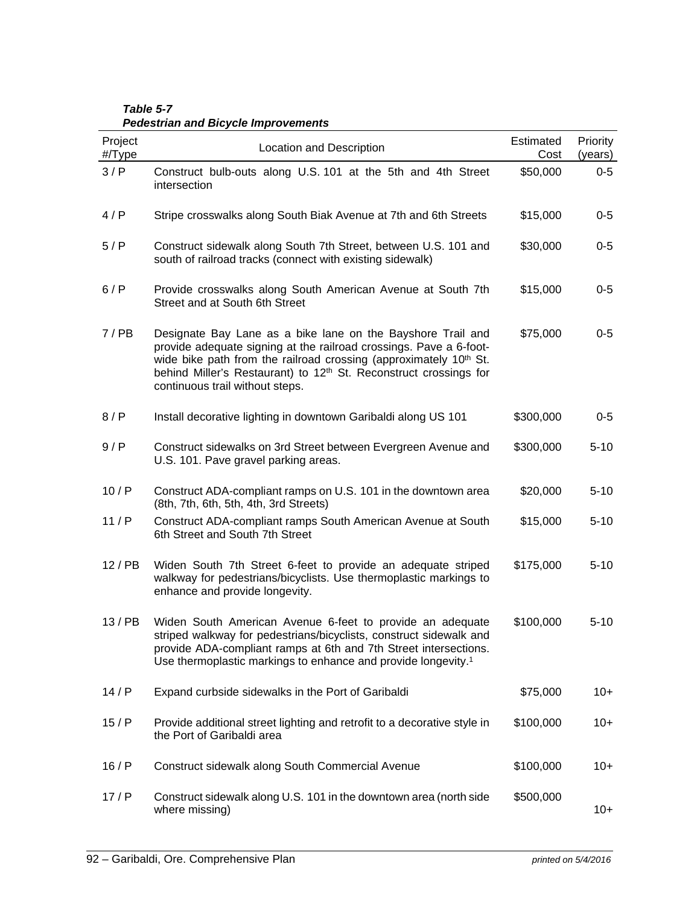***Table 5-7***
***Pedestrian and Bicycle Improvements***

| Project #/Type | Location and Description | Estimated Cost | Priority (years) |
|---|---|---|---|
| 3 / P | Construct bulb-outs along U.S. 101 at the 5th and 4th Street intersection | $50,000 | 0-5 |
| 4 / P | Stripe crosswalks along South Biak Avenue at 7th and 6th Streets | $15,000 | 0-5 |
| 5 / P | Construct sidewalk along South 7th Street, between U.S. 101 and south of railroad tracks (connect with existing sidewalk) | $30,000 | 0-5 |
| 6 / P | Provide crosswalks along South American Avenue at South 7th Street and at South 6th Street | $15,000 | 0-5 |
| 7 / PB | Designate Bay Lane as a bike lane on the Bayshore Trail and provide adequate signing at the railroad crossings. Pave a 6-foot-wide bike path from the railroad crossing (approximately 10th St. behind Miller's Restaurant) to 12th St. Reconstruct crossings for continuous trail without steps. | $75,000 | 0-5 |
| 8 / P | Install decorative lighting in downtown Garibaldi along US 101 | $300,000 | 0-5 |
| 9 / P | Construct sidewalks on 3rd Street between Evergreen Avenue and U.S. 101. Pave gravel parking areas. | $300,000 | 5-10 |
| 10 / P | Construct ADA-compliant ramps on U.S. 101 in the downtown area (8th, 7th, 6th, 5th, 4th, 3rd Streets) | $20,000 | 5-10 |
| 11 / P | Construct ADA-compliant ramps South American Avenue at South 6th Street and South 7th Street | $15,000 | 5-10 |
| 12 / PB | Widen South 7th Street 6-feet to provide an adequate striped walkway for pedestrians/bicyclists. Use thermoplastic markings to enhance and provide longevity. | $175,000 | 5-10 |
| 13 / PB | Widen South American Avenue 6-feet to provide an adequate striped walkway for pedestrians/bicyclists, construct sidewalk and provide ADA-compliant ramps at 6th and 7th Street intersections. Use thermoplastic markings to enhance and provide longevity.[1] | $100,000 | 5-10 |
| 14 / P | Expand curbside sidewalks in the Port of Garibaldi | $75,000 | 10+ |
| 15 / P | Provide additional street lighting and retrofit to a decorative style in the Port of Garibaldi area | $100,000 | 10+ |
| 16 / P | Construct sidewalk along South Commercial Avenue | $100,000 | 10+ |
| 17 / P | Construct sidewalk along U.S. 101 in the downtown area (north side where missing) | $500,000 | 10+ |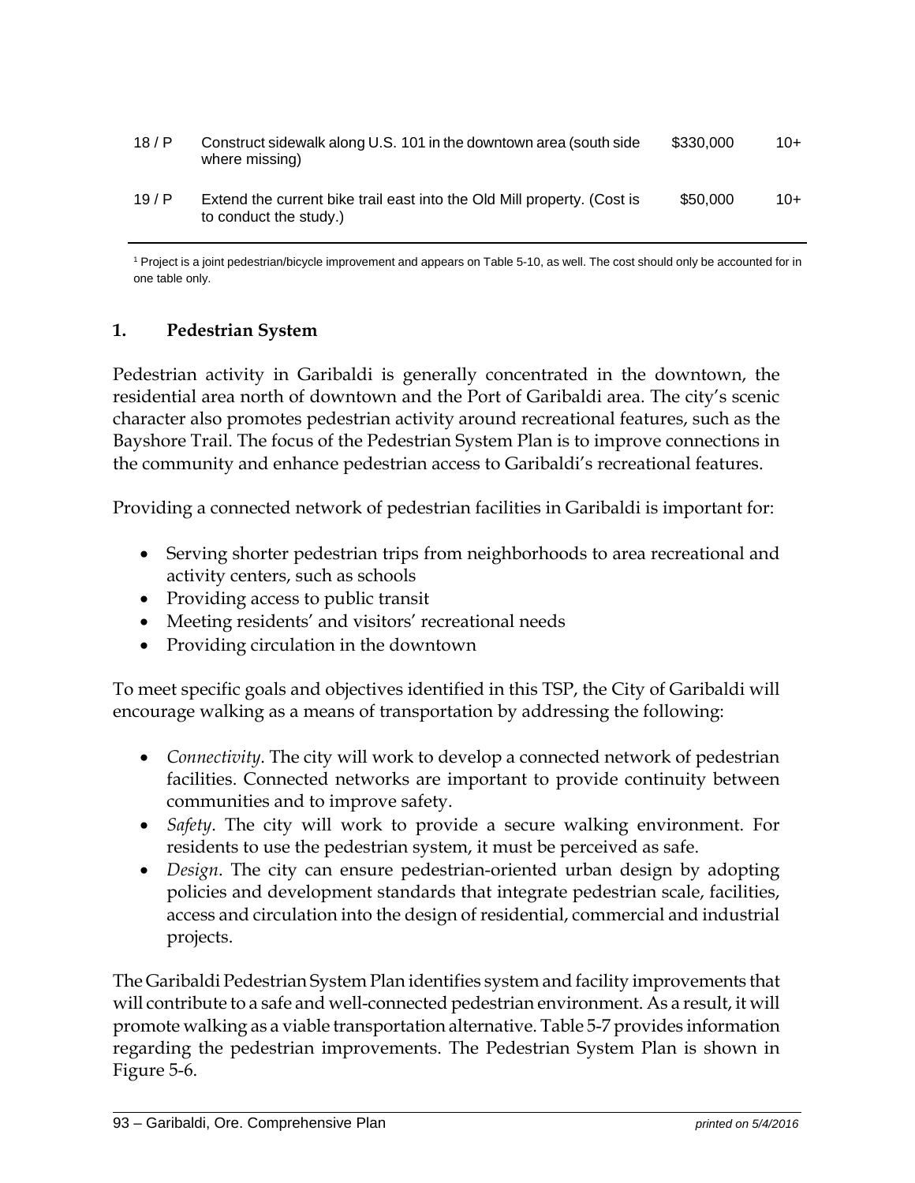| | | | |
|---|---|---|---|
| 18 / P | Construct sidewalk along U.S. 101 in the downtown area (south side where missing) | \$330,000 | 10+ |
| 19 / P | Extend the current bike trail east into the Old Mill property. (Cost is to conduct the study.) | \$50,000 | 10+ |

[1] Project is a joint pedestrian/bicycle improvement and appears on Table 5-10, as well. The cost should only be accounted for in one table only.

## 1. Pedestrian System

Pedestrian activity in Garibaldi is generally concentrated in the downtown, the residential area north of downtown and the Port of Garibaldi area. The city's scenic character also promotes pedestrian activity around recreational features, such as the Bayshore Trail. The focus of the Pedestrian System Plan is to improve connections in the community and enhance pedestrian access to Garibaldi's recreational features.

Providing a connected network of pedestrian facilities in Garibaldi is important for:

- Serving shorter pedestrian trips from neighborhoods to area recreational and activity centers, such as schools
- Providing access to public transit
- Meeting residents' and visitors' recreational needs
- Providing circulation in the downtown

To meet specific goals and objectives identified in this TSP, the City of Garibaldi will encourage walking as a means of transportation by addressing the following:

- *Connectivity*. The city will work to develop a connected network of pedestrian facilities. Connected networks are important to provide continuity between communities and to improve safety.
- *Safety*. The city will work to provide a secure walking environment. For residents to use the pedestrian system, it must be perceived as safe.
- *Design*. The city can ensure pedestrian-oriented urban design by adopting policies and development standards that integrate pedestrian scale, facilities, access and circulation into the design of residential, commercial and industrial projects.

The Garibaldi Pedestrian System Plan identifies system and facility improvements that will contribute to a safe and well-connected pedestrian environment. As a result, it will promote walking as a viable transportation alternative. Table 5-7 provides information regarding the pedestrian improvements. The Pedestrian System Plan is shown in Figure 5-6.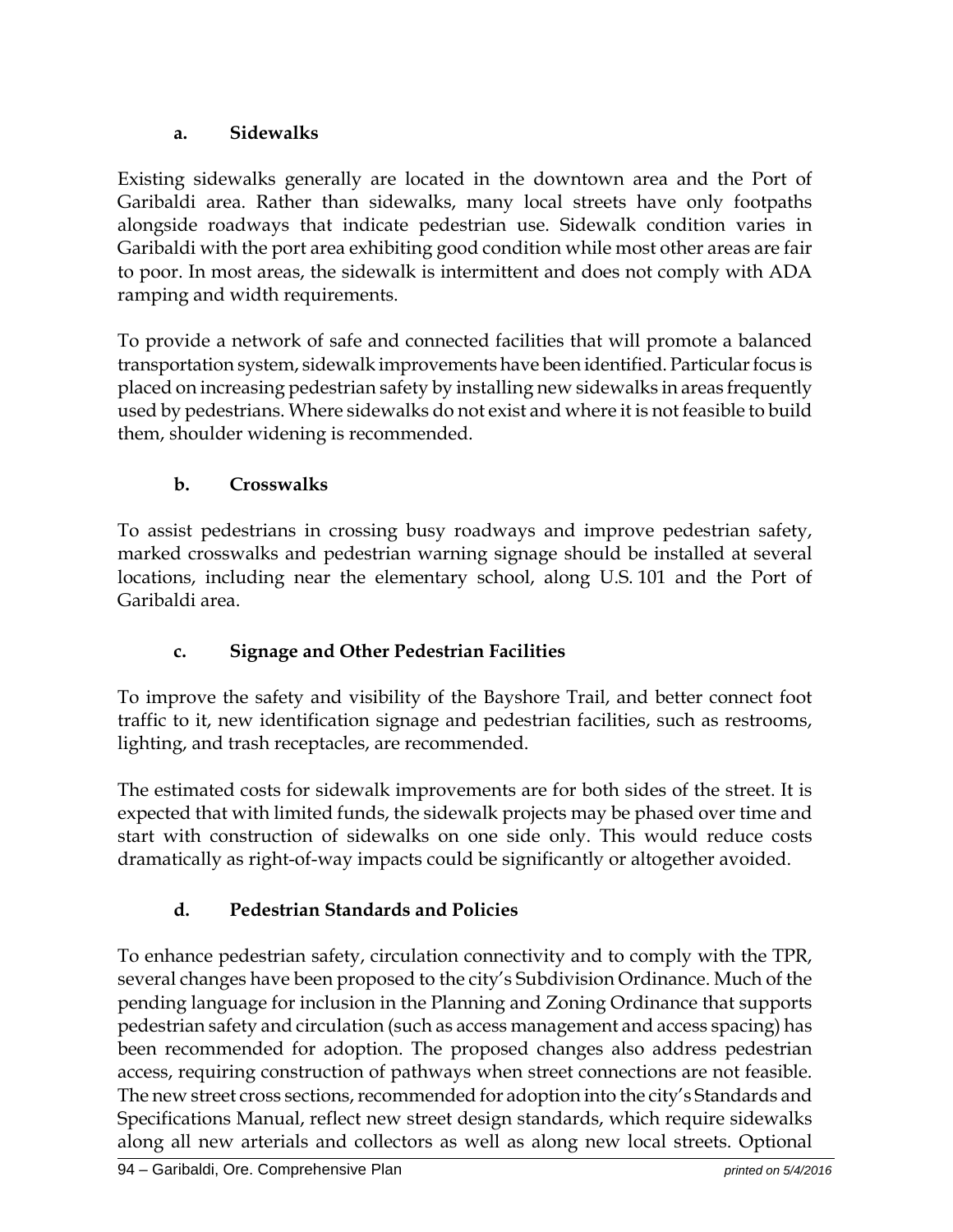#### a. Sidewalks

Existing sidewalks generally are located in the downtown area and the Port of Garibaldi area. Rather than sidewalks, many local streets have only footpaths alongside roadways that indicate pedestrian use. Sidewalk condition varies in Garibaldi with the port area exhibiting good condition while most other areas are fair to poor. In most areas, the sidewalk is intermittent and does not comply with ADA ramping and width requirements.

To provide a network of safe and connected facilities that will promote a balanced transportation system, sidewalk improvements have been identified. Particular focus is placed on increasing pedestrian safety by installing new sidewalks in areas frequently used by pedestrians. Where sidewalks do not exist and where it is not feasible to build them, shoulder widening is recommended.

#### b. Crosswalks

To assist pedestrians in crossing busy roadways and improve pedestrian safety, marked crosswalks and pedestrian warning signage should be installed at several locations, including near the elementary school, along U.S. 101 and the Port of Garibaldi area.

#### c. Signage and Other Pedestrian Facilities

To improve the safety and visibility of the Bayshore Trail, and better connect foot traffic to it, new identification signage and pedestrian facilities, such as restrooms, lighting, and trash receptacles, are recommended.

The estimated costs for sidewalk improvements are for both sides of the street. It is expected that with limited funds, the sidewalk projects may be phased over time and start with construction of sidewalks on one side only. This would reduce costs dramatically as right-of-way impacts could be significantly or altogether avoided.

#### d. Pedestrian Standards and Policies

To enhance pedestrian safety, circulation connectivity and to comply with the TPR, several changes have been proposed to the city's Subdivision Ordinance. Much of the pending language for inclusion in the Planning and Zoning Ordinance that supports pedestrian safety and circulation (such as access management and access spacing) has been recommended for adoption. The proposed changes also address pedestrian access, requiring construction of pathways when street connections are not feasible. The new street cross sections, recommended for adoption into the city's Standards and Specifications Manual, reflect new street design standards, which require sidewalks along all new arterials and collectors as well as along new local streets. Optional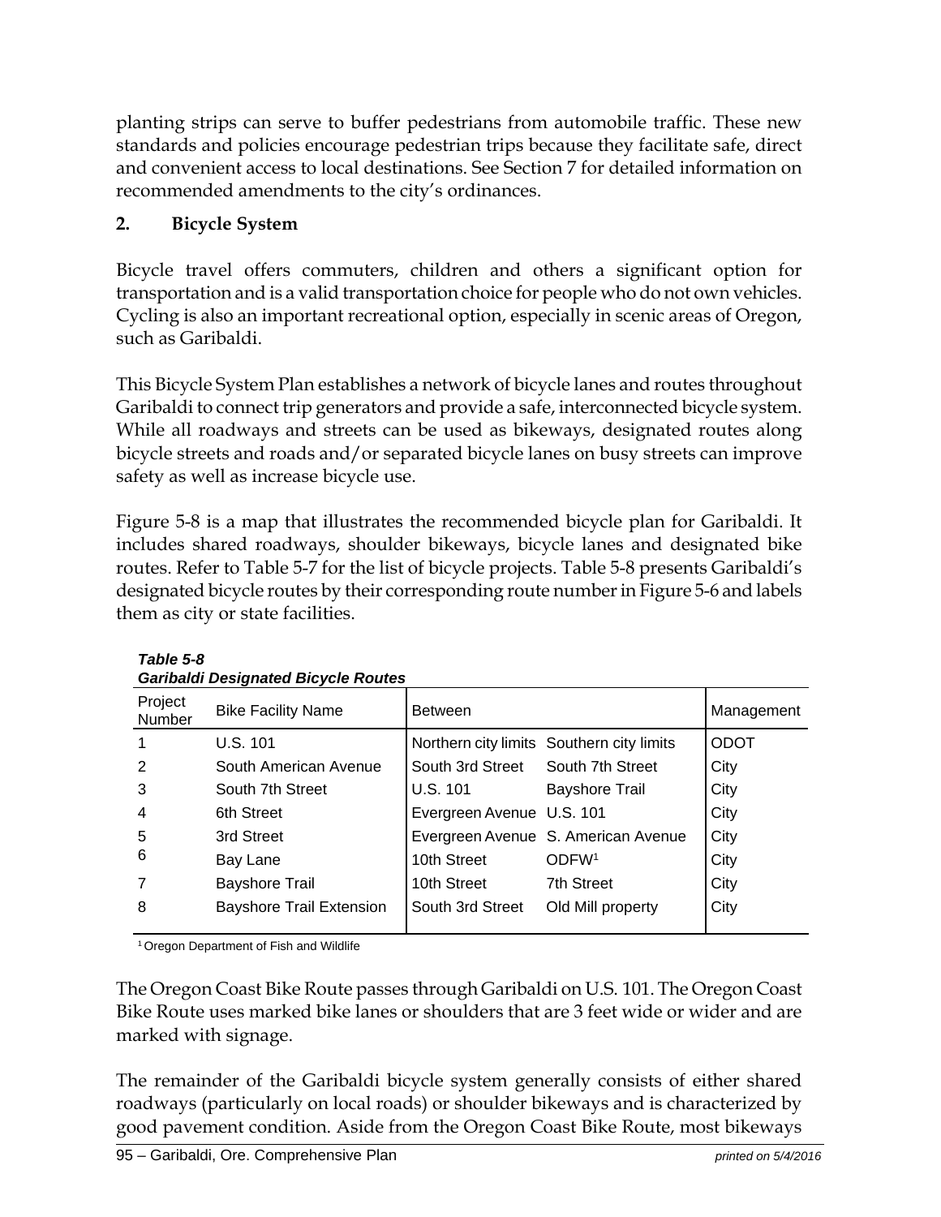planting strips can serve to buffer pedestrians from automobile traffic. These new standards and policies encourage pedestrian trips because they facilitate safe, direct and convenient access to local destinations. See Section 7 for detailed information on recommended amendments to the city's ordinances.

## 2. Bicycle System

Bicycle travel offers commuters, children and others a significant option for transportation and is a valid transportation choice for people who do not own vehicles. Cycling is also an important recreational option, especially in scenic areas of Oregon, such as Garibaldi.

This Bicycle System Plan establishes a network of bicycle lanes and routes throughout Garibaldi to connect trip generators and provide a safe, interconnected bicycle system. While all roadways and streets can be used as bikeways, designated routes along bicycle streets and roads and/or separated bicycle lanes on busy streets can improve safety as well as increase bicycle use.

Figure 5-8 is a map that illustrates the recommended bicycle plan for Garibaldi. It includes shared roadways, shoulder bikeways, bicycle lanes and designated bike routes. Refer to Table 5-7 for the list of bicycle projects. Table 5-8 presents Garibaldi's designated bicycle routes by their corresponding route number in Figure 5-6 and labels them as city or state facilities.

***Table 5-8***
***Garibaldi Designated Bicycle Routes***

| Project Number | Bike Facility Name | Between | | Management |
|---|---|---|---|---|
| 1 | U.S. 101 | Northern city limits | Southern city limits | ODOT |
| 2 | South American Avenue | South 3rd Street | South 7th Street | City |
| 3 | South 7th Street | U.S. 101 | Bayshore Trail | City |
| 4 | 6th Street | Evergreen Avenue | U.S. 101 | City |
| 5 | 3rd Street | Evergreen Avenue | S. American Avenue | City |
| 6 | Bay Lane | 10th Street | ODFW[1] | City |
| 7 | Bayshore Trail | 10th Street | 7th Street | City |
| 8 | Bayshore Trail Extension | South 3rd Street | Old Mill property | City |

[1] Oregon Department of Fish and Wildlife

The Oregon Coast Bike Route passes through Garibaldi on U.S. 101. The Oregon Coast Bike Route uses marked bike lanes or shoulders that are 3 feet wide or wider and are marked with signage.

The remainder of the Garibaldi bicycle system generally consists of either shared roadways (particularly on local roads) or shoulder bikeways and is characterized by good pavement condition. Aside from the Oregon Coast Bike Route, most bikeways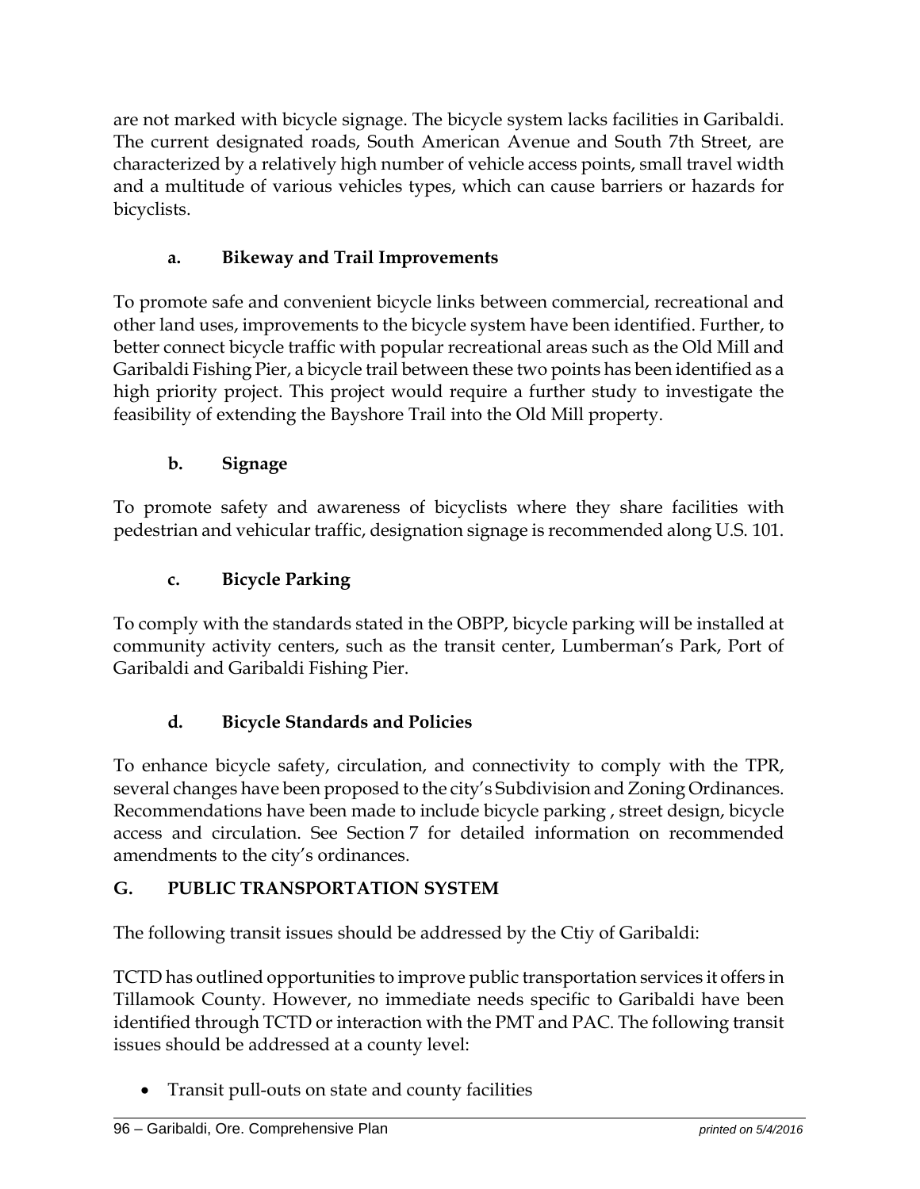are not marked with bicycle signage. The bicycle system lacks facilities in Garibaldi. The current designated roads, South American Avenue and South 7th Street, are characterized by a relatively high number of vehicle access points, small travel width and a multitude of various vehicles types, which can cause barriers or hazards for bicyclists.

### a. Bikeway and Trail Improvements

To promote safe and convenient bicycle links between commercial, recreational and other land uses, improvements to the bicycle system have been identified. Further, to better connect bicycle traffic with popular recreational areas such as the Old Mill and Garibaldi Fishing Pier, a bicycle trail between these two points has been identified as a high priority project. This project would require a further study to investigate the feasibility of extending the Bayshore Trail into the Old Mill property.

### b. Signage

To promote safety and awareness of bicyclists where they share facilities with pedestrian and vehicular traffic, designation signage is recommended along U.S. 101.

### c. Bicycle Parking

To comply with the standards stated in the OBPP, bicycle parking will be installed at community activity centers, such as the transit center, Lumberman's Park, Port of Garibaldi and Garibaldi Fishing Pier.

### d. Bicycle Standards and Policies

To enhance bicycle safety, circulation, and connectivity to comply with the TPR, several changes have been proposed to the city's Subdivision and Zoning Ordinances. Recommendations have been made to include bicycle parking , street design, bicycle access and circulation. See Section 7 for detailed information on recommended amendments to the city's ordinances.

## G. PUBLIC TRANSPORTATION SYSTEM

The following transit issues should be addressed by the Ctiy of Garibaldi:

TCTD has outlined opportunities to improve public transportation services it offers in Tillamook County. However, no immediate needs specific to Garibaldi have been identified through TCTD or interaction with the PMT and PAC. The following transit issues should be addressed at a county level:

- Transit pull-outs on state and county facilities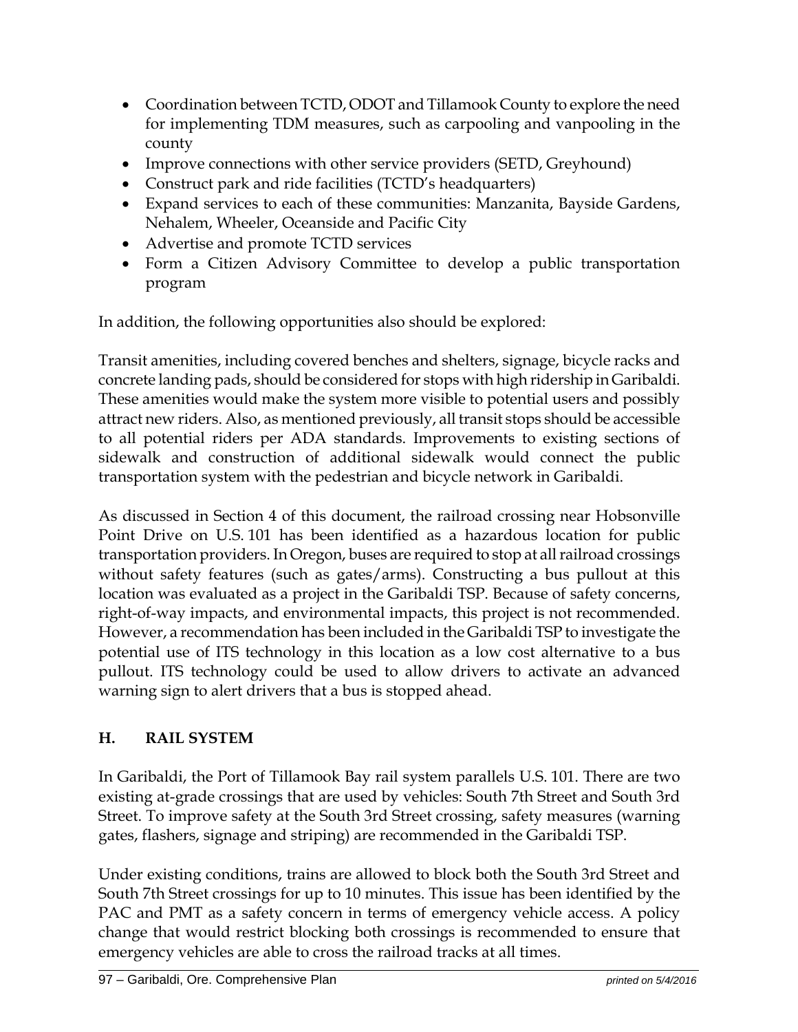- Coordination between TCTD, ODOT and Tillamook County to explore the need for implementing TDM measures, such as carpooling and vanpooling in the county
- Improve connections with other service providers (SETD, Greyhound)
- Construct park and ride facilities (TCTD's headquarters)
- Expand services to each of these communities: Manzanita, Bayside Gardens, Nehalem, Wheeler, Oceanside and Pacific City
- Advertise and promote TCTD services
- Form a Citizen Advisory Committee to develop a public transportation program

In addition, the following opportunities also should be explored:

Transit amenities, including covered benches and shelters, signage, bicycle racks and concrete landing pads, should be considered for stops with high ridership in Garibaldi. These amenities would make the system more visible to potential users and possibly attract new riders. Also, as mentioned previously, all transit stops should be accessible to all potential riders per ADA standards. Improvements to existing sections of sidewalk and construction of additional sidewalk would connect the public transportation system with the pedestrian and bicycle network in Garibaldi.

As discussed in Section 4 of this document, the railroad crossing near Hobsonville Point Drive on U.S. 101 has been identified as a hazardous location for public transportation providers. In Oregon, buses are required to stop at all railroad crossings without safety features (such as gates/arms). Constructing a bus pullout at this location was evaluated as a project in the Garibaldi TSP. Because of safety concerns, right-of-way impacts, and environmental impacts, this project is not recommended. However, a recommendation has been included in the Garibaldi TSP to investigate the potential use of ITS technology in this location as a low cost alternative to a bus pullout. ITS technology could be used to allow drivers to activate an advanced warning sign to alert drivers that a bus is stopped ahead.

## H. RAIL SYSTEM

In Garibaldi, the Port of Tillamook Bay rail system parallels U.S. 101. There are two existing at-grade crossings that are used by vehicles: South 7th Street and South 3rd Street. To improve safety at the South 3rd Street crossing, safety measures (warning gates, flashers, signage and striping) are recommended in the Garibaldi TSP.

Under existing conditions, trains are allowed to block both the South 3rd Street and South 7th Street crossings for up to 10 minutes. This issue has been identified by the PAC and PMT as a safety concern in terms of emergency vehicle access. A policy change that would restrict blocking both crossings is recommended to ensure that emergency vehicles are able to cross the railroad tracks at all times.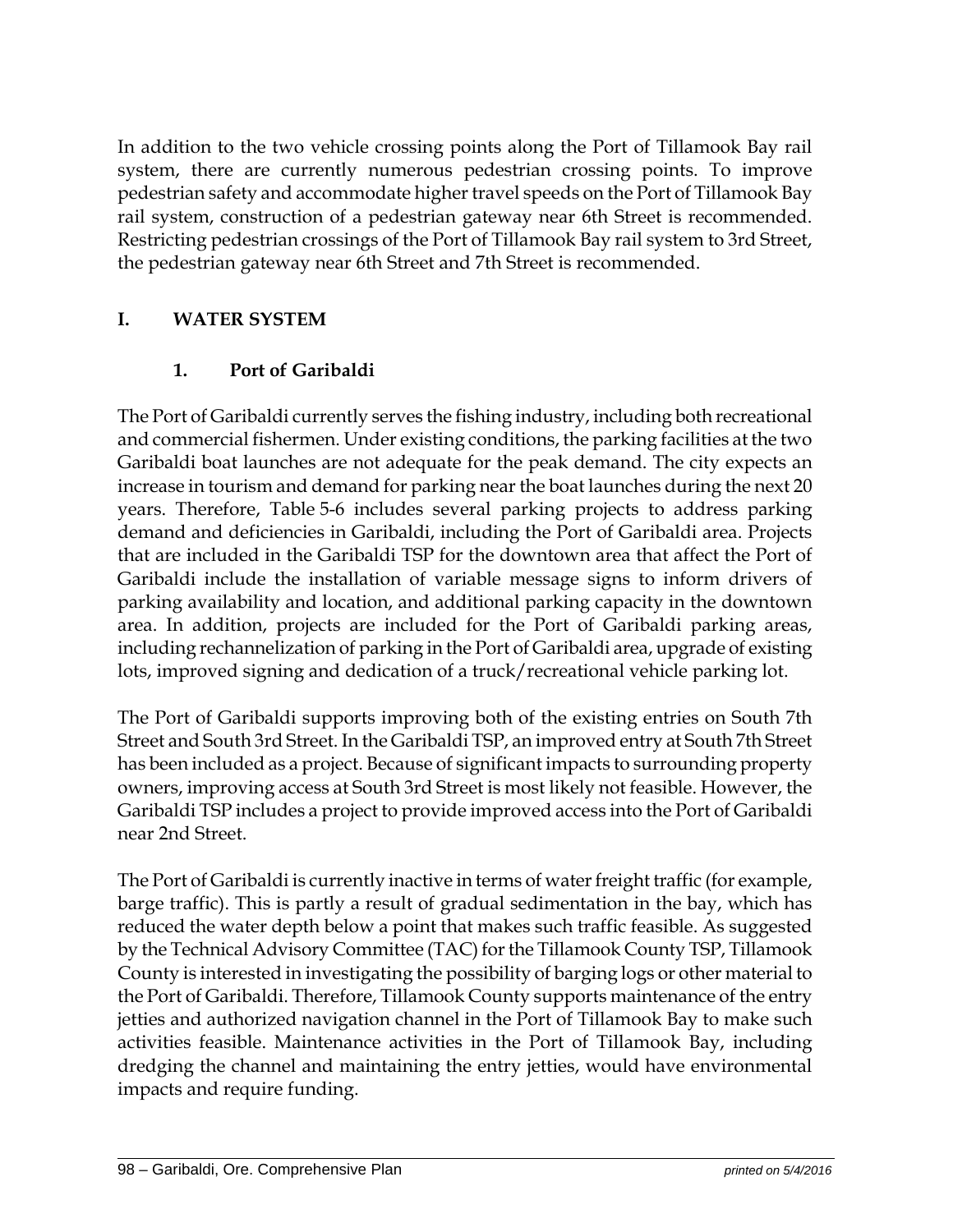In addition to the two vehicle crossing points along the Port of Tillamook Bay rail system, there are currently numerous pedestrian crossing points. To improve pedestrian safety and accommodate higher travel speeds on the Port of Tillamook Bay rail system, construction of a pedestrian gateway near 6th Street is recommended. Restricting pedestrian crossings of the Port of Tillamook Bay rail system to 3rd Street, the pedestrian gateway near 6th Street and 7th Street is recommended.

## I. WATER SYSTEM

### 1. Port of Garibaldi

The Port of Garibaldi currently serves the fishing industry, including both recreational and commercial fishermen. Under existing conditions, the parking facilities at the two Garibaldi boat launches are not adequate for the peak demand. The city expects an increase in tourism and demand for parking near the boat launches during the next 20 years. Therefore, Table 5-6 includes several parking projects to address parking demand and deficiencies in Garibaldi, including the Port of Garibaldi area. Projects that are included in the Garibaldi TSP for the downtown area that affect the Port of Garibaldi include the installation of variable message signs to inform drivers of parking availability and location, and additional parking capacity in the downtown area. In addition, projects are included for the Port of Garibaldi parking areas, including rechannelization of parking in the Port of Garibaldi area, upgrade of existing lots, improved signing and dedication of a truck/recreational vehicle parking lot.

The Port of Garibaldi supports improving both of the existing entries on South 7th Street and South 3rd Street. In the Garibaldi TSP, an improved entry at South 7th Street has been included as a project. Because of significant impacts to surrounding property owners, improving access at South 3rd Street is most likely not feasible. However, the Garibaldi TSP includes a project to provide improved access into the Port of Garibaldi near 2nd Street.

The Port of Garibaldi is currently inactive in terms of water freight traffic (for example, barge traffic). This is partly a result of gradual sedimentation in the bay, which has reduced the water depth below a point that makes such traffic feasible. As suggested by the Technical Advisory Committee (TAC) for the Tillamook County TSP, Tillamook County is interested in investigating the possibility of barging logs or other material to the Port of Garibaldi. Therefore, Tillamook County supports maintenance of the entry jetties and authorized navigation channel in the Port of Tillamook Bay to make such activities feasible. Maintenance activities in the Port of Tillamook Bay, including dredging the channel and maintaining the entry jetties, would have environmental impacts and require funding.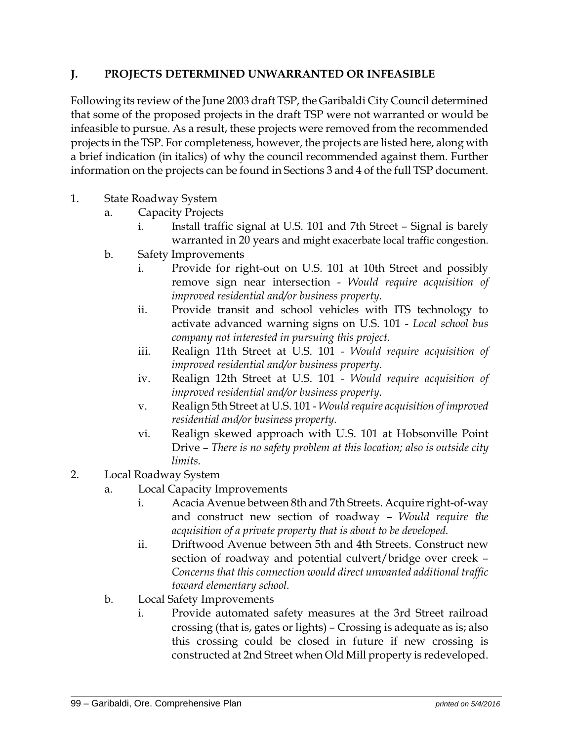## J. PROJECTS DETERMINED UNWARRANTED OR INFEASIBLE

Following its review of the June 2003 draft TSP, the Garibaldi City Council determined that some of the proposed projects in the draft TSP were not warranted or would be infeasible to pursue. As a result, these projects were removed from the recommended projects in the TSP. For completeness, however, the projects are listed here, along with a brief indication (in italics) of why the council recommended against them. Further information on the projects can be found in Sections 3 and 4 of the full TSP document.

1. State Roadway System
   a. Capacity Projects
      i. Install traffic signal at U.S. 101 and 7th Street – Signal is barely warranted in 20 years and might exacerbate local traffic congestion.
   b. Safety Improvements
      i. Provide for right-out on U.S. 101 at 10th Street and possibly remove sign near intersection - *Would require acquisition of improved residential and/or business property.*
      ii. Provide transit and school vehicles with ITS technology to activate advanced warning signs on U.S. 101 - *Local school bus company not interested in pursuing this project.*
      iii. Realign 11th Street at U.S. 101 - *Would require acquisition of improved residential and/or business property.*
      iv. Realign 12th Street at U.S. 101 - *Would require acquisition of improved residential and/or business property.*
      v. Realign 5th Street at U.S. 101 - *Would require acquisition of improved residential and/or business property.*
      vi. Realign skewed approach with U.S. 101 at Hobsonville Point Drive – *There is no safety problem at this location; also is outside city limits.*
2. Local Roadway System
   a. Local Capacity Improvements
      i. Acacia Avenue between 8th and 7th Streets. Acquire right-of-way and construct new section of roadway – *Would require the acquisition of a private property that is about to be developed.*
      ii. Driftwood Avenue between 5th and 4th Streets. Construct new section of roadway and potential culvert/bridge over creek – *Concerns that this connection would direct unwanted additional traffic toward elementary school.*
   b. Local Safety Improvements
      i. Provide automated safety measures at the 3rd Street railroad crossing (that is, gates or lights) – Crossing is adequate as is; also this crossing could be closed in future if new crossing is constructed at 2nd Street when Old Mill property is redeveloped.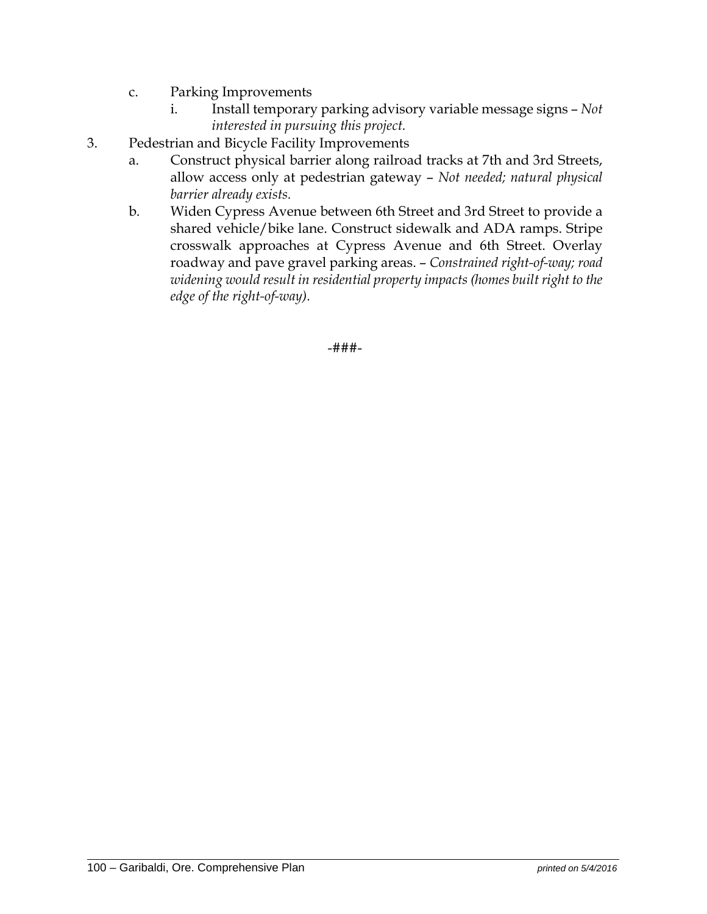c. Parking Improvements
    i. Install temporary parking advisory variable message signs – *Not interested in pursuing this project.*

3. Pedestrian and Bicycle Facility Improvements
    a. Construct physical barrier along railroad tracks at 7th and 3rd Streets, allow access only at pedestrian gateway – *Not needed; natural physical barrier already exists.*
    b. Widen Cypress Avenue between 6th Street and 3rd Street to provide a shared vehicle/bike lane. Construct sidewalk and ADA ramps. Stripe crosswalk approaches at Cypress Avenue and 6th Street. Overlay roadway and pave gravel parking areas. – *Constrained right-of-way; road widening would result in residential property impacts (homes built right to the edge of the right-of-way).*

-###-